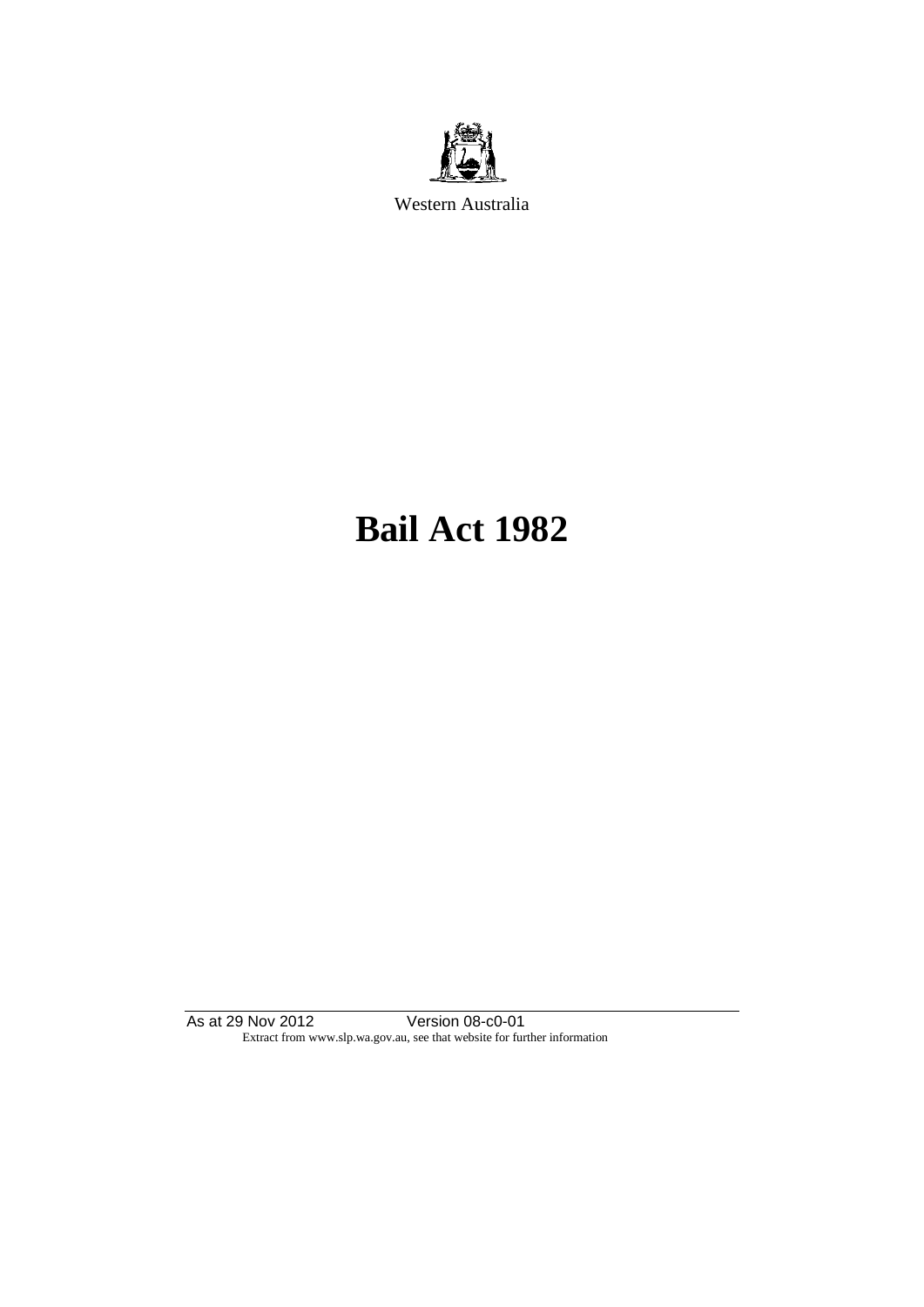Western Australia

# Bail Act 1982

As at 29 Nov 2012 Version 08-c0-01
Extract from www.slp.wa.gov.au, see that website for further information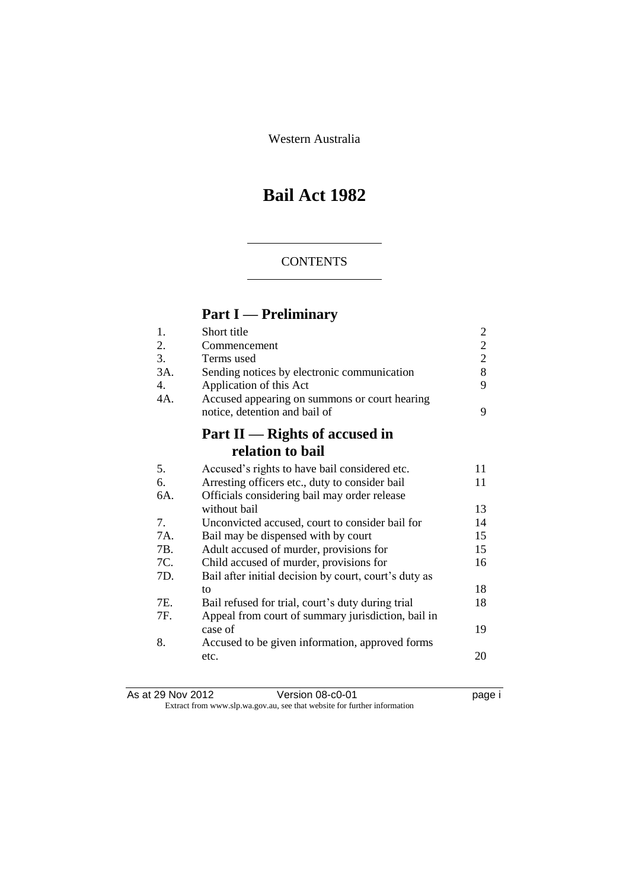Western Australia

# Bail Act 1982

## CONTENTS

## Part I — Preliminary

| | | |
|---|---|---|
| 1. | Short title | 2 |
| 2. | Commencement | 2 |
| 3. | Terms used | 2 |
| 3A. | Sending notices by electronic communication | 8 |
| 4. | Application of this Act | 9 |
| 4A. | Accused appearing on summons or court hearing notice, detention and bail of | 9 |

## Part II — Rights of accused in relation to bail

| | | |
|---|---|---|
| 5. | Accused's rights to have bail considered etc. | 11 |
| 6. | Arresting officers etc., duty to consider bail | 11 |
| 6A. | Officials considering bail may order release without bail | 13 |
| 7. | Unconvicted accused, court to consider bail for | 14 |
| 7A. | Bail may be dispensed with by court | 15 |
| 7B. | Adult accused of murder, provisions for | 15 |
| 7C. | Child accused of murder, provisions for | 16 |
| 7D. | Bail after initial decision by court, court's duty as to | 18 |
| 7E. | Bail refused for trial, court's duty during trial | 18 |
| 7F. | Appeal from court of summary jurisdiction, bail in case of | 19 |
| 8. | Accused to be given information, approved forms etc. | 20 |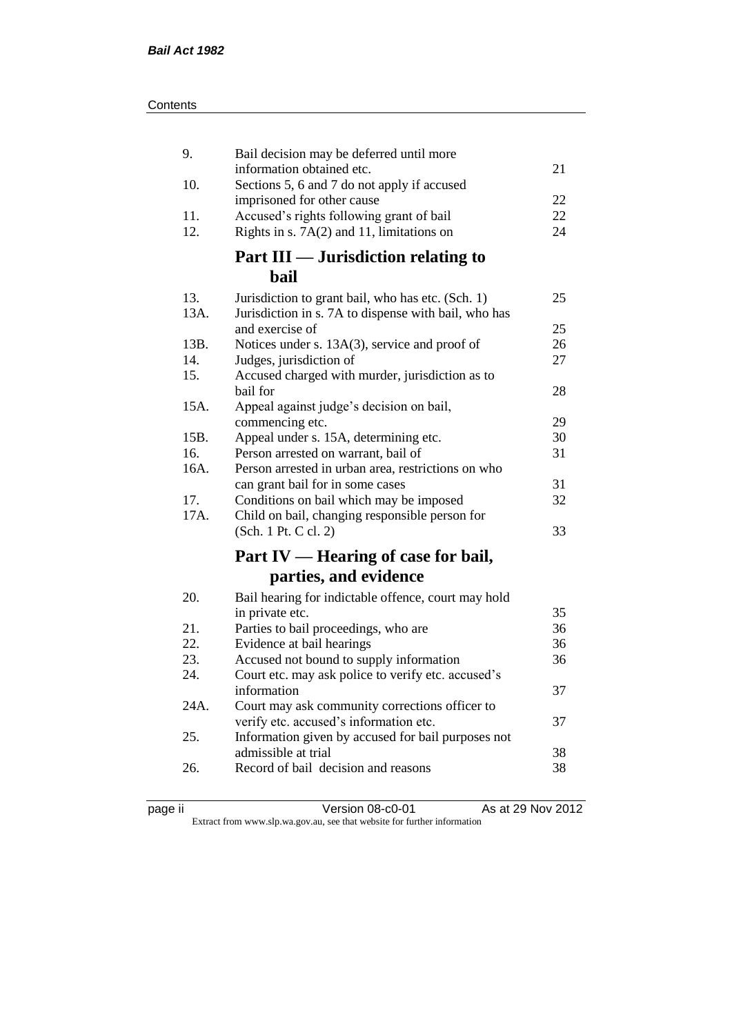| | | |
|---|---|---|
| 9. | Bail decision may be deferred until more information obtained etc. | 21 |
| 10. | Sections 5, 6 and 7 do not apply if accused imprisoned for other cause | 22 |
| 11. | Accused's rights following grant of bail | 22 |
| 12. | Rights in s. 7A(2) and 11, limitations on | 24 |

## Part III — Jurisdiction relating to bail

| | | |
|---|---|---|
| 13. | Jurisdiction to grant bail, who has etc. (Sch. 1) | 25 |
| 13A. | Jurisdiction in s. 7A to dispense with bail, who has and exercise of | 25 |
| 13B. | Notices under s. 13A(3), service and proof of | 26 |
| 14. | Judges, jurisdiction of | 27 |
| 15. | Accused charged with murder, jurisdiction as to bail for | 28 |
| 15A. | Appeal against judge's decision on bail, commencing etc. | 29 |
| 15B. | Appeal under s. 15A, determining etc. | 30 |
| 16. | Person arrested on warrant, bail of | 31 |
| 16A. | Person arrested in urban area, restrictions on who can grant bail for in some cases | 31 |
| 17. | Conditions on bail which may be imposed | 32 |
| 17A. | Child on bail, changing responsible person for (Sch. 1 Pt. C cl. 2) | 33 |

## Part IV — Hearing of case for bail, parties, and evidence

| | | |
|---|---|---|
| 20. | Bail hearing for indictable offence, court may hold in private etc. | 35 |
| 21. | Parties to bail proceedings, who are | 36 |
| 22. | Evidence at bail hearings | 36 |
| 23. | Accused not bound to supply information | 36 |
| 24. | Court etc. may ask police to verify etc. accused's information | 37 |
| 24A. | Court may ask community corrections officer to verify etc. accused's information etc. | 37 |
| 25. | Information given by accused for bail purposes not admissible at trial | 38 |
| 26. | Record of bail decision and reasons | 38 |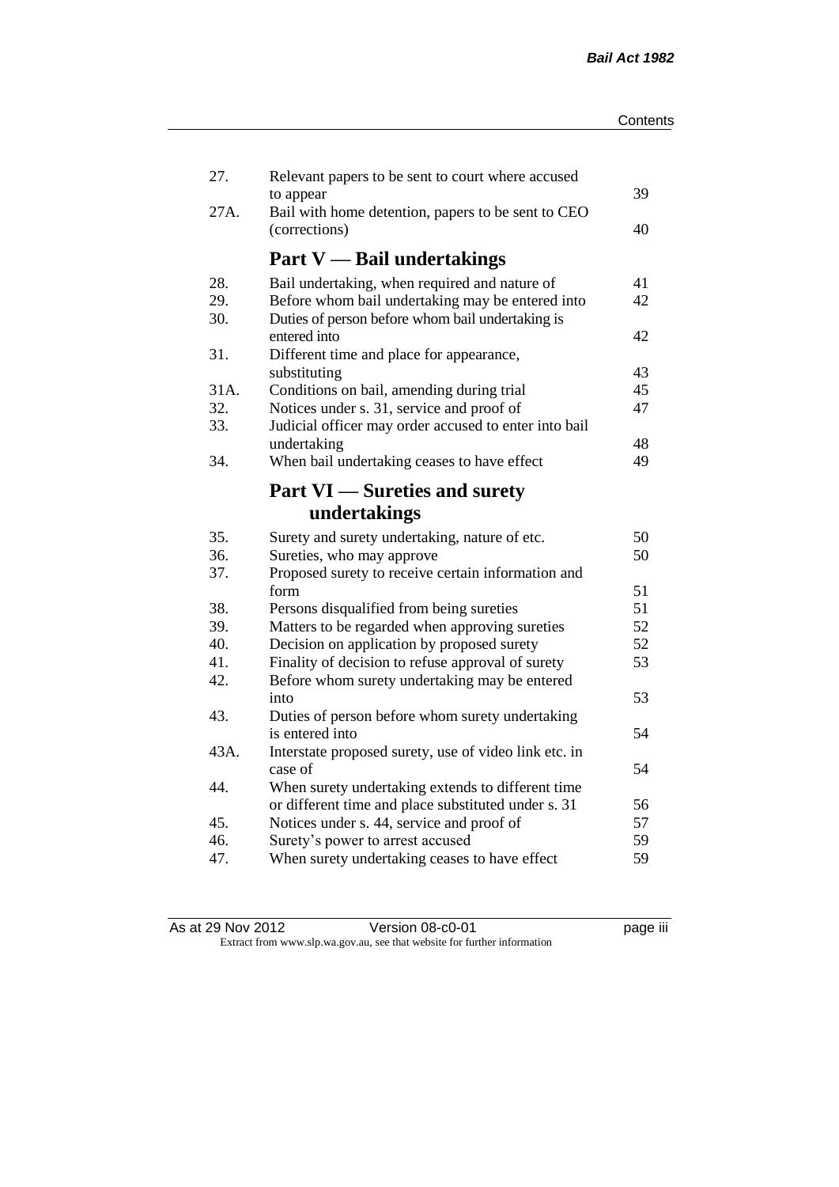| | | |
|---|---|---|
| 27. | Relevant papers to be sent to court where accused to appear | 39 |
| 27A. | Bail with home detention, papers to be sent to CEO (corrections) | 40 |

## Part V — Bail undertakings

| | | |
|---|---|---|
| 28. | Bail undertaking, when required and nature of | 41 |
| 29. | Before whom bail undertaking may be entered into | 42 |
| 30. | Duties of person before whom bail undertaking is entered into | 42 |
| 31. | Different time and place for appearance, substituting | 43 |
| 31A. | Conditions on bail, amending during trial | 45 |
| 32. | Notices under s. 31, service and proof of | 47 |
| 33. | Judicial officer may order accused to enter into bail undertaking | 48 |
| 34. | When bail undertaking ceases to have effect | 49 |

## Part VI — Sureties and surety undertakings

| | | |
|---|---|---|
| 35. | Surety and surety undertaking, nature of etc. | 50 |
| 36. | Sureties, who may approve | 50 |
| 37. | Proposed surety to receive certain information and form | 51 |
| 38. | Persons disqualified from being sureties | 51 |
| 39. | Matters to be regarded when approving sureties | 52 |
| 40. | Decision on application by proposed surety | 52 |
| 41. | Finality of decision to refuse approval of surety | 53 |
| 42. | Before whom surety undertaking may be entered into | 53 |
| 43. | Duties of person before whom surety undertaking is entered into | 54 |
| 43A. | Interstate proposed surety, use of video link etc. in case of | 54 |
| 44. | When surety undertaking extends to different time or different time and place substituted under s. 31 | 56 |
| 45. | Notices under s. 44, service and proof of | 57 |
| 46. | Surety's power to arrest accused | 59 |
| 47. | When surety undertaking ceases to have effect | 59 |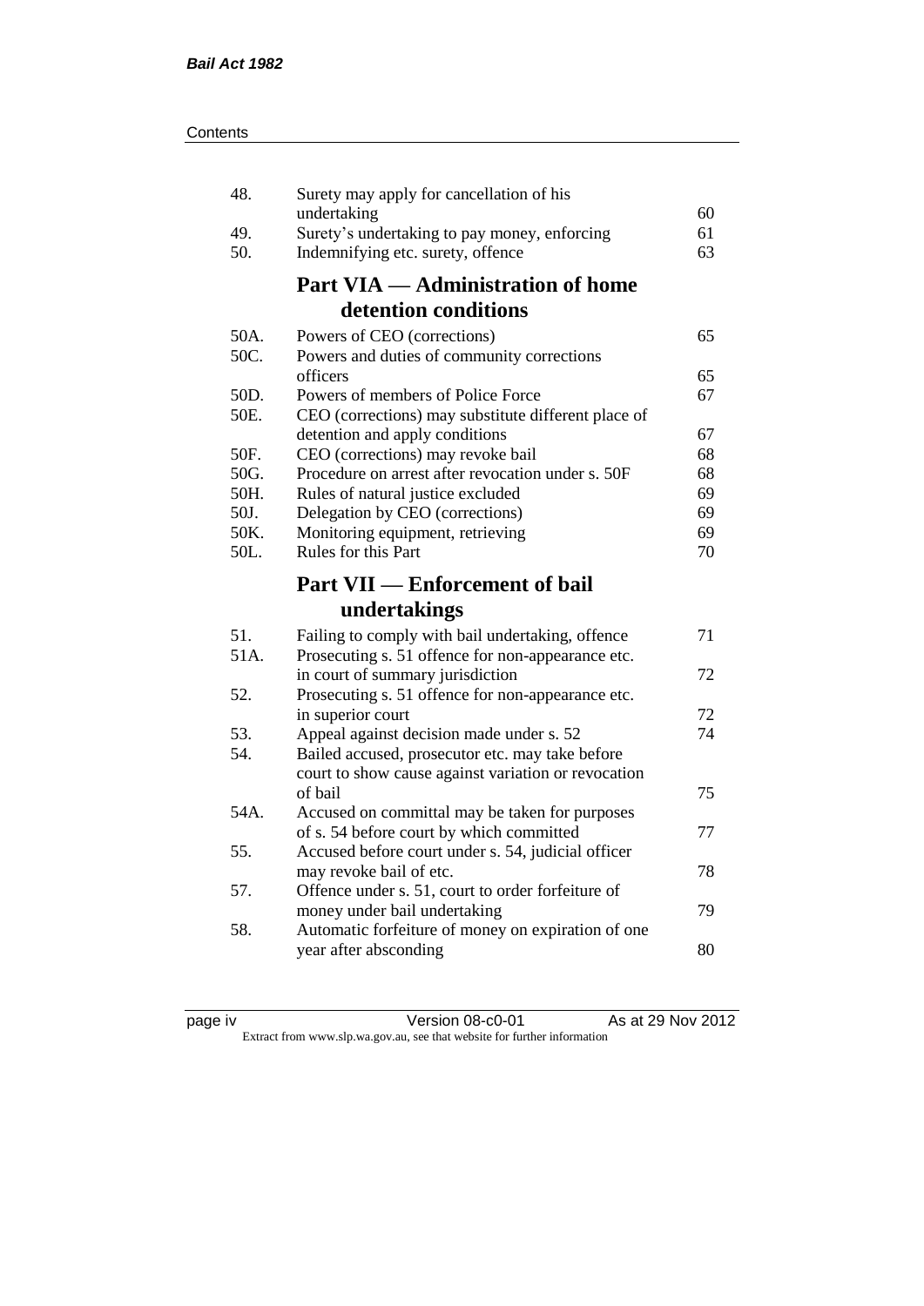| | | |
|---|---|---|
| 48. | Surety may apply for cancellation of his undertaking | 60 |
| 49. | Surety's undertaking to pay money, enforcing | 61 |
| 50. | Indemnifying etc. surety, offence | 63 |

## Part VIA — Administration of home detention conditions

| | | |
|---|---|---|
| 50A. | Powers of CEO (corrections) | 65 |
| 50C. | Powers and duties of community corrections officers | 65 |
| 50D. | Powers of members of Police Force | 67 |
| 50E. | CEO (corrections) may substitute different place of detention and apply conditions | 67 |
| 50F. | CEO (corrections) may revoke bail | 68 |
| 50G. | Procedure on arrest after revocation under s. 50F | 68 |
| 50H. | Rules of natural justice excluded | 69 |
| 50J. | Delegation by CEO (corrections) | 69 |
| 50K. | Monitoring equipment, retrieving | 69 |
| 50L. | Rules for this Part | 70 |

## Part VII — Enforcement of bail undertakings

| | | |
|---|---|---|
| 51. | Failing to comply with bail undertaking, offence | 71 |
| 51A. | Prosecuting s. 51 offence for non-appearance etc. in court of summary jurisdiction | 72 |
| 52. | Prosecuting s. 51 offence for non-appearance etc. in superior court | 72 |
| 53. | Appeal against decision made under s. 52 | 74 |
| 54. | Bailed accused, prosecutor etc. may take before court to show cause against variation or revocation of bail | 75 |
| 54A. | Accused on committal may be taken for purposes of s. 54 before court by which committed | 77 |
| 55. | Accused before court under s. 54, judicial officer may revoke bail of etc. | 78 |
| 57. | Offence under s. 51, court to order forfeiture of money under bail undertaking | 79 |
| 58. | Automatic forfeiture of money on expiration of one year after absconding | 80 |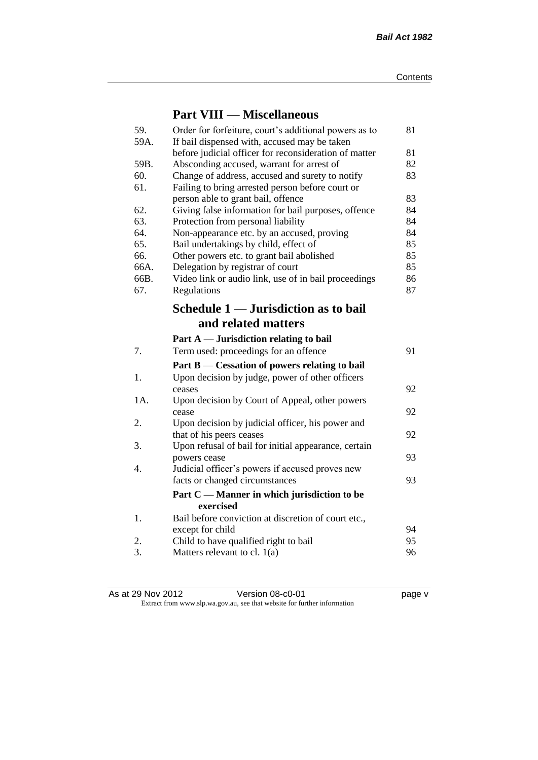## Part VIII — Miscellaneous

| | | |
|---|---|---|
| 59. | Order for forfeiture, court's additional powers as to | 81 |
| 59A. | If bail dispensed with, accused may be taken before judicial officer for reconsideration of matter | 81 |
| 59B. | Absconding accused, warrant for arrest of | 82 |
| 60. | Change of address, accused and surety to notify | 83 |
| 61. | Failing to bring arrested person before court or person able to grant bail, offence | 83 |
| 62. | Giving false information for bail purposes, offence | 84 |
| 63. | Protection from personal liability | 84 |
| 64. | Non-appearance etc. by an accused, proving | 84 |
| 65. | Bail undertakings by child, effect of | 85 |
| 66. | Other powers etc. to grant bail abolished | 85 |
| 66A. | Delegation by registrar of court | 85 |
| 66B. | Video link or audio link, use of in bail proceedings | 86 |
| 67. | Regulations | 87 |

## Schedule 1 — Jurisdiction as to bail and related matters

### Part A — Jurisdiction relating to bail

| | | |
|---|---|---|
| 7. | Term used: proceedings for an offence | 91 |

### Part B — Cessation of powers relating to bail

| | | |
|---|---|---|
| 1. | Upon decision by judge, power of other officers ceases | 92 |
| 1A. | Upon decision by Court of Appeal, other powers cease | 92 |
| 2. | Upon decision by judicial officer, his power and that of his peers ceases | 92 |
| 3. | Upon refusal of bail for initial appearance, certain powers cease | 93 |
| 4. | Judicial officer's powers if accused proves new facts or changed circumstances | 93 |

### Part C — Manner in which jurisdiction to be exercised

| | | |
|---|---|---|
| 1. | Bail before conviction at discretion of court etc., except for child | 94 |
| 2. | Child to have qualified right to bail | 95 |
| 3. | Matters relevant to cl. 1(a) | 96 |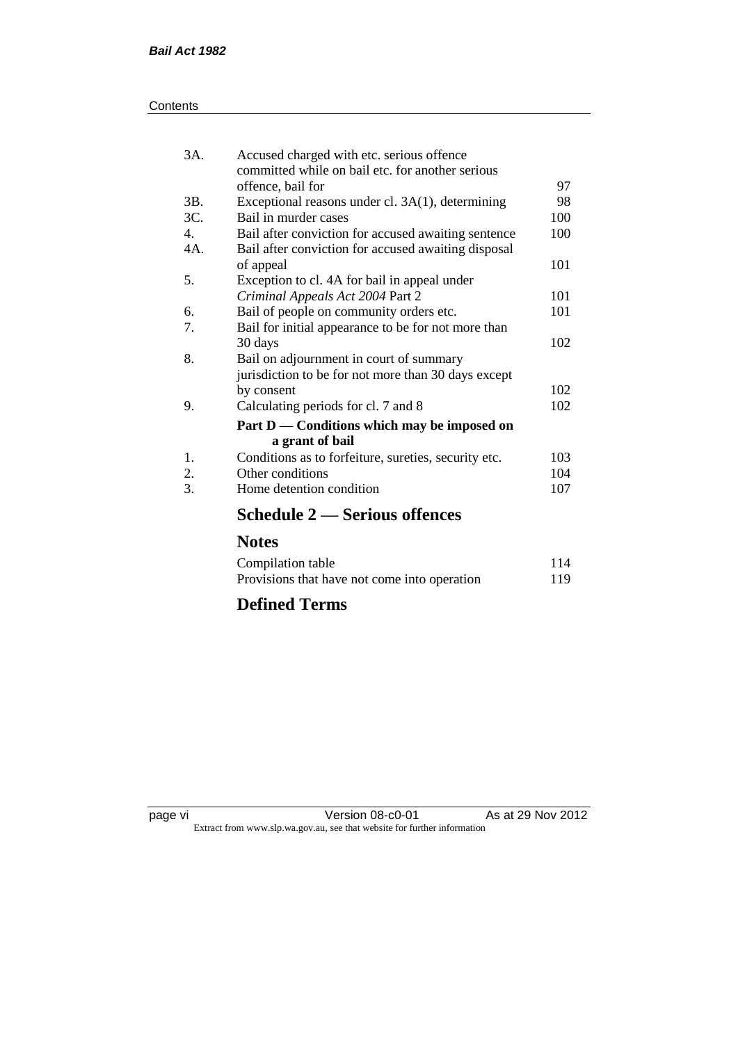| | | |
|---|---|---|
| 3A. | Accused charged with etc. serious offence committed while on bail etc. for another serious offence, bail for | 97 |
| 3B. | Exceptional reasons under cl. 3A(1), determining | 98 |
| 3C. | Bail in murder cases | 100 |
| 4. | Bail after conviction for accused awaiting sentence | 100 |
| 4A. | Bail after conviction for accused awaiting disposal of appeal | 101 |
| 5. | Exception to cl. 4A for bail in appeal under *Criminal Appeals Act 2004* Part 2 | 101 |
| 6. | Bail of people on community orders etc. | 101 |
| 7. | Bail for initial appearance to be for not more than 30 days | 102 |
| 8. | Bail on adjournment in court of summary jurisdiction to be for not more than 30 days except by consent | 102 |
| 9. | Calculating periods for cl. 7 and 8 | 102 |

**Part D — Conditions which may be imposed on a grant of bail**

| | | |
|---|---|---|
| 1. | Conditions as to forfeiture, sureties, security etc. | 103 |
| 2. | Other conditions | 104 |
| 3. | Home detention condition | 107 |

## Schedule 2 — Serious offences

## Notes

| | |
|---|---|
| Compilation table | 114 |
| Provisions that have not come into operation | 119 |

## Defined Terms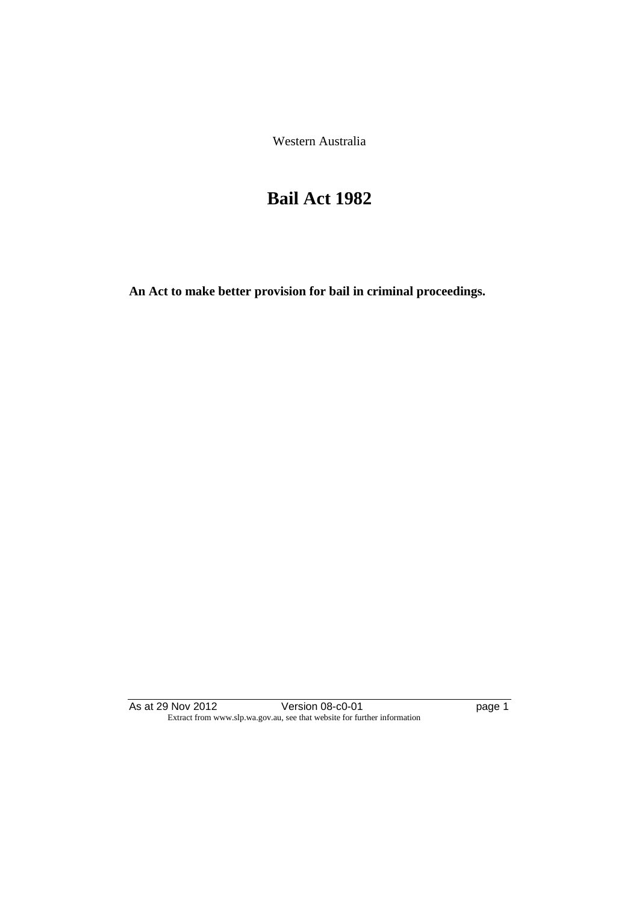Western Australia

# Bail Act 1982

**An Act to make better provision for bail in criminal proceedings.**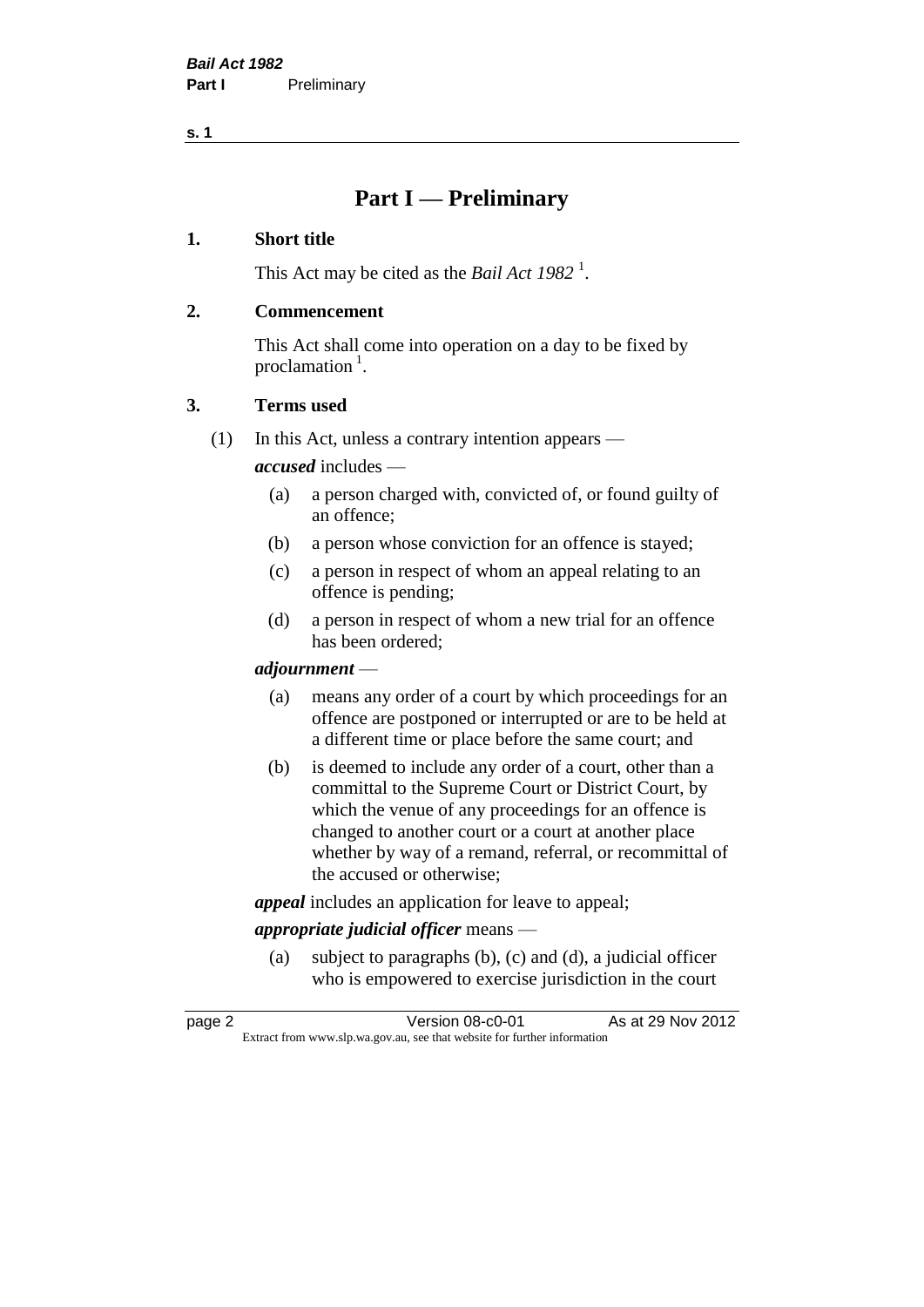# Part I — Preliminary

## 1. Short title

This Act may be cited as the *Bail Act 1982* [1].

## 2. Commencement

This Act shall come into operation on a day to be fixed by proclamation [1].

## 3. Terms used

(1) In this Act, unless a contrary intention appears —

***accused*** includes —

- (a) a person charged with, convicted of, or found guilty of an offence;
- (b) a person whose conviction for an offence is stayed;
- (c) a person in respect of whom an appeal relating to an offence is pending;
- (d) a person in respect of whom a new trial for an offence has been ordered;

***adjournment*** —

- (a) means any order of a court by which proceedings for an offence are postponed or interrupted or are to be held at a different time or place before the same court; and
- (b) is deemed to include any order of a court, other than a committal to the Supreme Court or District Court, by which the venue of any proceedings for an offence is changed to another court or a court at another place whether by way of a remand, referral, or recommittal of the accused or otherwise;

***appeal*** includes an application for leave to appeal;

***appropriate judicial officer*** means —

- (a) subject to paragraphs (b), (c) and (d), a judicial officer who is empowered to exercise jurisdiction in the court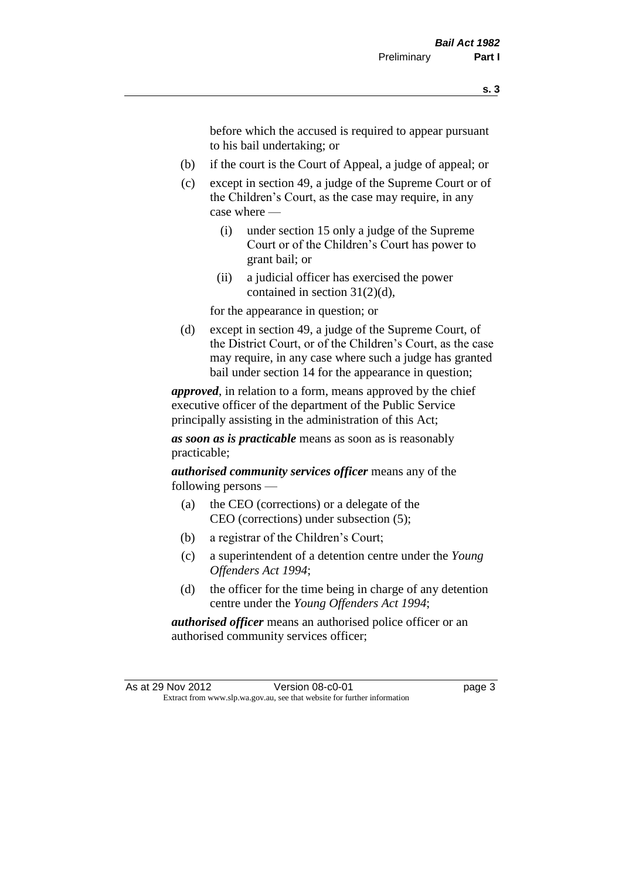before which the accused is required to appear pursuant to his bail undertaking; or

(b) if the court is the Court of Appeal, a judge of appeal; or

(c) except in section 49, a judge of the Supreme Court or of the Children's Court, as the case may require, in any case where —

  (i) under section 15 only a judge of the Supreme Court or of the Children's Court has power to grant bail; or

  (ii) a judicial officer has exercised the power contained in section 31(2)(d),

for the appearance in question; or

(d) except in section 49, a judge of the Supreme Court, of the District Court, or of the Children's Court, as the case may require, in any case where such a judge has granted bail under section 14 for the appearance in question;

***approved***, in relation to a form, means approved by the chief executive officer of the department of the Public Service principally assisting in the administration of this Act;

***as soon as is practicable*** means as soon as is reasonably practicable;

***authorised community services officer*** means any of the following persons —

(a) the CEO (corrections) or a delegate of the CEO (corrections) under subsection (5);

(b) a registrar of the Children's Court;

(c) a superintendent of a detention centre under the *Young Offenders Act 1994*;

(d) the officer for the time being in charge of any detention centre under the *Young Offenders Act 1994*;

***authorised officer*** means an authorised police officer or an authorised community services officer;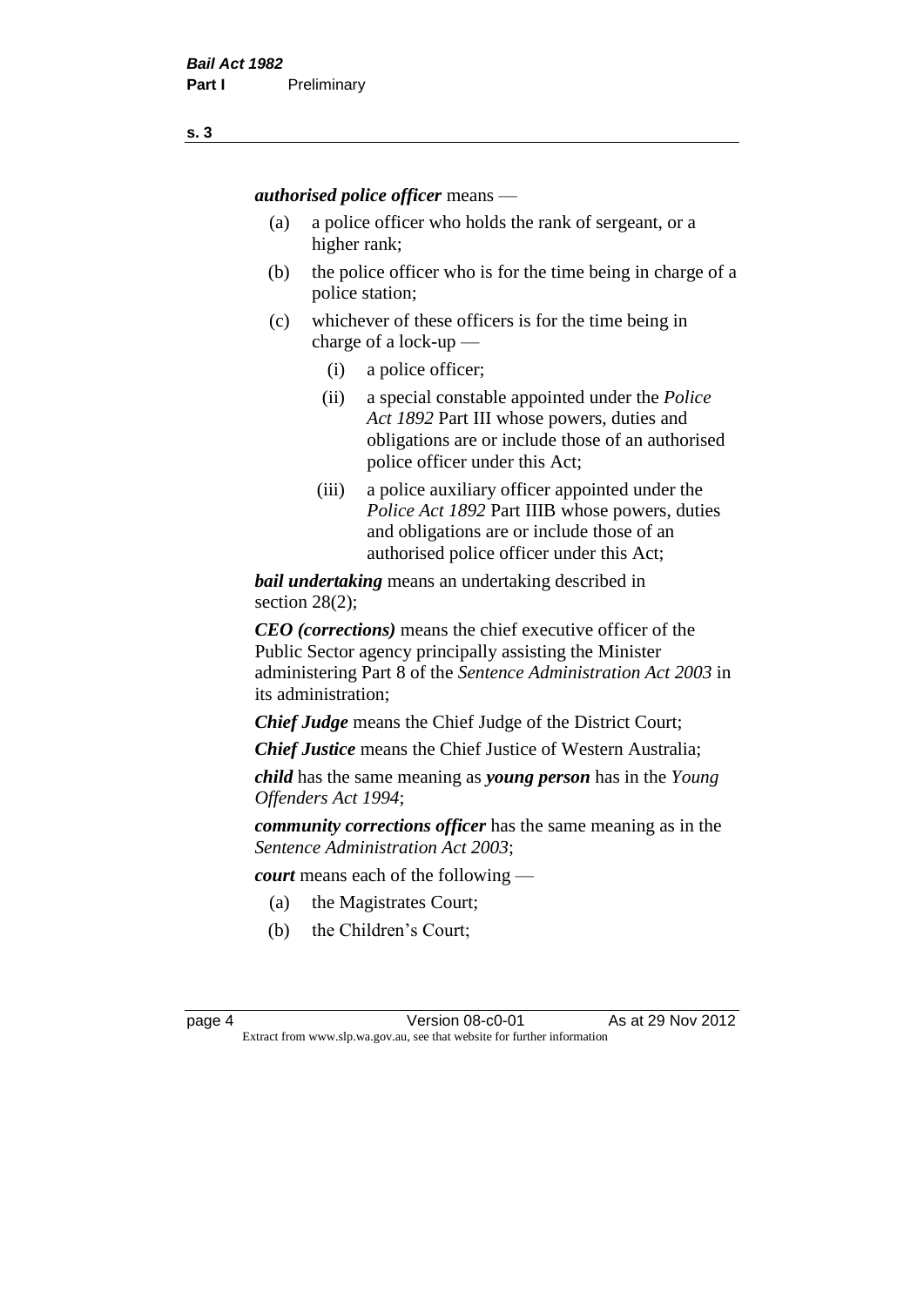***authorised police officer*** means —

(a) a police officer who holds the rank of sergeant, or a higher rank;

(b) the police officer who is for the time being in charge of a police station;

(c) whichever of these officers is for the time being in charge of a lock-up —

  (i) a police officer;

  (ii) a special constable appointed under the *Police Act 1892* Part III whose powers, duties and obligations are or include those of an authorised police officer under this Act;

  (iii) a police auxiliary officer appointed under the *Police Act 1892* Part IIIB whose powers, duties and obligations are or include those of an authorised police officer under this Act;

***bail undertaking*** means an undertaking described in section 28(2);

***CEO (corrections)*** means the chief executive officer of the Public Sector agency principally assisting the Minister administering Part 8 of the *Sentence Administration Act 2003* in its administration;

***Chief Judge*** means the Chief Judge of the District Court;

***Chief Justice*** means the Chief Justice of Western Australia;

***child*** has the same meaning as ***young person*** has in the *Young Offenders Act 1994*;

***community corrections officer*** has the same meaning as in the *Sentence Administration Act 2003*;

***court*** means each of the following —

(a) the Magistrates Court;

(b) the Children's Court;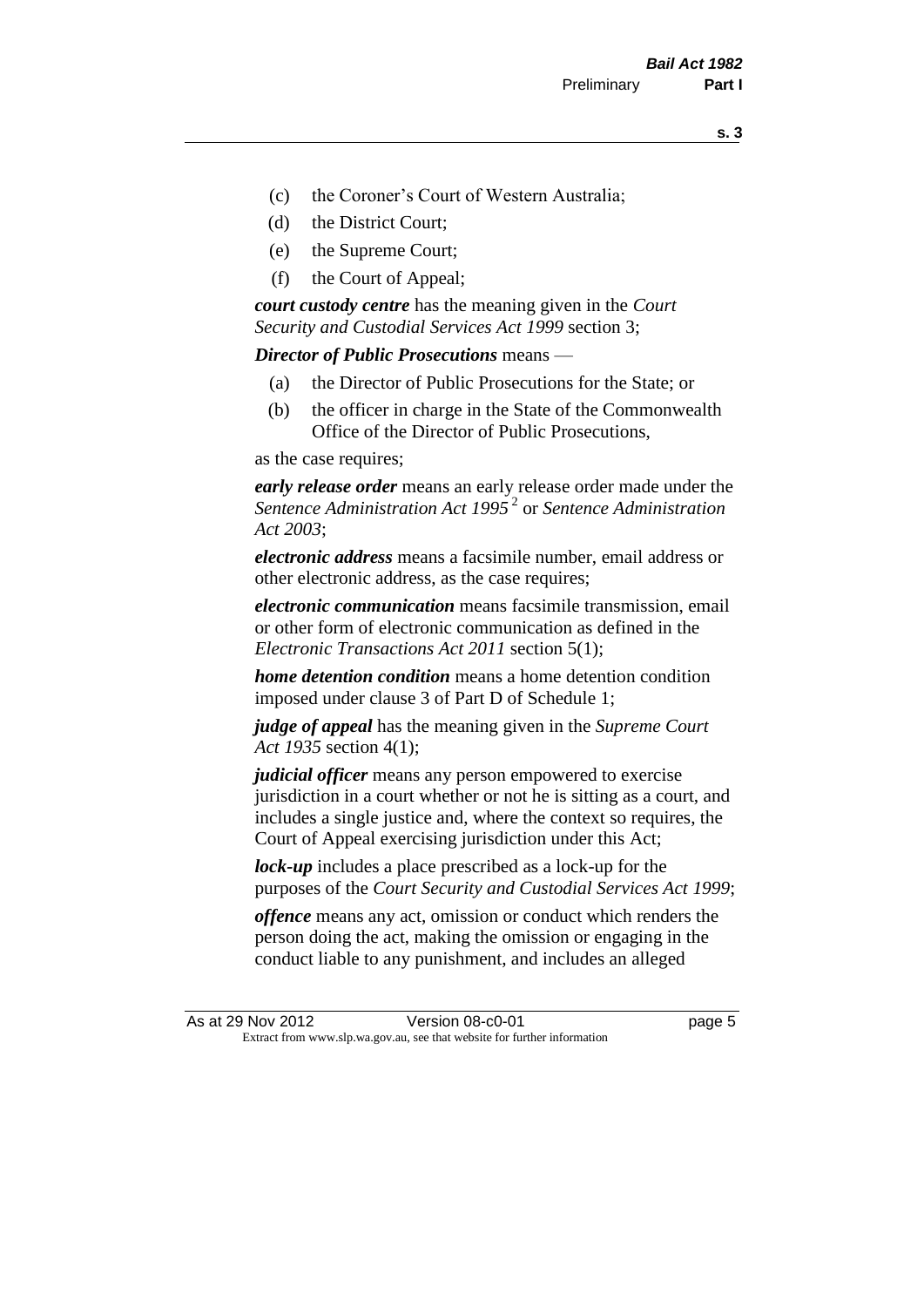- (c) the Coroner's Court of Western Australia;
- (d) the District Court;
- (e) the Supreme Court;
- (f) the Court of Appeal;

***court custody centre*** has the meaning given in the *Court Security and Custodial Services Act 1999* section 3;

***Director of Public Prosecutions*** means —

- (a) the Director of Public Prosecutions for the State; or
- (b) the officer in charge in the State of the Commonwealth Office of the Director of Public Prosecutions,

as the case requires;

***early release order*** means an early release order made under the *Sentence Administration Act 1995* [2] or *Sentence Administration Act 2003*;

***electronic address*** means a facsimile number, email address or other electronic address, as the case requires;

***electronic communication*** means facsimile transmission, email or other form of electronic communication as defined in the *Electronic Transactions Act 2011* section 5(1);

***home detention condition*** means a home detention condition imposed under clause 3 of Part D of Schedule 1;

***judge of appeal*** has the meaning given in the *Supreme Court Act 1935* section 4(1);

***judicial officer*** means any person empowered to exercise jurisdiction in a court whether or not he is sitting as a court, and includes a single justice and, where the context so requires, the Court of Appeal exercising jurisdiction under this Act;

***lock-up*** includes a place prescribed as a lock-up for the purposes of the *Court Security and Custodial Services Act 1999*;

***offence*** means any act, omission or conduct which renders the person doing the act, making the omission or engaging in the conduct liable to any punishment, and includes an alleged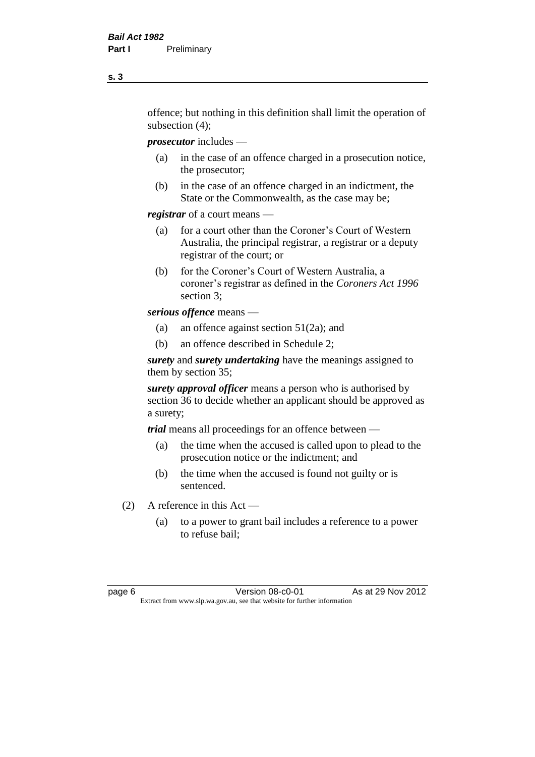offence; but nothing in this definition shall limit the operation of subsection (4);

***prosecutor*** includes —

(a) in the case of an offence charged in a prosecution notice, the prosecutor;

(b) in the case of an offence charged in an indictment, the State or the Commonwealth, as the case may be;

***registrar*** of a court means —

(a) for a court other than the Coroner's Court of Western Australia, the principal registrar, a registrar or a deputy registrar of the court; or

(b) for the Coroner's Court of Western Australia, a coroner's registrar as defined in the *Coroners Act 1996* section 3;

***serious offence*** means —

(a) an offence against section 51(2a); and

(b) an offence described in Schedule 2;

***surety*** and ***surety undertaking*** have the meanings assigned to them by section 35;

***surety approval officer*** means a person who is authorised by section 36 to decide whether an applicant should be approved as a surety;

***trial*** means all proceedings for an offence between —

(a) the time when the accused is called upon to plead to the prosecution notice or the indictment; and

(b) the time when the accused is found not guilty or is sentenced.

(2) A reference in this Act —

(a) to a power to grant bail includes a reference to a power to refuse bail;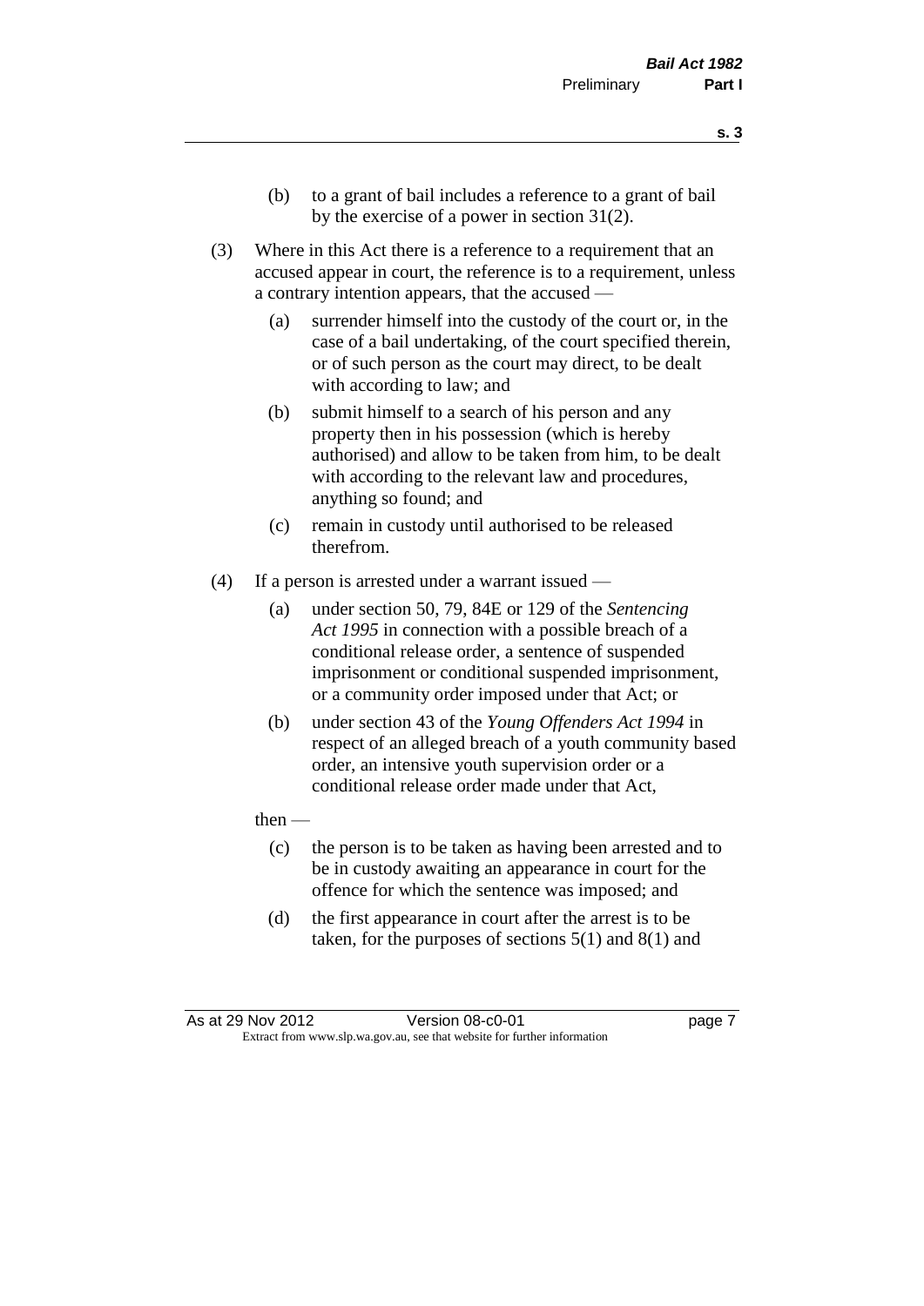(b) to a grant of bail includes a reference to a grant of bail by the exercise of a power in section 31(2).

(3) Where in this Act there is a reference to a requirement that an accused appear in court, the reference is to a requirement, unless a contrary intention appears, that the accused —

(a) surrender himself into the custody of the court or, in the case of a bail undertaking, of the court specified therein, or of such person as the court may direct, to be dealt with according to law; and

(b) submit himself to a search of his person and any property then in his possession (which is hereby authorised) and allow to be taken from him, to be dealt with according to the relevant law and procedures, anything so found; and

(c) remain in custody until authorised to be released therefrom.

(4) If a person is arrested under a warrant issued —

(a) under section 50, 79, 84E or 129 of the *Sentencing Act 1995* in connection with a possible breach of a conditional release order, a sentence of suspended imprisonment or conditional suspended imprisonment, or a community order imposed under that Act; or

(b) under section 43 of the *Young Offenders Act 1994* in respect of an alleged breach of a youth community based order, an intensive youth supervision order or a conditional release order made under that Act,

then —

(c) the person is to be taken as having been arrested and to be in custody awaiting an appearance in court for the offence for which the sentence was imposed; and

(d) the first appearance in court after the arrest is to be taken, for the purposes of sections 5(1) and 8(1) and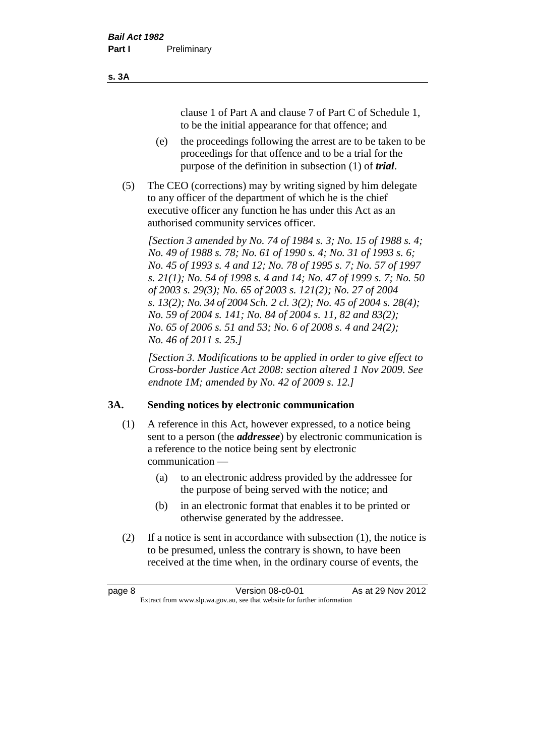clause 1 of Part A and clause 7 of Part C of Schedule 1, to be the initial appearance for that offence; and

(e) the proceedings following the arrest are to be taken to be proceedings for that offence and to be a trial for the purpose of the definition in subsection (1) of ***trial***.

(5) The CEO (corrections) may by writing signed by him delegate to any officer of the department of which he is the chief executive officer any function he has under this Act as an authorised community services officer.

*[Section 3 amended by No. 74 of 1984 s. 3; No. 15 of 1988 s. 4; No. 49 of 1988 s. 78; No. 61 of 1990 s. 4; No. 31 of 1993 s. 6; No. 45 of 1993 s. 4 and 12; No. 78 of 1995 s. 7; No. 57 of 1997 s. 21(1); No. 54 of 1998 s. 4 and 14; No. 47 of 1999 s. 7; No. 50 of 2003 s. 29(3); No. 65 of 2003 s. 121(2); No. 27 of 2004 s. 13(2); No. 34 of 2004 Sch. 2 cl. 3(2); No. 45 of 2004 s. 28(4); No. 59 of 2004 s. 141; No. 84 of 2004 s. 11, 82 and 83(2); No. 65 of 2006 s. 51 and 53; No. 6 of 2008 s. 4 and 24(2); No. 46 of 2011 s. 25.]*

*[Section 3. Modifications to be applied in order to give effect to Cross-border Justice Act 2008: section altered 1 Nov 2009. See endnote 1M; amended by No. 42 of 2009 s. 12.]*

## 3A. Sending notices by electronic communication

(1) A reference in this Act, however expressed, to a notice being sent to a person (the ***addressee***) by electronic communication is a reference to the notice being sent by electronic communication —

(a) to an electronic address provided by the addressee for the purpose of being served with the notice; and

(b) in an electronic format that enables it to be printed or otherwise generated by the addressee.

(2) If a notice is sent in accordance with subsection (1), the notice is to be presumed, unless the contrary is shown, to have been received at the time when, in the ordinary course of events, the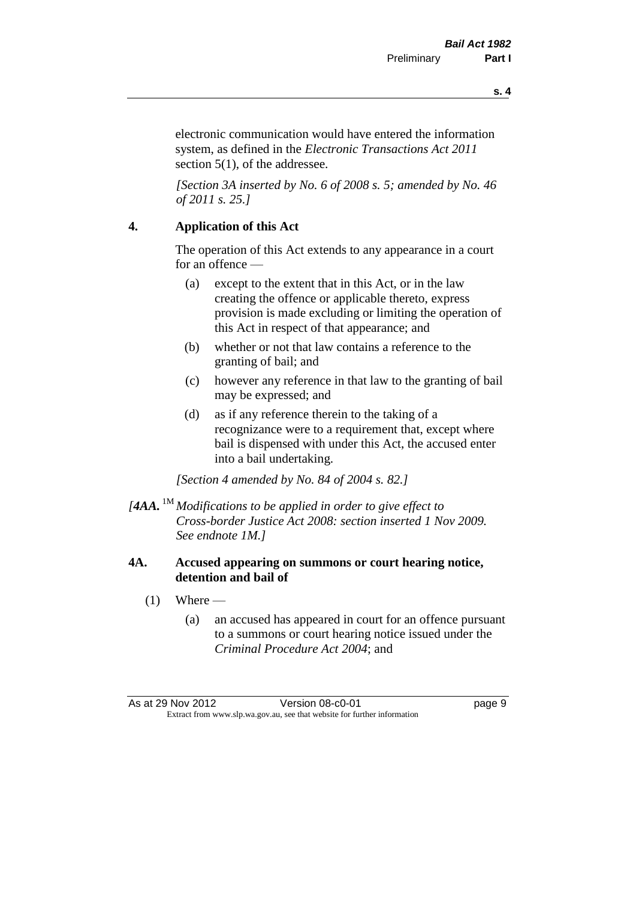electronic communication would have entered the information system, as defined in the *Electronic Transactions Act 2011* section 5(1), of the addressee.

*[Section 3A inserted by No. 6 of 2008 s. 5; amended by No. 46 of 2011 s. 25.]*

## 4. Application of this Act

The operation of this Act extends to any appearance in a court for an offence —

(a) except to the extent that in this Act, or in the law creating the offence or applicable thereto, express provision is made excluding or limiting the operation of this Act in respect of that appearance; and

(b) whether or not that law contains a reference to the granting of bail; and

(c) however any reference in that law to the granting of bail may be expressed; and

(d) as if any reference therein to the taking of a recognizance were to a requirement that, except where bail is dispensed with under this Act, the accused enter into a bail undertaking.

*[Section 4 amended by No. 84 of 2004 s. 82.]*

*[**4AA.** [1M] Modifications to be applied in order to give effect to Cross-border Justice Act 2008: section inserted 1 Nov 2009. See endnote 1M.]*

## 4A. Accused appearing on summons or court hearing notice, detention and bail of

(1) Where —

(a) an accused has appeared in court for an offence pursuant to a summons or court hearing notice issued under the *Criminal Procedure Act 2004*; and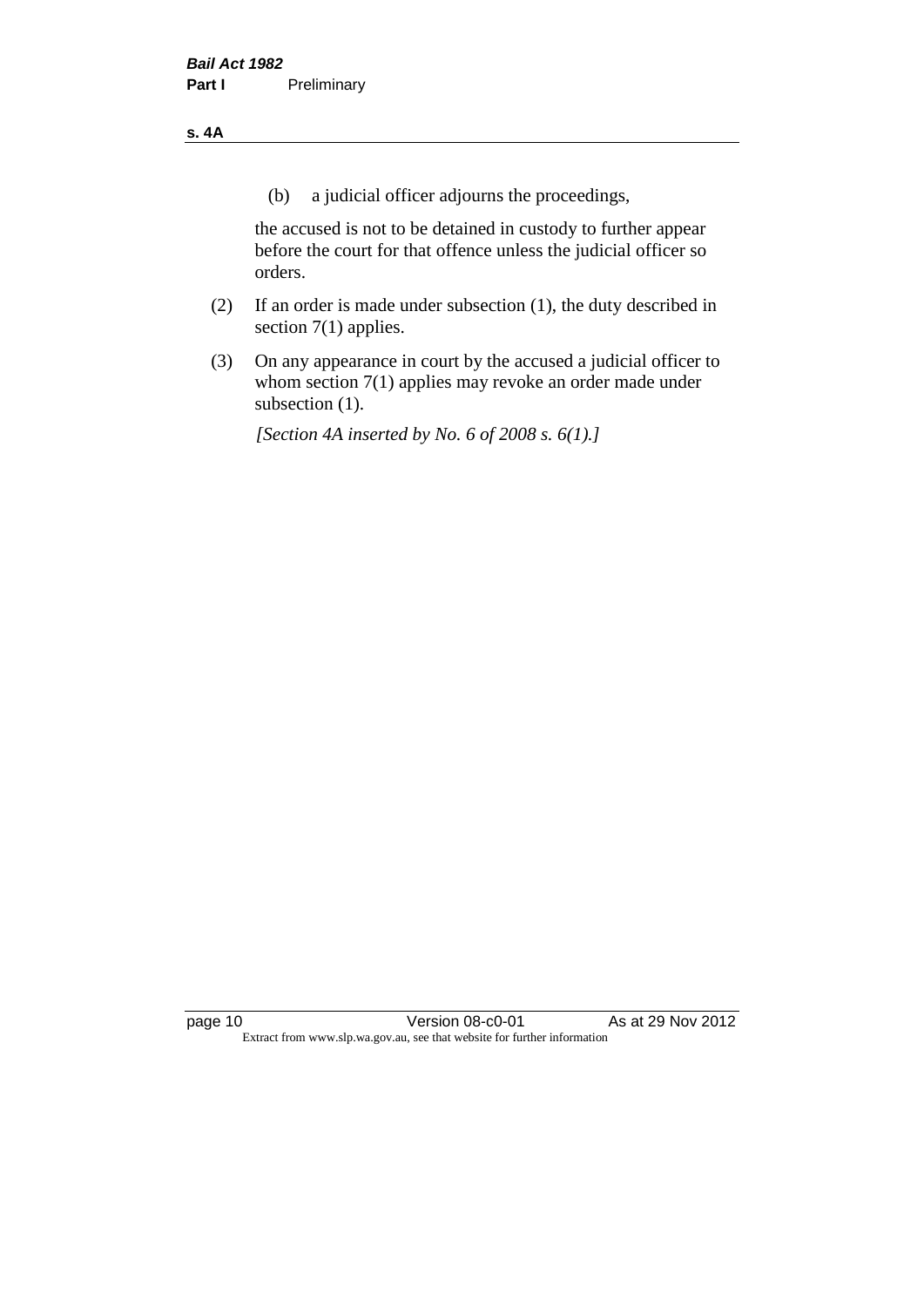(b) a judicial officer adjourns the proceedings,

the accused is not to be detained in custody to further appear before the court for that offence unless the judicial officer so orders.

(2) If an order is made under subsection (1), the duty described in section 7(1) applies.

(3) On any appearance in court by the accused a judicial officer to whom section 7(1) applies may revoke an order made under subsection (1).

*[Section 4A inserted by No. 6 of 2008 s. 6(1).]*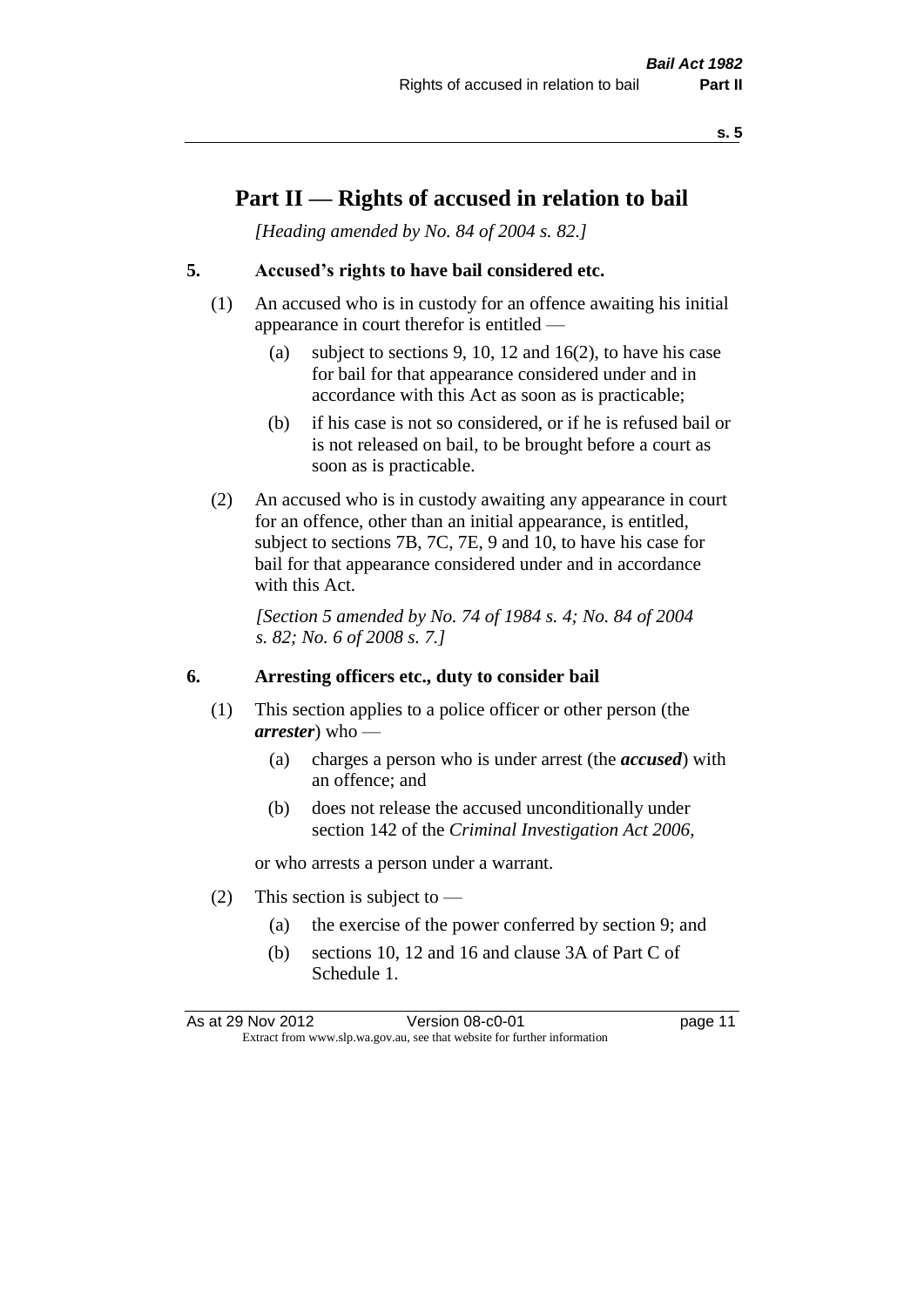# Part II — Rights of accused in relation to bail

*[Heading amended by No. 84 of 2004 s. 82.]*

## 5. Accused's rights to have bail considered etc.

(1) An accused who is in custody for an offence awaiting his initial appearance in court therefor is entitled —

- (a) subject to sections 9, 10, 12 and 16(2), to have his case for bail for that appearance considered under and in accordance with this Act as soon as is practicable;
- (b) if his case is not so considered, or if he is refused bail or is not released on bail, to be brought before a court as soon as is practicable.

(2) An accused who is in custody awaiting any appearance in court for an offence, other than an initial appearance, is entitled, subject to sections 7B, 7C, 7E, 9 and 10, to have his case for bail for that appearance considered under and in accordance with this Act.

*[Section 5 amended by No. 74 of 1984 s. 4; No. 84 of 2004 s. 82; No. 6 of 2008 s. 7.]*

## 6. Arresting officers etc., duty to consider bail

(1) This section applies to a police officer or other person (the ***arrester***) who —

- (a) charges a person who is under arrest (the ***accused***) with an offence; and
- (b) does not release the accused unconditionally under section 142 of the *Criminal Investigation Act 2006*,

or who arrests a person under a warrant.

(2) This section is subject to —

- (a) the exercise of the power conferred by section 9; and
- (b) sections 10, 12 and 16 and clause 3A of Part C of Schedule 1.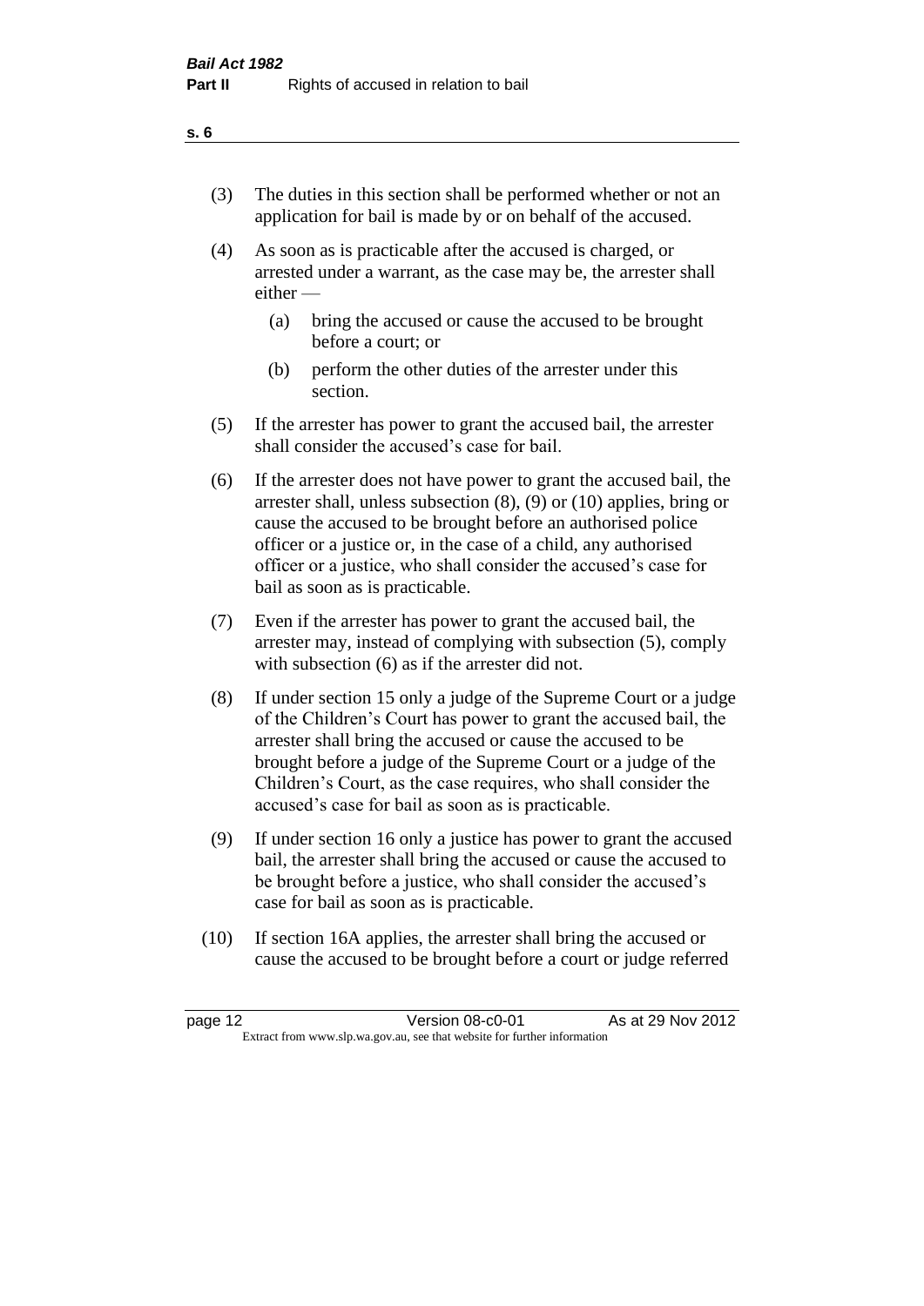(3) The duties in this section shall be performed whether or not an application for bail is made by or on behalf of the accused.

(4) As soon as is practicable after the accused is charged, or arrested under a warrant, as the case may be, the arrester shall either —

  (a) bring the accused or cause the accused to be brought before a court; or

  (b) perform the other duties of the arrester under this section.

(5) If the arrester has power to grant the accused bail, the arrester shall consider the accused's case for bail.

(6) If the arrester does not have power to grant the accused bail, the arrester shall, unless subsection (8), (9) or (10) applies, bring or cause the accused to be brought before an authorised police officer or a justice or, in the case of a child, any authorised officer or a justice, who shall consider the accused's case for bail as soon as is practicable.

(7) Even if the arrester has power to grant the accused bail, the arrester may, instead of complying with subsection (5), comply with subsection (6) as if the arrester did not.

(8) If under section 15 only a judge of the Supreme Court or a judge of the Children's Court has power to grant the accused bail, the arrester shall bring the accused or cause the accused to be brought before a judge of the Supreme Court or a judge of the Children's Court, as the case requires, who shall consider the accused's case for bail as soon as is practicable.

(9) If under section 16 only a justice has power to grant the accused bail, the arrester shall bring the accused or cause the accused to be brought before a justice, who shall consider the accused's case for bail as soon as is practicable.

(10) If section 16A applies, the arrester shall bring the accused or cause the accused to be brought before a court or judge referred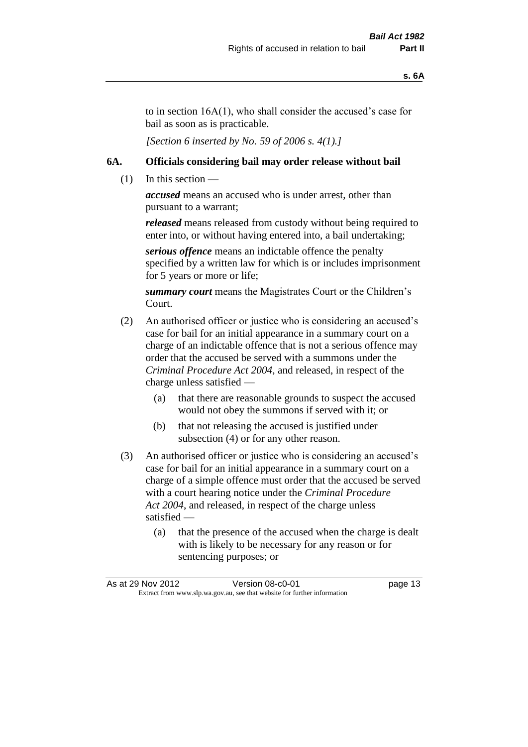to in section 16A(1), who shall consider the accused's case for bail as soon as is practicable.

*[Section 6 inserted by No. 59 of 2006 s. 4(1).]*

### 6A. Officials considering bail may order release without bail

(1) In this section —

***accused*** means an accused who is under arrest, other than pursuant to a warrant;

***released*** means released from custody without being required to enter into, or without having entered into, a bail undertaking;

***serious offence*** means an indictable offence the penalty specified by a written law for which is or includes imprisonment for 5 years or more or life;

***summary court*** means the Magistrates Court or the Children's Court.

(2) An authorised officer or justice who is considering an accused's case for bail for an initial appearance in a summary court on a charge of an indictable offence that is not a serious offence may order that the accused be served with a summons under the *Criminal Procedure Act 2004*, and released, in respect of the charge unless satisfied —

- (a) that there are reasonable grounds to suspect the accused would not obey the summons if served with it; or
- (b) that not releasing the accused is justified under subsection (4) or for any other reason.

(3) An authorised officer or justice who is considering an accused's case for bail for an initial appearance in a summary court on a charge of a simple offence must order that the accused be served with a court hearing notice under the *Criminal Procedure Act 2004*, and released, in respect of the charge unless satisfied —

- (a) that the presence of the accused when the charge is dealt with is likely to be necessary for any reason or for sentencing purposes; or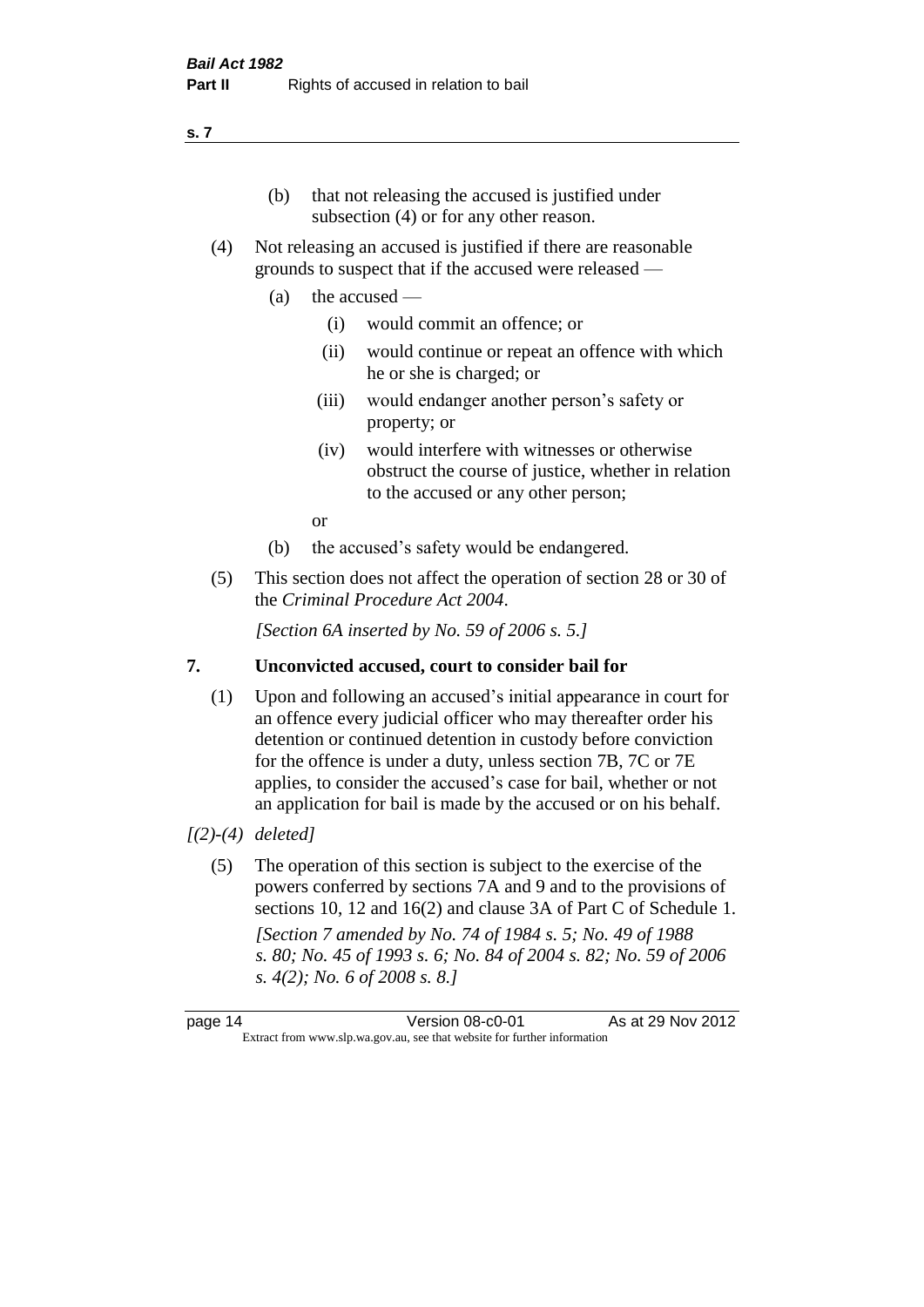(b) that not releasing the accused is justified under subsection (4) or for any other reason.

(4) Not releasing an accused is justified if there are reasonable grounds to suspect that if the accused were released —

(a) the accused —

(i) would commit an offence; or

(ii) would continue or repeat an offence with which he or she is charged; or

(iii) would endanger another person's safety or property; or

(iv) would interfere with witnesses or otherwise obstruct the course of justice, whether in relation to the accused or any other person;

or

(b) the accused's safety would be endangered.

(5) This section does not affect the operation of section 28 or 30 of the *Criminal Procedure Act 2004*.

*[Section 6A inserted by No. 59 of 2006 s. 5.]*

## 7. Unconvicted accused, court to consider bail for

(1) Upon and following an accused's initial appearance in court for an offence every judicial officer who may thereafter order his detention or continued detention in custody before conviction for the offence is under a duty, unless section 7B, 7C or 7E applies, to consider the accused's case for bail, whether or not an application for bail is made by the accused or on his behalf.

*[(2)-(4) deleted]*

(5) The operation of this section is subject to the exercise of the powers conferred by sections 7A and 9 and to the provisions of sections 10, 12 and 16(2) and clause 3A of Part C of Schedule 1.

*[Section 7 amended by No. 74 of 1984 s. 5; No. 49 of 1988 s. 80; No. 45 of 1993 s. 6; No. 84 of 2004 s. 82; No. 59 of 2006 s. 4(2); No. 6 of 2008 s. 8.]*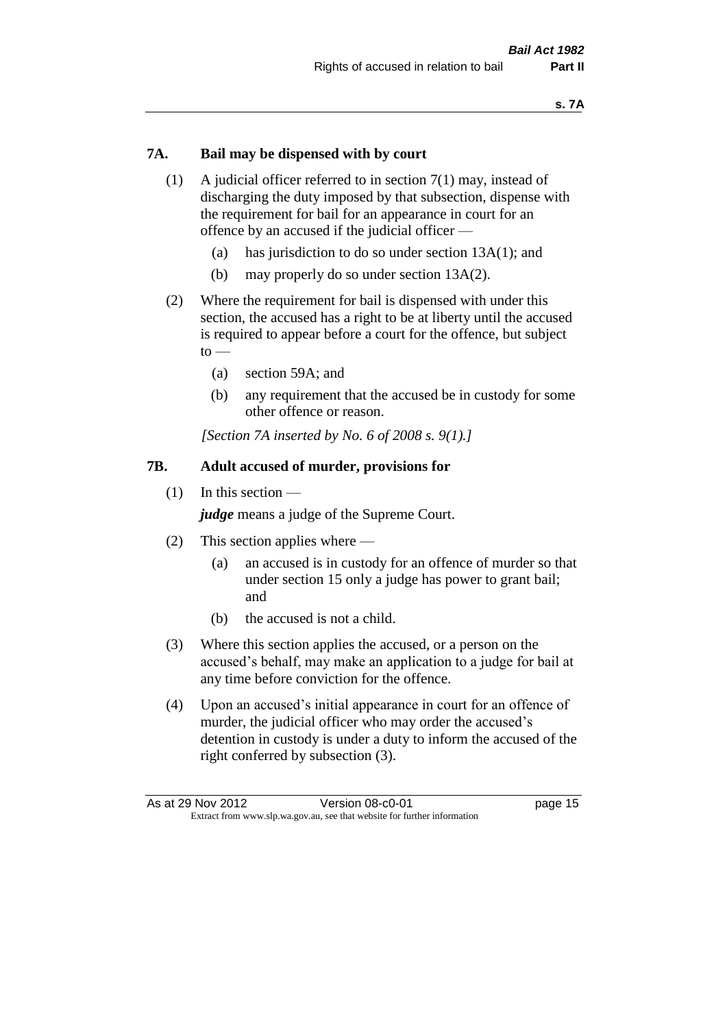## 7A. Bail may be dispensed with by court

(1) A judicial officer referred to in section 7(1) may, instead of discharging the duty imposed by that subsection, dispense with the requirement for bail for an appearance in court for an offence by an accused if the judicial officer —

(a) has jurisdiction to do so under section 13A(1); and

(b) may properly do so under section 13A(2).

(2) Where the requirement for bail is dispensed with under this section, the accused has a right to be at liberty until the accused is required to appear before a court for the offence, but subject to —

(a) section 59A; and

(b) any requirement that the accused be in custody for some other offence or reason.

*[Section 7A inserted by No. 6 of 2008 s. 9(1).]*

## 7B. Adult accused of murder, provisions for

(1) In this section —

***judge*** means a judge of the Supreme Court.

(2) This section applies where —

(a) an accused is in custody for an offence of murder so that under section 15 only a judge has power to grant bail; and

(b) the accused is not a child.

(3) Where this section applies the accused, or a person on the accused's behalf, may make an application to a judge for bail at any time before conviction for the offence.

(4) Upon an accused's initial appearance in court for an offence of murder, the judicial officer who may order the accused's detention in custody is under a duty to inform the accused of the right conferred by subsection (3).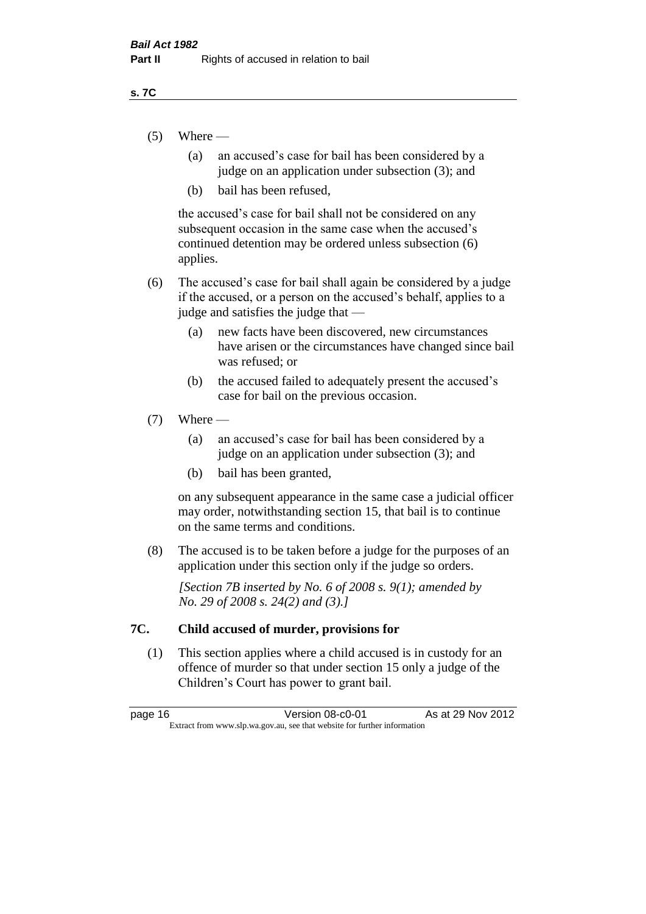(5) Where —

   (a) an accused's case for bail has been considered by a judge on an application under subsection (3); and

   (b) bail has been refused,

   the accused's case for bail shall not be considered on any subsequent occasion in the same case when the accused's continued detention may be ordered unless subsection (6) applies.

(6) The accused's case for bail shall again be considered by a judge if the accused, or a person on the accused's behalf, applies to a judge and satisfies the judge that —

   (a) new facts have been discovered, new circumstances have arisen or the circumstances have changed since bail was refused; or

   (b) the accused failed to adequately present the accused's case for bail on the previous occasion.

(7) Where —

   (a) an accused's case for bail has been considered by a judge on an application under subsection (3); and

   (b) bail has been granted,

   on any subsequent appearance in the same case a judicial officer may order, notwithstanding section 15, that bail is to continue on the same terms and conditions.

(8) The accused is to be taken before a judge for the purposes of an application under this section only if the judge so orders.

*[Section 7B inserted by No. 6 of 2008 s. 9(1); amended by No. 29 of 2008 s. 24(2) and (3).]*

## 7C. Child accused of murder, provisions for

(1) This section applies where a child accused is in custody for an offence of murder so that under section 15 only a judge of the Children's Court has power to grant bail.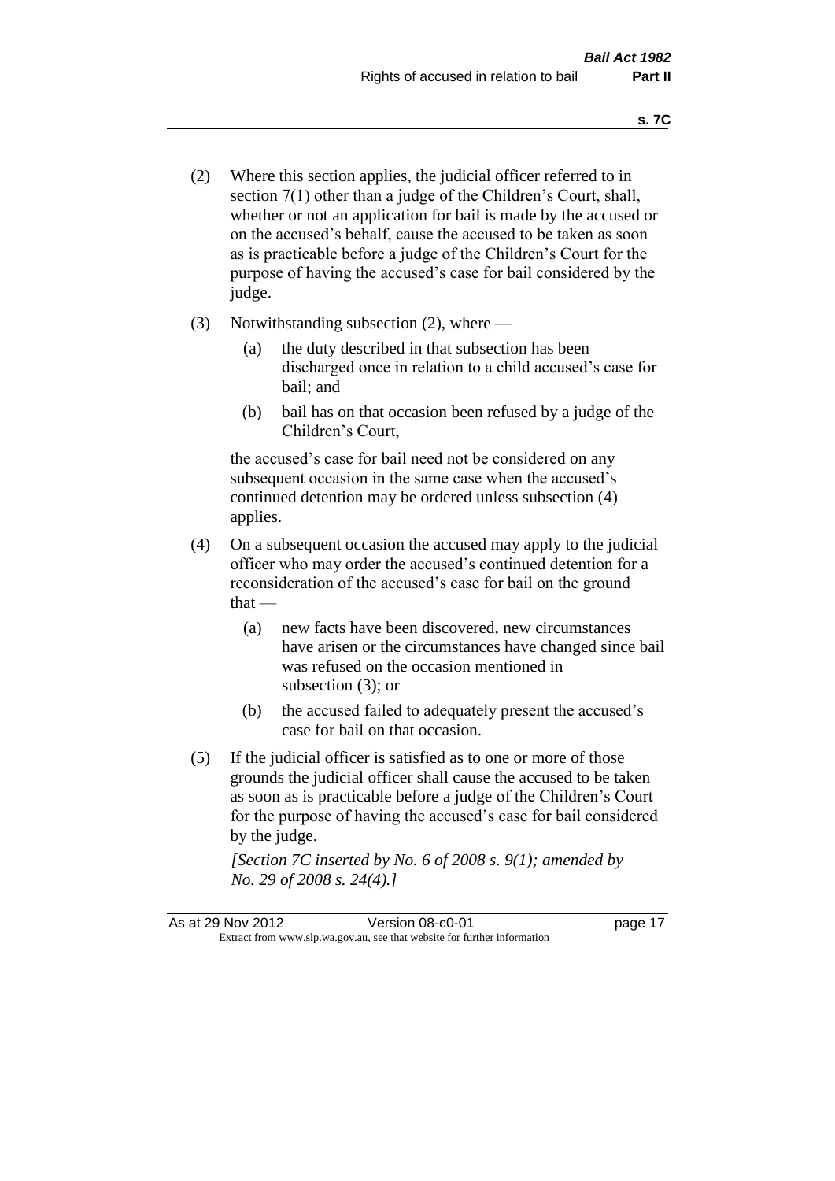(2) Where this section applies, the judicial officer referred to in section 7(1) other than a judge of the Children's Court, shall, whether or not an application for bail is made by the accused or on the accused's behalf, cause the accused to be taken as soon as is practicable before a judge of the Children's Court for the purpose of having the accused's case for bail considered by the judge.

(3) Notwithstanding subsection (2), where —

  (a) the duty described in that subsection has been discharged once in relation to a child accused's case for bail; and

  (b) bail has on that occasion been refused by a judge of the Children's Court,

the accused's case for bail need not be considered on any subsequent occasion in the same case when the accused's continued detention may be ordered unless subsection (4) applies.

(4) On a subsequent occasion the accused may apply to the judicial officer who may order the accused's continued detention for a reconsideration of the accused's case for bail on the ground that —

  (a) new facts have been discovered, new circumstances have arisen or the circumstances have changed since bail was refused on the occasion mentioned in subsection (3); or

  (b) the accused failed to adequately present the accused's case for bail on that occasion.

(5) If the judicial officer is satisfied as to one or more of those grounds the judicial officer shall cause the accused to be taken as soon as is practicable before a judge of the Children's Court for the purpose of having the accused's case for bail considered by the judge.

*[Section 7C inserted by No. 6 of 2008 s. 9(1); amended by No. 29 of 2008 s. 24(4).]*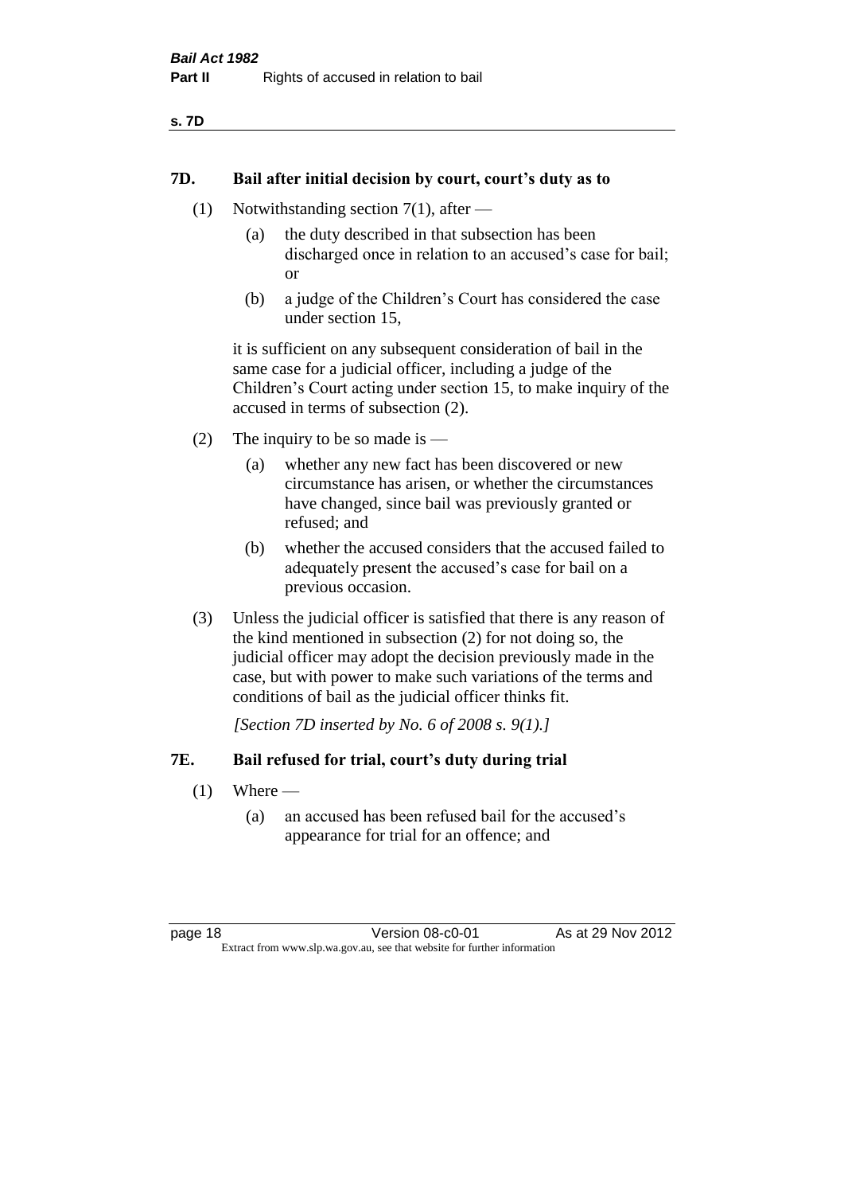## 7D. Bail after initial decision by court, court's duty as to

(1) Notwithstanding section 7(1), after —

- (a) the duty described in that subsection has been discharged once in relation to an accused's case for bail; or
- (b) a judge of the Children's Court has considered the case under section 15,

it is sufficient on any subsequent consideration of bail in the same case for a judicial officer, including a judge of the Children's Court acting under section 15, to make inquiry of the accused in terms of subsection (2).

(2) The inquiry to be so made is —

- (a) whether any new fact has been discovered or new circumstance has arisen, or whether the circumstances have changed, since bail was previously granted or refused; and
- (b) whether the accused considers that the accused failed to adequately present the accused's case for bail on a previous occasion.

(3) Unless the judicial officer is satisfied that there is any reason of the kind mentioned in subsection (2) for not doing so, the judicial officer may adopt the decision previously made in the case, but with power to make such variations of the terms and conditions of bail as the judicial officer thinks fit.

*[Section 7D inserted by No. 6 of 2008 s. 9(1).]*

## 7E. Bail refused for trial, court's duty during trial

(1) Where —

- (a) an accused has been refused bail for the accused's appearance for trial for an offence; and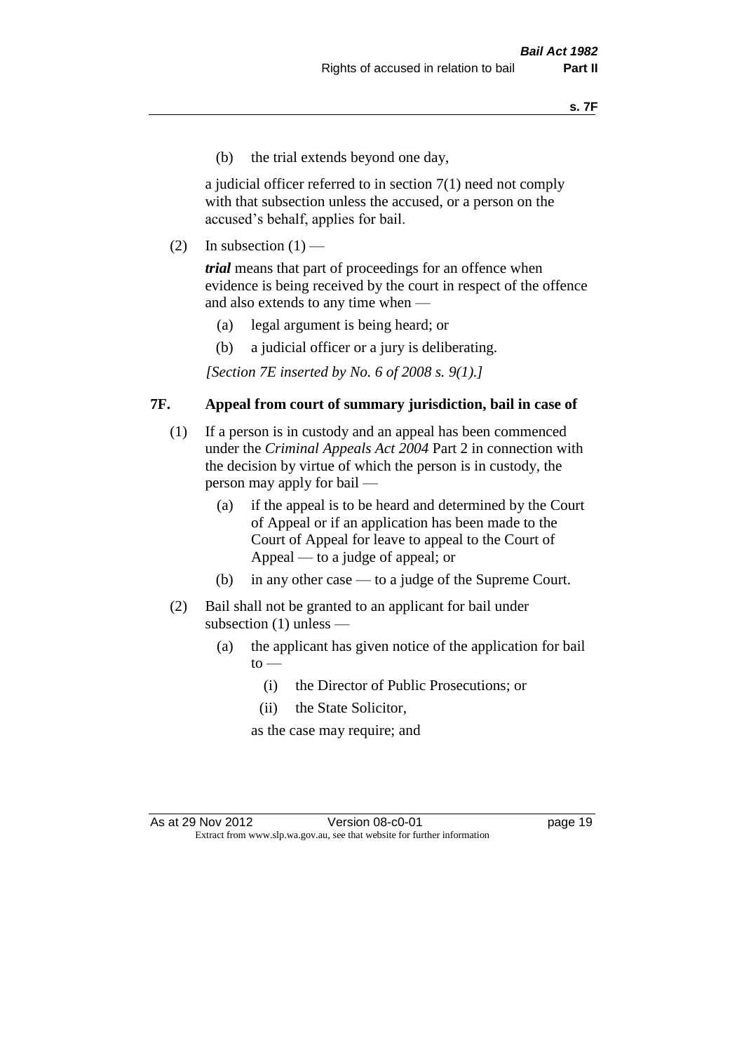(b) the trial extends beyond one day,

a judicial officer referred to in section 7(1) need not comply with that subsection unless the accused, or a person on the accused's behalf, applies for bail.

(2) In subsection (1) —

***trial*** means that part of proceedings for an offence when evidence is being received by the court in respect of the offence and also extends to any time when —

(a) legal argument is being heard; or

(b) a judicial officer or a jury is deliberating.

*[Section 7E inserted by No. 6 of 2008 s. 9(1).]*

### 7F. Appeal from court of summary jurisdiction, bail in case of

(1) If a person is in custody and an appeal has been commenced under the *Criminal Appeals Act 2004* Part 2 in connection with the decision by virtue of which the person is in custody, the person may apply for bail —

(a) if the appeal is to be heard and determined by the Court of Appeal or if an application has been made to the Court of Appeal for leave to appeal to the Court of Appeal — to a judge of appeal; or

(b) in any other case — to a judge of the Supreme Court.

(2) Bail shall not be granted to an applicant for bail under subsection (1) unless —

(a) the applicant has given notice of the application for bail to —

(i) the Director of Public Prosecutions; or

(ii) the State Solicitor,

as the case may require; and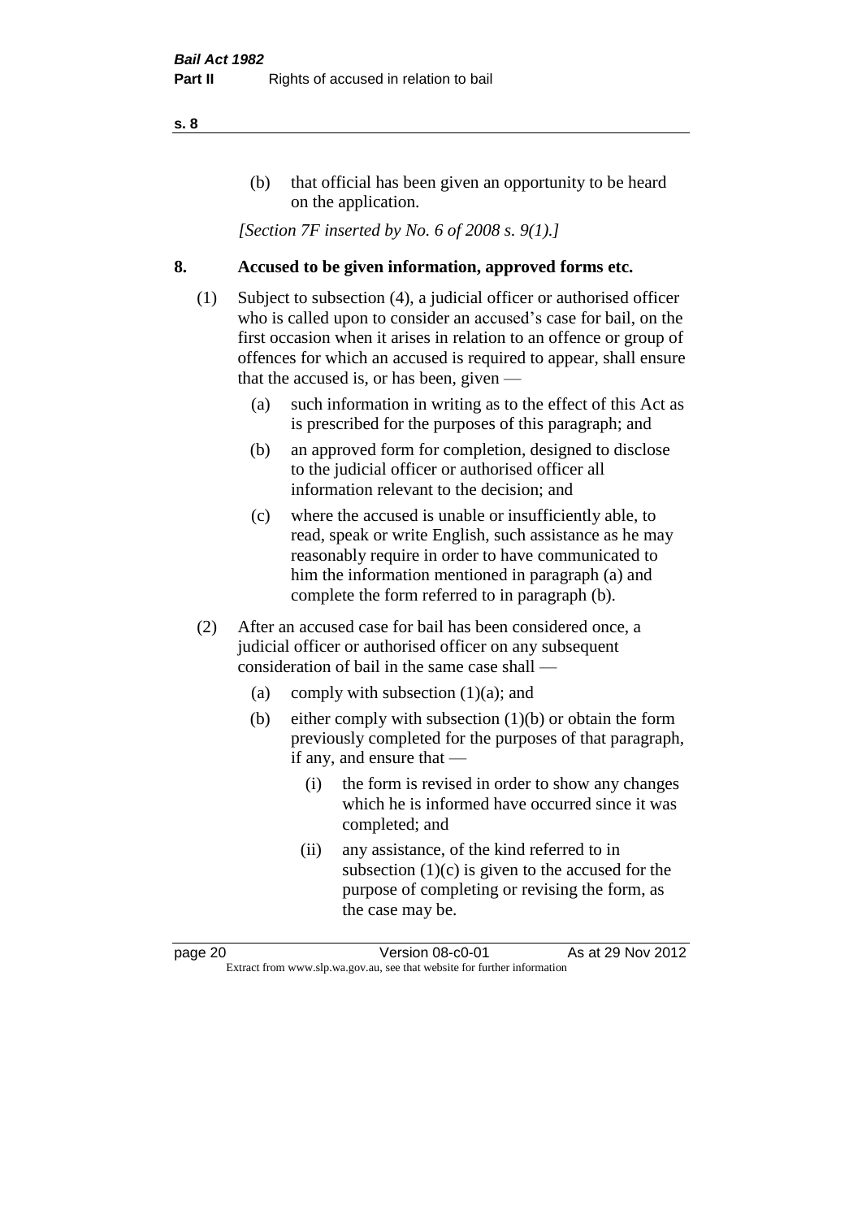(b) that official has been given an opportunity to be heard on the application.

*[Section 7F inserted by No. 6 of 2008 s. 9(1).]*

## 8. Accused to be given information, approved forms etc.

(1) Subject to subsection (4), a judicial officer or authorised officer who is called upon to consider an accused's case for bail, on the first occasion when it arises in relation to an offence or group of offences for which an accused is required to appear, shall ensure that the accused is, or has been, given —

(a) such information in writing as to the effect of this Act as is prescribed for the purposes of this paragraph; and

(b) an approved form for completion, designed to disclose to the judicial officer or authorised officer all information relevant to the decision; and

(c) where the accused is unable or insufficiently able, to read, speak or write English, such assistance as he may reasonably require in order to have communicated to him the information mentioned in paragraph (a) and complete the form referred to in paragraph (b).

(2) After an accused case for bail has been considered once, a judicial officer or authorised officer on any subsequent consideration of bail in the same case shall —

(a) comply with subsection (1)(a); and

(b) either comply with subsection (1)(b) or obtain the form previously completed for the purposes of that paragraph, if any, and ensure that —

(i) the form is revised in order to show any changes which he is informed have occurred since it was completed; and

(ii) any assistance, of the kind referred to in subsection (1)(c) is given to the accused for the purpose of completing or revising the form, as the case may be.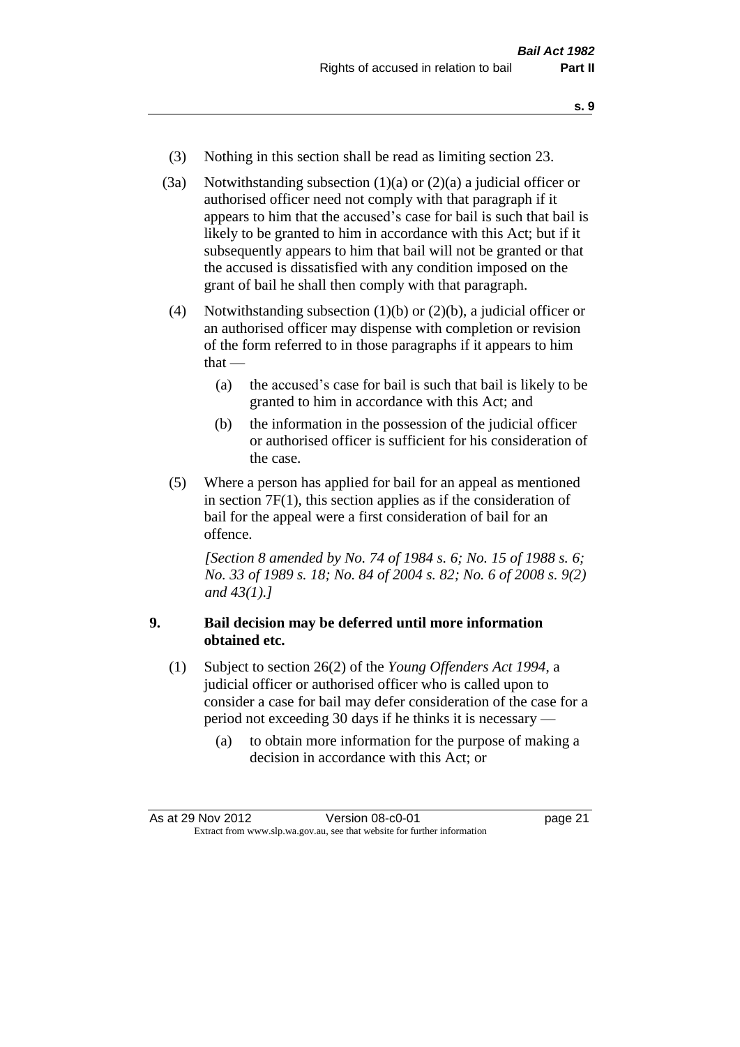(3) Nothing in this section shall be read as limiting section 23.

(3a) Notwithstanding subsection (1)(a) or (2)(a) a judicial officer or authorised officer need not comply with that paragraph if it appears to him that the accused's case for bail is such that bail is likely to be granted to him in accordance with this Act; but if it subsequently appears to him that bail will not be granted or that the accused is dissatisfied with any condition imposed on the grant of bail he shall then comply with that paragraph.

(4) Notwithstanding subsection (1)(b) or (2)(b), a judicial officer or an authorised officer may dispense with completion or revision of the form referred to in those paragraphs if it appears to him that —

(a) the accused's case for bail is such that bail is likely to be granted to him in accordance with this Act; and

(b) the information in the possession of the judicial officer or authorised officer is sufficient for his consideration of the case.

(5) Where a person has applied for bail for an appeal as mentioned in section 7F(1), this section applies as if the consideration of bail for the appeal were a first consideration of bail for an offence.

*[Section 8 amended by No. 74 of 1984 s. 6; No. 15 of 1988 s. 6; No. 33 of 1989 s. 18; No. 84 of 2004 s. 82; No. 6 of 2008 s. 9(2) and 43(1).]*

### 9. Bail decision may be deferred until more information obtained etc.

(1) Subject to section 26(2) of the *Young Offenders Act 1994*, a judicial officer or authorised officer who is called upon to consider a case for bail may defer consideration of the case for a period not exceeding 30 days if he thinks it is necessary —

(a) to obtain more information for the purpose of making a decision in accordance with this Act; or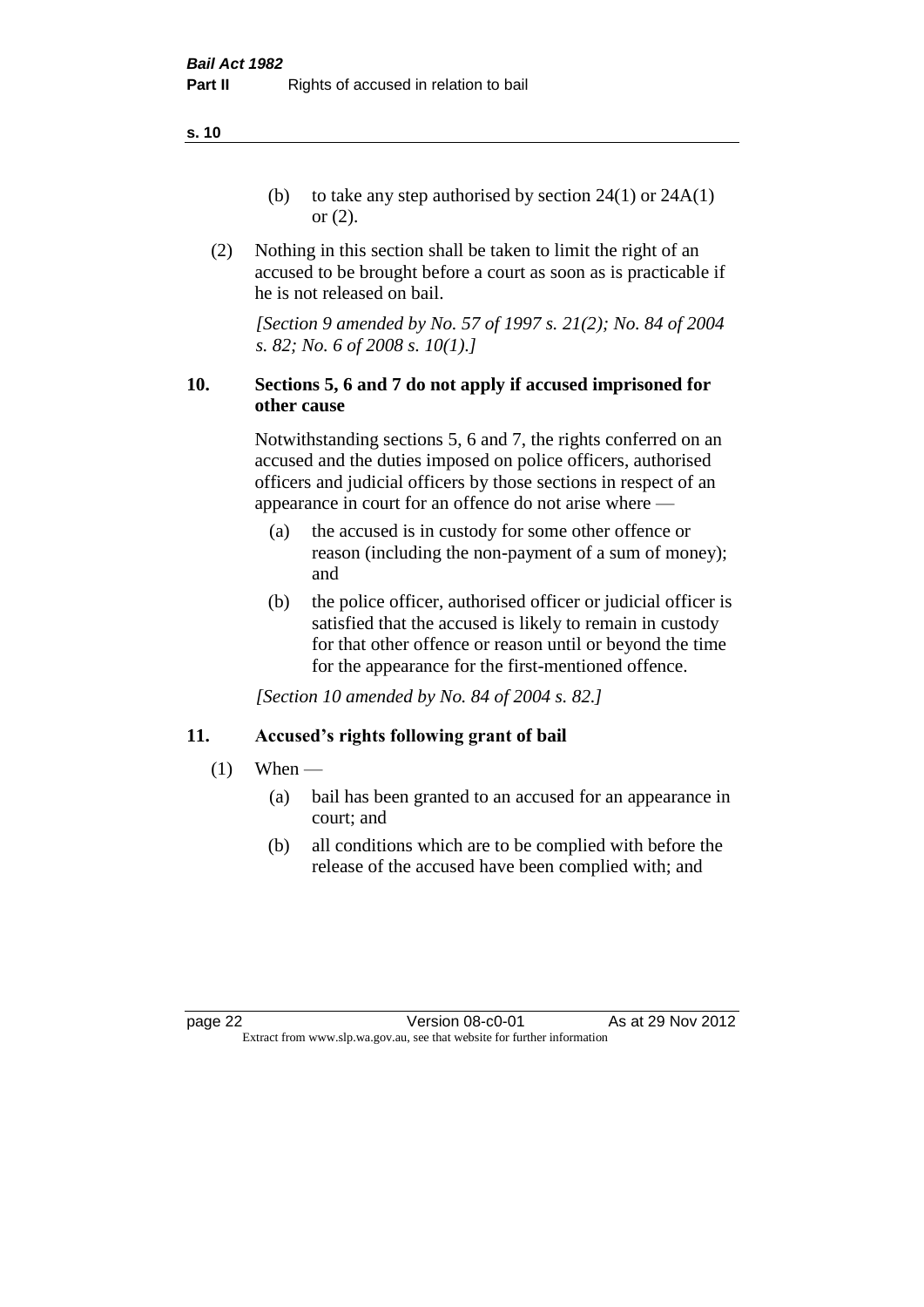(b) to take any step authorised by section 24(1) or 24A(1) or (2).

(2) Nothing in this section shall be taken to limit the right of an accused to be brought before a court as soon as is practicable if he is not released on bail.

*[Section 9 amended by No. 57 of 1997 s. 21(2); No. 84 of 2004 s. 82; No. 6 of 2008 s. 10(1).]*

### 10. Sections 5, 6 and 7 do not apply if accused imprisoned for other cause

Notwithstanding sections 5, 6 and 7, the rights conferred on an accused and the duties imposed on police officers, authorised officers and judicial officers by those sections in respect of an appearance in court for an offence do not arise where —

(a) the accused is in custody for some other offence or reason (including the non-payment of a sum of money); and

(b) the police officer, authorised officer or judicial officer is satisfied that the accused is likely to remain in custody for that other offence or reason until or beyond the time for the appearance for the first-mentioned offence.

*[Section 10 amended by No. 84 of 2004 s. 82.]*

### 11. Accused's rights following grant of bail

(1) When —

(a) bail has been granted to an accused for an appearance in court; and

(b) all conditions which are to be complied with before the release of the accused have been complied with; and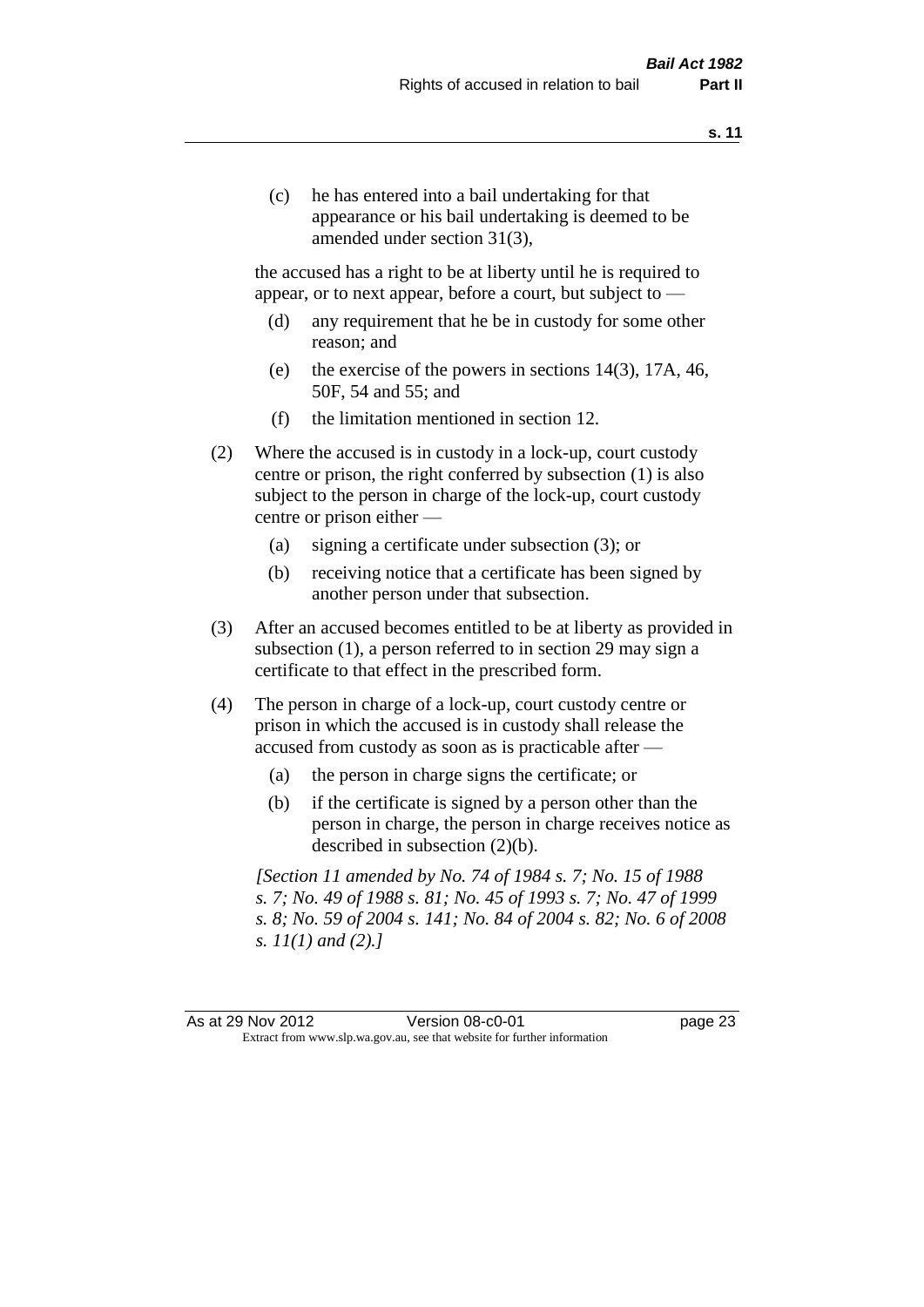(c) he has entered into a bail undertaking for that appearance or his bail undertaking is deemed to be amended under section 31(3),

the accused has a right to be at liberty until he is required to appear, or to next appear, before a court, but subject to —

(d) any requirement that he be in custody for some other reason; and

(e) the exercise of the powers in sections 14(3), 17A, 46, 50F, 54 and 55; and

(f) the limitation mentioned in section 12.

(2) Where the accused is in custody in a lock-up, court custody centre or prison, the right conferred by subsection (1) is also subject to the person in charge of the lock-up, court custody centre or prison either —

(a) signing a certificate under subsection (3); or

(b) receiving notice that a certificate has been signed by another person under that subsection.

(3) After an accused becomes entitled to be at liberty as provided in subsection (1), a person referred to in section 29 may sign a certificate to that effect in the prescribed form.

(4) The person in charge of a lock-up, court custody centre or prison in which the accused is in custody shall release the accused from custody as soon as is practicable after —

(a) the person in charge signs the certificate; or

(b) if the certificate is signed by a person other than the person in charge, the person in charge receives notice as described in subsection (2)(b).

*[Section 11 amended by No. 74 of 1984 s. 7; No. 15 of 1988 s. 7; No. 49 of 1988 s. 81; No. 45 of 1993 s. 7; No. 47 of 1999 s. 8; No. 59 of 2004 s. 141; No. 84 of 2004 s. 82; No. 6 of 2008 s. 11(1) and (2).]*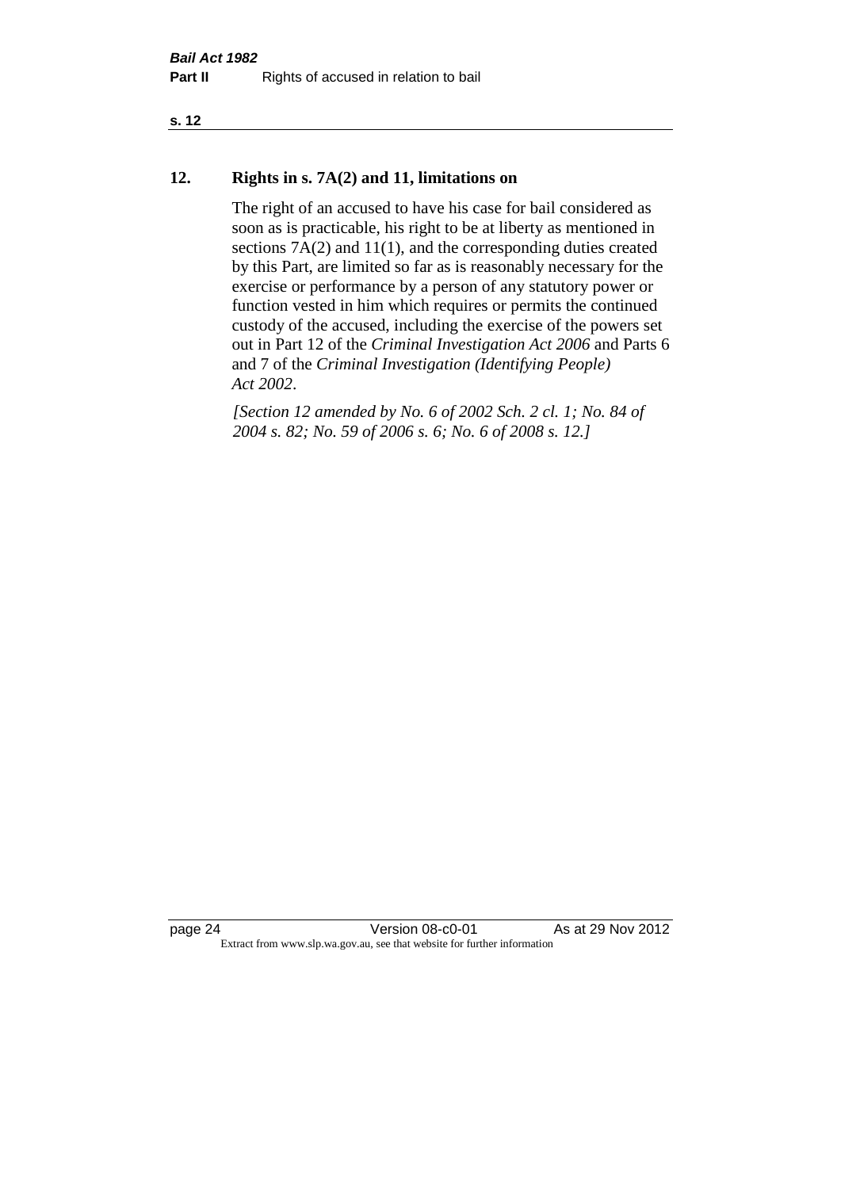## 12. Rights in s. 7A(2) and 11, limitations on

The right of an accused to have his case for bail considered as soon as is practicable, his right to be at liberty as mentioned in sections 7A(2) and 11(1), and the corresponding duties created by this Part, are limited so far as is reasonably necessary for the exercise or performance by a person of any statutory power or function vested in him which requires or permits the continued custody of the accused, including the exercise of the powers set out in Part 12 of the *Criminal Investigation Act 2006* and Parts 6 and 7 of the *Criminal Investigation (Identifying People) Act 2002*.

*[Section 12 amended by No. 6 of 2002 Sch. 2 cl. 1; No. 84 of 2004 s. 82; No. 59 of 2006 s. 6; No. 6 of 2008 s. 12.]*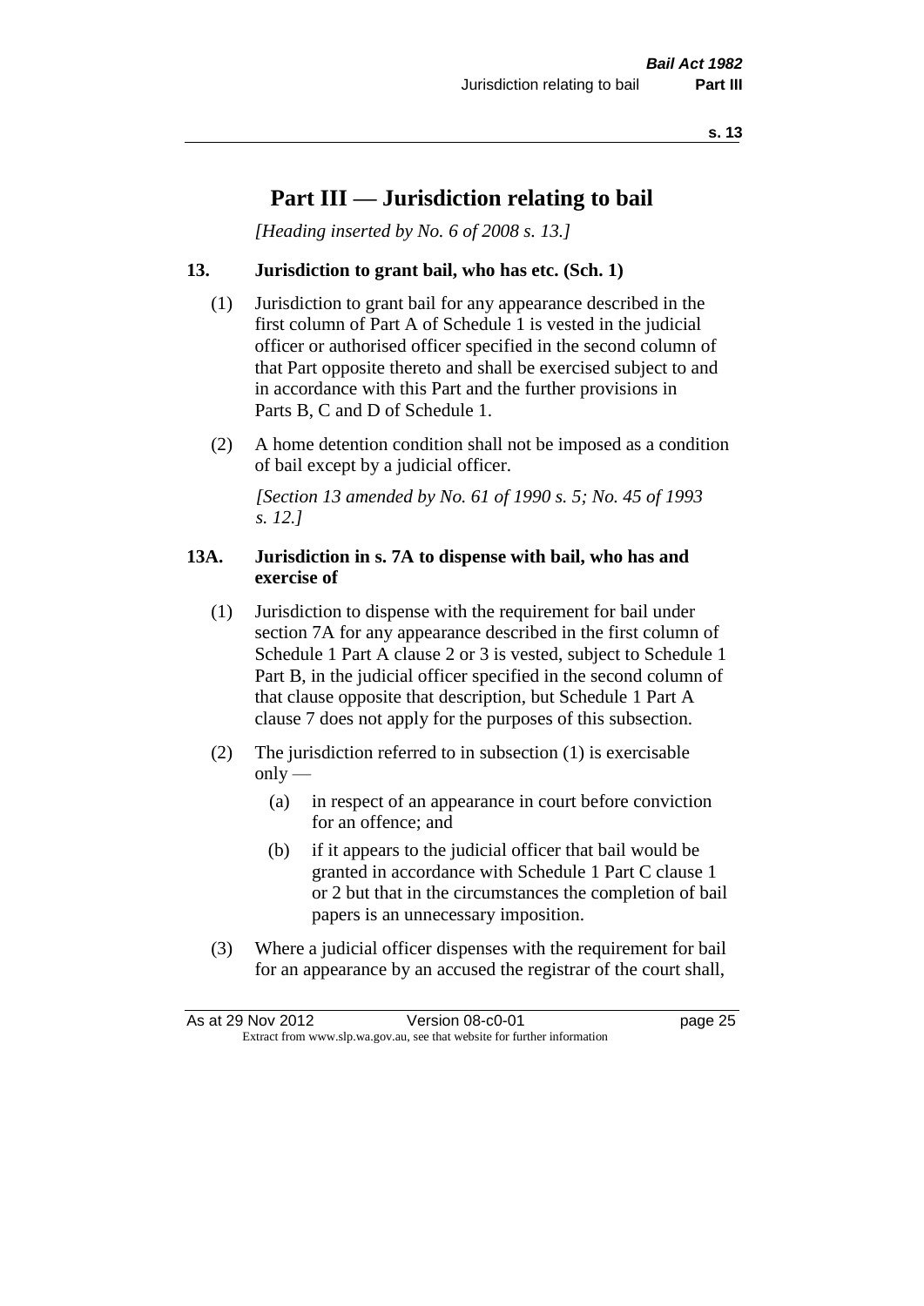# Part III — Jurisdiction relating to bail

*[Heading inserted by No. 6 of 2008 s. 13.]*

### 13. Jurisdiction to grant bail, who has etc. (Sch. 1)

(1) Jurisdiction to grant bail for any appearance described in the first column of Part A of Schedule 1 is vested in the judicial officer or authorised officer specified in the second column of that Part opposite thereto and shall be exercised subject to and in accordance with this Part and the further provisions in Parts B, C and D of Schedule 1.

(2) A home detention condition shall not be imposed as a condition of bail except by a judicial officer.

*[Section 13 amended by No. 61 of 1990 s. 5; No. 45 of 1993 s. 12.]*

### 13A. Jurisdiction in s. 7A to dispense with bail, who has and exercise of

(1) Jurisdiction to dispense with the requirement for bail under section 7A for any appearance described in the first column of Schedule 1 Part A clause 2 or 3 is vested, subject to Schedule 1 Part B, in the judicial officer specified in the second column of that clause opposite that description, but Schedule 1 Part A clause 7 does not apply for the purposes of this subsection.

(2) The jurisdiction referred to in subsection (1) is exercisable only —

- (a) in respect of an appearance in court before conviction for an offence; and
- (b) if it appears to the judicial officer that bail would be granted in accordance with Schedule 1 Part C clause 1 or 2 but that in the circumstances the completion of bail papers is an unnecessary imposition.

(3) Where a judicial officer dispenses with the requirement for bail for an appearance by an accused the registrar of the court shall,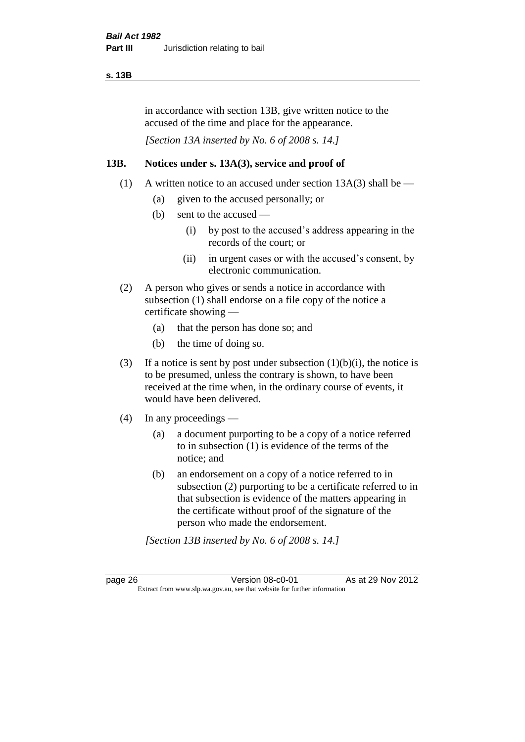in accordance with section 13B, give written notice to the accused of the time and place for the appearance.

*[Section 13A inserted by No. 6 of 2008 s. 14.]*

### 13B. Notices under s. 13A(3), service and proof of

(1) A written notice to an accused under section 13A(3) shall be —

- (a) given to the accused personally; or
- (b) sent to the accused —
  - (i) by post to the accused's address appearing in the records of the court; or
  - (ii) in urgent cases or with the accused's consent, by electronic communication.

(2) A person who gives or sends a notice in accordance with subsection (1) shall endorse on a file copy of the notice a certificate showing —

- (a) that the person has done so; and
- (b) the time of doing so.

(3) If a notice is sent by post under subsection (1)(b)(i), the notice is to be presumed, unless the contrary is shown, to have been received at the time when, in the ordinary course of events, it would have been delivered.

(4) In any proceedings —

- (a) a document purporting to be a copy of a notice referred to in subsection (1) is evidence of the terms of the notice; and
- (b) an endorsement on a copy of a notice referred to in subsection (2) purporting to be a certificate referred to in that subsection is evidence of the matters appearing in the certificate without proof of the signature of the person who made the endorsement.

*[Section 13B inserted by No. 6 of 2008 s. 14.]*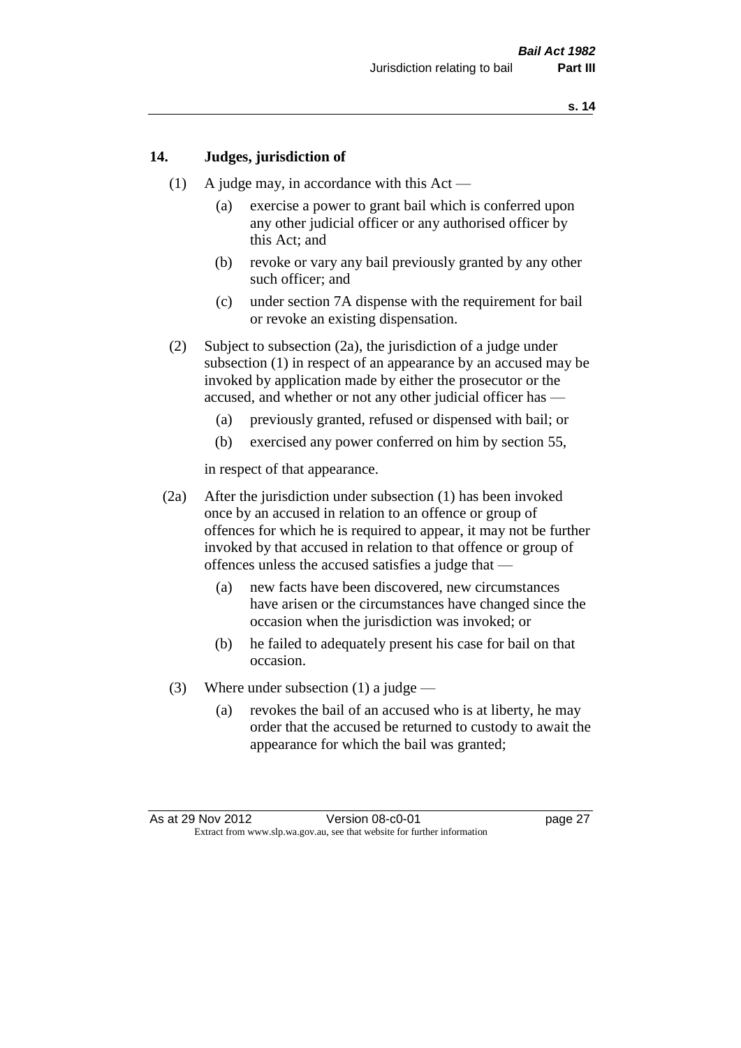## 14. Judges, jurisdiction of

(1) A judge may, in accordance with this Act —

- (a) exercise a power to grant bail which is conferred upon any other judicial officer or any authorised officer by this Act; and
- (b) revoke or vary any bail previously granted by any other such officer; and
- (c) under section 7A dispense with the requirement for bail or revoke an existing dispensation.

(2) Subject to subsection (2a), the jurisdiction of a judge under subsection (1) in respect of an appearance by an accused may be invoked by application made by either the prosecutor or the accused, and whether or not any other judicial officer has —

- (a) previously granted, refused or dispensed with bail; or
- (b) exercised any power conferred on him by section 55,

in respect of that appearance.

(2a) After the jurisdiction under subsection (1) has been invoked once by an accused in relation to an offence or group of offences for which he is required to appear, it may not be further invoked by that accused in relation to that offence or group of offences unless the accused satisfies a judge that —

- (a) new facts have been discovered, new circumstances have arisen or the circumstances have changed since the occasion when the jurisdiction was invoked; or
- (b) he failed to adequately present his case for bail on that occasion.

(3) Where under subsection (1) a judge —

- (a) revokes the bail of an accused who is at liberty, he may order that the accused be returned to custody to await the appearance for which the bail was granted;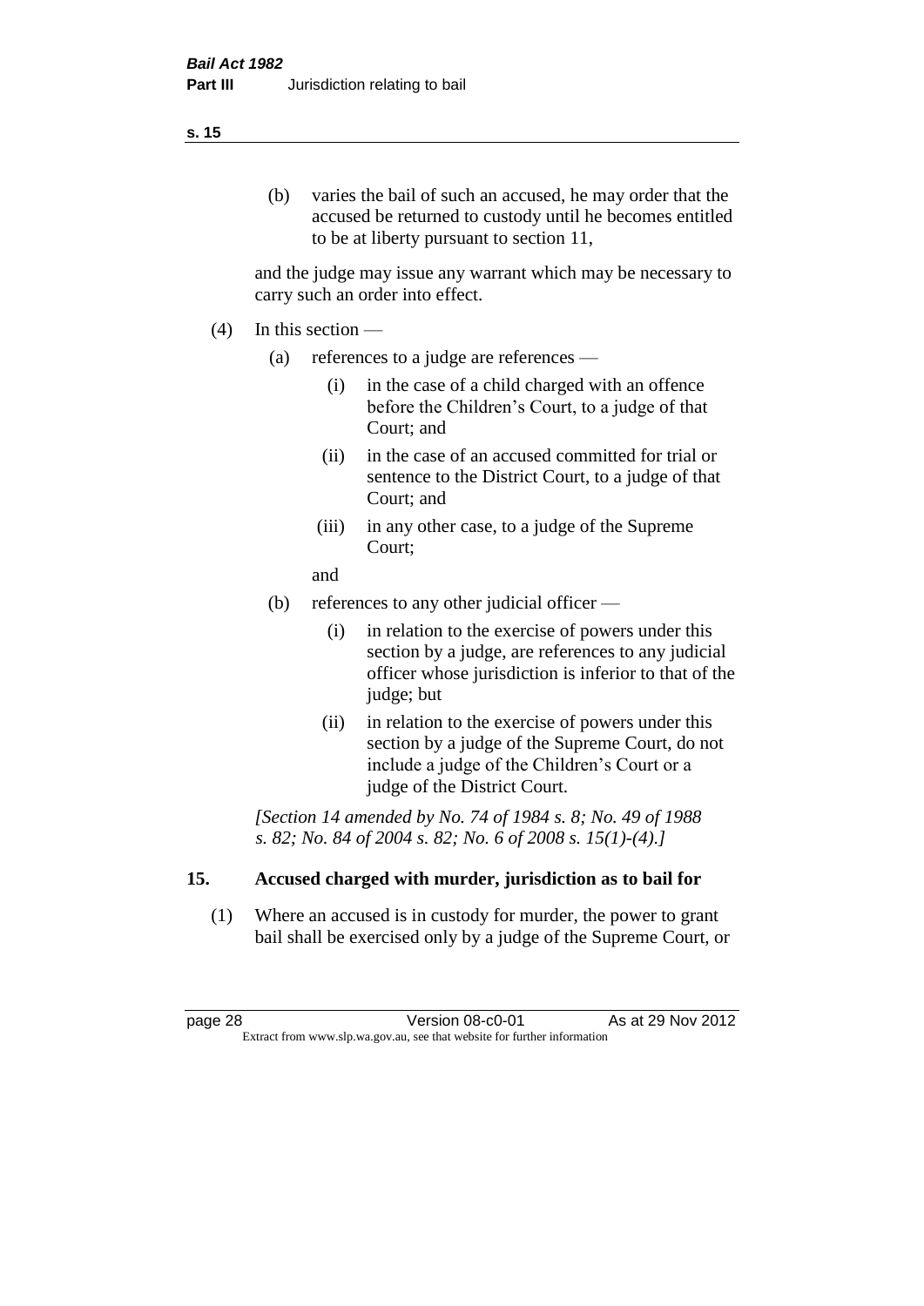(b) varies the bail of such an accused, he may order that the accused be returned to custody until he becomes entitled to be at liberty pursuant to section 11,

and the judge may issue any warrant which may be necessary to carry such an order into effect.

(4) In this section —

(a) references to a judge are references —

(i) in the case of a child charged with an offence before the Children's Court, to a judge of that Court; and

(ii) in the case of an accused committed for trial or sentence to the District Court, to a judge of that Court; and

(iii) in any other case, to a judge of the Supreme Court;

and

(b) references to any other judicial officer —

(i) in relation to the exercise of powers under this section by a judge, are references to any judicial officer whose jurisdiction is inferior to that of the judge; but

(ii) in relation to the exercise of powers under this section by a judge of the Supreme Court, do not include a judge of the Children's Court or a judge of the District Court.

*[Section 14 amended by No. 74 of 1984 s. 8; No. 49 of 1988 s. 82; No. 84 of 2004 s. 82; No. 6 of 2008 s. 15(1)-(4).]*

## 15. Accused charged with murder, jurisdiction as to bail for

(1) Where an accused is in custody for murder, the power to grant bail shall be exercised only by a judge of the Supreme Court, or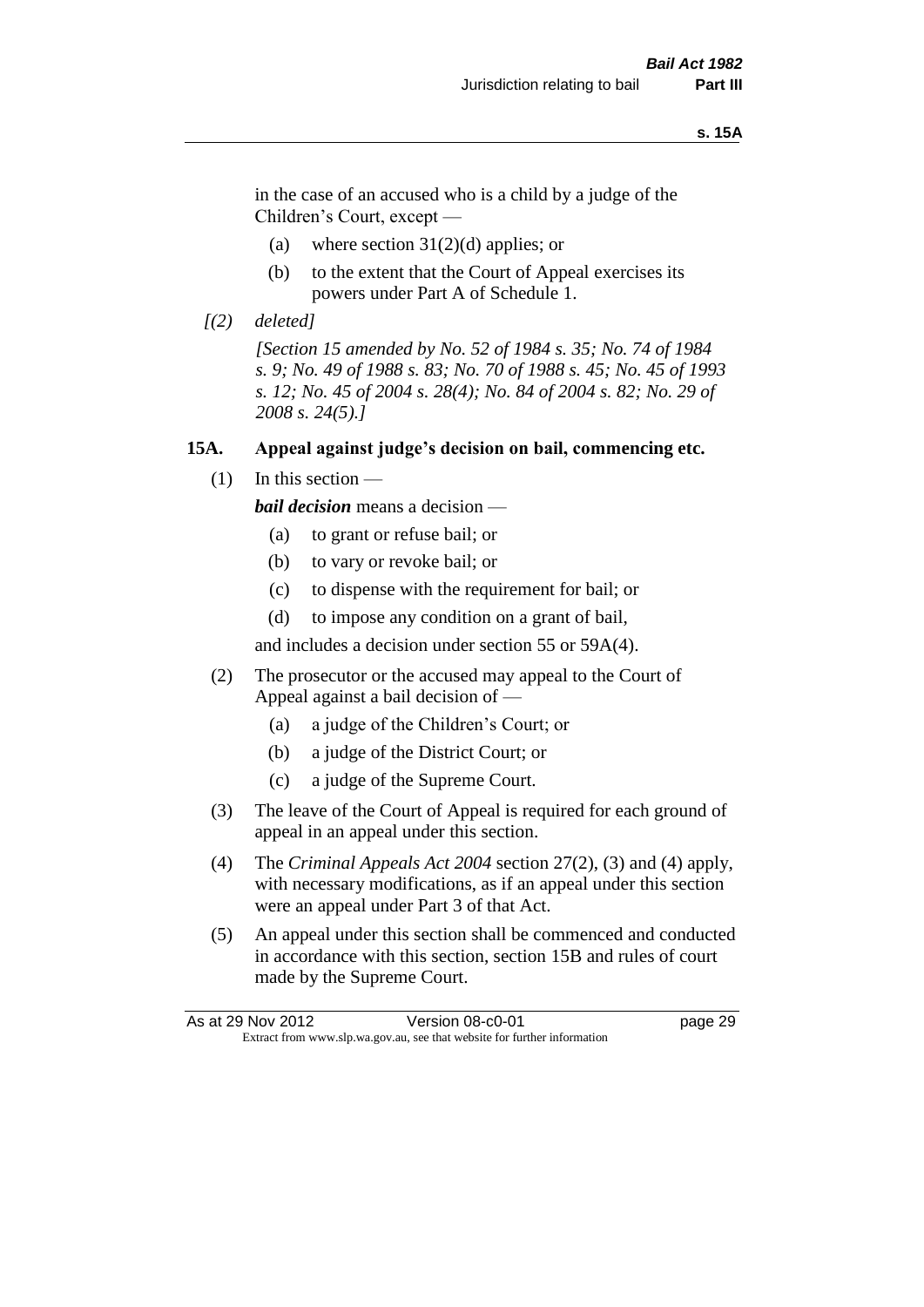in the case of an accused who is a child by a judge of the Children's Court, except —

(a) where section 31(2)(d) applies; or

(b) to the extent that the Court of Appeal exercises its powers under Part A of Schedule 1.

*[(2) deleted]*

*[Section 15 amended by No. 52 of 1984 s. 35; No. 74 of 1984 s. 9; No. 49 of 1988 s. 83; No. 70 of 1988 s. 45; No. 45 of 1993 s. 12; No. 45 of 2004 s. 28(4); No. 84 of 2004 s. 82; No. 29 of 2008 s. 24(5).]*

### 15A. Appeal against judge's decision on bail, commencing etc.

(1) In this section —

***bail decision*** means a decision —

(a) to grant or refuse bail; or

(b) to vary or revoke bail; or

(c) to dispense with the requirement for bail; or

(d) to impose any condition on a grant of bail,

and includes a decision under section 55 or 59A(4).

(2) The prosecutor or the accused may appeal to the Court of Appeal against a bail decision of —

(a) a judge of the Children's Court; or

(b) a judge of the District Court; or

(c) a judge of the Supreme Court.

(3) The leave of the Court of Appeal is required for each ground of appeal in an appeal under this section.

(4) The *Criminal Appeals Act 2004* section 27(2), (3) and (4) apply, with necessary modifications, as if an appeal under this section were an appeal under Part 3 of that Act.

(5) An appeal under this section shall be commenced and conducted in accordance with this section, section 15B and rules of court made by the Supreme Court.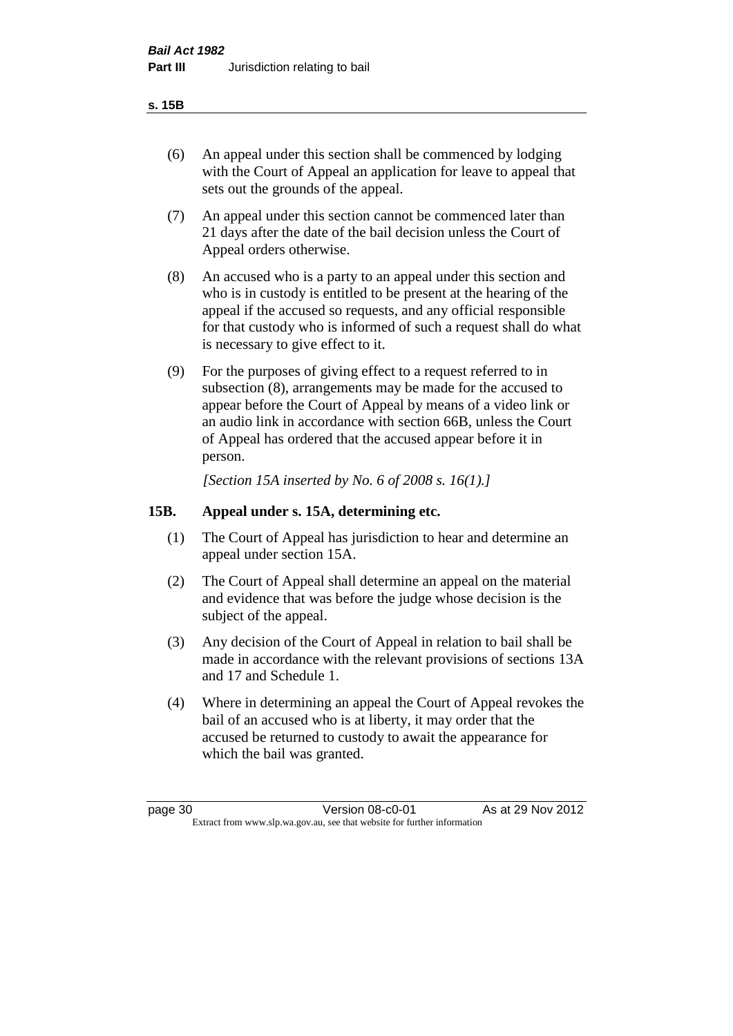(6) An appeal under this section shall be commenced by lodging with the Court of Appeal an application for leave to appeal that sets out the grounds of the appeal.

(7) An appeal under this section cannot be commenced later than 21 days after the date of the bail decision unless the Court of Appeal orders otherwise.

(8) An accused who is a party to an appeal under this section and who is in custody is entitled to be present at the hearing of the appeal if the accused so requests, and any official responsible for that custody who is informed of such a request shall do what is necessary to give effect to it.

(9) For the purposes of giving effect to a request referred to in subsection (8), arrangements may be made for the accused to appear before the Court of Appeal by means of a video link or an audio link in accordance with section 66B, unless the Court of Appeal has ordered that the accused appear before it in person.

*[Section 15A inserted by No. 6 of 2008 s. 16(1).]*

## 15B. Appeal under s. 15A, determining etc.

(1) The Court of Appeal has jurisdiction to hear and determine an appeal under section 15A.

(2) The Court of Appeal shall determine an appeal on the material and evidence that was before the judge whose decision is the subject of the appeal.

(3) Any decision of the Court of Appeal in relation to bail shall be made in accordance with the relevant provisions of sections 13A and 17 and Schedule 1.

(4) Where in determining an appeal the Court of Appeal revokes the bail of an accused who is at liberty, it may order that the accused be returned to custody to await the appearance for which the bail was granted.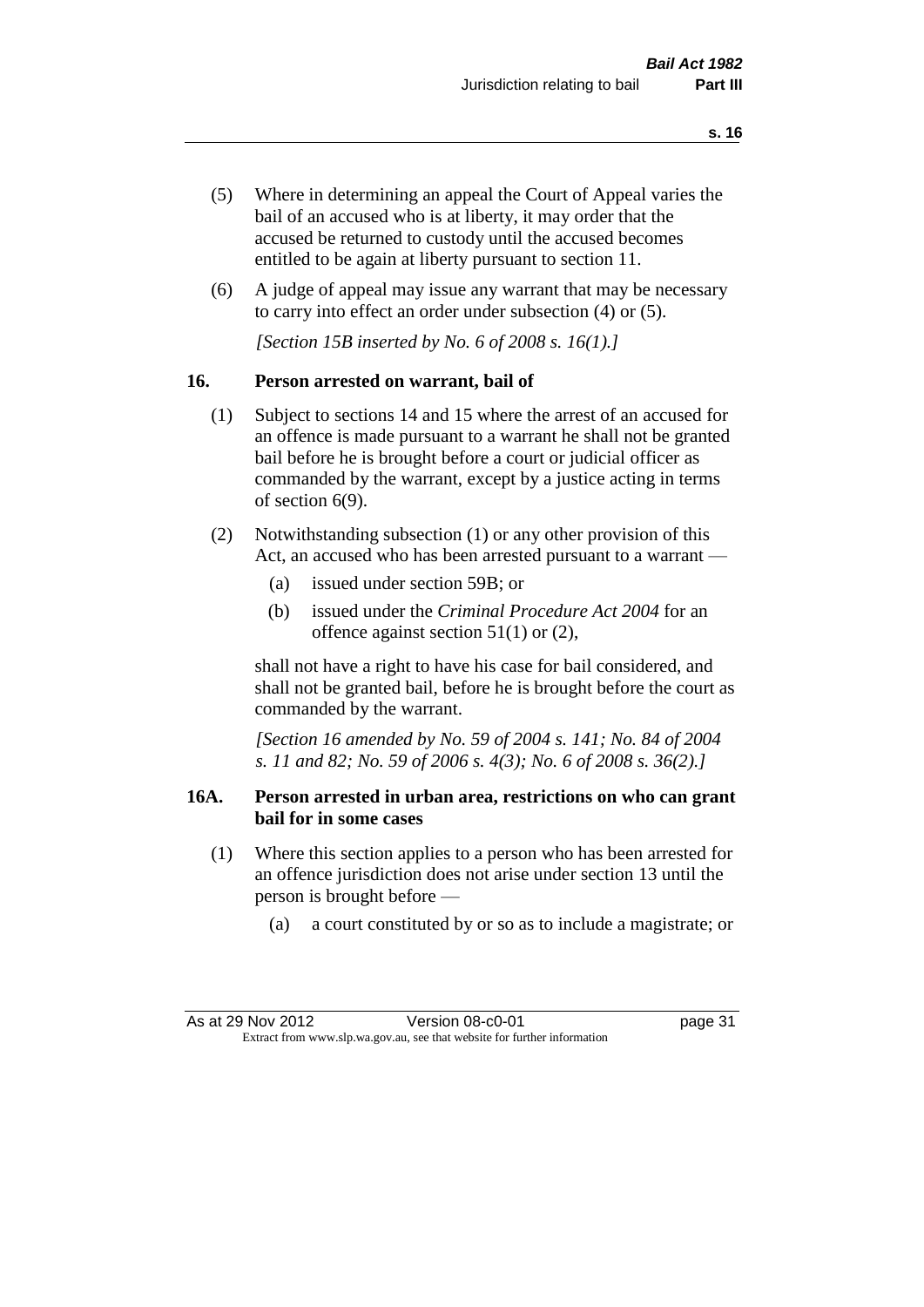(5) Where in determining an appeal the Court of Appeal varies the bail of an accused who is at liberty, it may order that the accused be returned to custody until the accused becomes entitled to be again at liberty pursuant to section 11.

(6) A judge of appeal may issue any warrant that may be necessary to carry into effect an order under subsection (4) or (5).

*[Section 15B inserted by No. 6 of 2008 s. 16(1).]*

## 16. Person arrested on warrant, bail of

(1) Subject to sections 14 and 15 where the arrest of an accused for an offence is made pursuant to a warrant he shall not be granted bail before he is brought before a court or judicial officer as commanded by the warrant, except by a justice acting in terms of section 6(9).

(2) Notwithstanding subsection (1) or any other provision of this Act, an accused who has been arrested pursuant to a warrant —

- (a) issued under section 59B; or
- (b) issued under the *Criminal Procedure Act 2004* for an offence against section 51(1) or (2),

shall not have a right to have his case for bail considered, and shall not be granted bail, before he is brought before the court as commanded by the warrant.

*[Section 16 amended by No. 59 of 2004 s. 141; No. 84 of 2004 s. 11 and 82; No. 59 of 2006 s. 4(3); No. 6 of 2008 s. 36(2).]*

## 16A. Person arrested in urban area, restrictions on who can grant bail for in some cases

(1) Where this section applies to a person who has been arrested for an offence jurisdiction does not arise under section 13 until the person is brought before —

- (a) a court constituted by or so as to include a magistrate; or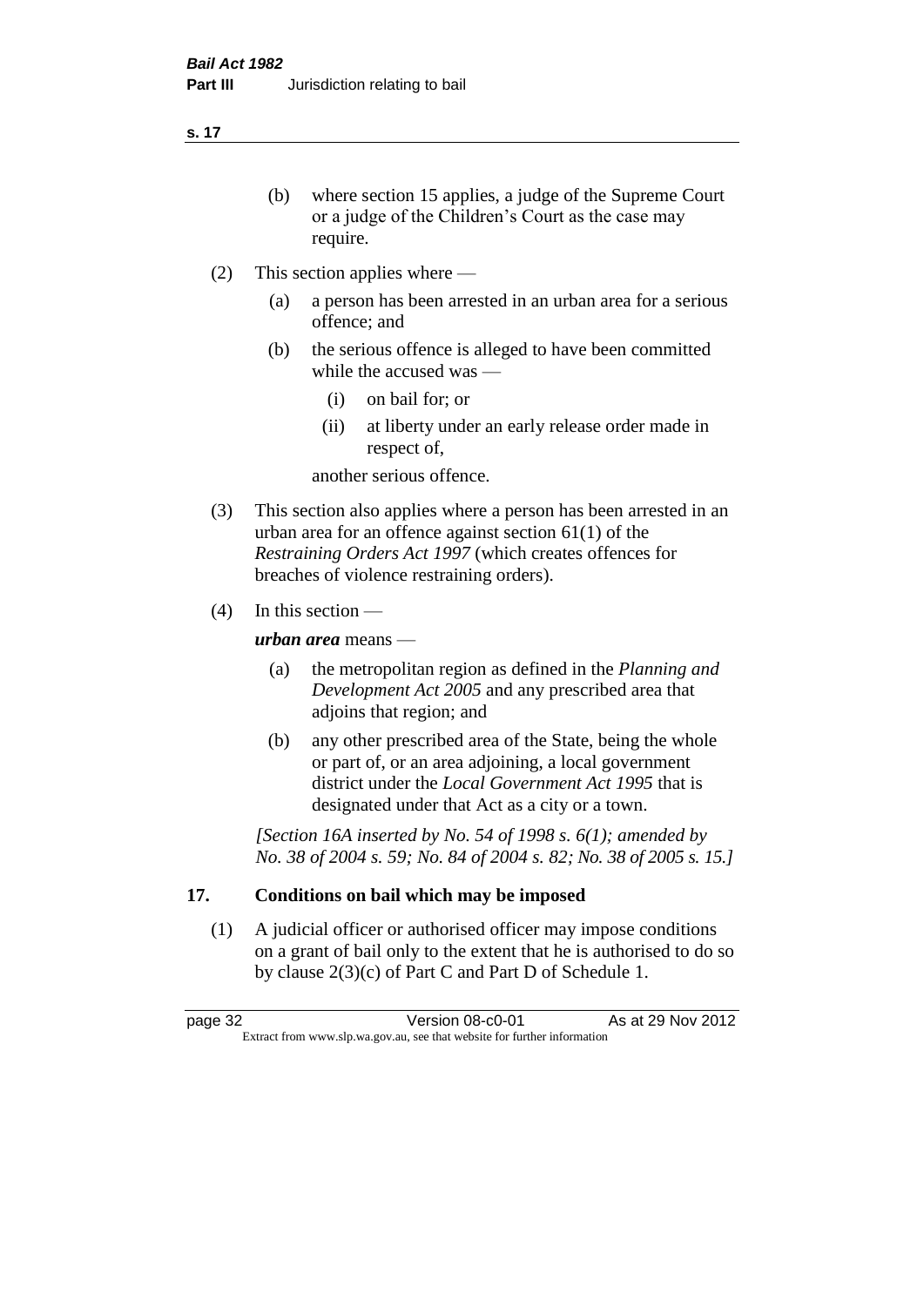(b) where section 15 applies, a judge of the Supreme Court or a judge of the Children's Court as the case may require.

(2) This section applies where —

(a) a person has been arrested in an urban area for a serious offence; and

(b) the serious offence is alleged to have been committed while the accused was —

(i) on bail for; or

(ii) at liberty under an early release order made in respect of,

another serious offence.

(3) This section also applies where a person has been arrested in an urban area for an offence against section 61(1) of the *Restraining Orders Act 1997* (which creates offences for breaches of violence restraining orders).

(4) In this section —

***urban area*** means —

(a) the metropolitan region as defined in the *Planning and Development Act 2005* and any prescribed area that adjoins that region; and

(b) any other prescribed area of the State, being the whole or part of, or an area adjoining, a local government district under the *Local Government Act 1995* that is designated under that Act as a city or a town.

*[Section 16A inserted by No. 54 of 1998 s. 6(1); amended by No. 38 of 2004 s. 59; No. 84 of 2004 s. 82; No. 38 of 2005 s. 15.]*

## 17. Conditions on bail which may be imposed

(1) A judicial officer or authorised officer may impose conditions on a grant of bail only to the extent that he is authorised to do so by clause 2(3)(c) of Part C and Part D of Schedule 1.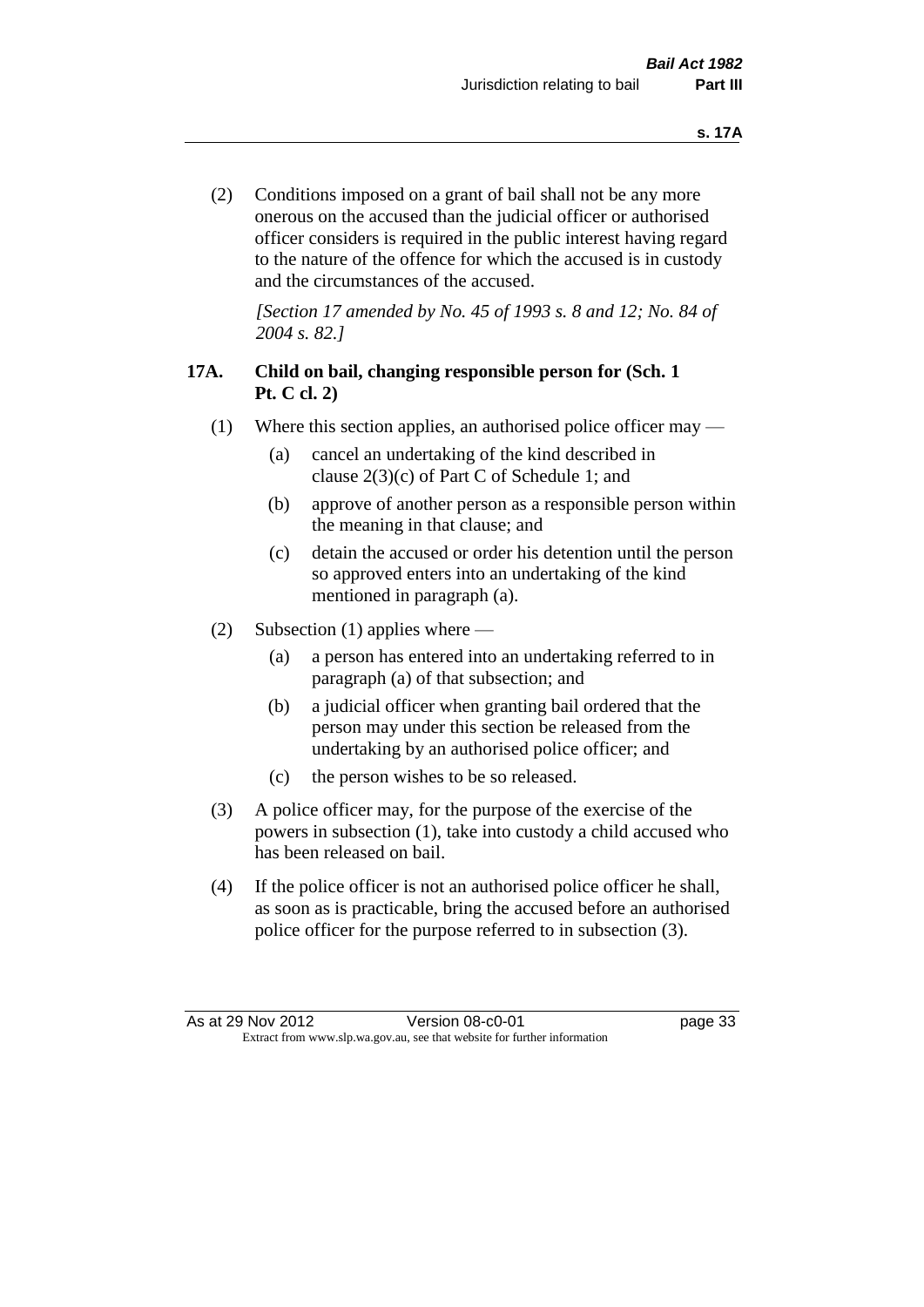(2) Conditions imposed on a grant of bail shall not be any more onerous on the accused than the judicial officer or authorised officer considers is required in the public interest having regard to the nature of the offence for which the accused is in custody and the circumstances of the accused.

*[Section 17 amended by No. 45 of 1993 s. 8 and 12; No. 84 of 2004 s. 82.]*

## 17A. Child on bail, changing responsible person for (Sch. 1 Pt. C cl. 2)

(1) Where this section applies, an authorised police officer may —

(a) cancel an undertaking of the kind described in clause 2(3)(c) of Part C of Schedule 1; and

(b) approve of another person as a responsible person within the meaning in that clause; and

(c) detain the accused or order his detention until the person so approved enters into an undertaking of the kind mentioned in paragraph (a).

(2) Subsection (1) applies where —

(a) a person has entered into an undertaking referred to in paragraph (a) of that subsection; and

(b) a judicial officer when granting bail ordered that the person may under this section be released from the undertaking by an authorised police officer; and

(c) the person wishes to be so released.

(3) A police officer may, for the purpose of the exercise of the powers in subsection (1), take into custody a child accused who has been released on bail.

(4) If the police officer is not an authorised police officer he shall, as soon as is practicable, bring the accused before an authorised police officer for the purpose referred to in subsection (3).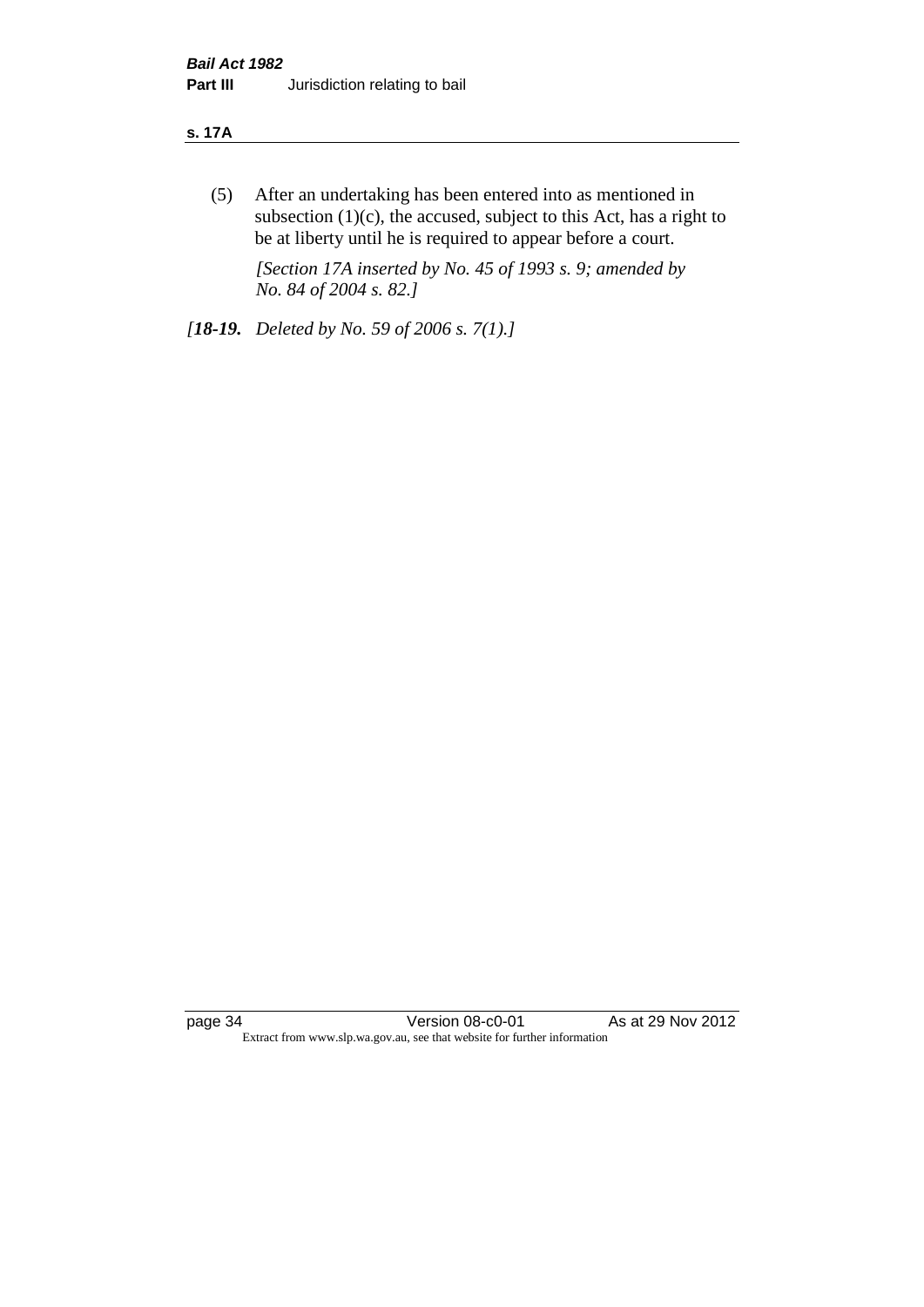(5) After an undertaking has been entered into as mentioned in subsection (1)(c), the accused, subject to this Act, has a right to be at liberty until he is required to appear before a court.

*[Section 17A inserted by No. 45 of 1993 s. 9; amended by No. 84 of 2004 s. 82.]*

*[**18-19.** Deleted by No. 59 of 2006 s. 7(1).]*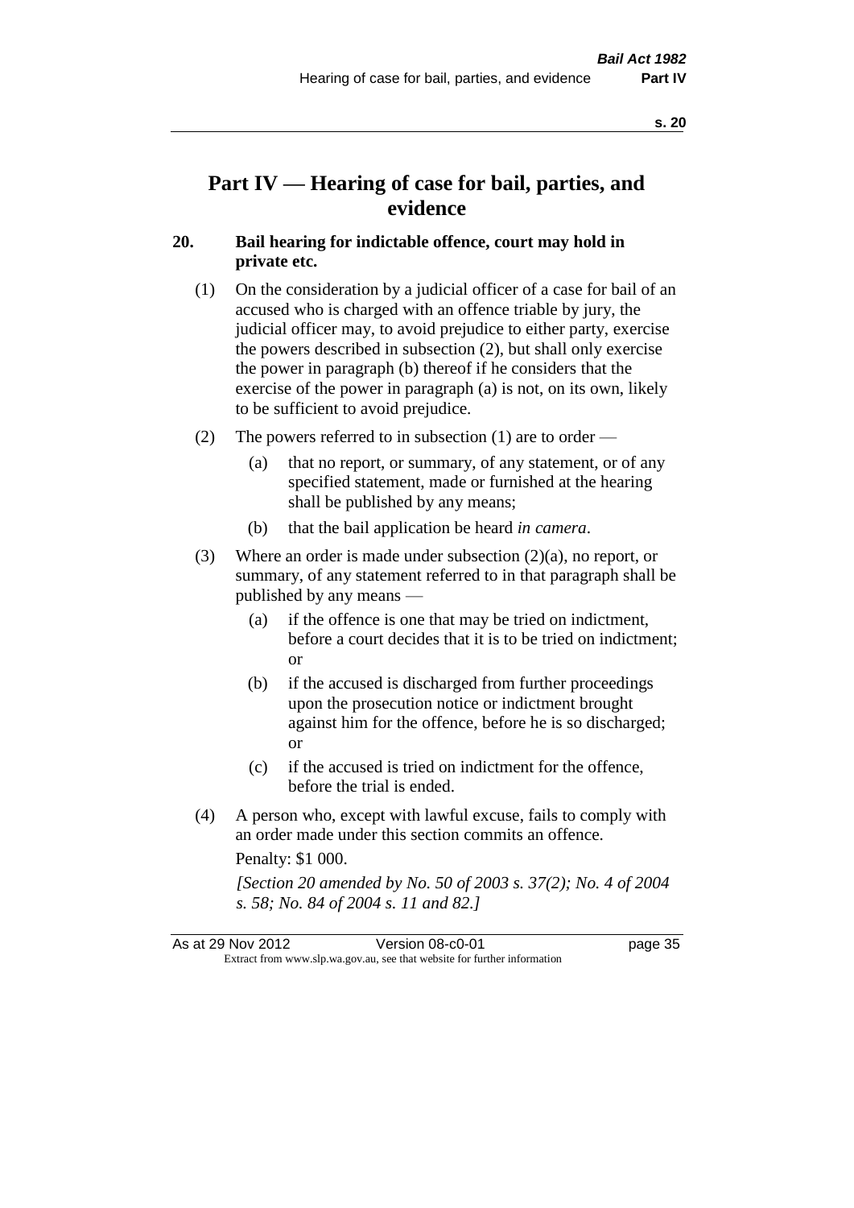# Part IV — Hearing of case for bail, parties, and evidence

## 20. Bail hearing for indictable offence, court may hold in private etc.

(1) On the consideration by a judicial officer of a case for bail of an accused who is charged with an offence triable by jury, the judicial officer may, to avoid prejudice to either party, exercise the powers described in subsection (2), but shall only exercise the power in paragraph (b) thereof if he considers that the exercise of the power in paragraph (a) is not, on its own, likely to be sufficient to avoid prejudice.

(2) The powers referred to in subsection (1) are to order —

(a) that no report, or summary, of any statement, or of any specified statement, made or furnished at the hearing shall be published by any means;

(b) that the bail application be heard *in camera*.

(3) Where an order is made under subsection (2)(a), no report, or summary, of any statement referred to in that paragraph shall be published by any means —

(a) if the offence is one that may be tried on indictment, before a court decides that it is to be tried on indictment; or

(b) if the accused is discharged from further proceedings upon the prosecution notice or indictment brought against him for the offence, before he is so discharged; or

(c) if the accused is tried on indictment for the offence, before the trial is ended.

(4) A person who, except with lawful excuse, fails to comply with an order made under this section commits an offence.

Penalty: $1 000.

*[Section 20 amended by No. 50 of 2003 s. 37(2); No. 4 of 2004 s. 58; No. 84 of 2004 s. 11 and 82.]*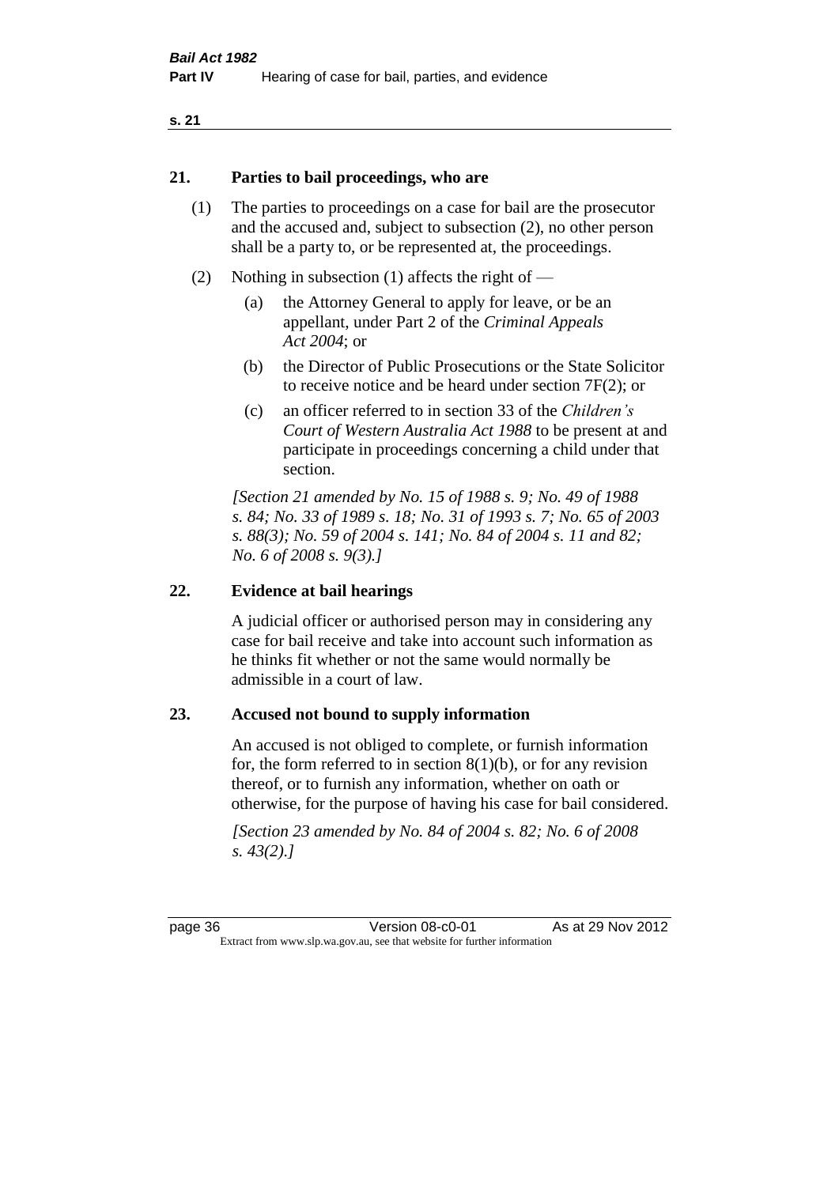## 21. Parties to bail proceedings, who are

(1) The parties to proceedings on a case for bail are the prosecutor and the accused and, subject to subsection (2), no other person shall be a party to, or be represented at, the proceedings.

(2) Nothing in subsection (1) affects the right of —

(a) the Attorney General to apply for leave, or be an appellant, under Part 2 of the *Criminal Appeals Act 2004*; or

(b) the Director of Public Prosecutions or the State Solicitor to receive notice and be heard under section 7F(2); or

(c) an officer referred to in section 33 of the *Children's Court of Western Australia Act 1988* to be present at and participate in proceedings concerning a child under that section.

*[Section 21 amended by No. 15 of 1988 s. 9; No. 49 of 1988 s. 84; No. 33 of 1989 s. 18; No. 31 of 1993 s. 7; No. 65 of 2003 s. 88(3); No. 59 of 2004 s. 141; No. 84 of 2004 s. 11 and 82; No. 6 of 2008 s. 9(3).]*

## 22. Evidence at bail hearings

A judicial officer or authorised person may in considering any case for bail receive and take into account such information as he thinks fit whether or not the same would normally be admissible in a court of law.

## 23. Accused not bound to supply information

An accused is not obliged to complete, or furnish information for, the form referred to in section 8(1)(b), or for any revision thereof, or to furnish any information, whether on oath or otherwise, for the purpose of having his case for bail considered.

*[Section 23 amended by No. 84 of 2004 s. 82; No. 6 of 2008 s. 43(2).]*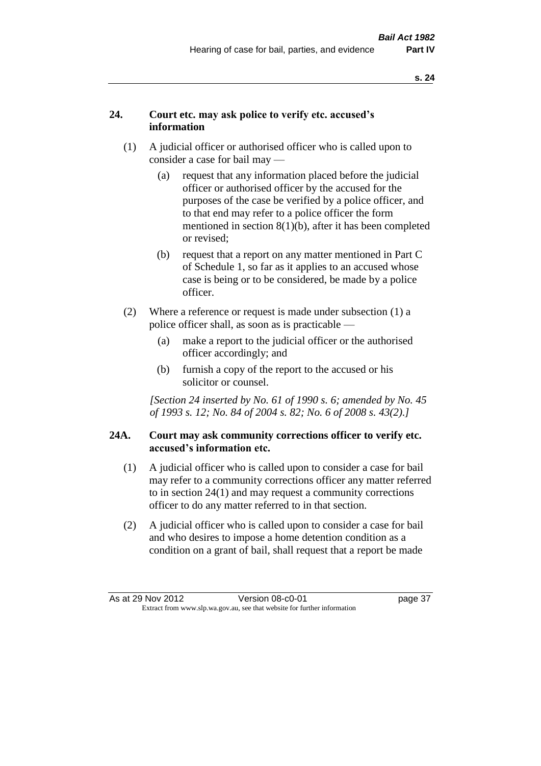## 24. Court etc. may ask police to verify etc. accused's information

(1) A judicial officer or authorised officer who is called upon to consider a case for bail may —

(a) request that any information placed before the judicial officer or authorised officer by the accused for the purposes of the case be verified by a police officer, and to that end may refer to a police officer the form mentioned in section 8(1)(b), after it has been completed or revised;

(b) request that a report on any matter mentioned in Part C of Schedule 1, so far as it applies to an accused whose case is being or to be considered, be made by a police officer.

(2) Where a reference or request is made under subsection (1) a police officer shall, as soon as is practicable —

(a) make a report to the judicial officer or the authorised officer accordingly; and

(b) furnish a copy of the report to the accused or his solicitor or counsel.

*[Section 24 inserted by No. 61 of 1990 s. 6; amended by No. 45 of 1993 s. 12; No. 84 of 2004 s. 82; No. 6 of 2008 s. 43(2).]*

## 24A. Court may ask community corrections officer to verify etc. accused's information etc.

(1) A judicial officer who is called upon to consider a case for bail may refer to a community corrections officer any matter referred to in section 24(1) and may request a community corrections officer to do any matter referred to in that section.

(2) A judicial officer who is called upon to consider a case for bail and who desires to impose a home detention condition as a condition on a grant of bail, shall request that a report be made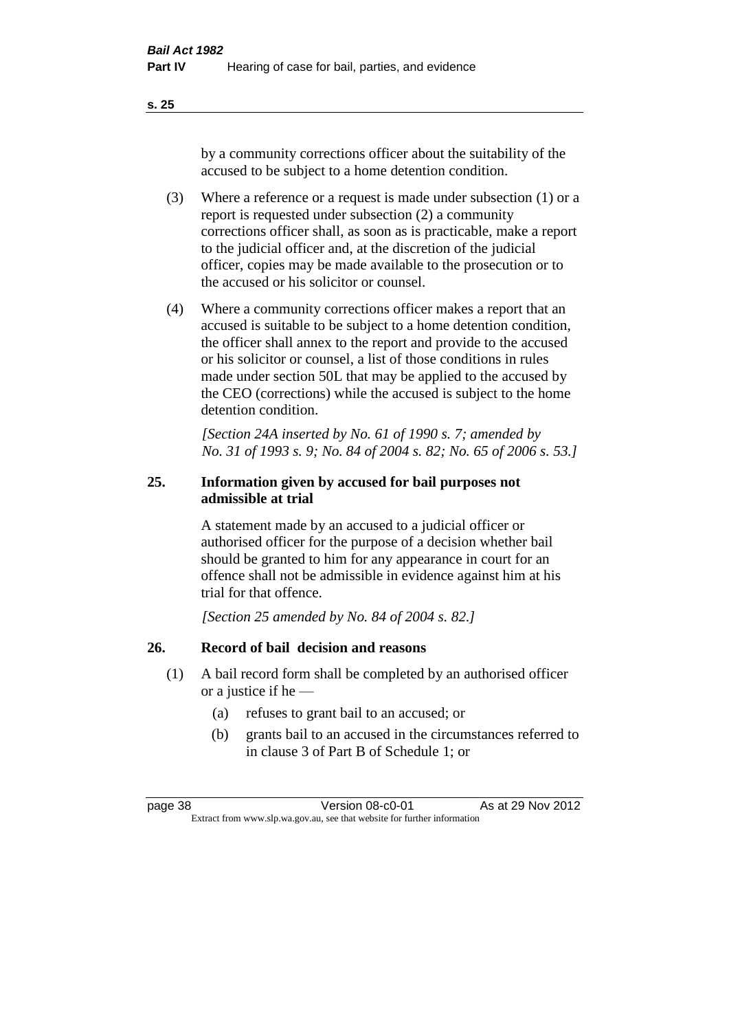by a community corrections officer about the suitability of the accused to be subject to a home detention condition.

(3) Where a reference or a request is made under subsection (1) or a report is requested under subsection (2) a community corrections officer shall, as soon as is practicable, make a report to the judicial officer and, at the discretion of the judicial officer, copies may be made available to the prosecution or to the accused or his solicitor or counsel.

(4) Where a community corrections officer makes a report that an accused is suitable to be subject to a home detention condition, the officer shall annex to the report and provide to the accused or his solicitor or counsel, a list of those conditions in rules made under section 50L that may be applied to the accused by the CEO (corrections) while the accused is subject to the home detention condition.

*[Section 24A inserted by No. 61 of 1990 s. 7; amended by No. 31 of 1993 s. 9; No. 84 of 2004 s. 82; No. 65 of 2006 s. 53.]*

### 25. Information given by accused for bail purposes not admissible at trial

A statement made by an accused to a judicial officer or authorised officer for the purpose of a decision whether bail should be granted to him for any appearance in court for an offence shall not be admissible in evidence against him at his trial for that offence.

*[Section 25 amended by No. 84 of 2004 s. 82.]*

### 26. Record of bail decision and reasons

(1) A bail record form shall be completed by an authorised officer or a justice if he —

(a) refuses to grant bail to an accused; or

(b) grants bail to an accused in the circumstances referred to in clause 3 of Part B of Schedule 1; or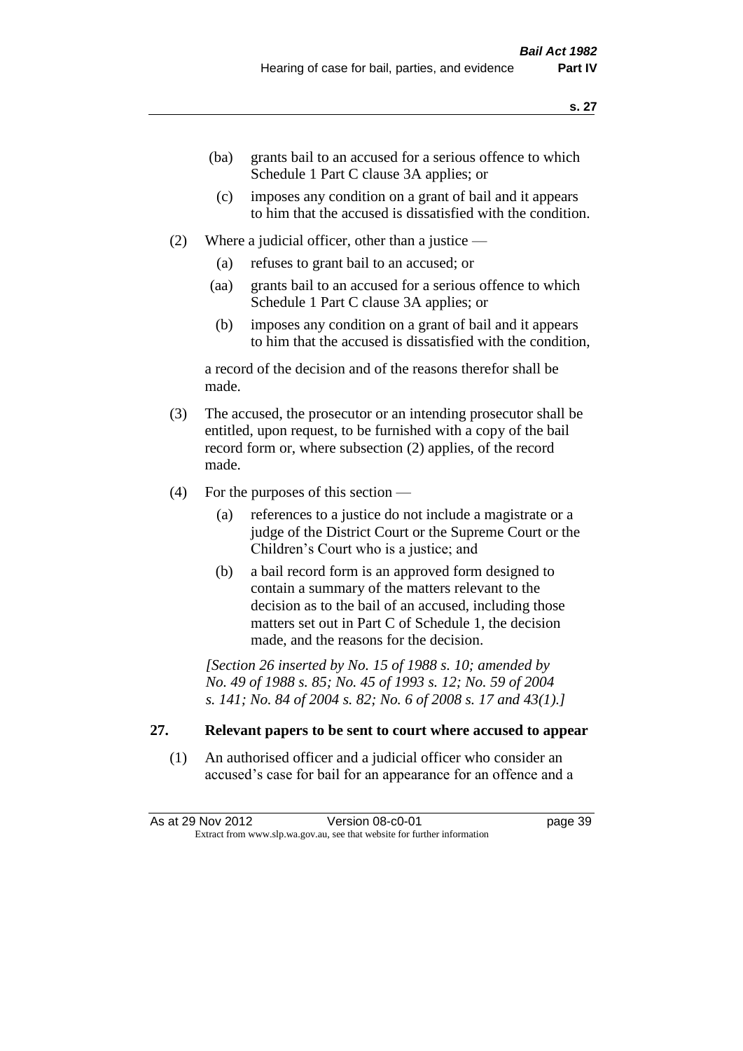(ba) grants bail to an accused for a serious offence to which Schedule 1 Part C clause 3A applies; or

(c) imposes any condition on a grant of bail and it appears to him that the accused is dissatisfied with the condition.

(2) Where a judicial officer, other than a justice —

(a) refuses to grant bail to an accused; or

(aa) grants bail to an accused for a serious offence to which Schedule 1 Part C clause 3A applies; or

(b) imposes any condition on a grant of bail and it appears to him that the accused is dissatisfied with the condition,

a record of the decision and of the reasons therefor shall be made.

(3) The accused, the prosecutor or an intending prosecutor shall be entitled, upon request, to be furnished with a copy of the bail record form or, where subsection (2) applies, of the record made.

(4) For the purposes of this section —

(a) references to a justice do not include a magistrate or a judge of the District Court or the Supreme Court or the Children's Court who is a justice; and

(b) a bail record form is an approved form designed to contain a summary of the matters relevant to the decision as to the bail of an accused, including those matters set out in Part C of Schedule 1, the decision made, and the reasons for the decision.

*[Section 26 inserted by No. 15 of 1988 s. 10; amended by No. 49 of 1988 s. 85; No. 45 of 1993 s. 12; No. 59 of 2004 s. 141; No. 84 of 2004 s. 82; No. 6 of 2008 s. 17 and 43(1).]*

## 27. Relevant papers to be sent to court where accused to appear

(1) An authorised officer and a judicial officer who consider an accused's case for bail for an appearance for an offence and a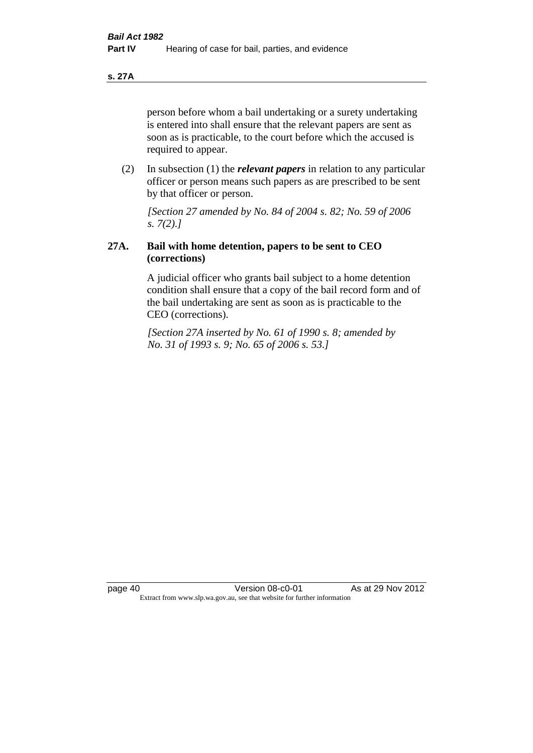person before whom a bail undertaking or a surety undertaking is entered into shall ensure that the relevant papers are sent as soon as is practicable, to the court before which the accused is required to appear.

(2) In subsection (1) the ***relevant papers*** in relation to any particular officer or person means such papers as are prescribed to be sent by that officer or person.

*[Section 27 amended by No. 84 of 2004 s. 82; No. 59 of 2006 s. 7(2).]*

## 27A. Bail with home detention, papers to be sent to CEO (corrections)

A judicial officer who grants bail subject to a home detention condition shall ensure that a copy of the bail record form and of the bail undertaking are sent as soon as is practicable to the CEO (corrections).

*[Section 27A inserted by No. 61 of 1990 s. 8; amended by No. 31 of 1993 s. 9; No. 65 of 2006 s. 53.]*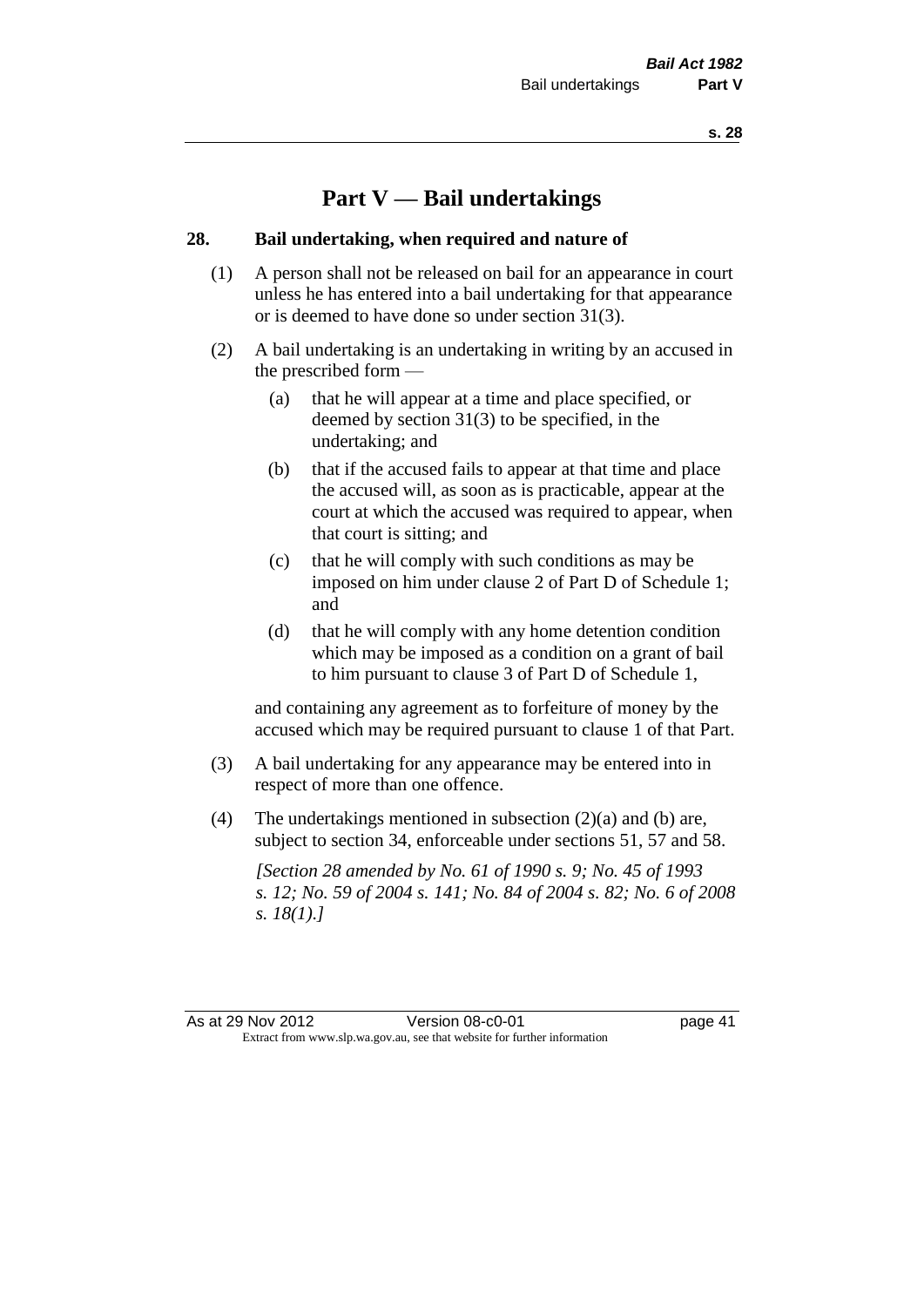# Part V — Bail undertakings

## 28. Bail undertaking, when required and nature of

(1) A person shall not be released on bail for an appearance in court unless he has entered into a bail undertaking for that appearance or is deemed to have done so under section 31(3).

(2) A bail undertaking is an undertaking in writing by an accused in the prescribed form —

- (a) that he will appear at a time and place specified, or deemed by section 31(3) to be specified, in the undertaking; and
- (b) that if the accused fails to appear at that time and place the accused will, as soon as is practicable, appear at the court at which the accused was required to appear, when that court is sitting; and
- (c) that he will comply with such conditions as may be imposed on him under clause 2 of Part D of Schedule 1; and
- (d) that he will comply with any home detention condition which may be imposed as a condition on a grant of bail to him pursuant to clause 3 of Part D of Schedule 1,

and containing any agreement as to forfeiture of money by the accused which may be required pursuant to clause 1 of that Part.

(3) A bail undertaking for any appearance may be entered into in respect of more than one offence.

(4) The undertakings mentioned in subsection (2)(a) and (b) are, subject to section 34, enforceable under sections 51, 57 and 58.

*[Section 28 amended by No. 61 of 1990 s. 9; No. 45 of 1993 s. 12; No. 59 of 2004 s. 141; No. 84 of 2004 s. 82; No. 6 of 2008 s. 18(1).]*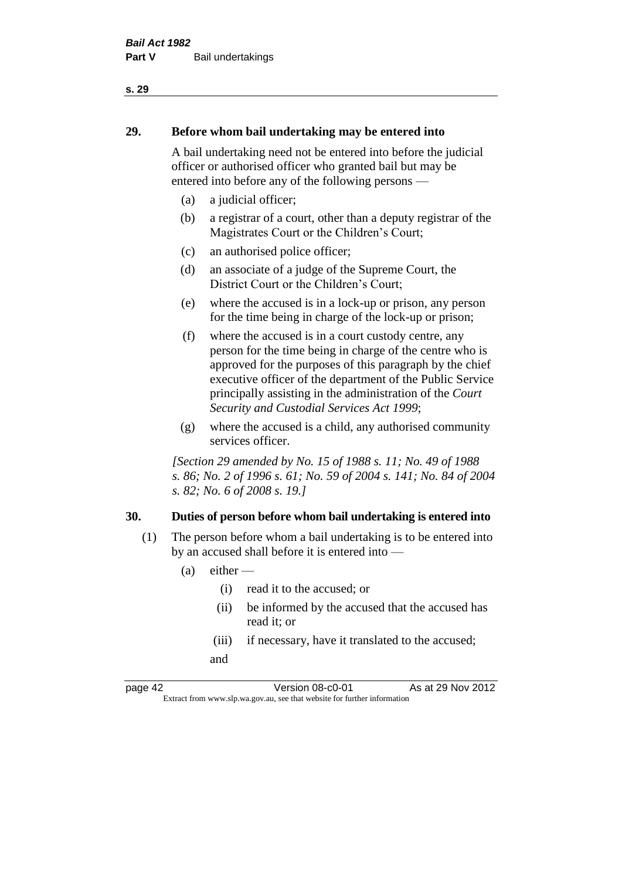## 29. Before whom bail undertaking may be entered into

A bail undertaking need not be entered into before the judicial officer or authorised officer who granted bail but may be entered into before any of the following persons —

- (a) a judicial officer;
- (b) a registrar of a court, other than a deputy registrar of the Magistrates Court or the Children's Court;
- (c) an authorised police officer;
- (d) an associate of a judge of the Supreme Court, the District Court or the Children's Court;
- (e) where the accused is in a lock-up or prison, any person for the time being in charge of the lock-up or prison;
- (f) where the accused is in a court custody centre, any person for the time being in charge of the centre who is approved for the purposes of this paragraph by the chief executive officer of the department of the Public Service principally assisting in the administration of the *Court Security and Custodial Services Act 1999*;
- (g) where the accused is a child, any authorised community services officer.

*[Section 29 amended by No. 15 of 1988 s. 11; No. 49 of 1988 s. 86; No. 2 of 1996 s. 61; No. 59 of 2004 s. 141; No. 84 of 2004 s. 82; No. 6 of 2008 s. 19.]*

## 30. Duties of person before whom bail undertaking is entered into

(1) The person before whom a bail undertaking is to be entered into by an accused shall before it is entered into —

- (a) either —
  - (i) read it to the accused; or
  - (ii) be informed by the accused that the accused has read it; or
  - (iii) if necessary, have it translated to the accused;

  and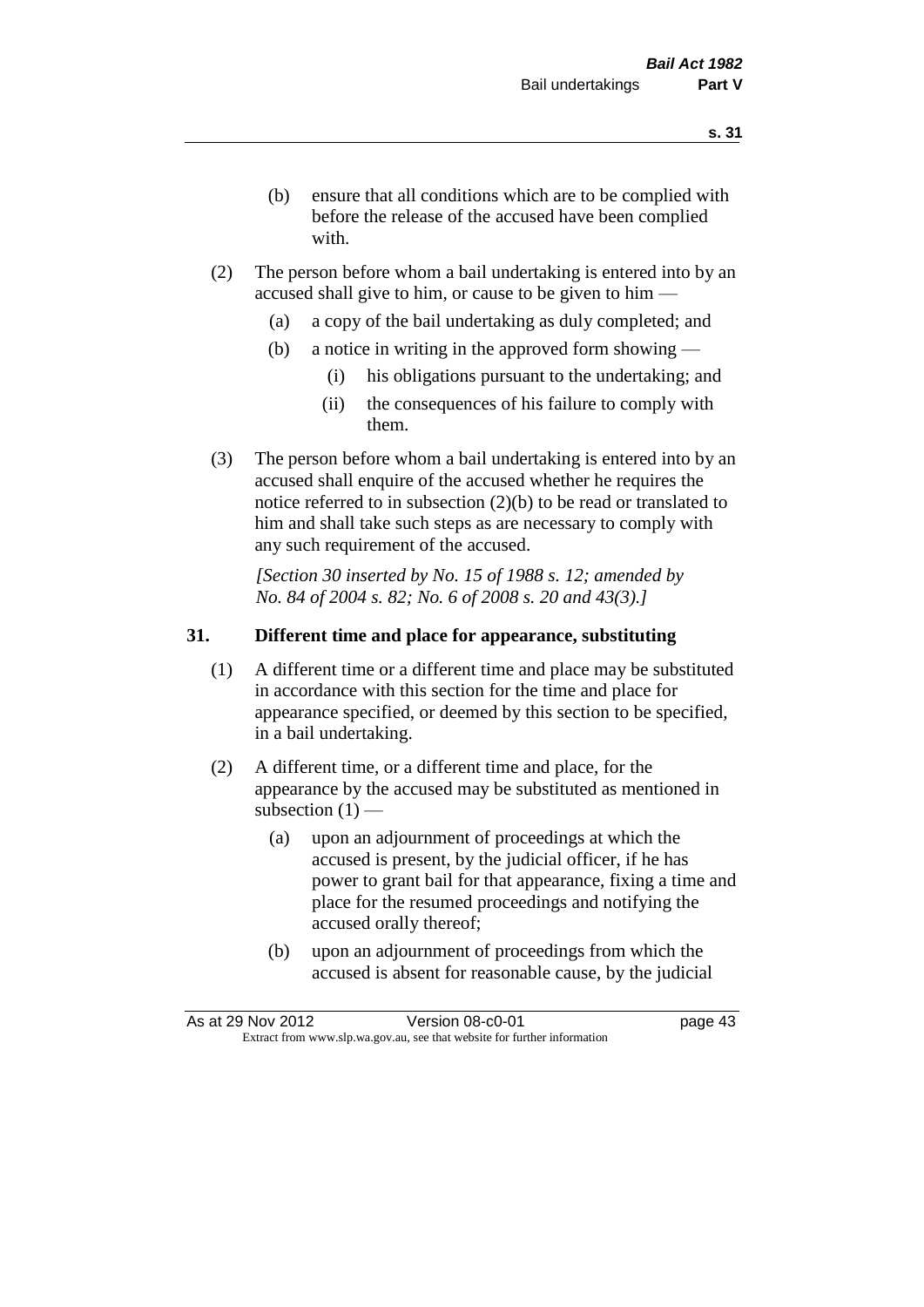(b) ensure that all conditions which are to be complied with before the release of the accused have been complied with.

(2) The person before whom a bail undertaking is entered into by an accused shall give to him, or cause to be given to him —

(a) a copy of the bail undertaking as duly completed; and

(b) a notice in writing in the approved form showing —

(i) his obligations pursuant to the undertaking; and

(ii) the consequences of his failure to comply with them.

(3) The person before whom a bail undertaking is entered into by an accused shall enquire of the accused whether he requires the notice referred to in subsection (2)(b) to be read or translated to him and shall take such steps as are necessary to comply with any such requirement of the accused.

*[Section 30 inserted by No. 15 of 1988 s. 12; amended by No. 84 of 2004 s. 82; No. 6 of 2008 s. 20 and 43(3).]*

## 31. Different time and place for appearance, substituting

(1) A different time or a different time and place may be substituted in accordance with this section for the time and place for appearance specified, or deemed by this section to be specified, in a bail undertaking.

(2) A different time, or a different time and place, for the appearance by the accused may be substituted as mentioned in subsection (1) —

(a) upon an adjournment of proceedings at which the accused is present, by the judicial officer, if he has power to grant bail for that appearance, fixing a time and place for the resumed proceedings and notifying the accused orally thereof;

(b) upon an adjournment of proceedings from which the accused is absent for reasonable cause, by the judicial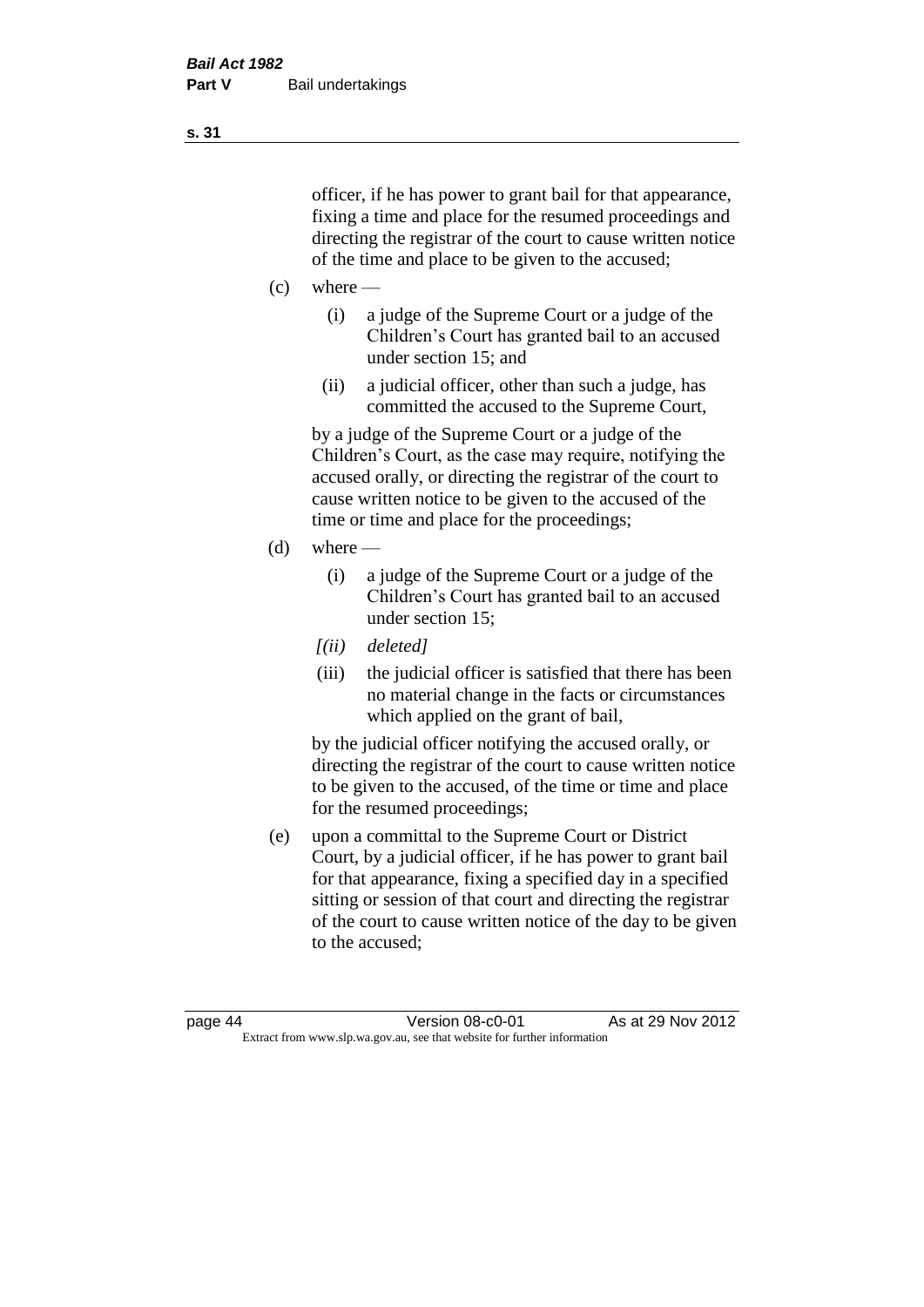officer, if he has power to grant bail for that appearance, fixing a time and place for the resumed proceedings and directing the registrar of the court to cause written notice of the time and place to be given to the accused;

(c) where —

(i) a judge of the Supreme Court or a judge of the Children's Court has granted bail to an accused under section 15; and

(ii) a judicial officer, other than such a judge, has committed the accused to the Supreme Court,

by a judge of the Supreme Court or a judge of the Children's Court, as the case may require, notifying the accused orally, or directing the registrar of the court to cause written notice to be given to the accused of the time or time and place for the proceedings;

(d) where —

(i) a judge of the Supreme Court or a judge of the Children's Court has granted bail to an accused under section 15;

*[(ii) deleted]*

(iii) the judicial officer is satisfied that there has been no material change in the facts or circumstances which applied on the grant of bail,

by the judicial officer notifying the accused orally, or directing the registrar of the court to cause written notice to be given to the accused, of the time or time and place for the resumed proceedings;

(e) upon a committal to the Supreme Court or District Court, by a judicial officer, if he has power to grant bail for that appearance, fixing a specified day in a specified sitting or session of that court and directing the registrar of the court to cause written notice of the day to be given to the accused;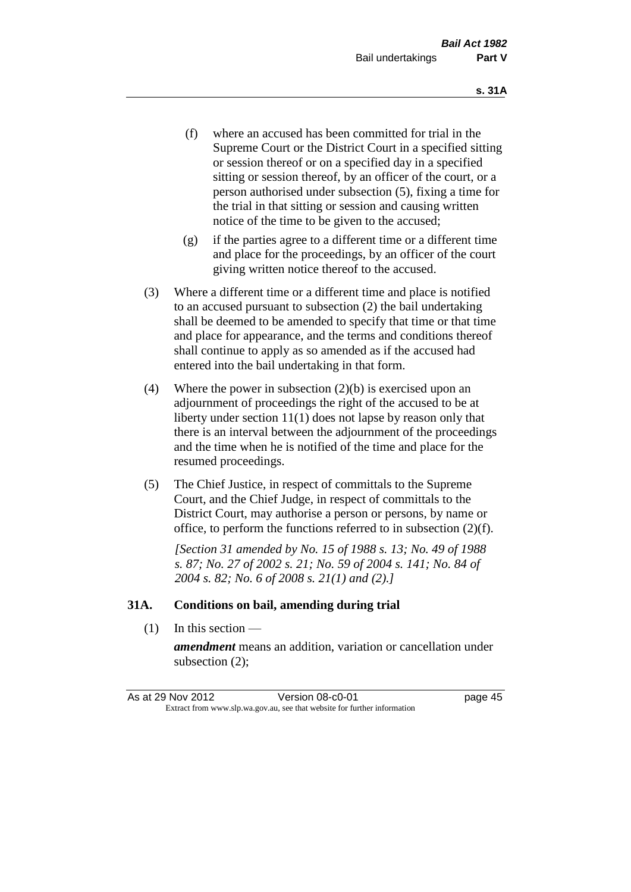(f) where an accused has been committed for trial in the Supreme Court or the District Court in a specified sitting or session thereof or on a specified day in a specified sitting or session thereof, by an officer of the court, or a person authorised under subsection (5), fixing a time for the trial in that sitting or session and causing written notice of the time to be given to the accused;

(g) if the parties agree to a different time or a different time and place for the proceedings, by an officer of the court giving written notice thereof to the accused.

(3) Where a different time or a different time and place is notified to an accused pursuant to subsection (2) the bail undertaking shall be deemed to be amended to specify that time or that time and place for appearance, and the terms and conditions thereof shall continue to apply as so amended as if the accused had entered into the bail undertaking in that form.

(4) Where the power in subsection (2)(b) is exercised upon an adjournment of proceedings the right of the accused to be at liberty under section 11(1) does not lapse by reason only that there is an interval between the adjournment of the proceedings and the time when he is notified of the time and place for the resumed proceedings.

(5) The Chief Justice, in respect of committals to the Supreme Court, and the Chief Judge, in respect of committals to the District Court, may authorise a person or persons, by name or office, to perform the functions referred to in subsection (2)(f).

*[Section 31 amended by No. 15 of 1988 s. 13; No. 49 of 1988 s. 87; No. 27 of 2002 s. 21; No. 59 of 2004 s. 141; No. 84 of 2004 s. 82; No. 6 of 2008 s. 21(1) and (2).]*

### 31A. Conditions on bail, amending during trial

(1) In this section —

***amendment*** means an addition, variation or cancellation under subsection (2);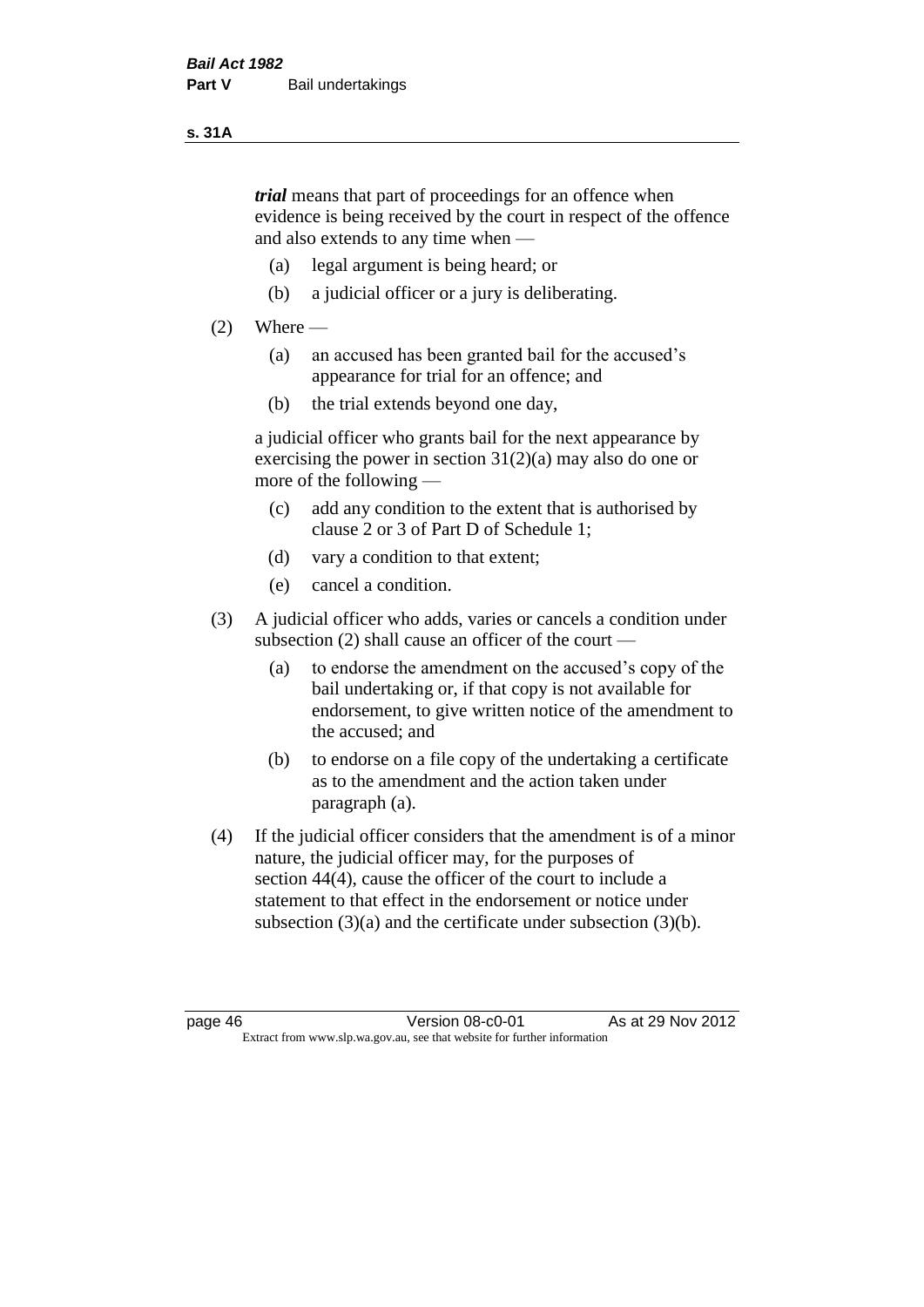*trial* means that part of proceedings for an offence when evidence is being received by the court in respect of the offence and also extends to any time when —

(a) legal argument is being heard; or

(b) a judicial officer or a jury is deliberating.

(2) Where —

(a) an accused has been granted bail for the accused's appearance for trial for an offence; and

(b) the trial extends beyond one day,

a judicial officer who grants bail for the next appearance by exercising the power in section 31(2)(a) may also do one or more of the following —

(c) add any condition to the extent that is authorised by clause 2 or 3 of Part D of Schedule 1;

(d) vary a condition to that extent;

(e) cancel a condition.

(3) A judicial officer who adds, varies or cancels a condition under subsection (2) shall cause an officer of the court —

(a) to endorse the amendment on the accused's copy of the bail undertaking or, if that copy is not available for endorsement, to give written notice of the amendment to the accused; and

(b) to endorse on a file copy of the undertaking a certificate as to the amendment and the action taken under paragraph (a).

(4) If the judicial officer considers that the amendment is of a minor nature, the judicial officer may, for the purposes of section 44(4), cause the officer of the court to include a statement to that effect in the endorsement or notice under subsection (3)(a) and the certificate under subsection (3)(b).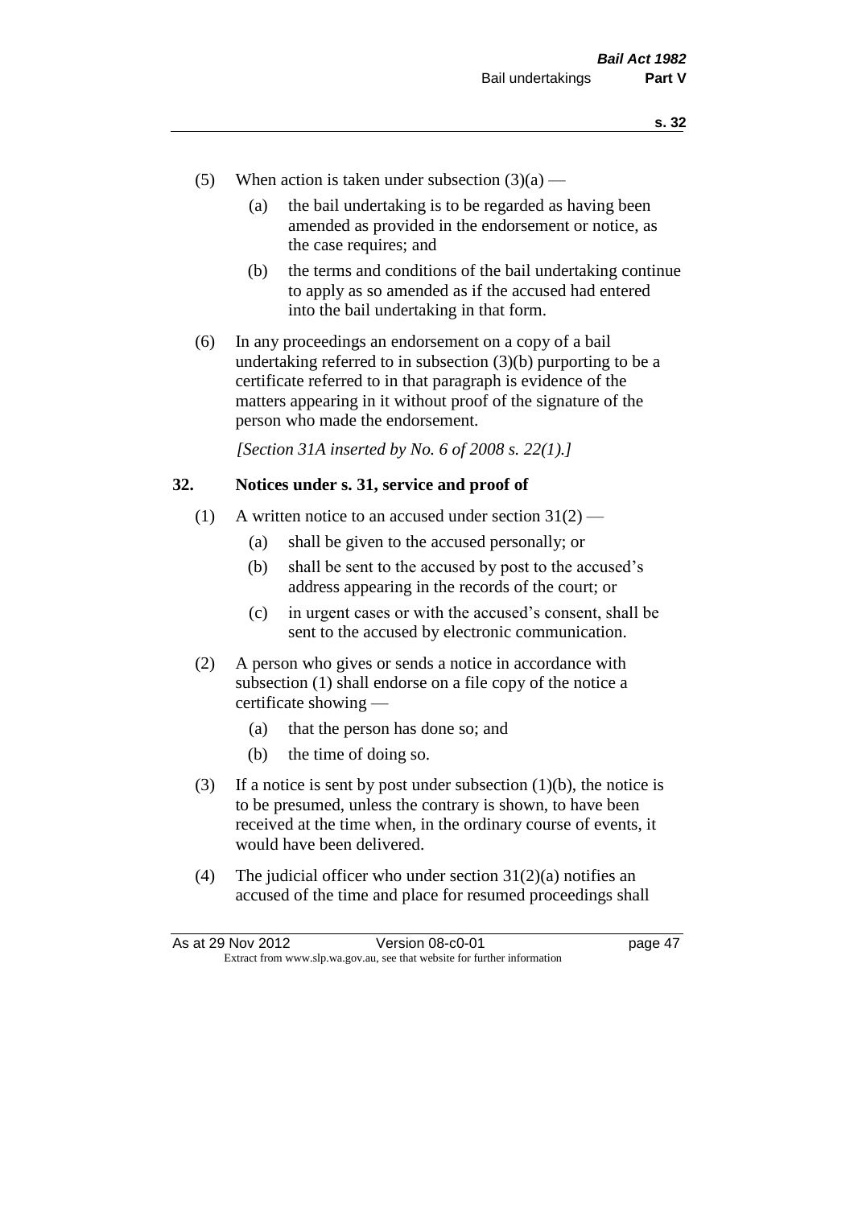(5) When action is taken under subsection (3)(a) —

  (a) the bail undertaking is to be regarded as having been amended as provided in the endorsement or notice, as the case requires; and

  (b) the terms and conditions of the bail undertaking continue to apply as so amended as if the accused had entered into the bail undertaking in that form.

(6) In any proceedings an endorsement on a copy of a bail undertaking referred to in subsection (3)(b) purporting to be a certificate referred to in that paragraph is evidence of the matters appearing in it without proof of the signature of the person who made the endorsement.

*[Section 31A inserted by No. 6 of 2008 s. 22(1).]*

## 32. Notices under s. 31, service and proof of

(1) A written notice to an accused under section 31(2) —

  (a) shall be given to the accused personally; or

  (b) shall be sent to the accused by post to the accused's address appearing in the records of the court; or

  (c) in urgent cases or with the accused's consent, shall be sent to the accused by electronic communication.

(2) A person who gives or sends a notice in accordance with subsection (1) shall endorse on a file copy of the notice a certificate showing —

  (a) that the person has done so; and

  (b) the time of doing so.

(3) If a notice is sent by post under subsection (1)(b), the notice is to be presumed, unless the contrary is shown, to have been received at the time when, in the ordinary course of events, it would have been delivered.

(4) The judicial officer who under section 31(2)(a) notifies an accused of the time and place for resumed proceedings shall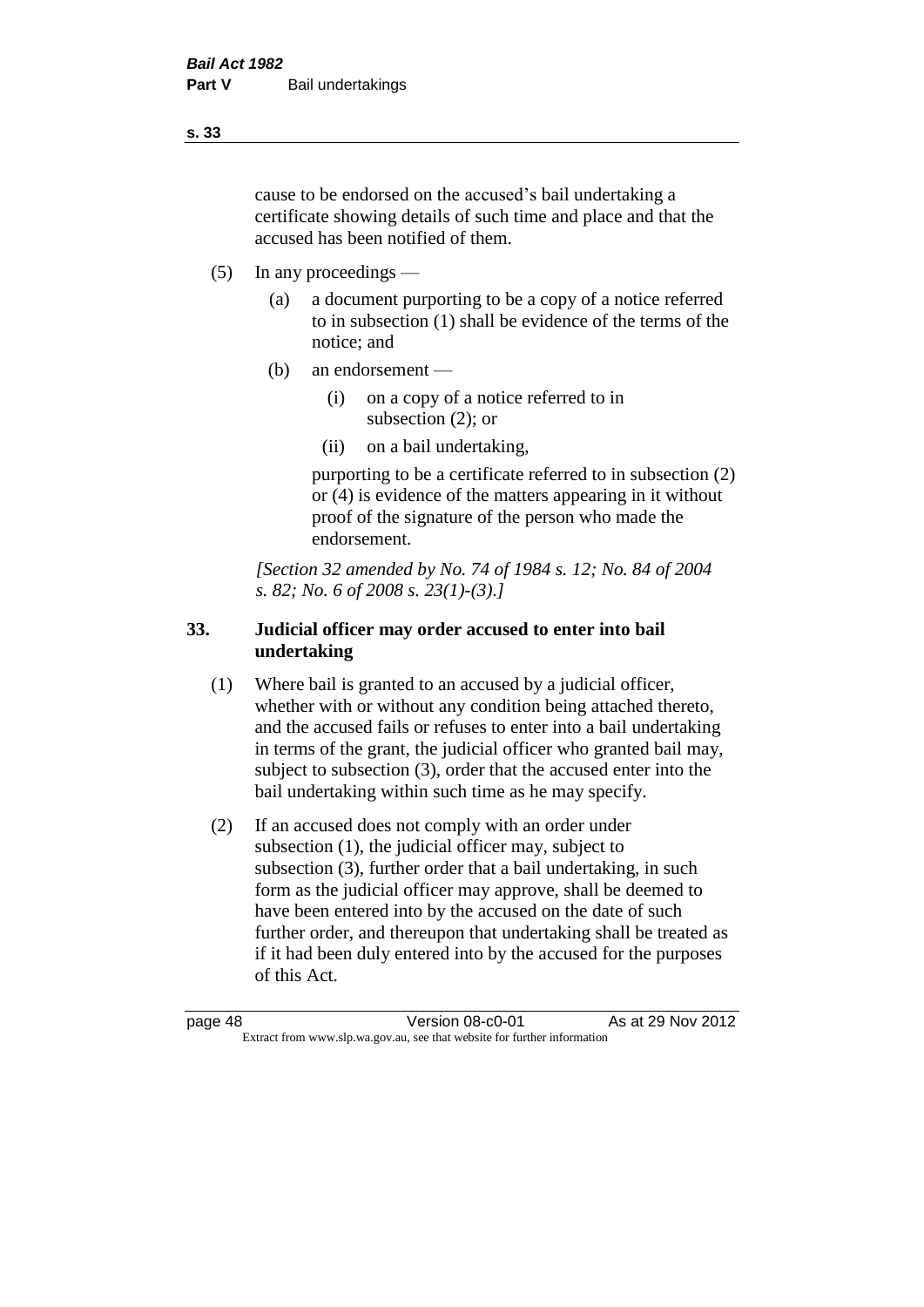cause to be endorsed on the accused's bail undertaking a certificate showing details of such time and place and that the accused has been notified of them.

(5) In any proceedings —

(a) a document purporting to be a copy of a notice referred to in subsection (1) shall be evidence of the terms of the notice; and

(b) an endorsement —

(i) on a copy of a notice referred to in subsection (2); or

(ii) on a bail undertaking,

purporting to be a certificate referred to in subsection (2) or (4) is evidence of the matters appearing in it without proof of the signature of the person who made the endorsement.

*[Section 32 amended by No. 74 of 1984 s. 12; No. 84 of 2004 s. 82; No. 6 of 2008 s. 23(1)-(3).]*

### 33. Judicial officer may order accused to enter into bail undertaking

(1) Where bail is granted to an accused by a judicial officer, whether with or without any condition being attached thereto, and the accused fails or refuses to enter into a bail undertaking in terms of the grant, the judicial officer who granted bail may, subject to subsection (3), order that the accused enter into the bail undertaking within such time as he may specify.

(2) If an accused does not comply with an order under subsection (1), the judicial officer may, subject to subsection (3), further order that a bail undertaking, in such form as the judicial officer may approve, shall be deemed to have been entered into by the accused on the date of such further order, and thereupon that undertaking shall be treated as if it had been duly entered into by the accused for the purposes of this Act.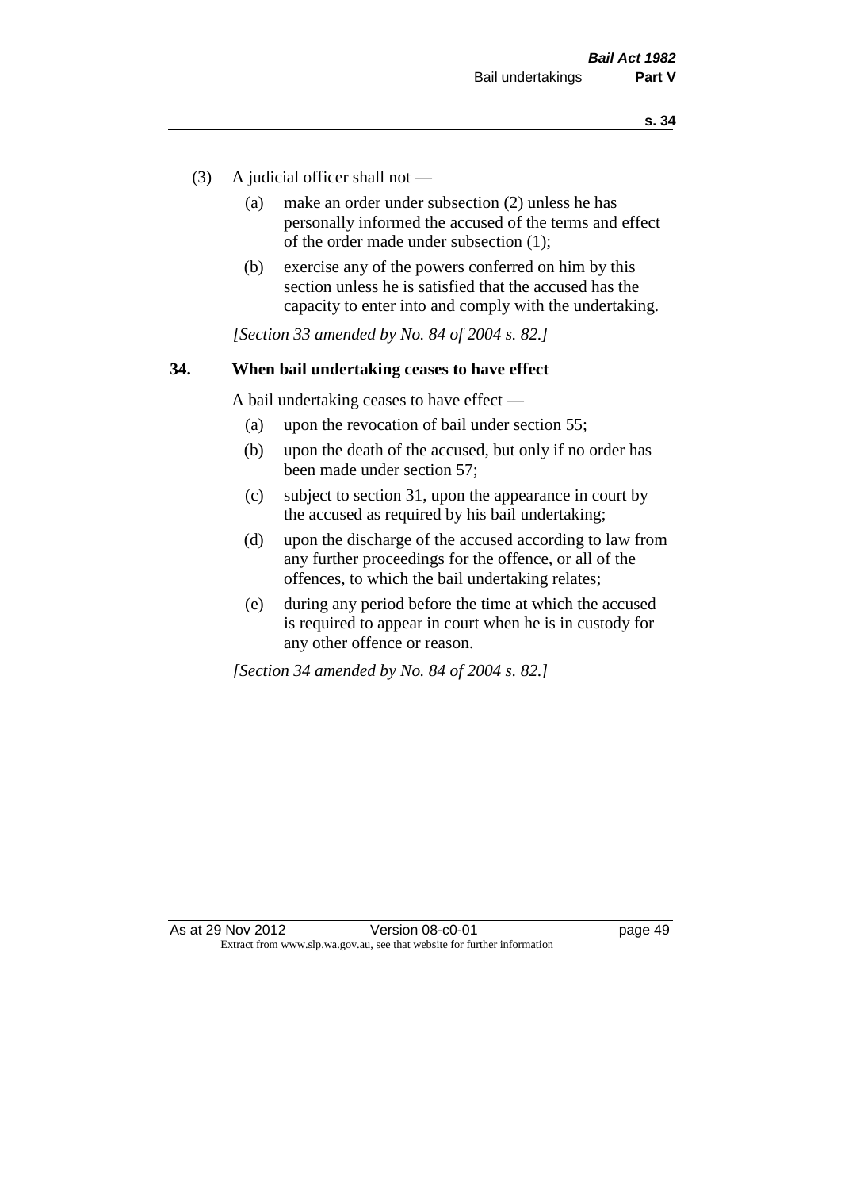(3) A judicial officer shall not —

(a) make an order under subsection (2) unless he has personally informed the accused of the terms and effect of the order made under subsection (1);

(b) exercise any of the powers conferred on him by this section unless he is satisfied that the accused has the capacity to enter into and comply with the undertaking.

*[Section 33 amended by No. 84 of 2004 s. 82.]*

## 34. When bail undertaking ceases to have effect

A bail undertaking ceases to have effect —

(a) upon the revocation of bail under section 55;

(b) upon the death of the accused, but only if no order has been made under section 57;

(c) subject to section 31, upon the appearance in court by the accused as required by his bail undertaking;

(d) upon the discharge of the accused according to law from any further proceedings for the offence, or all of the offences, to which the bail undertaking relates;

(e) during any period before the time at which the accused is required to appear in court when he is in custody for any other offence or reason.

*[Section 34 amended by No. 84 of 2004 s. 82.]*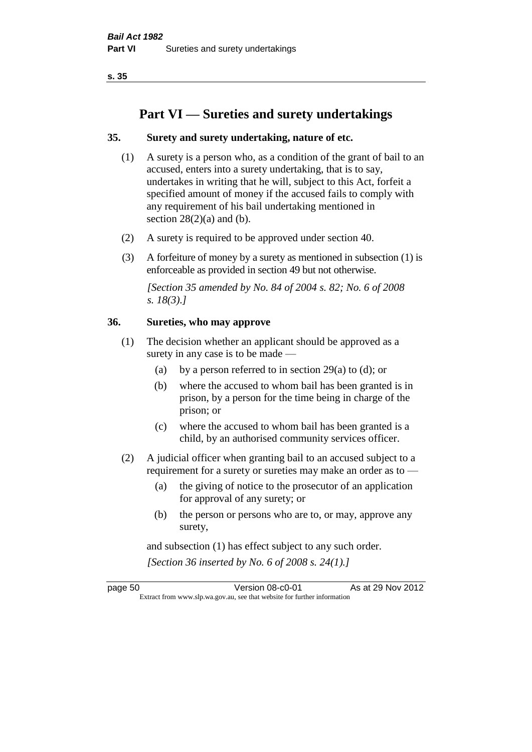# Part VI — Sureties and surety undertakings

## 35. Surety and surety undertaking, nature of etc.

(1) A surety is a person who, as a condition of the grant of bail to an accused, enters into a surety undertaking, that is to say, undertakes in writing that he will, subject to this Act, forfeit a specified amount of money if the accused fails to comply with any requirement of his bail undertaking mentioned in section 28(2)(a) and (b).

(2) A surety is required to be approved under section 40.

(3) A forfeiture of money by a surety as mentioned in subsection (1) is enforceable as provided in section 49 but not otherwise.

*[Section 35 amended by No. 84 of 2004 s. 82; No. 6 of 2008 s. 18(3).]*

## 36. Sureties, who may approve

(1) The decision whether an applicant should be approved as a surety in any case is to be made —

- (a) by a person referred to in section 29(a) to (d); or
- (b) where the accused to whom bail has been granted is in prison, by a person for the time being in charge of the prison; or
- (c) where the accused to whom bail has been granted is a child, by an authorised community services officer.

(2) A judicial officer when granting bail to an accused subject to a requirement for a surety or sureties may make an order as to —

- (a) the giving of notice to the prosecutor of an application for approval of any surety; or
- (b) the person or persons who are to, or may, approve any surety,

and subsection (1) has effect subject to any such order.

*[Section 36 inserted by No. 6 of 2008 s. 24(1).]*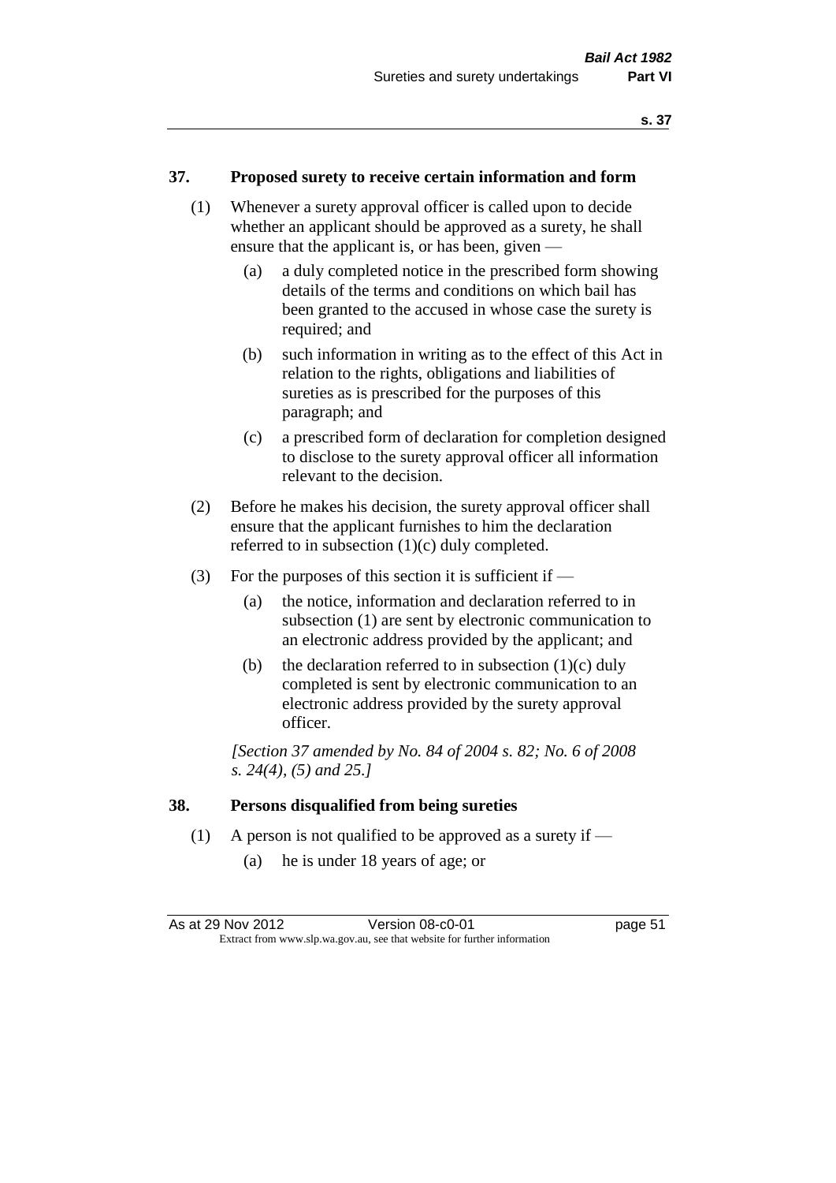## 37. Proposed surety to receive certain information and form

(1) Whenever a surety approval officer is called upon to decide whether an applicant should be approved as a surety, he shall ensure that the applicant is, or has been, given —

- (a) a duly completed notice in the prescribed form showing details of the terms and conditions on which bail has been granted to the accused in whose case the surety is required; and
- (b) such information in writing as to the effect of this Act in relation to the rights, obligations and liabilities of sureties as is prescribed for the purposes of this paragraph; and
- (c) a prescribed form of declaration for completion designed to disclose to the surety approval officer all information relevant to the decision.

(2) Before he makes his decision, the surety approval officer shall ensure that the applicant furnishes to him the declaration referred to in subsection (1)(c) duly completed.

(3) For the purposes of this section it is sufficient if —

- (a) the notice, information and declaration referred to in subsection (1) are sent by electronic communication to an electronic address provided by the applicant; and
- (b) the declaration referred to in subsection (1)(c) duly completed is sent by electronic communication to an electronic address provided by the surety approval officer.

*[Section 37 amended by No. 84 of 2004 s. 82; No. 6 of 2008 s. 24(4), (5) and 25.]*

## 38. Persons disqualified from being sureties

(1) A person is not qualified to be approved as a surety if —

- (a) he is under 18 years of age; or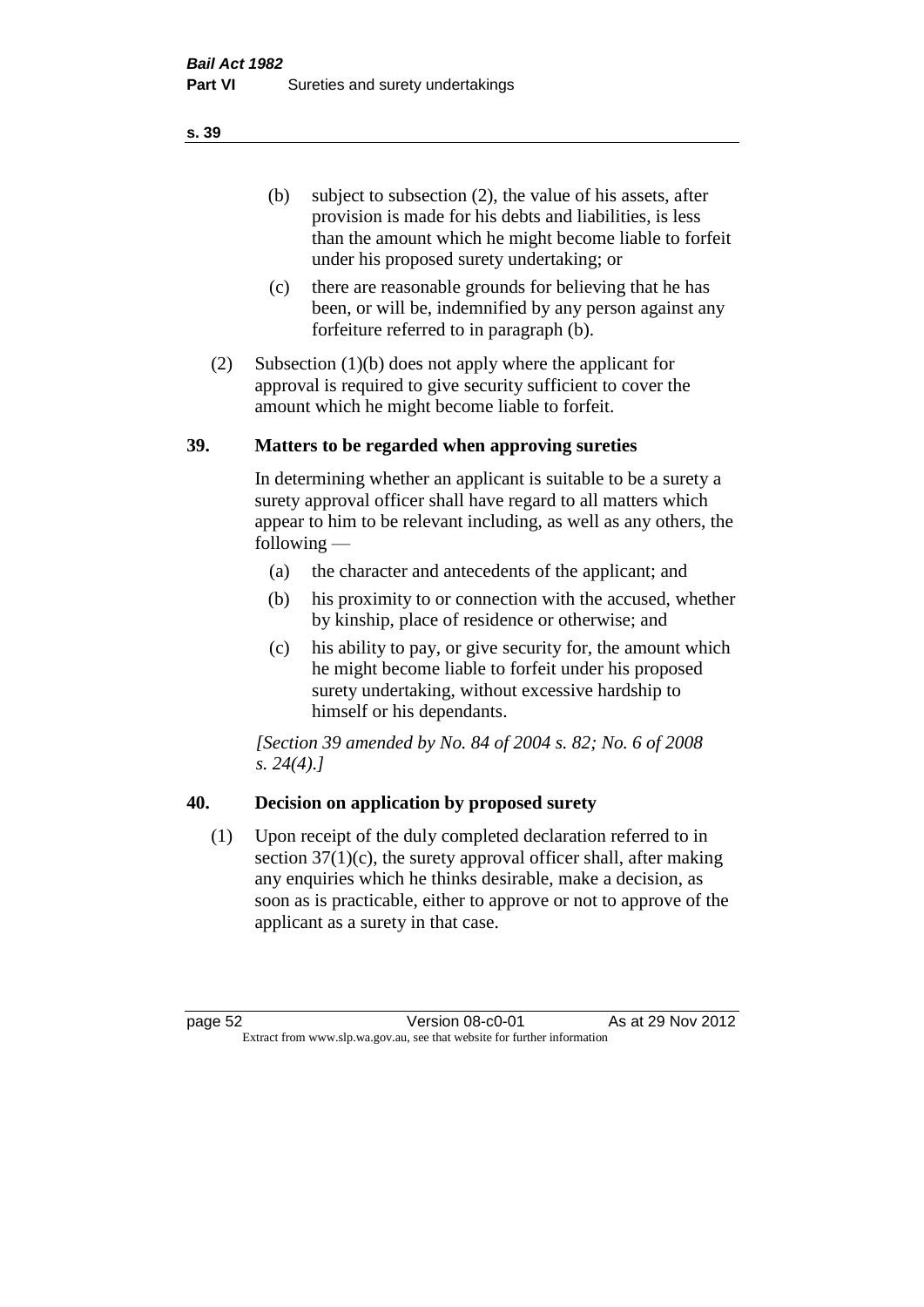(b) subject to subsection (2), the value of his assets, after provision is made for his debts and liabilities, is less than the amount which he might become liable to forfeit under his proposed surety undertaking; or

(c) there are reasonable grounds for believing that he has been, or will be, indemnified by any person against any forfeiture referred to in paragraph (b).

(2) Subsection (1)(b) does not apply where the applicant for approval is required to give security sufficient to cover the amount which he might become liable to forfeit.

## 39. Matters to be regarded when approving sureties

In determining whether an applicant is suitable to be a surety a surety approval officer shall have regard to all matters which appear to him to be relevant including, as well as any others, the following —

(a) the character and antecedents of the applicant; and

(b) his proximity to or connection with the accused, whether by kinship, place of residence or otherwise; and

(c) his ability to pay, or give security for, the amount which he might become liable to forfeit under his proposed surety undertaking, without excessive hardship to himself or his dependants.

*[Section 39 amended by No. 84 of 2004 s. 82; No. 6 of 2008 s. 24(4).]*

## 40. Decision on application by proposed surety

(1) Upon receipt of the duly completed declaration referred to in section 37(1)(c), the surety approval officer shall, after making any enquiries which he thinks desirable, make a decision, as soon as is practicable, either to approve or not to approve of the applicant as a surety in that case.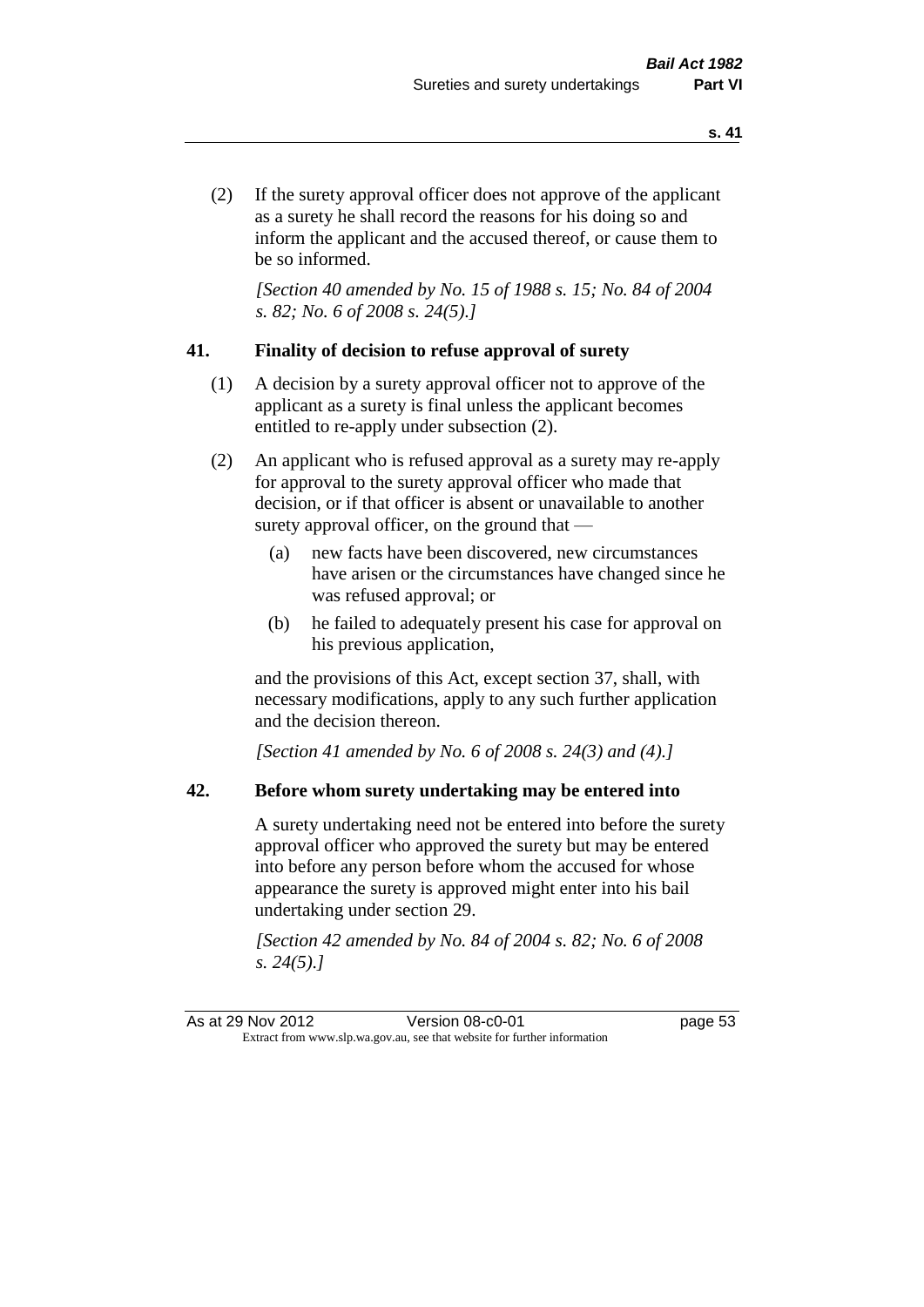(2) If the surety approval officer does not approve of the applicant as a surety he shall record the reasons for his doing so and inform the applicant and the accused thereof, or cause them to be so informed.

*[Section 40 amended by No. 15 of 1988 s. 15; No. 84 of 2004 s. 82; No. 6 of 2008 s. 24(5).]*

### 41. Finality of decision to refuse approval of surety

(1) A decision by a surety approval officer not to approve of the applicant as a surety is final unless the applicant becomes entitled to re-apply under subsection (2).

(2) An applicant who is refused approval as a surety may re-apply for approval to the surety approval officer who made that decision, or if that officer is absent or unavailable to another surety approval officer, on the ground that —

- (a) new facts have been discovered, new circumstances have arisen or the circumstances have changed since he was refused approval; or
- (b) he failed to adequately present his case for approval on his previous application,

and the provisions of this Act, except section 37, shall, with necessary modifications, apply to any such further application and the decision thereon.

*[Section 41 amended by No. 6 of 2008 s. 24(3) and (4).]*

### 42. Before whom surety undertaking may be entered into

A surety undertaking need not be entered into before the surety approval officer who approved the surety but may be entered into before any person before whom the accused for whose appearance the surety is approved might enter into his bail undertaking under section 29.

*[Section 42 amended by No. 84 of 2004 s. 82; No. 6 of 2008 s. 24(5).]*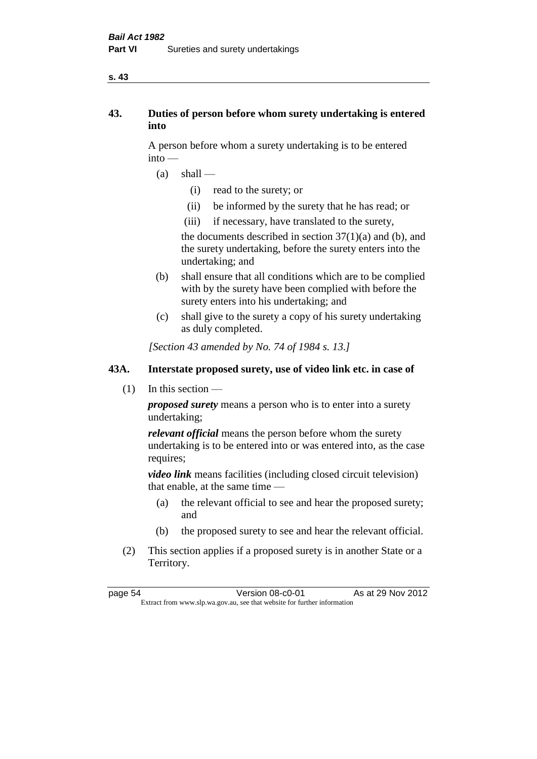## 43. Duties of person before whom surety undertaking is entered into

A person before whom a surety undertaking is to be entered into —

(a) shall —

  (i) read to the surety; or

  (ii) be informed by the surety that he has read; or

  (iii) if necessary, have translated to the surety,

  the documents described in section 37(1)(a) and (b), and the surety undertaking, before the surety enters into the undertaking; and

(b) shall ensure that all conditions which are to be complied with by the surety have been complied with before the surety enters into his undertaking; and

(c) shall give to the surety a copy of his surety undertaking as duly completed.

*[Section 43 amended by No. 74 of 1984 s. 13.]*

## 43A. Interstate proposed surety, use of video link etc. in case of

(1) In this section —

***proposed surety*** means a person who is to enter into a surety undertaking;

***relevant official*** means the person before whom the surety undertaking is to be entered into or was entered into, as the case requires;

***video link*** means facilities (including closed circuit television) that enable, at the same time —

  (a) the relevant official to see and hear the proposed surety; and

  (b) the proposed surety to see and hear the relevant official.

(2) This section applies if a proposed surety is in another State or a Territory.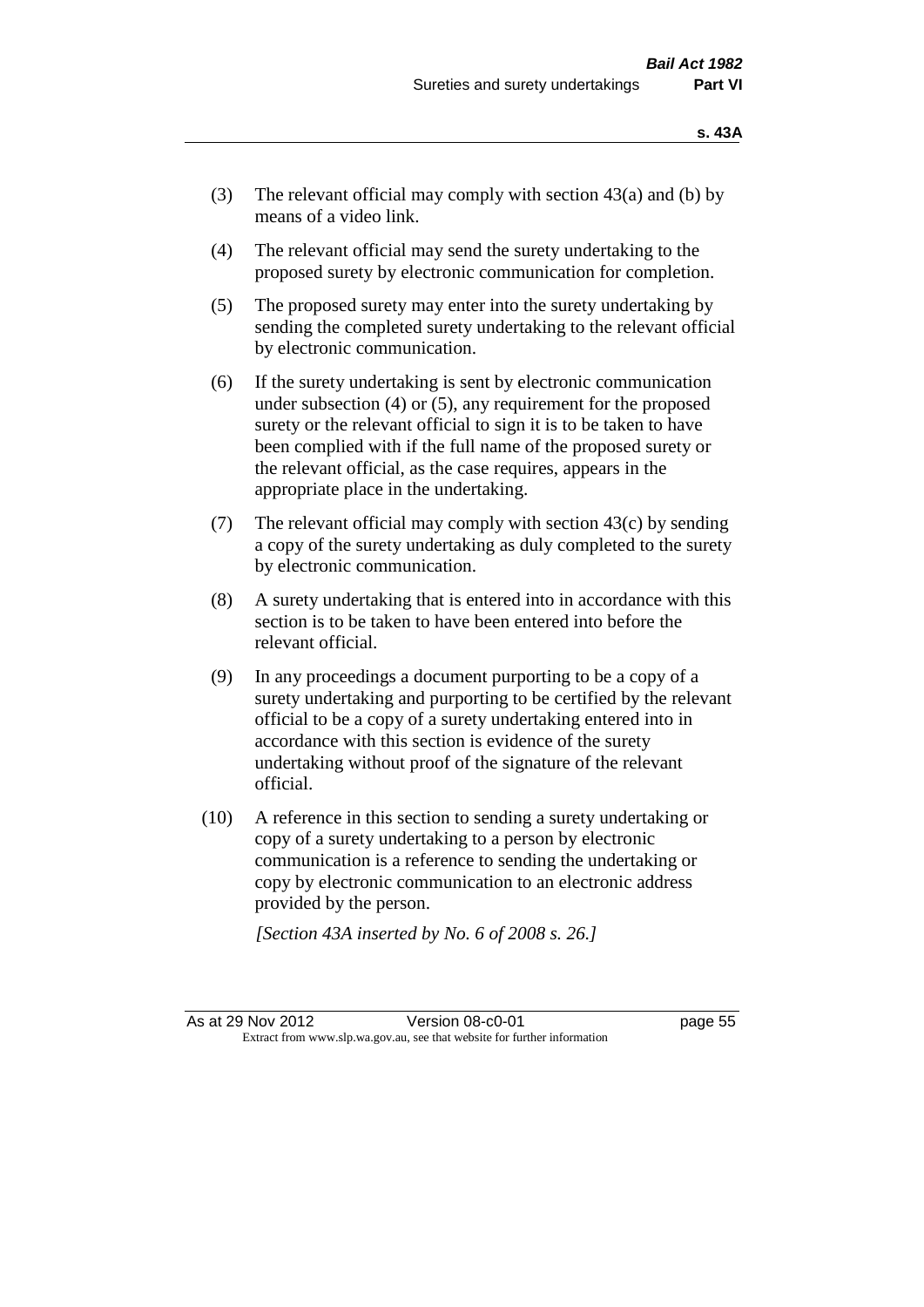(3) The relevant official may comply with section 43(a) and (b) by means of a video link.

(4) The relevant official may send the surety undertaking to the proposed surety by electronic communication for completion.

(5) The proposed surety may enter into the surety undertaking by sending the completed surety undertaking to the relevant official by electronic communication.

(6) If the surety undertaking is sent by electronic communication under subsection (4) or (5), any requirement for the proposed surety or the relevant official to sign it is to be taken to have been complied with if the full name of the proposed surety or the relevant official, as the case requires, appears in the appropriate place in the undertaking.

(7) The relevant official may comply with section 43(c) by sending a copy of the surety undertaking as duly completed to the surety by electronic communication.

(8) A surety undertaking that is entered into in accordance with this section is to be taken to have been entered into before the relevant official.

(9) In any proceedings a document purporting to be a copy of a surety undertaking and purporting to be certified by the relevant official to be a copy of a surety undertaking entered into in accordance with this section is evidence of the surety undertaking without proof of the signature of the relevant official.

(10) A reference in this section to sending a surety undertaking or copy of a surety undertaking to a person by electronic communication is a reference to sending the undertaking or copy by electronic communication to an electronic address provided by the person.

*[Section 43A inserted by No. 6 of 2008 s. 26.]*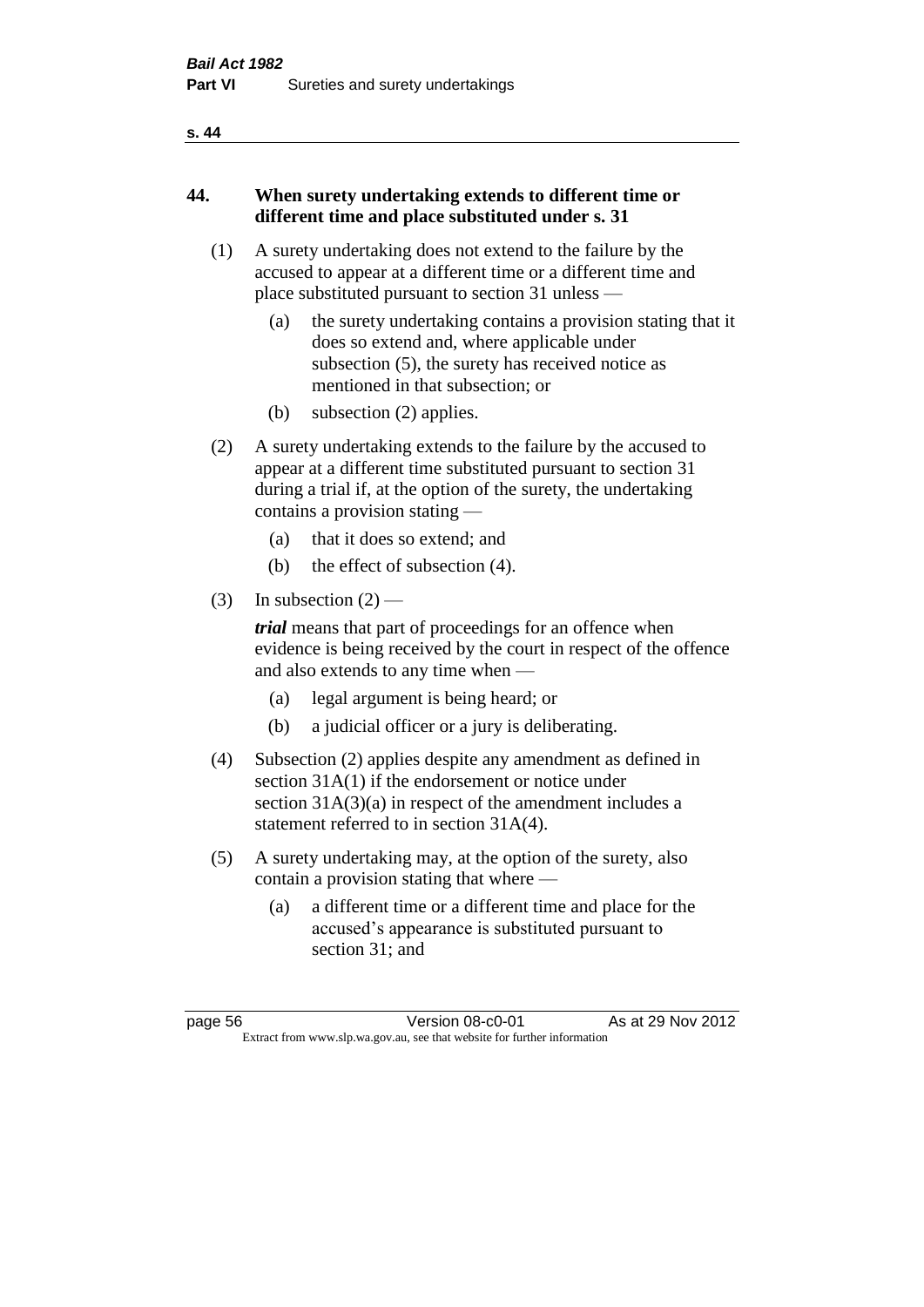## 44. When surety undertaking extends to different time or different time and place substituted under s. 31

(1) A surety undertaking does not extend to the failure by the accused to appear at a different time or a different time and place substituted pursuant to section 31 unless —

- (a) the surety undertaking contains a provision stating that it does so extend and, where applicable under subsection (5), the surety has received notice as mentioned in that subsection; or
- (b) subsection (2) applies.

(2) A surety undertaking extends to the failure by the accused to appear at a different time substituted pursuant to section 31 during a trial if, at the option of the surety, the undertaking contains a provision stating —

- (a) that it does so extend; and
- (b) the effect of subsection (4).

(3) In subsection (2) —

***trial*** means that part of proceedings for an offence when evidence is being received by the court in respect of the offence and also extends to any time when —

- (a) legal argument is being heard; or
- (b) a judicial officer or a jury is deliberating.

(4) Subsection (2) applies despite any amendment as defined in section 31A(1) if the endorsement or notice under section 31A(3)(a) in respect of the amendment includes a statement referred to in section 31A(4).

(5) A surety undertaking may, at the option of the surety, also contain a provision stating that where —

- (a) a different time or a different time and place for the accused's appearance is substituted pursuant to section 31; and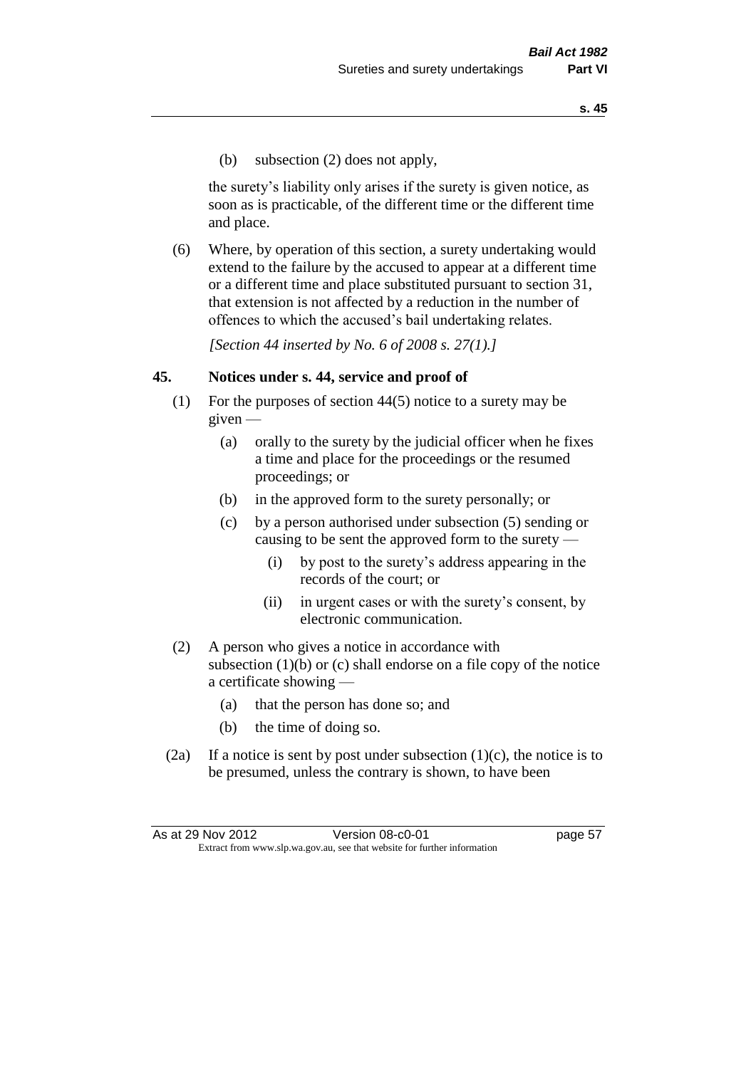(b) subsection (2) does not apply,

the surety's liability only arises if the surety is given notice, as soon as is practicable, of the different time or the different time and place.

(6) Where, by operation of this section, a surety undertaking would extend to the failure by the accused to appear at a different time or a different time and place substituted pursuant to section 31, that extension is not affected by a reduction in the number of offences to which the accused's bail undertaking relates.

*[Section 44 inserted by No. 6 of 2008 s. 27(1).]*

## 45. Notices under s. 44, service and proof of

(1) For the purposes of section 44(5) notice to a surety may be given —

(a) orally to the surety by the judicial officer when he fixes a time and place for the proceedings or the resumed proceedings; or

(b) in the approved form to the surety personally; or

(c) by a person authorised under subsection (5) sending or causing to be sent the approved form to the surety —

(i) by post to the surety's address appearing in the records of the court; or

(ii) in urgent cases or with the surety's consent, by electronic communication.

(2) A person who gives a notice in accordance with subsection (1)(b) or (c) shall endorse on a file copy of the notice a certificate showing —

(a) that the person has done so; and

(b) the time of doing so.

(2a) If a notice is sent by post under subsection (1)(c), the notice is to be presumed, unless the contrary is shown, to have been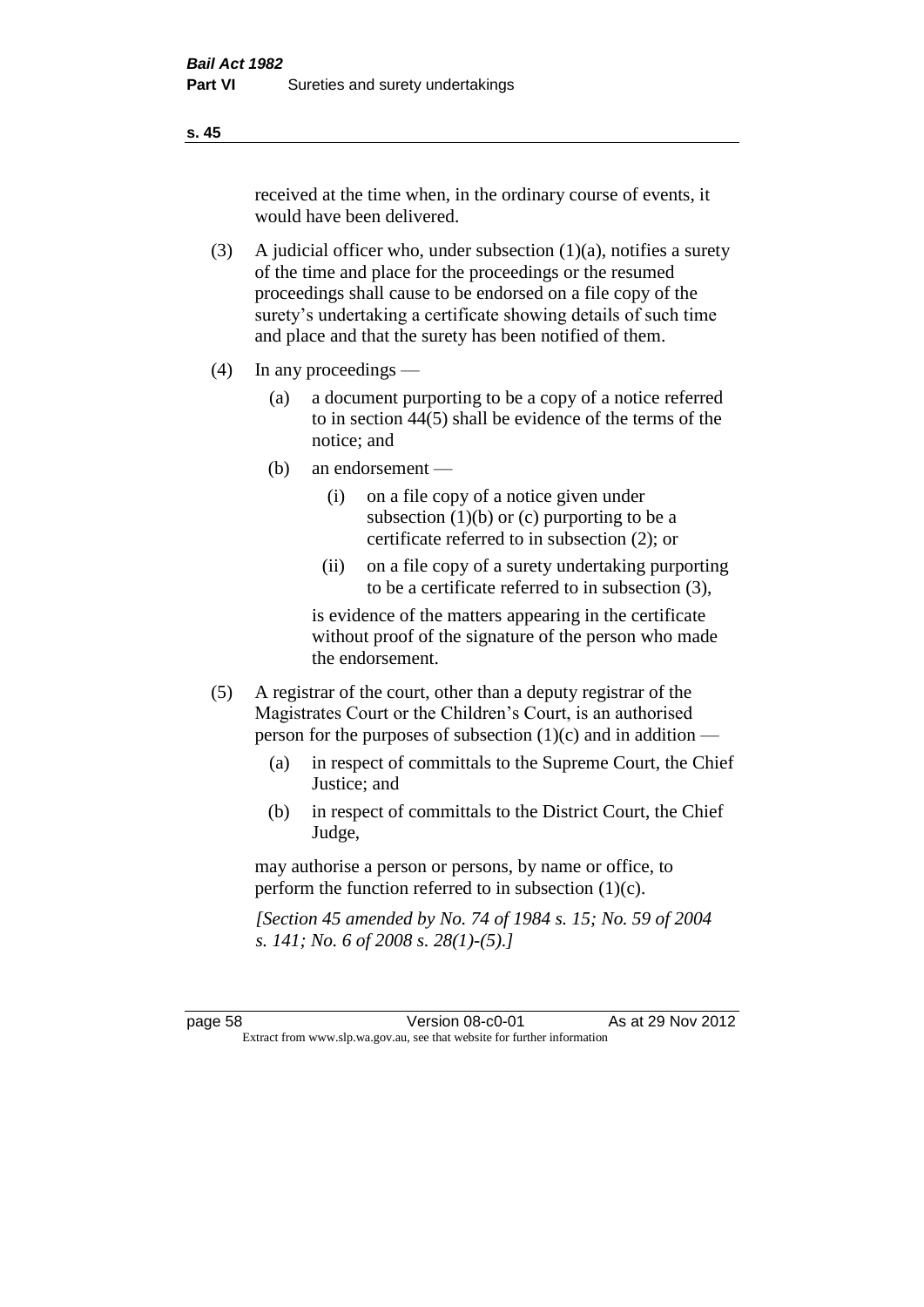received at the time when, in the ordinary course of events, it would have been delivered.

(3) A judicial officer who, under subsection (1)(a), notifies a surety of the time and place for the proceedings or the resumed proceedings shall cause to be endorsed on a file copy of the surety's undertaking a certificate showing details of such time and place and that the surety has been notified of them.

(4) In any proceedings —

(a) a document purporting to be a copy of a notice referred to in section 44(5) shall be evidence of the terms of the notice; and

(b) an endorsement —

(i) on a file copy of a notice given under subsection (1)(b) or (c) purporting to be a certificate referred to in subsection (2); or

(ii) on a file copy of a surety undertaking purporting to be a certificate referred to in subsection (3),

is evidence of the matters appearing in the certificate without proof of the signature of the person who made the endorsement.

(5) A registrar of the court, other than a deputy registrar of the Magistrates Court or the Children's Court, is an authorised person for the purposes of subsection (1)(c) and in addition —

(a) in respect of committals to the Supreme Court, the Chief Justice; and

(b) in respect of committals to the District Court, the Chief Judge,

may authorise a person or persons, by name or office, to perform the function referred to in subsection (1)(c).

*[Section 45 amended by No. 74 of 1984 s. 15; No. 59 of 2004 s. 141; No. 6 of 2008 s. 28(1)-(5).]*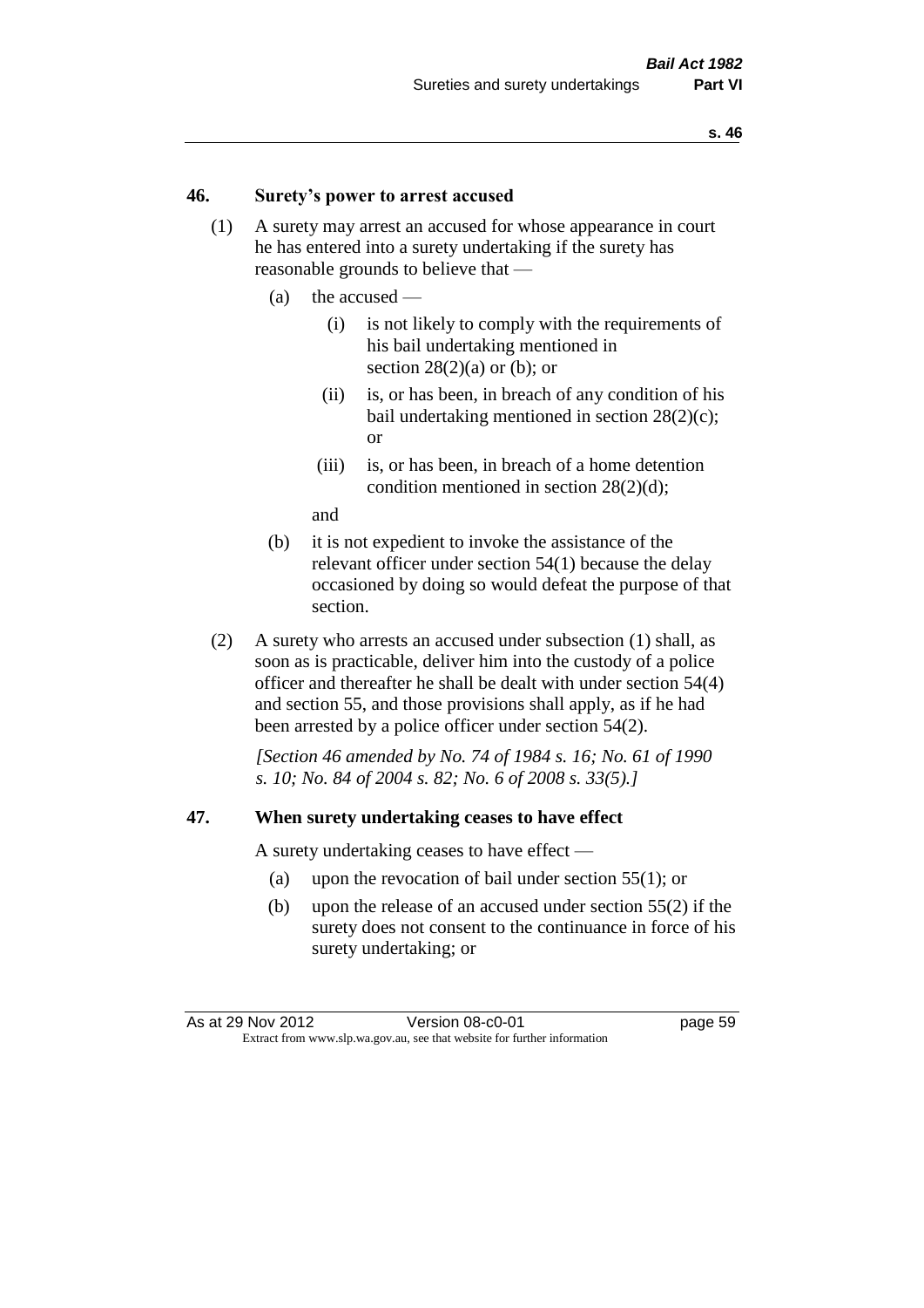### 46. Surety's power to arrest accused

(1) A surety may arrest an accused for whose appearance in court he has entered into a surety undertaking if the surety has reasonable grounds to believe that —

(a) the accused —

(i) is not likely to comply with the requirements of his bail undertaking mentioned in section 28(2)(a) or (b); or

(ii) is, or has been, in breach of any condition of his bail undertaking mentioned in section 28(2)(c); or

(iii) is, or has been, in breach of a home detention condition mentioned in section 28(2)(d);

and

(b) it is not expedient to invoke the assistance of the relevant officer under section 54(1) because the delay occasioned by doing so would defeat the purpose of that section.

(2) A surety who arrests an accused under subsection (1) shall, as soon as is practicable, deliver him into the custody of a police officer and thereafter he shall be dealt with under section 54(4) and section 55, and those provisions shall apply, as if he had been arrested by a police officer under section 54(2).

*[Section 46 amended by No. 74 of 1984 s. 16; No. 61 of 1990 s. 10; No. 84 of 2004 s. 82; No. 6 of 2008 s. 33(5).]*

### 47. When surety undertaking ceases to have effect

A surety undertaking ceases to have effect —

(a) upon the revocation of bail under section 55(1); or

(b) upon the release of an accused under section 55(2) if the surety does not consent to the continuance in force of his surety undertaking; or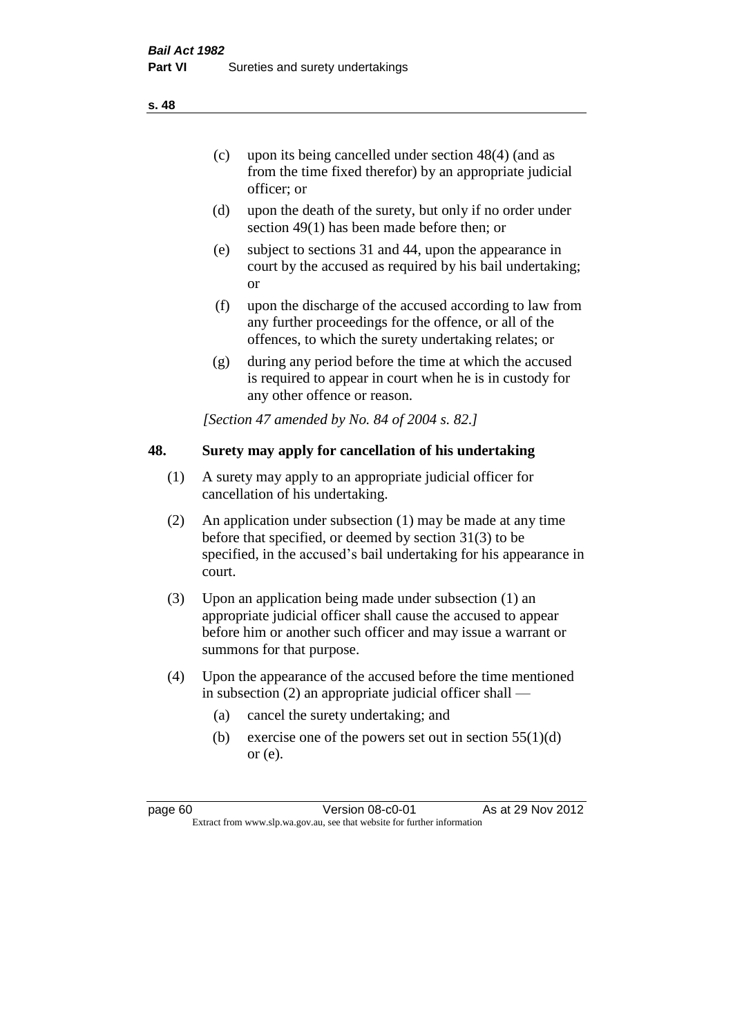(c) upon its being cancelled under section 48(4) (and as from the time fixed therefor) by an appropriate judicial officer; or

(d) upon the death of the surety, but only if no order under section 49(1) has been made before then; or

(e) subject to sections 31 and 44, upon the appearance in court by the accused as required by his bail undertaking; or

(f) upon the discharge of the accused according to law from any further proceedings for the offence, or all of the offences, to which the surety undertaking relates; or

(g) during any period before the time at which the accused is required to appear in court when he is in custody for any other offence or reason.

*[Section 47 amended by No. 84 of 2004 s. 82.]*

## 48. Surety may apply for cancellation of his undertaking

(1) A surety may apply to an appropriate judicial officer for cancellation of his undertaking.

(2) An application under subsection (1) may be made at any time before that specified, or deemed by section 31(3) to be specified, in the accused's bail undertaking for his appearance in court.

(3) Upon an application being made under subsection (1) an appropriate judicial officer shall cause the accused to appear before him or another such officer and may issue a warrant or summons for that purpose.

(4) Upon the appearance of the accused before the time mentioned in subsection (2) an appropriate judicial officer shall —

(a) cancel the surety undertaking; and

(b) exercise one of the powers set out in section 55(1)(d) or (e).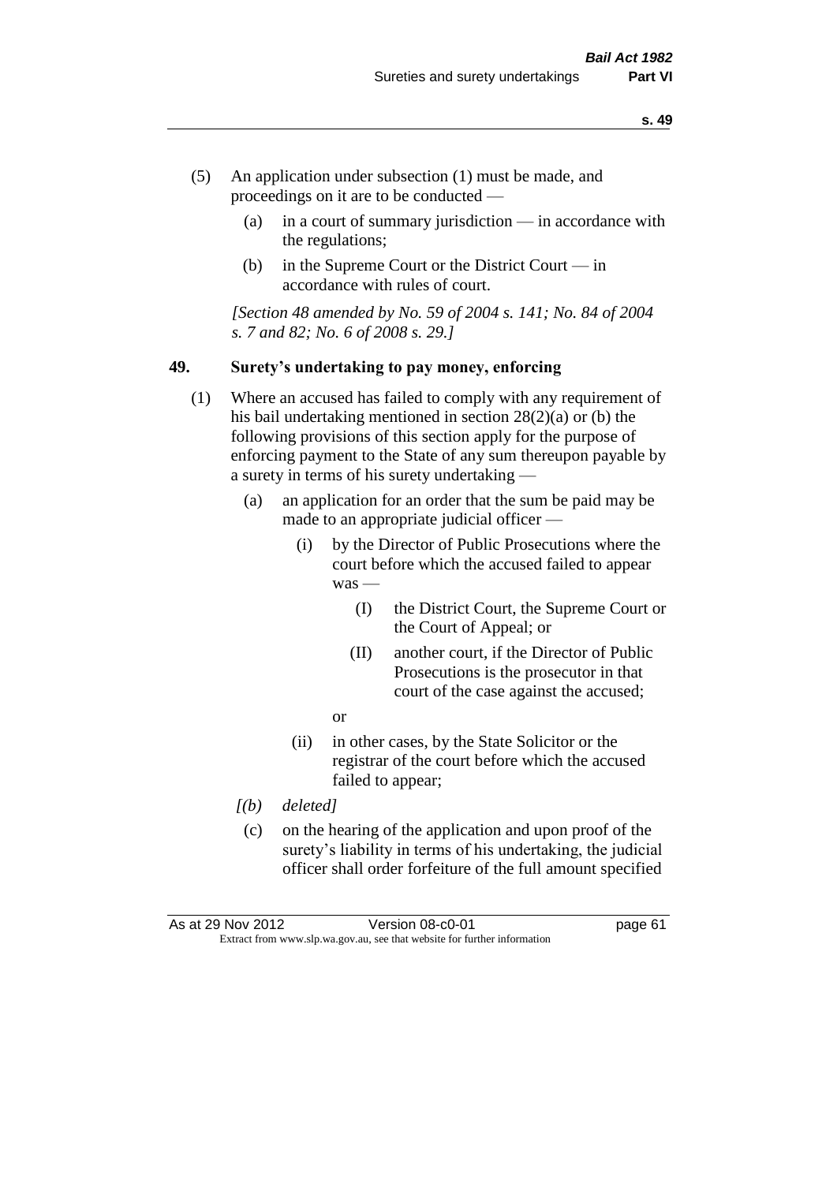(5) An application under subsection (1) must be made, and proceedings on it are to be conducted —

    (a) in a court of summary jurisdiction — in accordance with the regulations;

    (b) in the Supreme Court or the District Court — in accordance with rules of court.

*[Section 48 amended by No. 59 of 2004 s. 141; No. 84 of 2004 s. 7 and 82; No. 6 of 2008 s. 29.]*

## 49. Surety's undertaking to pay money, enforcing

(1) Where an accused has failed to comply with any requirement of his bail undertaking mentioned in section 28(2)(a) or (b) the following provisions of this section apply for the purpose of enforcing payment to the State of any sum thereupon payable by a surety in terms of his surety undertaking —

    (a) an application for an order that the sum be paid may be made to an appropriate judicial officer —

        (i) by the Director of Public Prosecutions where the court before which the accused failed to appear was —

            (I) the District Court, the Supreme Court or the Court of Appeal; or

            (II) another court, if the Director of Public Prosecutions is the prosecutor in that court of the case against the accused;

        or

        (ii) in other cases, by the State Solicitor or the registrar of the court before which the accused failed to appear;

    *[(b) deleted]*

    (c) on the hearing of the application and upon proof of the surety's liability in terms of his undertaking, the judicial officer shall order forfeiture of the full amount specified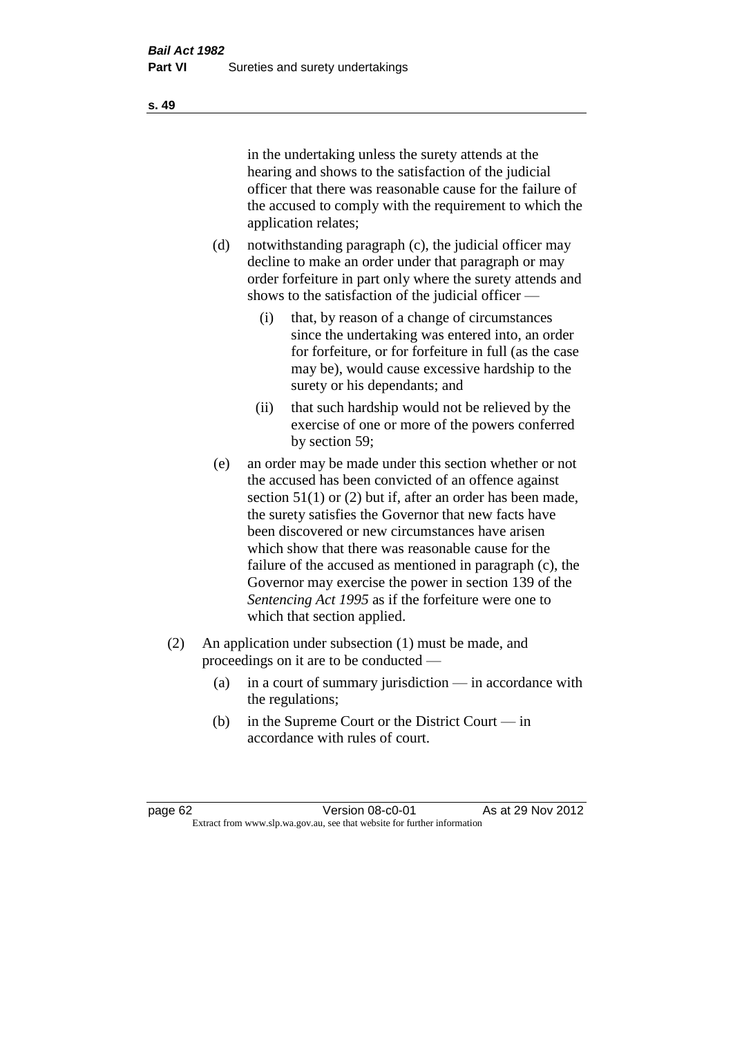in the undertaking unless the surety attends at the hearing and shows to the satisfaction of the judicial officer that there was reasonable cause for the failure of the accused to comply with the requirement to which the application relates;

(d) notwithstanding paragraph (c), the judicial officer may decline to make an order under that paragraph or may order forfeiture in part only where the surety attends and shows to the satisfaction of the judicial officer —

(i) that, by reason of a change of circumstances since the undertaking was entered into, an order for forfeiture, or for forfeiture in full (as the case may be), would cause excessive hardship to the surety or his dependants; and

(ii) that such hardship would not be relieved by the exercise of one or more of the powers conferred by section 59;

(e) an order may be made under this section whether or not the accused has been convicted of an offence against section 51(1) or (2) but if, after an order has been made, the surety satisfies the Governor that new facts have been discovered or new circumstances have arisen which show that there was reasonable cause for the failure of the accused as mentioned in paragraph (c), the Governor may exercise the power in section 139 of the *Sentencing Act 1995* as if the forfeiture were one to which that section applied.

(2) An application under subsection (1) must be made, and proceedings on it are to be conducted —

(a) in a court of summary jurisdiction — in accordance with the regulations;

(b) in the Supreme Court or the District Court — in accordance with rules of court.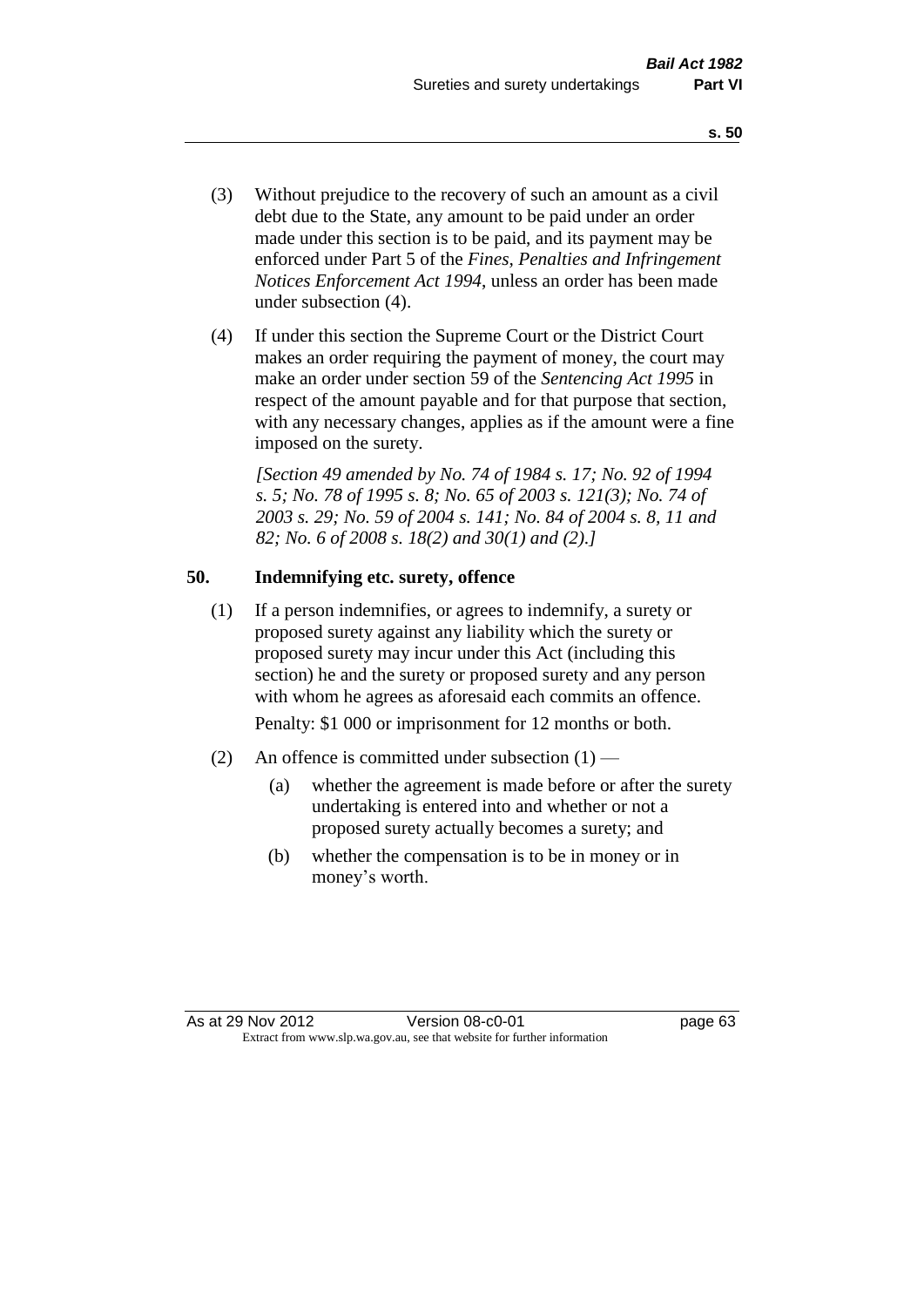(3) Without prejudice to the recovery of such an amount as a civil debt due to the State, any amount to be paid under an order made under this section is to be paid, and its payment may be enforced under Part 5 of the *Fines, Penalties and Infringement Notices Enforcement Act 1994*, unless an order has been made under subsection (4).

(4) If under this section the Supreme Court or the District Court makes an order requiring the payment of money, the court may make an order under section 59 of the *Sentencing Act 1995* in respect of the amount payable and for that purpose that section, with any necessary changes, applies as if the amount were a fine imposed on the surety.

*[Section 49 amended by No. 74 of 1984 s. 17; No. 92 of 1994 s. 5; No. 78 of 1995 s. 8; No. 65 of 2003 s. 121(3); No. 74 of 2003 s. 29; No. 59 of 2004 s. 141; No. 84 of 2004 s. 8, 11 and 82; No. 6 of 2008 s. 18(2) and 30(1) and (2).]*

## 50. Indemnifying etc. surety, offence

(1) If a person indemnifies, or agrees to indemnify, a surety or proposed surety against any liability which the surety or proposed surety may incur under this Act (including this section) he and the surety or proposed surety and any person with whom he agrees as aforesaid each commits an offence.

Penalty: $1 000 or imprisonment for 12 months or both.

(2) An offence is committed under subsection (1) —

   (a) whether the agreement is made before or after the surety undertaking is entered into and whether or not a proposed surety actually becomes a surety; and

   (b) whether the compensation is to be in money or in money's worth.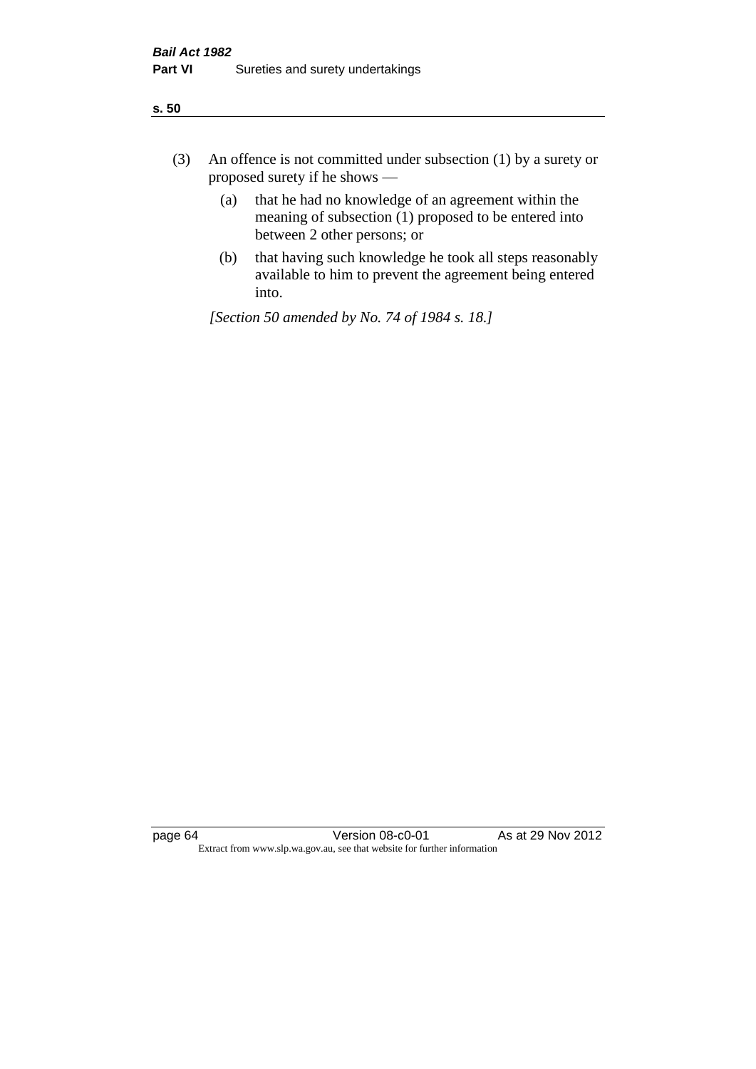(3) An offence is not committed under subsection (1) by a surety or proposed surety if he shows —

  (a) that he had no knowledge of an agreement within the meaning of subsection (1) proposed to be entered into between 2 other persons; or

  (b) that having such knowledge he took all steps reasonably available to him to prevent the agreement being entered into.

*[Section 50 amended by No. 74 of 1984 s. 18.]*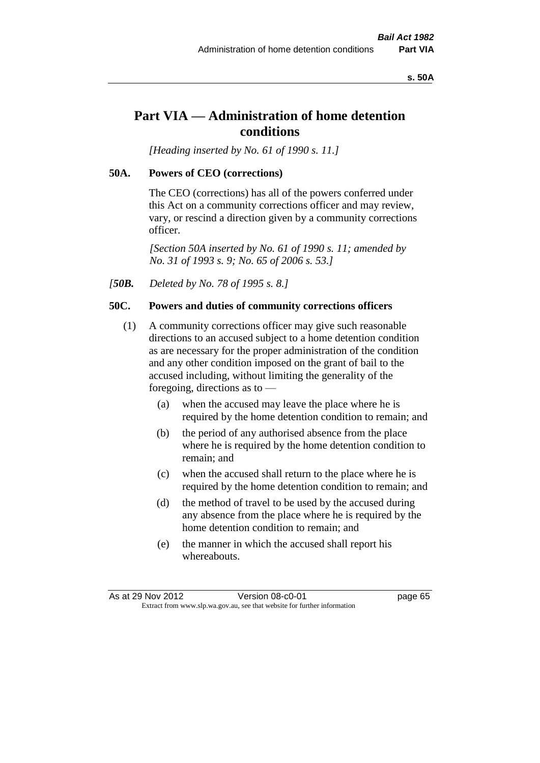# Part VIA — Administration of home detention conditions

*[Heading inserted by No. 61 of 1990 s. 11.]*

### 50A. Powers of CEO (corrections)

The CEO (corrections) has all of the powers conferred under this Act on a community corrections officer and may review, vary, or rescind a direction given by a community corrections officer.

*[Section 50A inserted by No. 61 of 1990 s. 11; amended by No. 31 of 1993 s. 9; No. 65 of 2006 s. 53.]*

*[**50B.** Deleted by No. 78 of 1995 s. 8.]*

### 50C. Powers and duties of community corrections officers

(1) A community corrections officer may give such reasonable directions to an accused subject to a home detention condition as are necessary for the proper administration of the condition and any other condition imposed on the grant of bail to the accused including, without limiting the generality of the foregoing, directions as to —

- (a) when the accused may leave the place where he is required by the home detention condition to remain; and
- (b) the period of any authorised absence from the place where he is required by the home detention condition to remain; and
- (c) when the accused shall return to the place where he is required by the home detention condition to remain; and
- (d) the method of travel to be used by the accused during any absence from the place where he is required by the home detention condition to remain; and
- (e) the manner in which the accused shall report his whereabouts.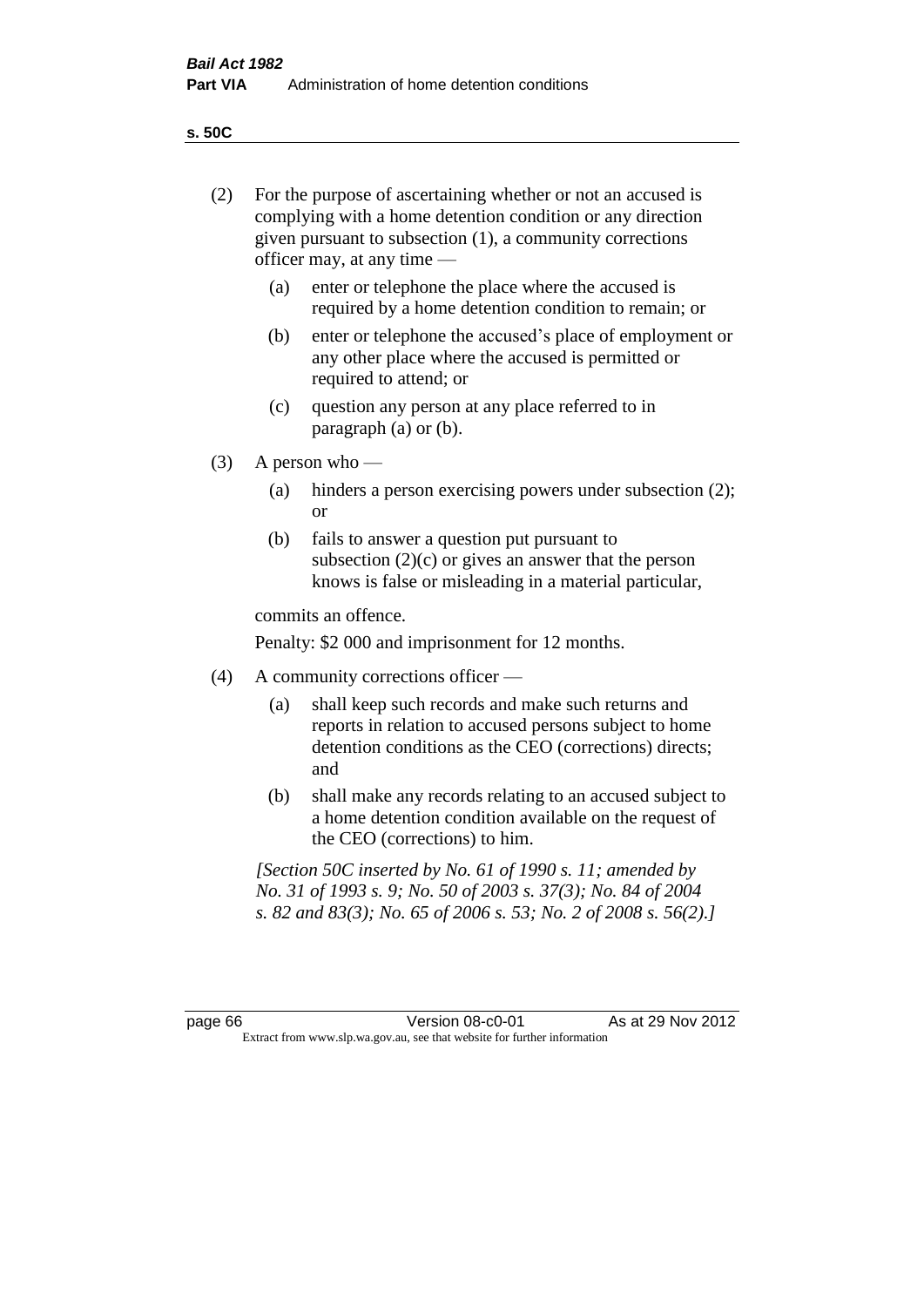**s. 50C**

(2) For the purpose of ascertaining whether or not an accused is complying with a home detention condition or any direction given pursuant to subsection (1), a community corrections officer may, at any time —

(a) enter or telephone the place where the accused is required by a home detention condition to remain; or

(b) enter or telephone the accused's place of employment or any other place where the accused is permitted or required to attend; or

(c) question any person at any place referred to in paragraph (a) or (b).

(3) A person who —

(a) hinders a person exercising powers under subsection (2); or

(b) fails to answer a question put pursuant to subsection (2)(c) or gives an answer that the person knows is false or misleading in a material particular,

commits an offence.

Penalty: $2 000 and imprisonment for 12 months.

(4) A community corrections officer —

(a) shall keep such records and make such returns and reports in relation to accused persons subject to home detention conditions as the CEO (corrections) directs; and

(b) shall make any records relating to an accused subject to a home detention condition available on the request of the CEO (corrections) to him.

*[Section 50C inserted by No. 61 of 1990 s. 11; amended by No. 31 of 1993 s. 9; No. 50 of 2003 s. 37(3); No. 84 of 2004 s. 82 and 83(3); No. 65 of 2006 s. 53; No. 2 of 2008 s. 56(2).]*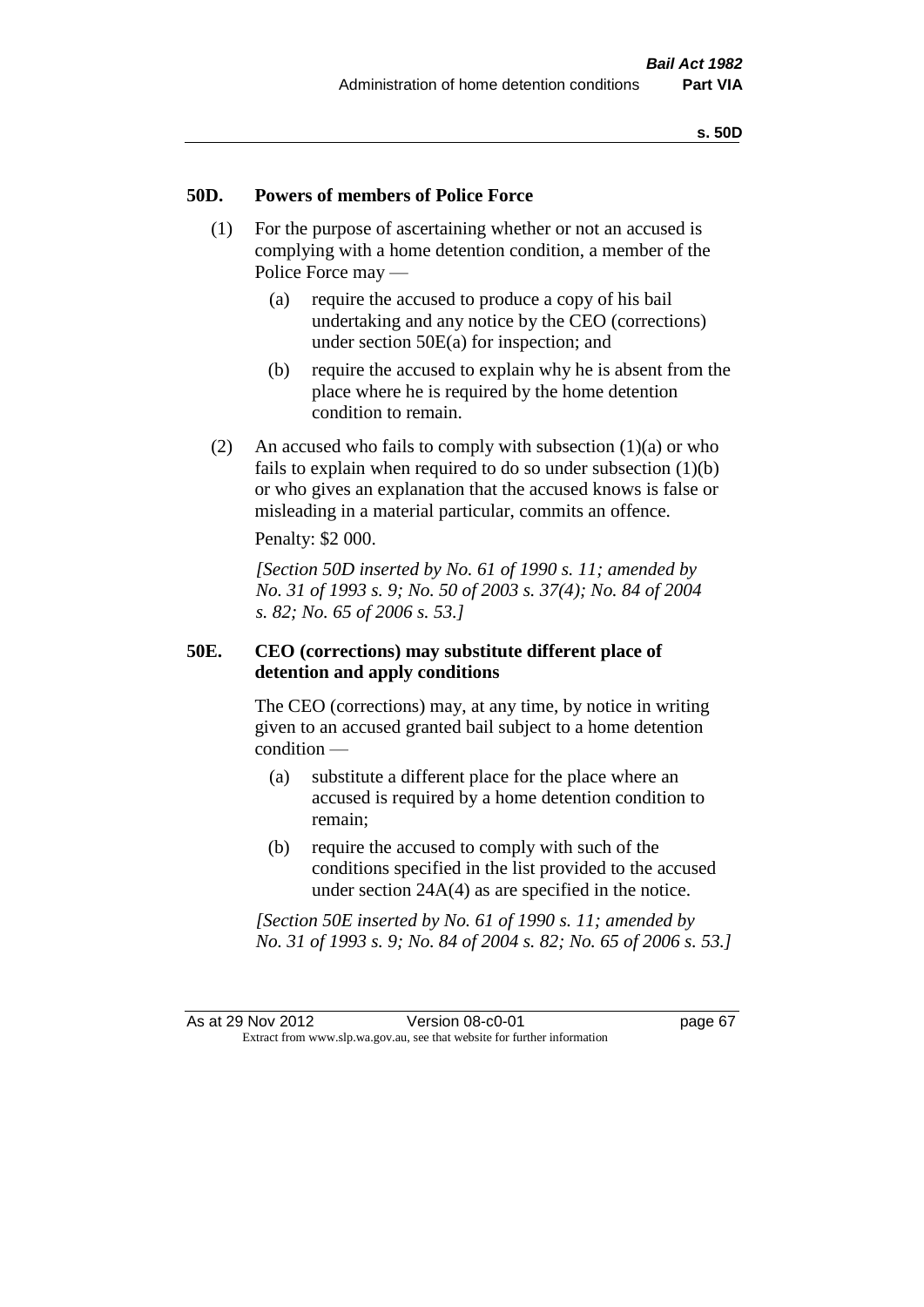### 50D. Powers of members of Police Force

(1) For the purpose of ascertaining whether or not an accused is complying with a home detention condition, a member of the Police Force may —

(a) require the accused to produce a copy of his bail undertaking and any notice by the CEO (corrections) under section 50E(a) for inspection; and

(b) require the accused to explain why he is absent from the place where he is required by the home detention condition to remain.

(2) An accused who fails to comply with subsection (1)(a) or who fails to explain when required to do so under subsection (1)(b) or who gives an explanation that the accused knows is false or misleading in a material particular, commits an offence.

Penalty: $2 000.

*[Section 50D inserted by No. 61 of 1990 s. 11; amended by No. 31 of 1993 s. 9; No. 50 of 2003 s. 37(4); No. 84 of 2004 s. 82; No. 65 of 2006 s. 53.]*

### 50E. CEO (corrections) may substitute different place of detention and apply conditions

The CEO (corrections) may, at any time, by notice in writing given to an accused granted bail subject to a home detention condition —

(a) substitute a different place for the place where an accused is required by a home detention condition to remain;

(b) require the accused to comply with such of the conditions specified in the list provided to the accused under section 24A(4) as are specified in the notice.

*[Section 50E inserted by No. 61 of 1990 s. 11; amended by No. 31 of 1993 s. 9; No. 84 of 2004 s. 82; No. 65 of 2006 s. 53.]*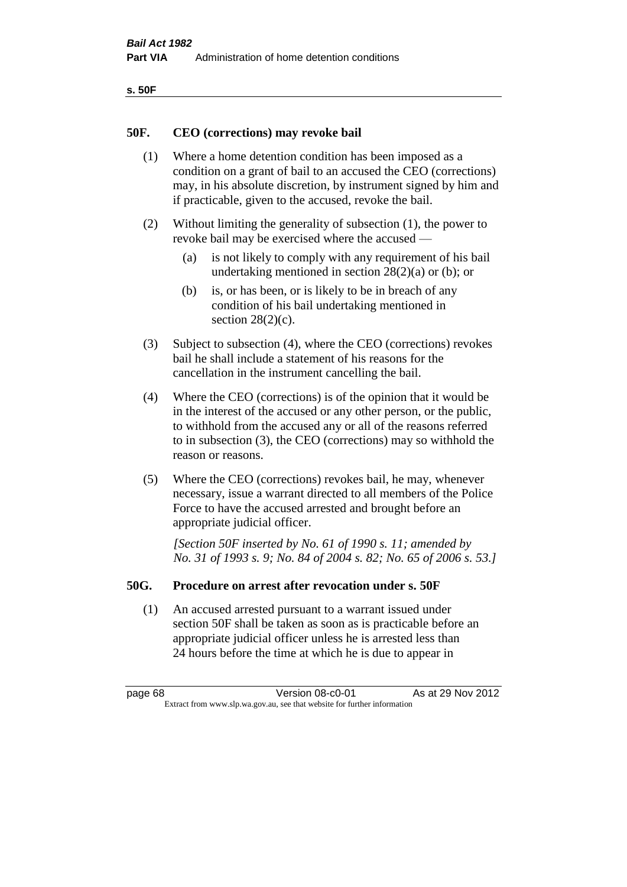## 50F. CEO (corrections) may revoke bail

(1) Where a home detention condition has been imposed as a condition on a grant of bail to an accused the CEO (corrections) may, in his absolute discretion, by instrument signed by him and if practicable, given to the accused, revoke the bail.

(2) Without limiting the generality of subsection (1), the power to revoke bail may be exercised where the accused —

- (a) is not likely to comply with any requirement of his bail undertaking mentioned in section 28(2)(a) or (b); or
- (b) is, or has been, or is likely to be in breach of any condition of his bail undertaking mentioned in section 28(2)(c).

(3) Subject to subsection (4), where the CEO (corrections) revokes bail he shall include a statement of his reasons for the cancellation in the instrument cancelling the bail.

(4) Where the CEO (corrections) is of the opinion that it would be in the interest of the accused or any other person, or the public, to withhold from the accused any or all of the reasons referred to in subsection (3), the CEO (corrections) may so withhold the reason or reasons.

(5) Where the CEO (corrections) revokes bail, he may, whenever necessary, issue a warrant directed to all members of the Police Force to have the accused arrested and brought before an appropriate judicial officer.

*[Section 50F inserted by No. 61 of 1990 s. 11; amended by No. 31 of 1993 s. 9; No. 84 of 2004 s. 82; No. 65 of 2006 s. 53.]*

## 50G. Procedure on arrest after revocation under s. 50F

(1) An accused arrested pursuant to a warrant issued under section 50F shall be taken as soon as is practicable before an appropriate judicial officer unless he is arrested less than 24 hours before the time at which he is due to appear in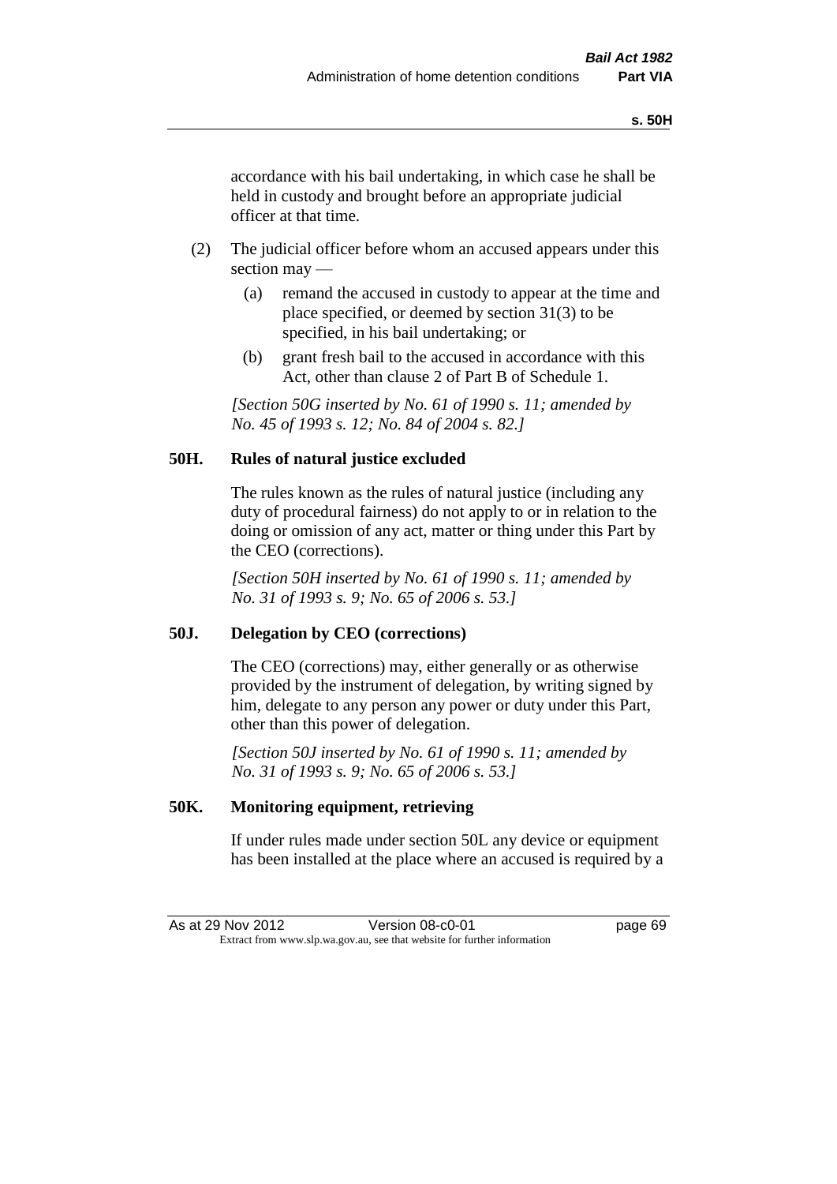accordance with his bail undertaking, in which case he shall be held in custody and brought before an appropriate judicial officer at that time.

(2) The judicial officer before whom an accused appears under this section may —

(a) remand the accused in custody to appear at the time and place specified, or deemed by section 31(3) to be specified, in his bail undertaking; or

(b) grant fresh bail to the accused in accordance with this Act, other than clause 2 of Part B of Schedule 1.

*[Section 50G inserted by No. 61 of 1990 s. 11; amended by No. 45 of 1993 s. 12; No. 84 of 2004 s. 82.]*

### 50H. Rules of natural justice excluded

The rules known as the rules of natural justice (including any duty of procedural fairness) do not apply to or in relation to the doing or omission of any act, matter or thing under this Part by the CEO (corrections).

*[Section 50H inserted by No. 61 of 1990 s. 11; amended by No. 31 of 1993 s. 9; No. 65 of 2006 s. 53.]*

### 50J. Delegation by CEO (corrections)

The CEO (corrections) may, either generally or as otherwise provided by the instrument of delegation, by writing signed by him, delegate to any person any power or duty under this Part, other than this power of delegation.

*[Section 50J inserted by No. 61 of 1990 s. 11; amended by No. 31 of 1993 s. 9; No. 65 of 2006 s. 53.]*

### 50K. Monitoring equipment, retrieving

If under rules made under section 50L any device or equipment has been installed at the place where an accused is required by a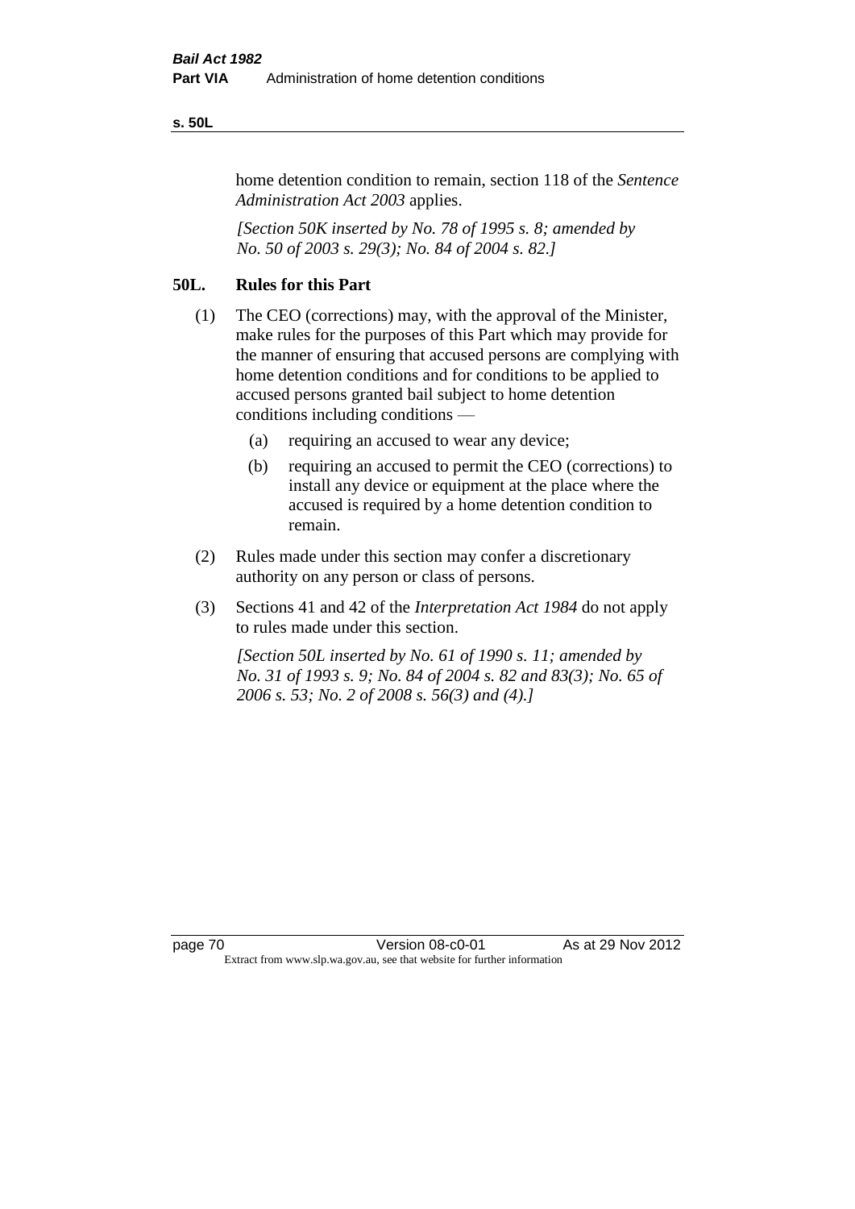home detention condition to remain, section 118 of the *Sentence Administration Act 2003* applies.

*[Section 50K inserted by No. 78 of 1995 s. 8; amended by No. 50 of 2003 s. 29(3); No. 84 of 2004 s. 82.]*

## 50L. Rules for this Part

(1) The CEO (corrections) may, with the approval of the Minister, make rules for the purposes of this Part which may provide for the manner of ensuring that accused persons are complying with home detention conditions and for conditions to be applied to accused persons granted bail subject to home detention conditions including conditions —

- (a) requiring an accused to wear any device;
- (b) requiring an accused to permit the CEO (corrections) to install any device or equipment at the place where the accused is required by a home detention condition to remain.

(2) Rules made under this section may confer a discretionary authority on any person or class of persons.

(3) Sections 41 and 42 of the *Interpretation Act 1984* do not apply to rules made under this section.

*[Section 50L inserted by No. 61 of 1990 s. 11; amended by No. 31 of 1993 s. 9; No. 84 of 2004 s. 82 and 83(3); No. 65 of 2006 s. 53; No. 2 of 2008 s. 56(3) and (4).]*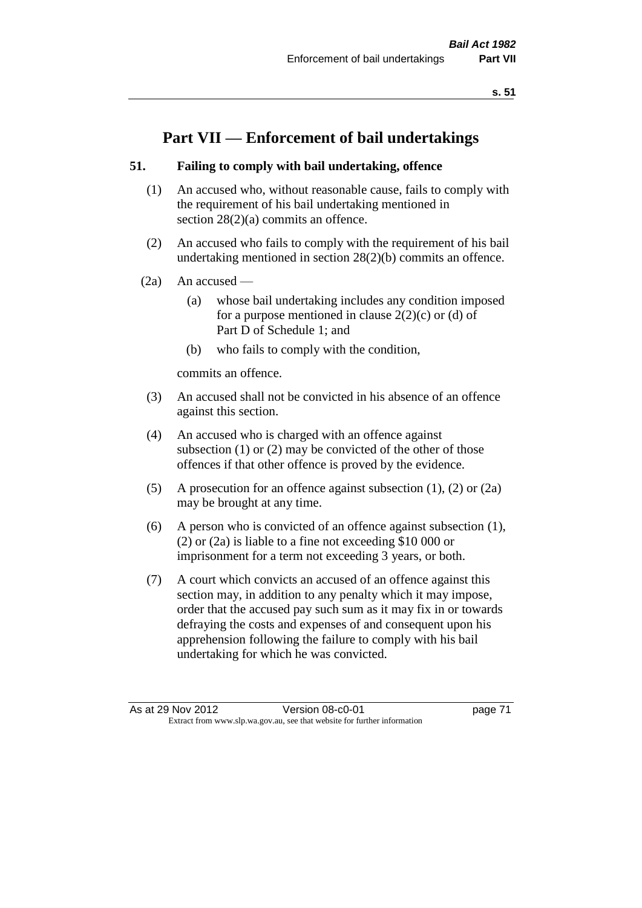# Part VII — Enforcement of bail undertakings

## 51. Failing to comply with bail undertaking, offence

(1) An accused who, without reasonable cause, fails to comply with the requirement of his bail undertaking mentioned in section 28(2)(a) commits an offence.

(2) An accused who fails to comply with the requirement of his bail undertaking mentioned in section 28(2)(b) commits an offence.

(2a) An accused —

(a) whose bail undertaking includes any condition imposed for a purpose mentioned in clause 2(2)(c) or (d) of Part D of Schedule 1; and

(b) who fails to comply with the condition,

commits an offence.

(3) An accused shall not be convicted in his absence of an offence against this section.

(4) An accused who is charged with an offence against subsection (1) or (2) may be convicted of the other of those offences if that other offence is proved by the evidence.

(5) A prosecution for an offence against subsection (1), (2) or (2a) may be brought at any time.

(6) A person who is convicted of an offence against subsection (1), (2) or (2a) is liable to a fine not exceeding \$10 000 or imprisonment for a term not exceeding 3 years, or both.

(7) A court which convicts an accused of an offence against this section may, in addition to any penalty which it may impose, order that the accused pay such sum as it may fix in or towards defraying the costs and expenses of and consequent upon his apprehension following the failure to comply with his bail undertaking for which he was convicted.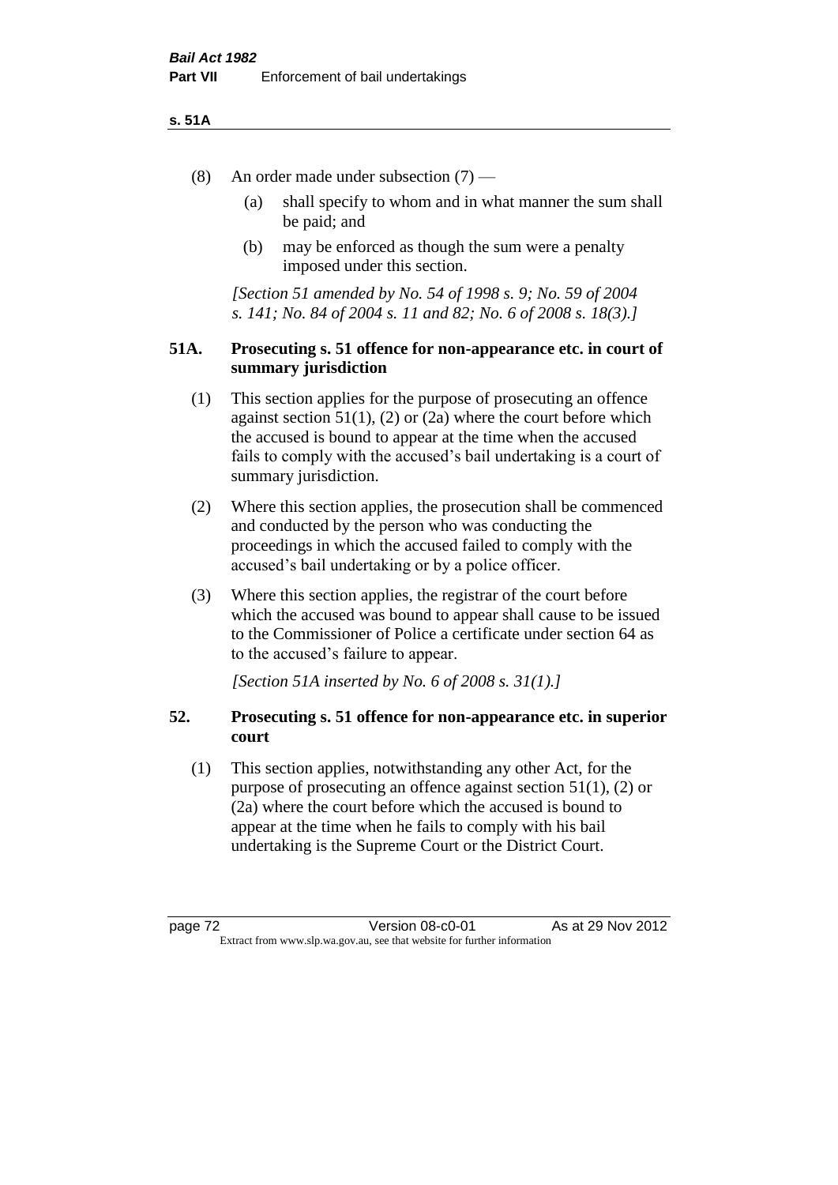(8) An order made under subsection (7) —

  (a) shall specify to whom and in what manner the sum shall be paid; and

  (b) may be enforced as though the sum were a penalty imposed under this section.

*[Section 51 amended by No. 54 of 1998 s. 9; No. 59 of 2004 s. 141; No. 84 of 2004 s. 11 and 82; No. 6 of 2008 s. 18(3).]*

### 51A. Prosecuting s. 51 offence for non-appearance etc. in court of summary jurisdiction

(1) This section applies for the purpose of prosecuting an offence against section 51(1), (2) or (2a) where the court before which the accused is bound to appear at the time when the accused fails to comply with the accused's bail undertaking is a court of summary jurisdiction.

(2) Where this section applies, the prosecution shall be commenced and conducted by the person who was conducting the proceedings in which the accused failed to comply with the accused's bail undertaking or by a police officer.

(3) Where this section applies, the registrar of the court before which the accused was bound to appear shall cause to be issued to the Commissioner of Police a certificate under section 64 as to the accused's failure to appear.

*[Section 51A inserted by No. 6 of 2008 s. 31(1).]*

### 52. Prosecuting s. 51 offence for non-appearance etc. in superior court

(1) This section applies, notwithstanding any other Act, for the purpose of prosecuting an offence against section 51(1), (2) or (2a) where the court before which the accused is bound to appear at the time when he fails to comply with his bail undertaking is the Supreme Court or the District Court.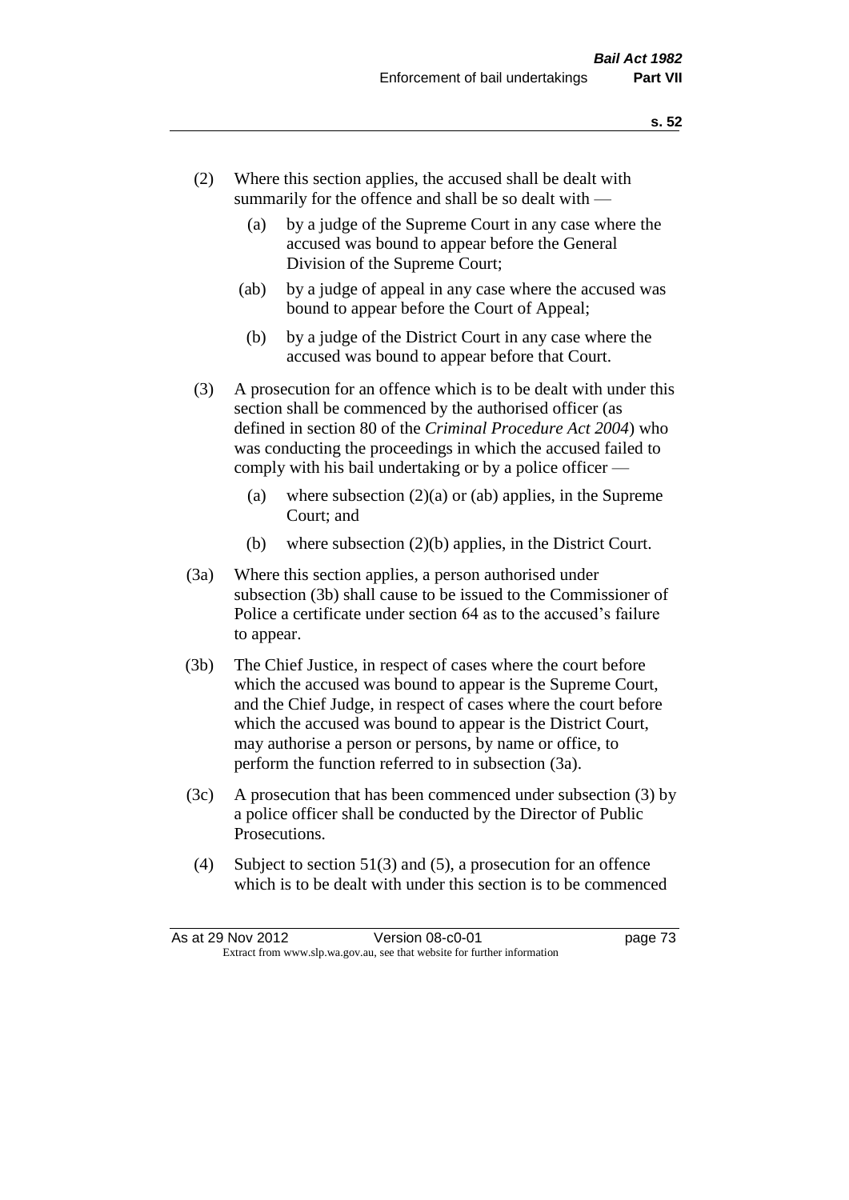(2) Where this section applies, the accused shall be dealt with summarily for the offence and shall be so dealt with —

   (a) by a judge of the Supreme Court in any case where the accused was bound to appear before the General Division of the Supreme Court;

   (ab) by a judge of appeal in any case where the accused was bound to appear before the Court of Appeal;

   (b) by a judge of the District Court in any case where the accused was bound to appear before that Court.

(3) A prosecution for an offence which is to be dealt with under this section shall be commenced by the authorised officer (as defined in section 80 of the *Criminal Procedure Act 2004*) who was conducting the proceedings in which the accused failed to comply with his bail undertaking or by a police officer —

   (a) where subsection (2)(a) or (ab) applies, in the Supreme Court; and

   (b) where subsection (2)(b) applies, in the District Court.

(3a) Where this section applies, a person authorised under subsection (3b) shall cause to be issued to the Commissioner of Police a certificate under section 64 as to the accused's failure to appear.

(3b) The Chief Justice, in respect of cases where the court before which the accused was bound to appear is the Supreme Court, and the Chief Judge, in respect of cases where the court before which the accused was bound to appear is the District Court, may authorise a person or persons, by name or office, to perform the function referred to in subsection (3a).

(3c) A prosecution that has been commenced under subsection (3) by a police officer shall be conducted by the Director of Public Prosecutions.

(4) Subject to section 51(3) and (5), a prosecution for an offence which is to be dealt with under this section is to be commenced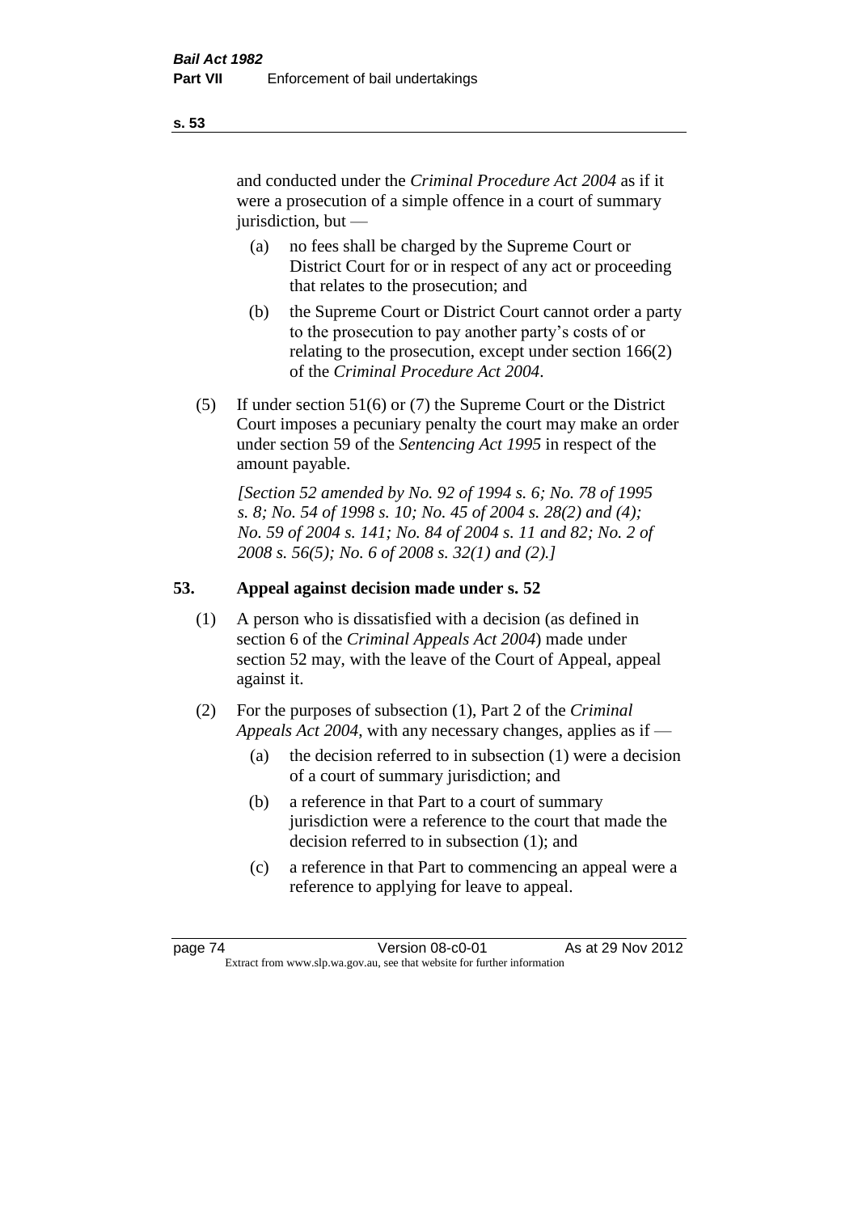and conducted under the *Criminal Procedure Act 2004* as if it were a prosecution of a simple offence in a court of summary jurisdiction, but —

(a) no fees shall be charged by the Supreme Court or District Court for or in respect of any act or proceeding that relates to the prosecution; and

(b) the Supreme Court or District Court cannot order a party to the prosecution to pay another party's costs of or relating to the prosecution, except under section 166(2) of the *Criminal Procedure Act 2004*.

(5) If under section 51(6) or (7) the Supreme Court or the District Court imposes a pecuniary penalty the court may make an order under section 59 of the *Sentencing Act 1995* in respect of the amount payable.

*[Section 52 amended by No. 92 of 1994 s. 6; No. 78 of 1995 s. 8; No. 54 of 1998 s. 10; No. 45 of 2004 s. 28(2) and (4); No. 59 of 2004 s. 141; No. 84 of 2004 s. 11 and 82; No. 2 of 2008 s. 56(5); No. 6 of 2008 s. 32(1) and (2).]*

## 53. Appeal against decision made under s. 52

(1) A person who is dissatisfied with a decision (as defined in section 6 of the *Criminal Appeals Act 2004*) made under section 52 may, with the leave of the Court of Appeal, appeal against it.

(2) For the purposes of subsection (1), Part 2 of the *Criminal Appeals Act 2004*, with any necessary changes, applies as if —

(a) the decision referred to in subsection (1) were a decision of a court of summary jurisdiction; and

(b) a reference in that Part to a court of summary jurisdiction were a reference to the court that made the decision referred to in subsection (1); and

(c) a reference in that Part to commencing an appeal were a reference to applying for leave to appeal.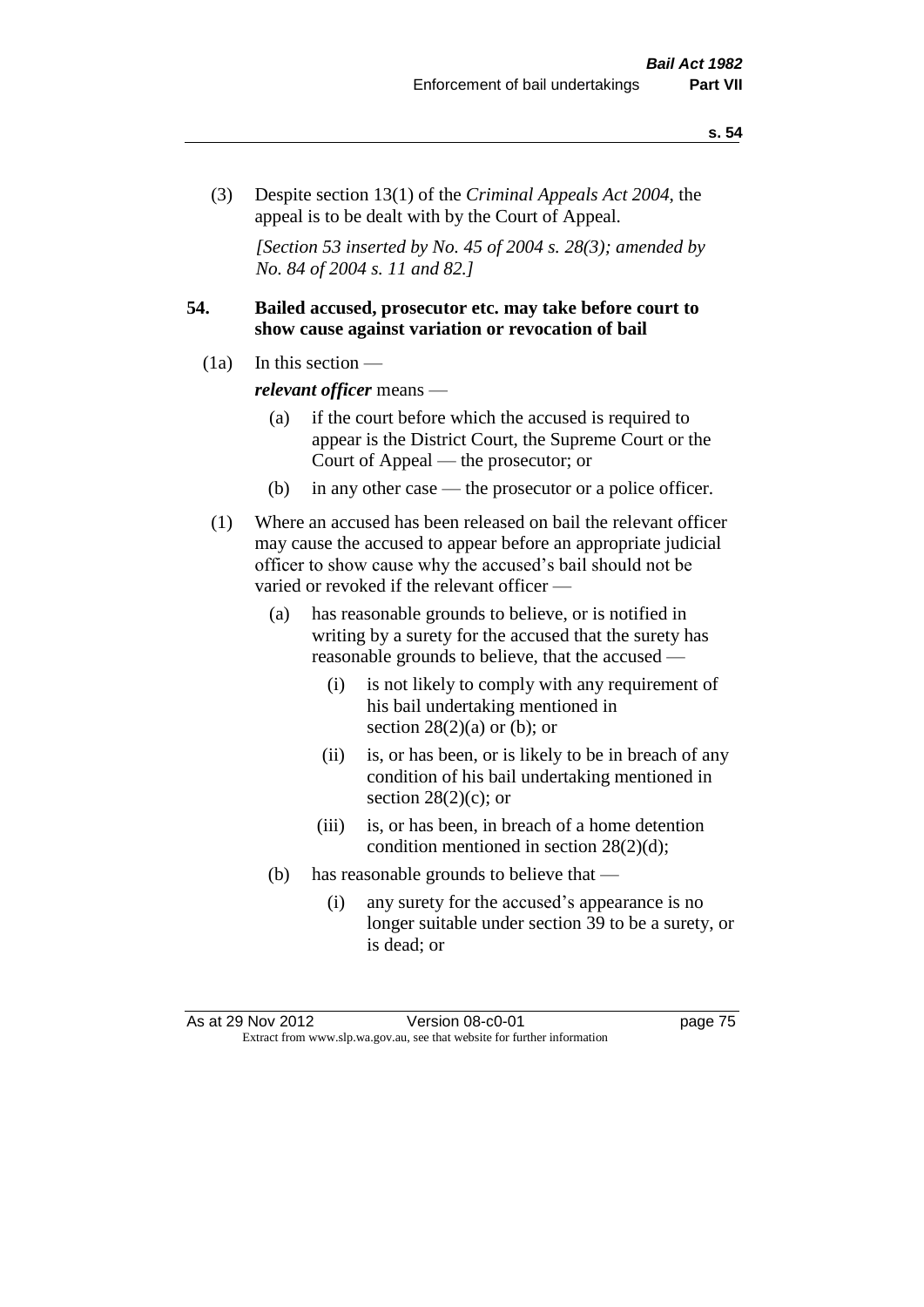(3) Despite section 13(1) of the *Criminal Appeals Act 2004*, the appeal is to be dealt with by the Court of Appeal.

*[Section 53 inserted by No. 45 of 2004 s. 28(3); amended by No. 84 of 2004 s. 11 and 82.]*

## 54. Bailed accused, prosecutor etc. may take before court to show cause against variation or revocation of bail

(1a) In this section —

***relevant officer*** means —

(a) if the court before which the accused is required to appear is the District Court, the Supreme Court or the Court of Appeal — the prosecutor; or

(b) in any other case — the prosecutor or a police officer.

(1) Where an accused has been released on bail the relevant officer may cause the accused to appear before an appropriate judicial officer to show cause why the accused's bail should not be varied or revoked if the relevant officer —

(a) has reasonable grounds to believe, or is notified in writing by a surety for the accused that the surety has reasonable grounds to believe, that the accused —

(i) is not likely to comply with any requirement of his bail undertaking mentioned in section 28(2)(a) or (b); or

(ii) is, or has been, or is likely to be in breach of any condition of his bail undertaking mentioned in section 28(2)(c); or

(iii) is, or has been, in breach of a home detention condition mentioned in section 28(2)(d);

(b) has reasonable grounds to believe that —

(i) any surety for the accused's appearance is no longer suitable under section 39 to be a surety, or is dead; or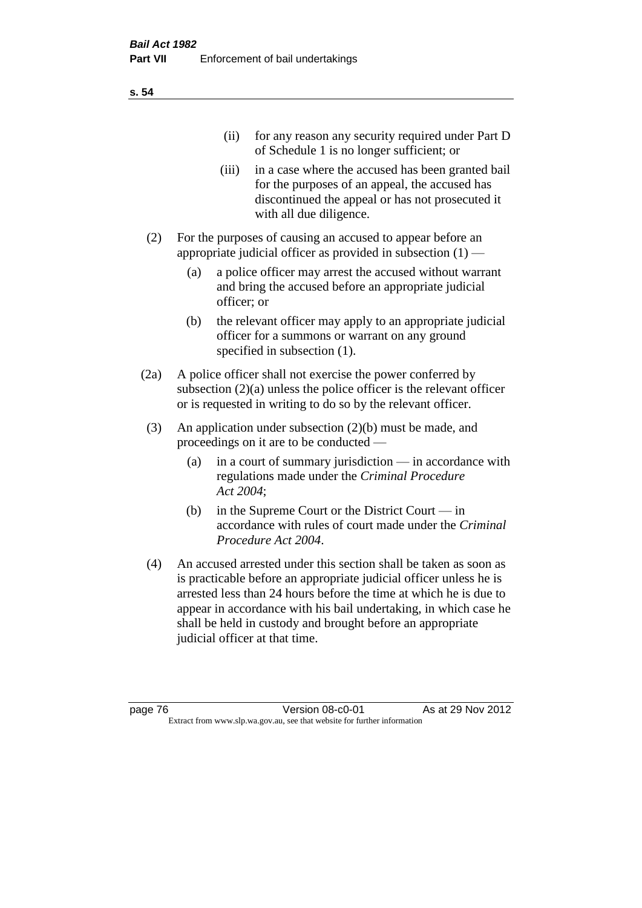(ii) for any reason any security required under Part D of Schedule 1 is no longer sufficient; or

(iii) in a case where the accused has been granted bail for the purposes of an appeal, the accused has discontinued the appeal or has not prosecuted it with all due diligence.

(2) For the purposes of causing an accused to appear before an appropriate judicial officer as provided in subsection (1) —

(a) a police officer may arrest the accused without warrant and bring the accused before an appropriate judicial officer; or

(b) the relevant officer may apply to an appropriate judicial officer for a summons or warrant on any ground specified in subsection (1).

(2a) A police officer shall not exercise the power conferred by subsection (2)(a) unless the police officer is the relevant officer or is requested in writing to do so by the relevant officer.

(3) An application under subsection (2)(b) must be made, and proceedings on it are to be conducted —

(a) in a court of summary jurisdiction — in accordance with regulations made under the *Criminal Procedure Act 2004*;

(b) in the Supreme Court or the District Court — in accordance with rules of court made under the *Criminal Procedure Act 2004*.

(4) An accused arrested under this section shall be taken as soon as is practicable before an appropriate judicial officer unless he is arrested less than 24 hours before the time at which he is due to appear in accordance with his bail undertaking, in which case he shall be held in custody and brought before an appropriate judicial officer at that time.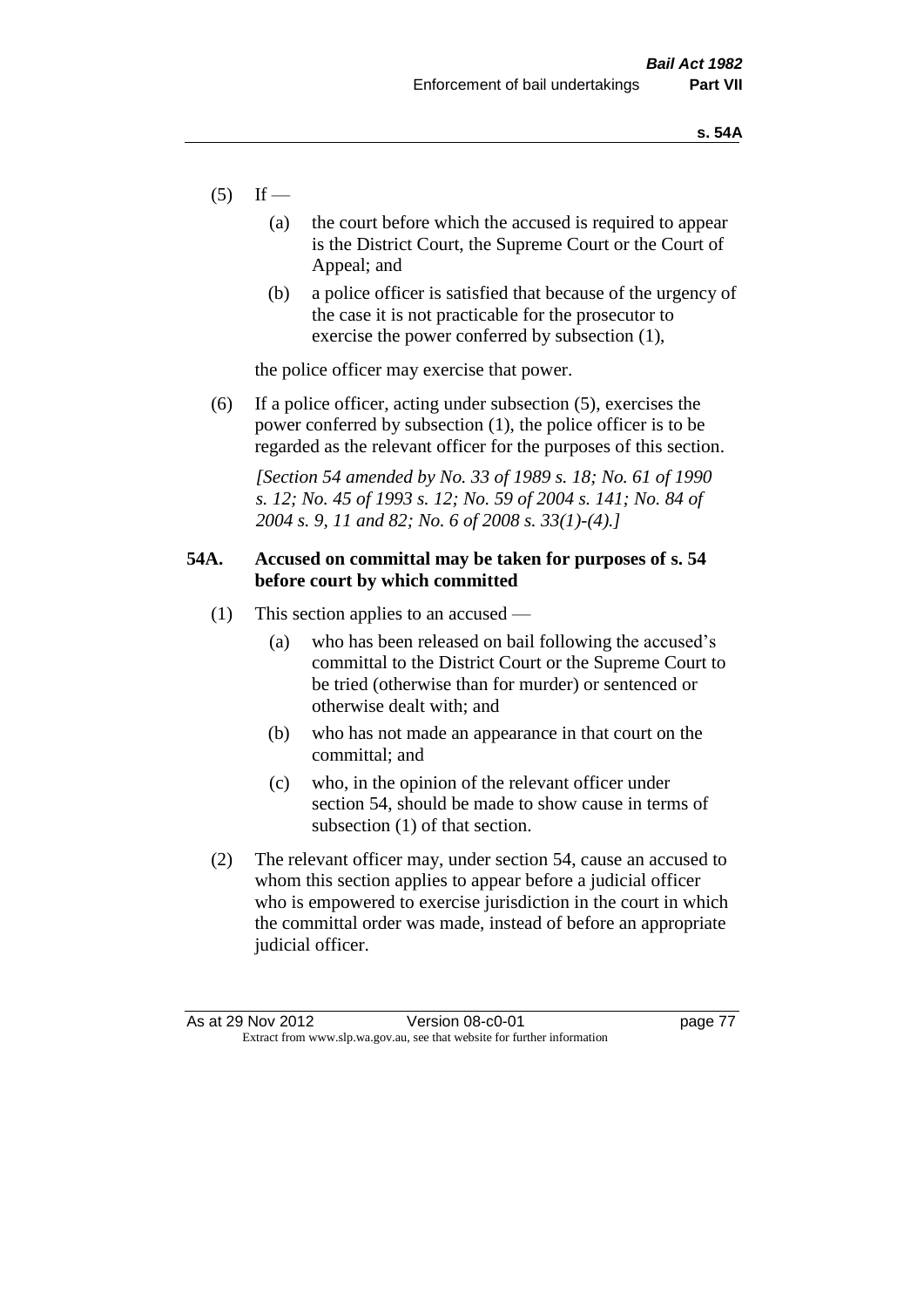(5) If —

   (a) the court before which the accused is required to appear is the District Court, the Supreme Court or the Court of Appeal; and

   (b) a police officer is satisfied that because of the urgency of the case it is not practicable for the prosecutor to exercise the power conferred by subsection (1),

   the police officer may exercise that power.

(6) If a police officer, acting under subsection (5), exercises the power conferred by subsection (1), the police officer is to be regarded as the relevant officer for the purposes of this section.

   *[Section 54 amended by No. 33 of 1989 s. 18; No. 61 of 1990 s. 12; No. 45 of 1993 s. 12; No. 59 of 2004 s. 141; No. 84 of 2004 s. 9, 11 and 82; No. 6 of 2008 s. 33(1)-(4).]*

### 54A. Accused on committal may be taken for purposes of s. 54 before court by which committed

(1) This section applies to an accused —

   (a) who has been released on bail following the accused's committal to the District Court or the Supreme Court to be tried (otherwise than for murder) or sentenced or otherwise dealt with; and

   (b) who has not made an appearance in that court on the committal; and

   (c) who, in the opinion of the relevant officer under section 54, should be made to show cause in terms of subsection (1) of that section.

(2) The relevant officer may, under section 54, cause an accused to whom this section applies to appear before a judicial officer who is empowered to exercise jurisdiction in the court in which the committal order was made, instead of before an appropriate judicial officer.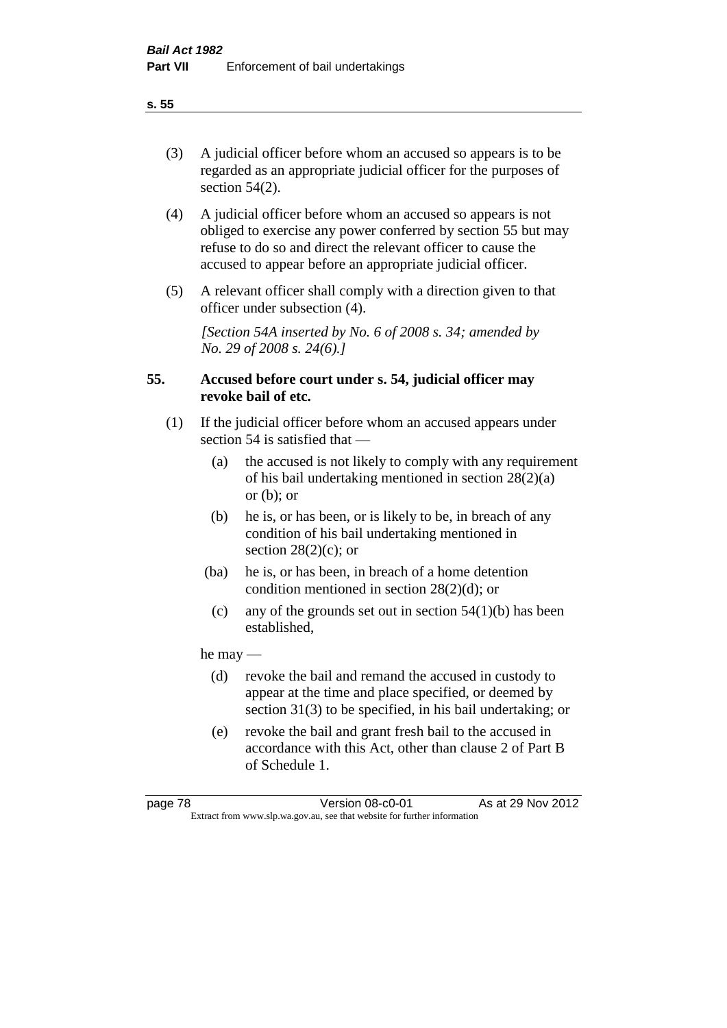(3) A judicial officer before whom an accused so appears is to be regarded as an appropriate judicial officer for the purposes of section 54(2).

(4) A judicial officer before whom an accused so appears is not obliged to exercise any power conferred by section 55 but may refuse to do so and direct the relevant officer to cause the accused to appear before an appropriate judicial officer.

(5) A relevant officer shall comply with a direction given to that officer under subsection (4).

*[Section 54A inserted by No. 6 of 2008 s. 34; amended by No. 29 of 2008 s. 24(6).]*

### 55. Accused before court under s. 54, judicial officer may revoke bail of etc.

(1) If the judicial officer before whom an accused appears under section 54 is satisfied that —

- (a) the accused is not likely to comply with any requirement of his bail undertaking mentioned in section 28(2)(a) or (b); or
- (b) he is, or has been, or is likely to be, in breach of any condition of his bail undertaking mentioned in section 28(2)(c); or
- (ba) he is, or has been, in breach of a home detention condition mentioned in section 28(2)(d); or
- (c) any of the grounds set out in section 54(1)(b) has been established,

he may —

- (d) revoke the bail and remand the accused in custody to appear at the time and place specified, or deemed by section 31(3) to be specified, in his bail undertaking; or
- (e) revoke the bail and grant fresh bail to the accused in accordance with this Act, other than clause 2 of Part B of Schedule 1.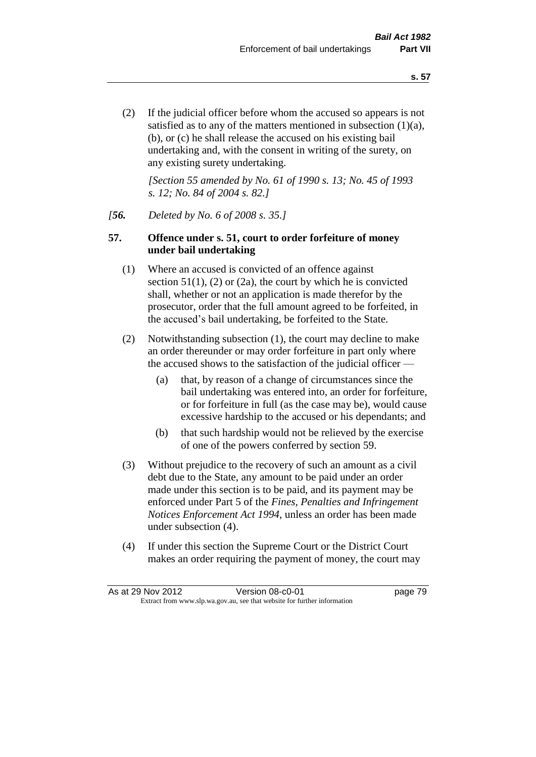(2) If the judicial officer before whom the accused so appears is not satisfied as to any of the matters mentioned in subsection (1)(a), (b), or (c) he shall release the accused on his existing bail undertaking and, with the consent in writing of the surety, on any existing surety undertaking.

*[Section 55 amended by No. 61 of 1990 s. 13; No. 45 of 1993 s. 12; No. 84 of 2004 s. 82.]*

*[**56.** Deleted by No. 6 of 2008 s. 35.]*

**57. Offence under s. 51, court to order forfeiture of money under bail undertaking**

(1) Where an accused is convicted of an offence against section 51(1), (2) or (2a), the court by which he is convicted shall, whether or not an application is made therefor by the prosecutor, order that the full amount agreed to be forfeited, in the accused's bail undertaking, be forfeited to the State.

(2) Notwithstanding subsection (1), the court may decline to make an order thereunder or may order forfeiture in part only where the accused shows to the satisfaction of the judicial officer —

(a) that, by reason of a change of circumstances since the bail undertaking was entered into, an order for forfeiture, or for forfeiture in full (as the case may be), would cause excessive hardship to the accused or his dependants; and

(b) that such hardship would not be relieved by the exercise of one of the powers conferred by section 59.

(3) Without prejudice to the recovery of such an amount as a civil debt due to the State, any amount to be paid under an order made under this section is to be paid, and its payment may be enforced under Part 5 of the *Fines, Penalties and Infringement Notices Enforcement Act 1994*, unless an order has been made under subsection (4).

(4) If under this section the Supreme Court or the District Court makes an order requiring the payment of money, the court may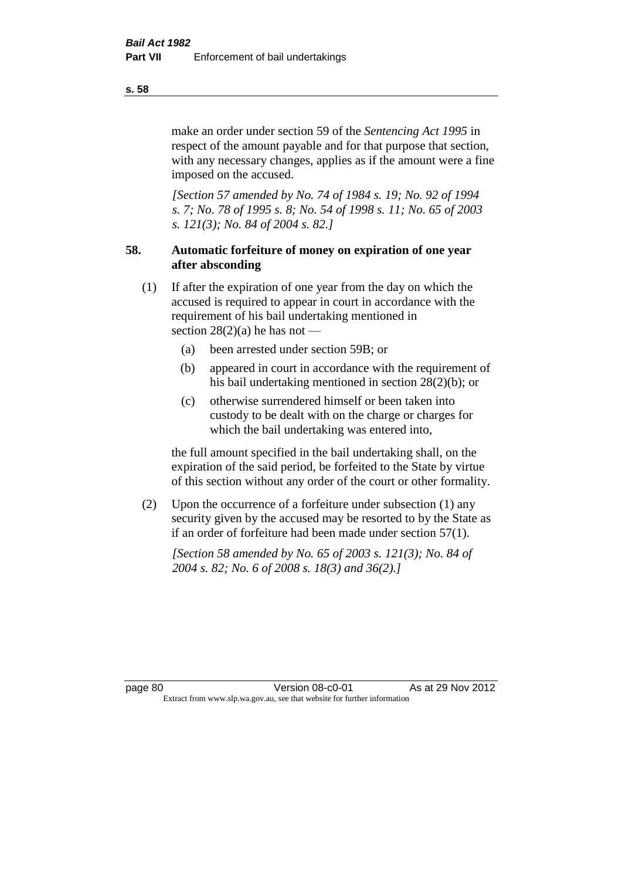make an order under section 59 of the *Sentencing Act 1995* in respect of the amount payable and for that purpose that section, with any necessary changes, applies as if the amount were a fine imposed on the accused.

*[Section 57 amended by No. 74 of 1984 s. 19; No. 92 of 1994 s. 7; No. 78 of 1995 s. 8; No. 54 of 1998 s. 11; No. 65 of 2003 s. 121(3); No. 84 of 2004 s. 82.]*

### 58. Automatic forfeiture of money on expiration of one year after absconding

(1) If after the expiration of one year from the day on which the accused is required to appear in court in accordance with the requirement of his bail undertaking mentioned in section 28(2)(a) he has not —

- (a) been arrested under section 59B; or
- (b) appeared in court in accordance with the requirement of his bail undertaking mentioned in section 28(2)(b); or
- (c) otherwise surrendered himself or been taken into custody to be dealt with on the charge or charges for which the bail undertaking was entered into,

the full amount specified in the bail undertaking shall, on the expiration of the said period, be forfeited to the State by virtue of this section without any order of the court or other formality.

(2) Upon the occurrence of a forfeiture under subsection (1) any security given by the accused may be resorted to by the State as if an order of forfeiture had been made under section 57(1).

*[Section 58 amended by No. 65 of 2003 s. 121(3); No. 84 of 2004 s. 82; No. 6 of 2008 s. 18(3) and 36(2).]*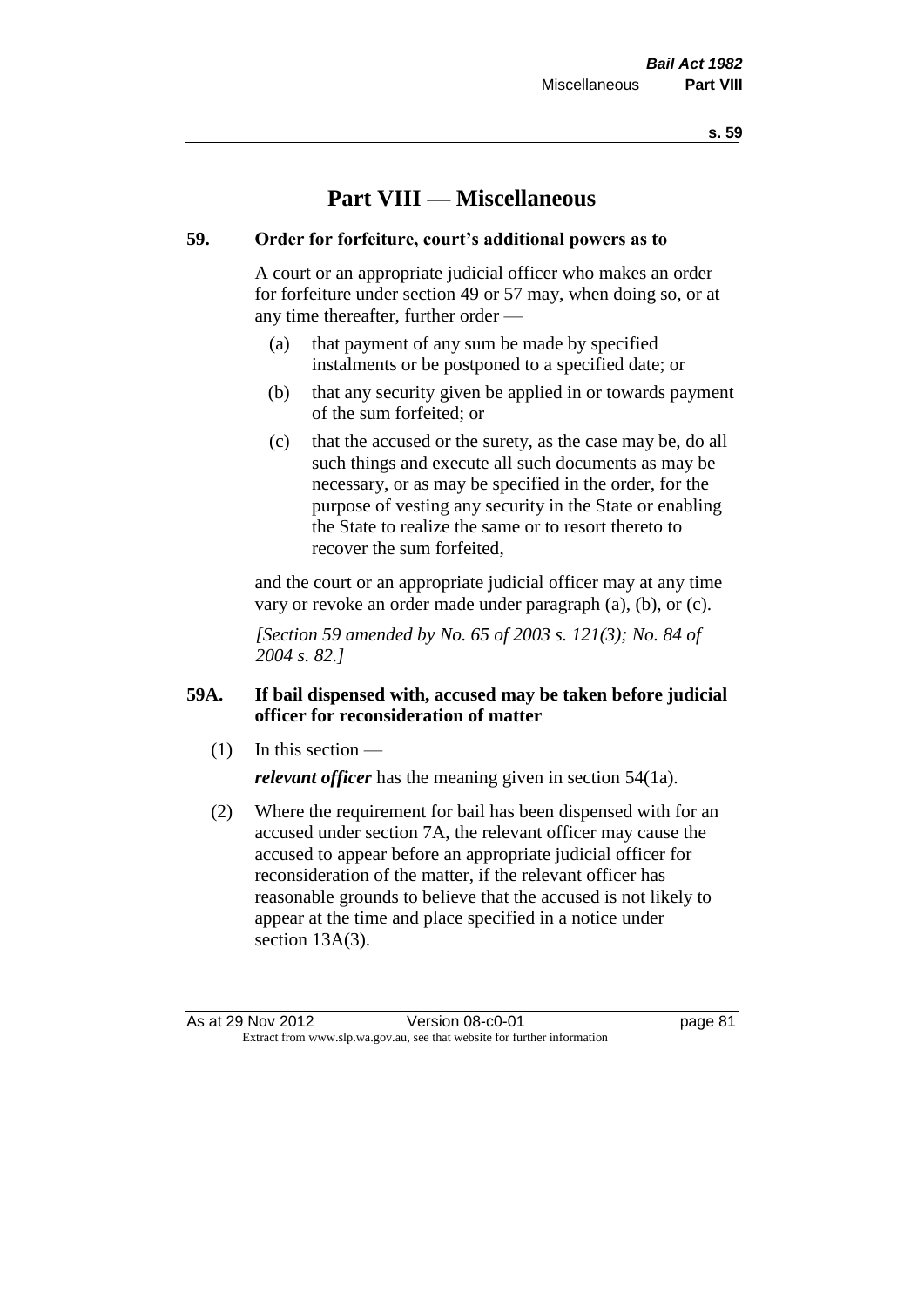# Part VIII — Miscellaneous

## 59. Order for forfeiture, court's additional powers as to

A court or an appropriate judicial officer who makes an order for forfeiture under section 49 or 57 may, when doing so, or at any time thereafter, further order —

- (a) that payment of any sum be made by specified instalments or be postponed to a specified date; or
- (b) that any security given be applied in or towards payment of the sum forfeited; or
- (c) that the accused or the surety, as the case may be, do all such things and execute all such documents as may be necessary, or as may be specified in the order, for the purpose of vesting any security in the State or enabling the State to realize the same or to resort thereto to recover the sum forfeited,

and the court or an appropriate judicial officer may at any time vary or revoke an order made under paragraph (a), (b), or (c).

*[Section 59 amended by No. 65 of 2003 s. 121(3); No. 84 of 2004 s. 82.]*

## 59A. If bail dispensed with, accused may be taken before judicial officer for reconsideration of matter

(1) In this section —

***relevant officer*** has the meaning given in section 54(1a).

(2) Where the requirement for bail has been dispensed with for an accused under section 7A, the relevant officer may cause the accused to appear before an appropriate judicial officer for reconsideration of the matter, if the relevant officer has reasonable grounds to believe that the accused is not likely to appear at the time and place specified in a notice under section 13A(3).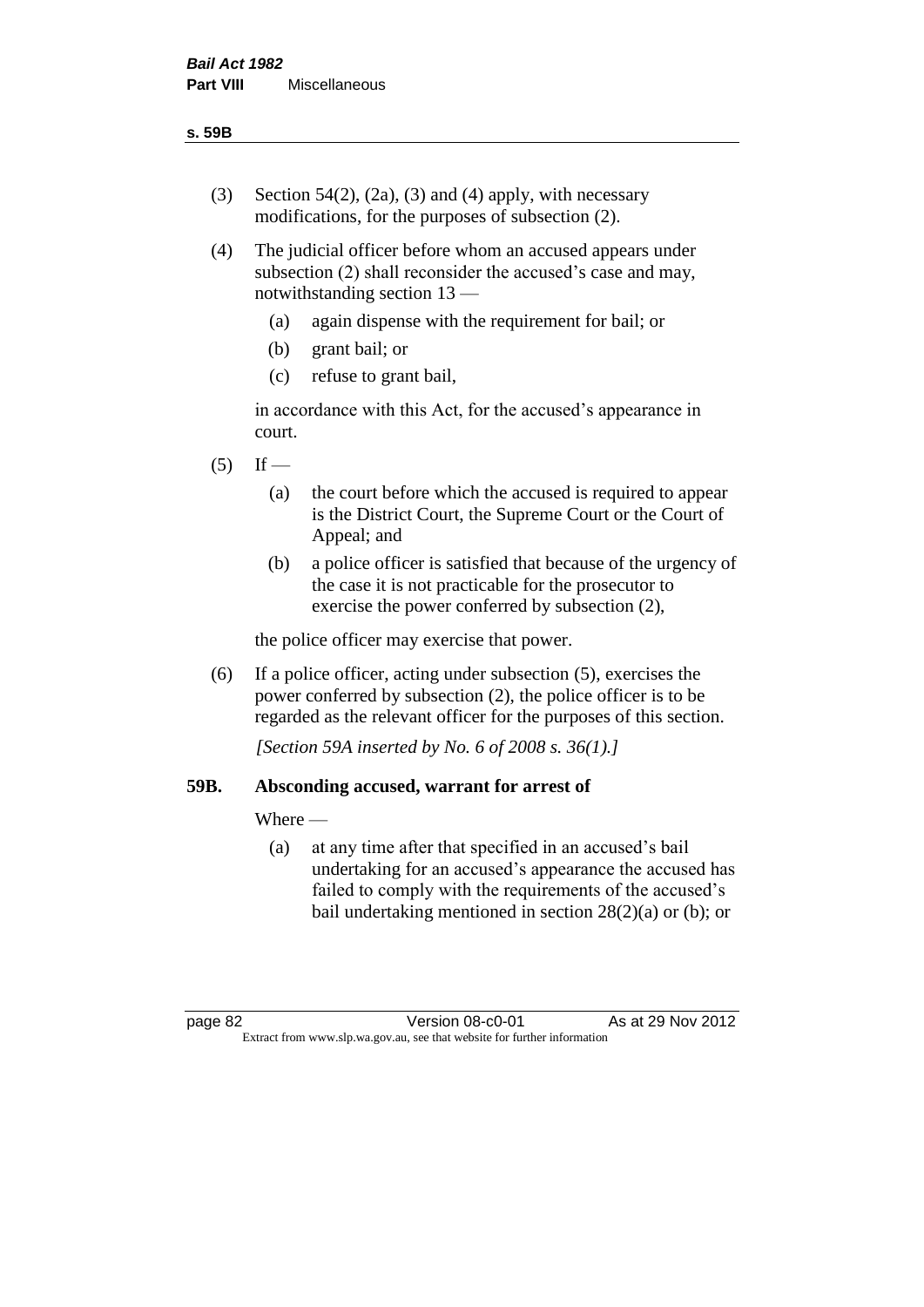(3) Section 54(2), (2a), (3) and (4) apply, with necessary modifications, for the purposes of subsection (2).

(4) The judicial officer before whom an accused appears under subsection (2) shall reconsider the accused's case and may, notwithstanding section 13 —

(a) again dispense with the requirement for bail; or

(b) grant bail; or

(c) refuse to grant bail,

in accordance with this Act, for the accused's appearance in court.

(5) If —

(a) the court before which the accused is required to appear is the District Court, the Supreme Court or the Court of Appeal; and

(b) a police officer is satisfied that because of the urgency of the case it is not practicable for the prosecutor to exercise the power conferred by subsection (2),

the police officer may exercise that power.

(6) If a police officer, acting under subsection (5), exercises the power conferred by subsection (2), the police officer is to be regarded as the relevant officer for the purposes of this section.

*[Section 59A inserted by No. 6 of 2008 s. 36(1).]*

### 59B. Absconding accused, warrant for arrest of

Where —

(a) at any time after that specified in an accused's bail undertaking for an accused's appearance the accused has failed to comply with the requirements of the accused's bail undertaking mentioned in section 28(2)(a) or (b); or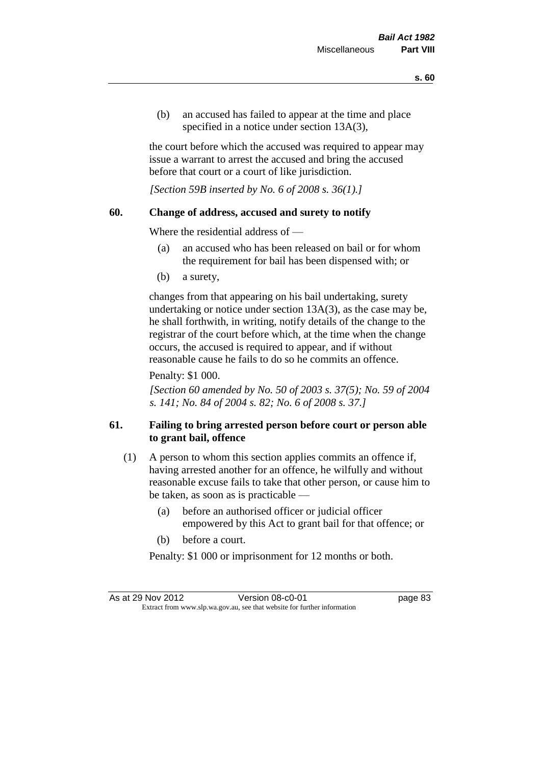(b) an accused has failed to appear at the time and place specified in a notice under section 13A(3),

the court before which the accused was required to appear may issue a warrant to arrest the accused and bring the accused before that court or a court of like jurisdiction.

*[Section 59B inserted by No. 6 of 2008 s. 36(1).]*

### 60. Change of address, accused and surety to notify

Where the residential address of —

(a) an accused who has been released on bail or for whom the requirement for bail has been dispensed with; or

(b) a surety,

changes from that appearing on his bail undertaking, surety undertaking or notice under section 13A(3), as the case may be, he shall forthwith, in writing, notify details of the change to the registrar of the court before which, at the time when the change occurs, the accused is required to appear, and if without reasonable cause he fails to do so he commits an offence.

Penalty: $1 000.

*[Section 60 amended by No. 50 of 2003 s. 37(5); No. 59 of 2004 s. 141; No. 84 of 2004 s. 82; No. 6 of 2008 s. 37.]*

### 61. Failing to bring arrested person before court or person able to grant bail, offence

(1) A person to whom this section applies commits an offence if, having arrested another for an offence, he wilfully and without reasonable excuse fails to take that other person, or cause him to be taken, as soon as is practicable —

(a) before an authorised officer or judicial officer empowered by this Act to grant bail for that offence; or

(b) before a court.

Penalty: $1 000 or imprisonment for 12 months or both.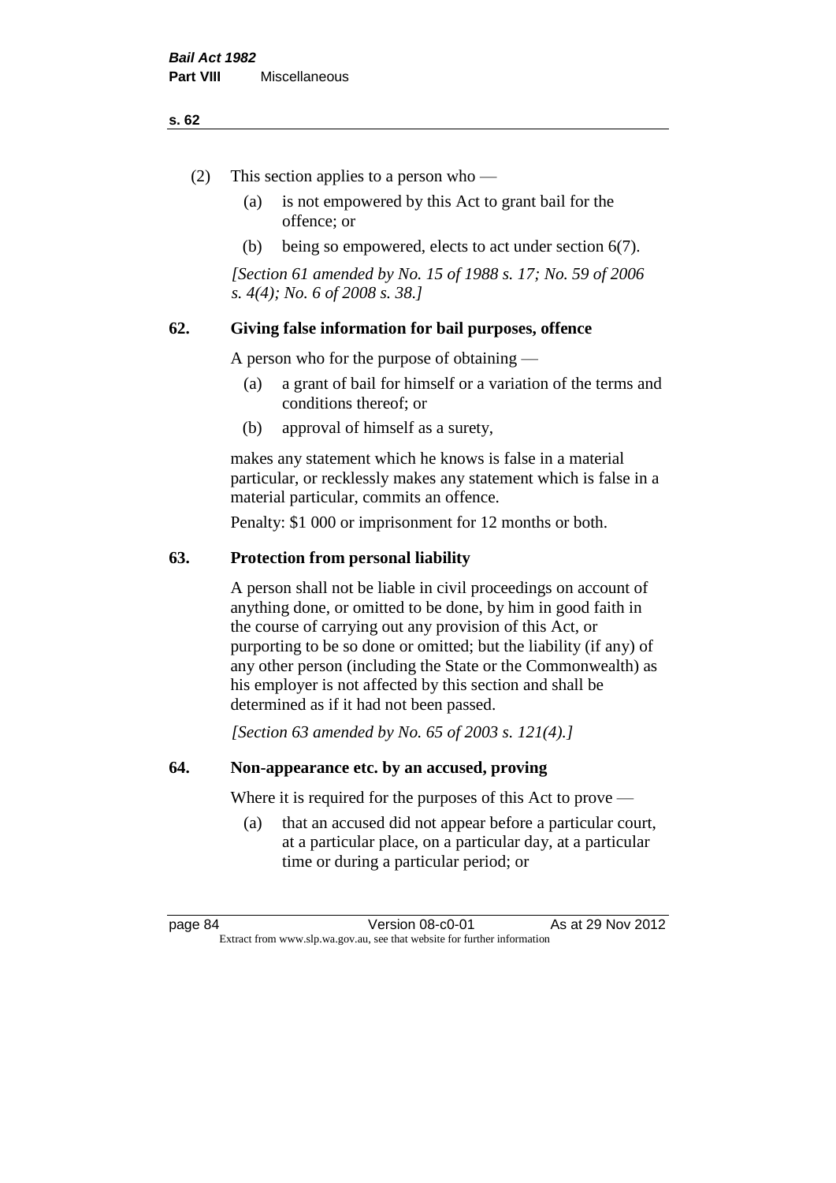(2) This section applies to a person who —

  (a) is not empowered by this Act to grant bail for the offence; or

  (b) being so empowered, elects to act under section 6(7).

*[Section 61 amended by No. 15 of 1988 s. 17; No. 59 of 2006 s. 4(4); No. 6 of 2008 s. 38.]*

## 62. Giving false information for bail purposes, offence

A person who for the purpose of obtaining —

  (a) a grant of bail for himself or a variation of the terms and conditions thereof; or

  (b) approval of himself as a surety,

makes any statement which he knows is false in a material particular, or recklessly makes any statement which is false in a material particular, commits an offence.

Penalty: $1 000 or imprisonment for 12 months or both.

## 63. Protection from personal liability

A person shall not be liable in civil proceedings on account of anything done, or omitted to be done, by him in good faith in the course of carrying out any provision of this Act, or purporting to be so done or omitted; but the liability (if any) of any other person (including the State or the Commonwealth) as his employer is not affected by this section and shall be determined as if it had not been passed.

*[Section 63 amended by No. 65 of 2003 s. 121(4).]*

## 64. Non-appearance etc. by an accused, proving

Where it is required for the purposes of this Act to prove —

  (a) that an accused did not appear before a particular court, at a particular place, on a particular day, at a particular time or during a particular period; or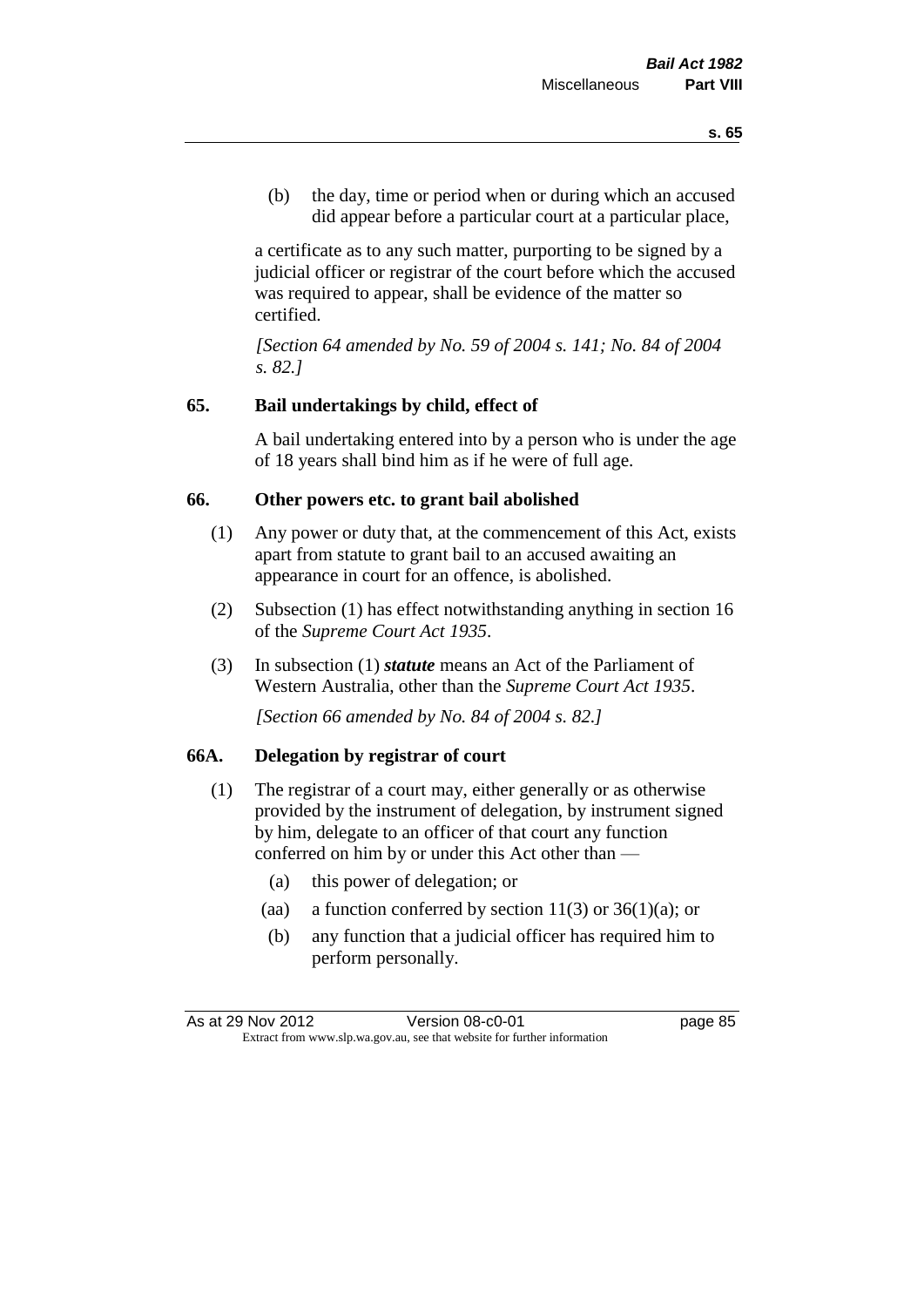(b) the day, time or period when or during which an accused did appear before a particular court at a particular place,

a certificate as to any such matter, purporting to be signed by a judicial officer or registrar of the court before which the accused was required to appear, shall be evidence of the matter so certified.

*[Section 64 amended by No. 59 of 2004 s. 141; No. 84 of 2004 s. 82.]*

## 65. Bail undertakings by child, effect of

A bail undertaking entered into by a person who is under the age of 18 years shall bind him as if he were of full age.

## 66. Other powers etc. to grant bail abolished

(1) Any power or duty that, at the commencement of this Act, exists apart from statute to grant bail to an accused awaiting an appearance in court for an offence, is abolished.

(2) Subsection (1) has effect notwithstanding anything in section 16 of the *Supreme Court Act 1935*.

(3) In subsection (1) ***statute*** means an Act of the Parliament of Western Australia, other than the *Supreme Court Act 1935*.

*[Section 66 amended by No. 84 of 2004 s. 82.]*

## 66A. Delegation by registrar of court

(1) The registrar of a court may, either generally or as otherwise provided by the instrument of delegation, by instrument signed by him, delegate to an officer of that court any function conferred on him by or under this Act other than —

(a) this power of delegation; or

(aa) a function conferred by section 11(3) or 36(1)(a); or

(b) any function that a judicial officer has required him to perform personally.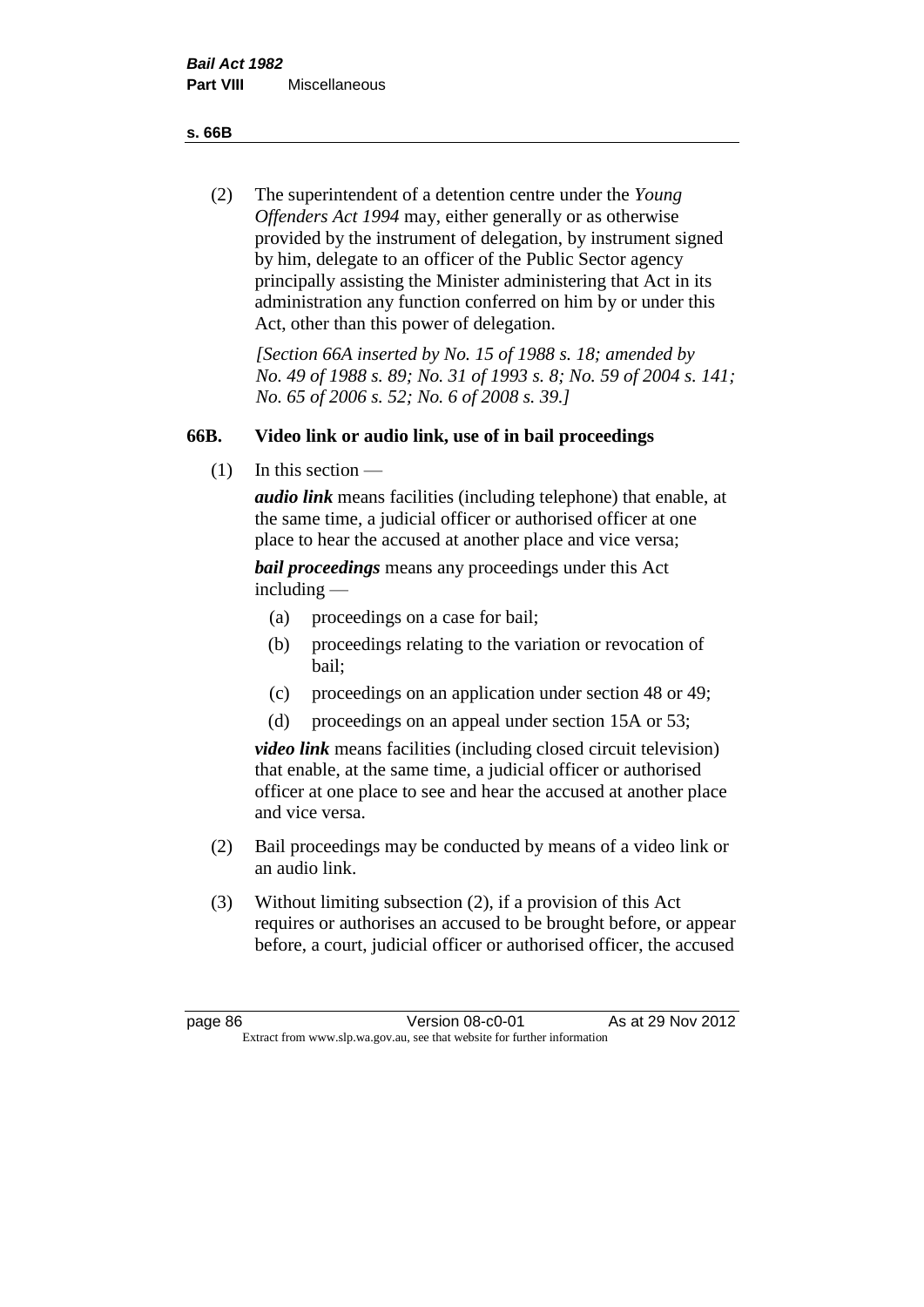(2) The superintendent of a detention centre under the *Young Offenders Act 1994* may, either generally or as otherwise provided by the instrument of delegation, by instrument signed by him, delegate to an officer of the Public Sector agency principally assisting the Minister administering that Act in its administration any function conferred on him by or under this Act, other than this power of delegation.

*[Section 66A inserted by No. 15 of 1988 s. 18; amended by No. 49 of 1988 s. 89; No. 31 of 1993 s. 8; No. 59 of 2004 s. 141; No. 65 of 2006 s. 52; No. 6 of 2008 s. 39.]*

### 66B. Video link or audio link, use of in bail proceedings

(1) In this section —

***audio link*** means facilities (including telephone) that enable, at the same time, a judicial officer or authorised officer at one place to hear the accused at another place and vice versa;

***bail proceedings*** means any proceedings under this Act including —

- (a) proceedings on a case for bail;
- (b) proceedings relating to the variation or revocation of bail;
- (c) proceedings on an application under section 48 or 49;
- (d) proceedings on an appeal under section 15A or 53;

***video link*** means facilities (including closed circuit television) that enable, at the same time, a judicial officer or authorised officer at one place to see and hear the accused at another place and vice versa.

(2) Bail proceedings may be conducted by means of a video link or an audio link.

(3) Without limiting subsection (2), if a provision of this Act requires or authorises an accused to be brought before, or appear before, a court, judicial officer or authorised officer, the accused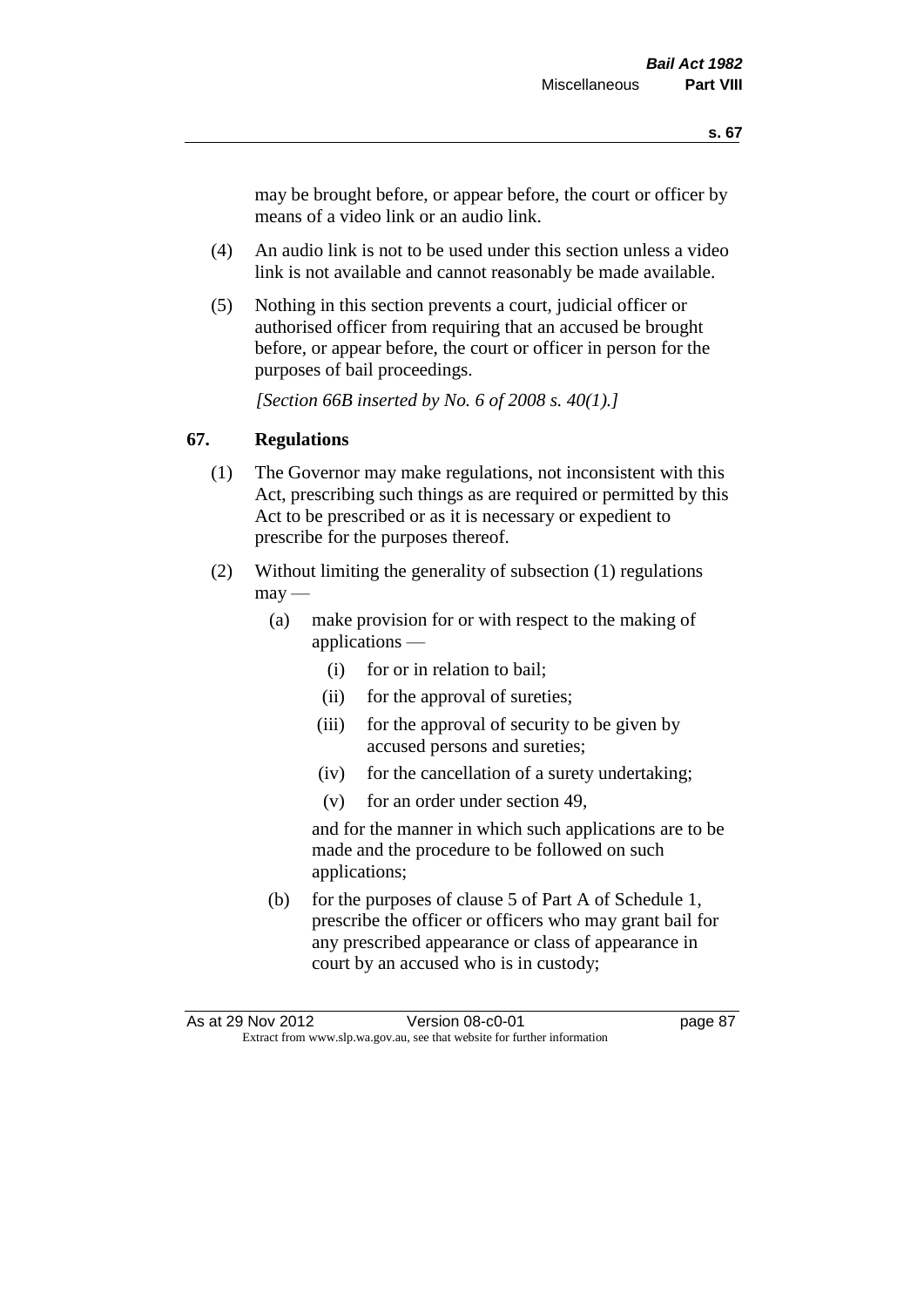may be brought before, or appear before, the court or officer by means of a video link or an audio link.

(4) An audio link is not to be used under this section unless a video link is not available and cannot reasonably be made available.

(5) Nothing in this section prevents a court, judicial officer or authorised officer from requiring that an accused be brought before, or appear before, the court or officer in person for the purposes of bail proceedings.

*[Section 66B inserted by No. 6 of 2008 s. 40(1).]*

## 67. Regulations

(1) The Governor may make regulations, not inconsistent with this Act, prescribing such things as are required or permitted by this Act to be prescribed or as it is necessary or expedient to prescribe for the purposes thereof.

(2) Without limiting the generality of subsection (1) regulations may —

(a) make provision for or with respect to the making of applications —

(i) for or in relation to bail;

(ii) for the approval of sureties;

(iii) for the approval of security to be given by accused persons and sureties;

(iv) for the cancellation of a surety undertaking;

(v) for an order under section 49,

and for the manner in which such applications are to be made and the procedure to be followed on such applications;

(b) for the purposes of clause 5 of Part A of Schedule 1, prescribe the officer or officers who may grant bail for any prescribed appearance or class of appearance in court by an accused who is in custody;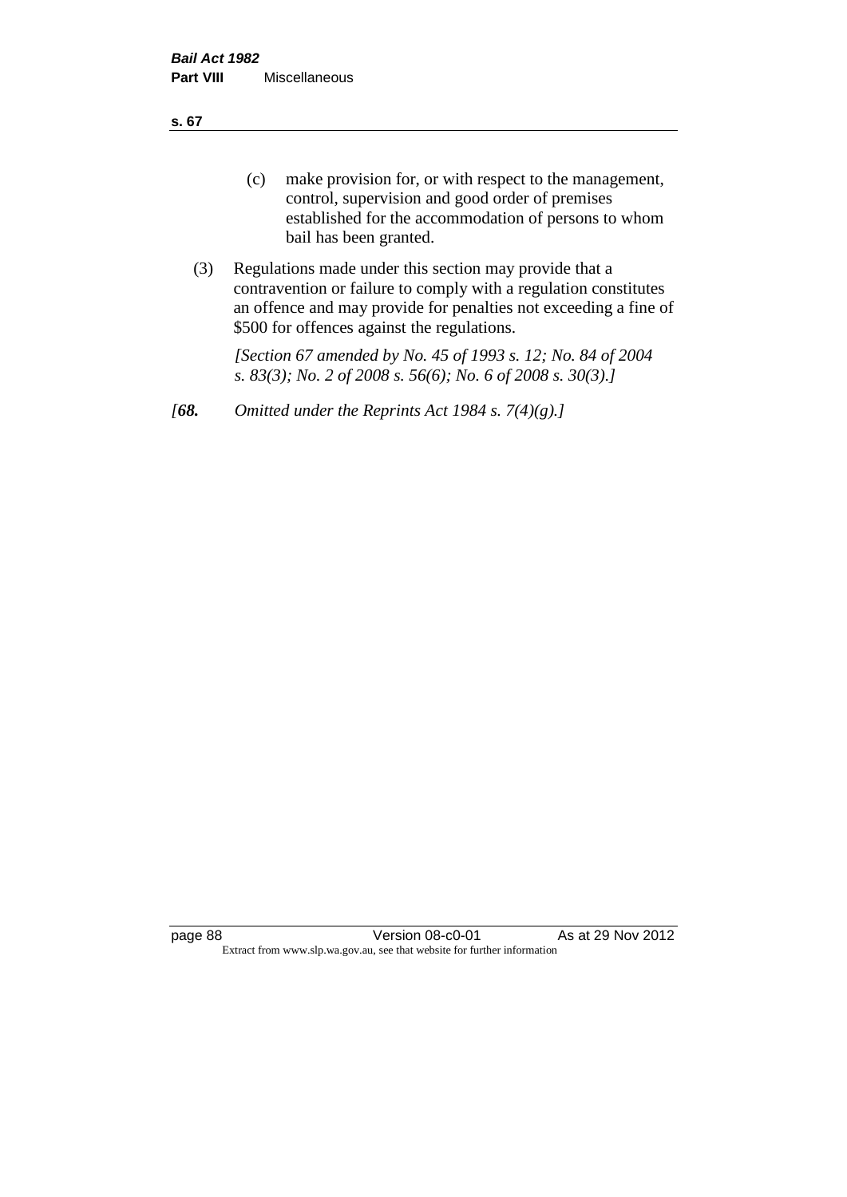(c) make provision for, or with respect to the management, control, supervision and good order of premises established for the accommodation of persons to whom bail has been granted.

(3) Regulations made under this section may provide that a contravention or failure to comply with a regulation constitutes an offence and may provide for penalties not exceeding a fine of $500 for offences against the regulations.

*[Section 67 amended by No. 45 of 1993 s. 12; No. 84 of 2004 s. 83(3); No. 2 of 2008 s. 56(6); No. 6 of 2008 s. 30(3).]*

*[**68.** Omitted under the Reprints Act 1984 s. 7(4)(g).]*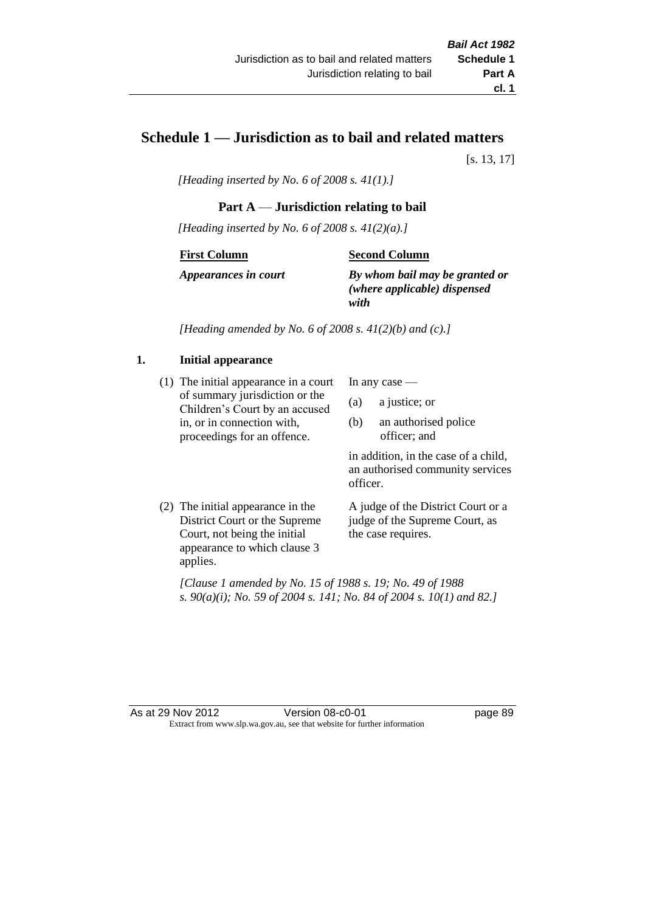# Schedule 1 — Jurisdiction as to bail and related matters

[s. 13, 17]

*[Heading inserted by No. 6 of 2008 s. 41(1).]*

## Part A — Jurisdiction relating to bail

*[Heading inserted by No. 6 of 2008 s. 41(2)(a).]*

| First Column | Second Column |
|---|---|
| ***Appearances in court*** | ***By whom bail may be granted or (where applicable) dispensed with*** |

*[Heading amended by No. 6 of 2008 s. 41(2)(b) and (c).]*

### 1. Initial appearance

| | |
|---|---|
| (1) The initial appearance in a court of summary jurisdiction or the Children's Court by an accused in, or in connection with, proceedings for an offence. | In any case — (a) a justice; or (b) an authorised police officer; and in addition, in the case of a child, an authorised community services officer. |
| (2) The initial appearance in the District Court or the Supreme Court, not being the initial appearance to which clause 3 applies. | A judge of the District Court or a judge of the Supreme Court, as the case requires. |

*[Clause 1 amended by No. 15 of 1988 s. 19; No. 49 of 1988 s. 90(a)(i); No. 59 of 2004 s. 141; No. 84 of 2004 s. 10(1) and 82.]*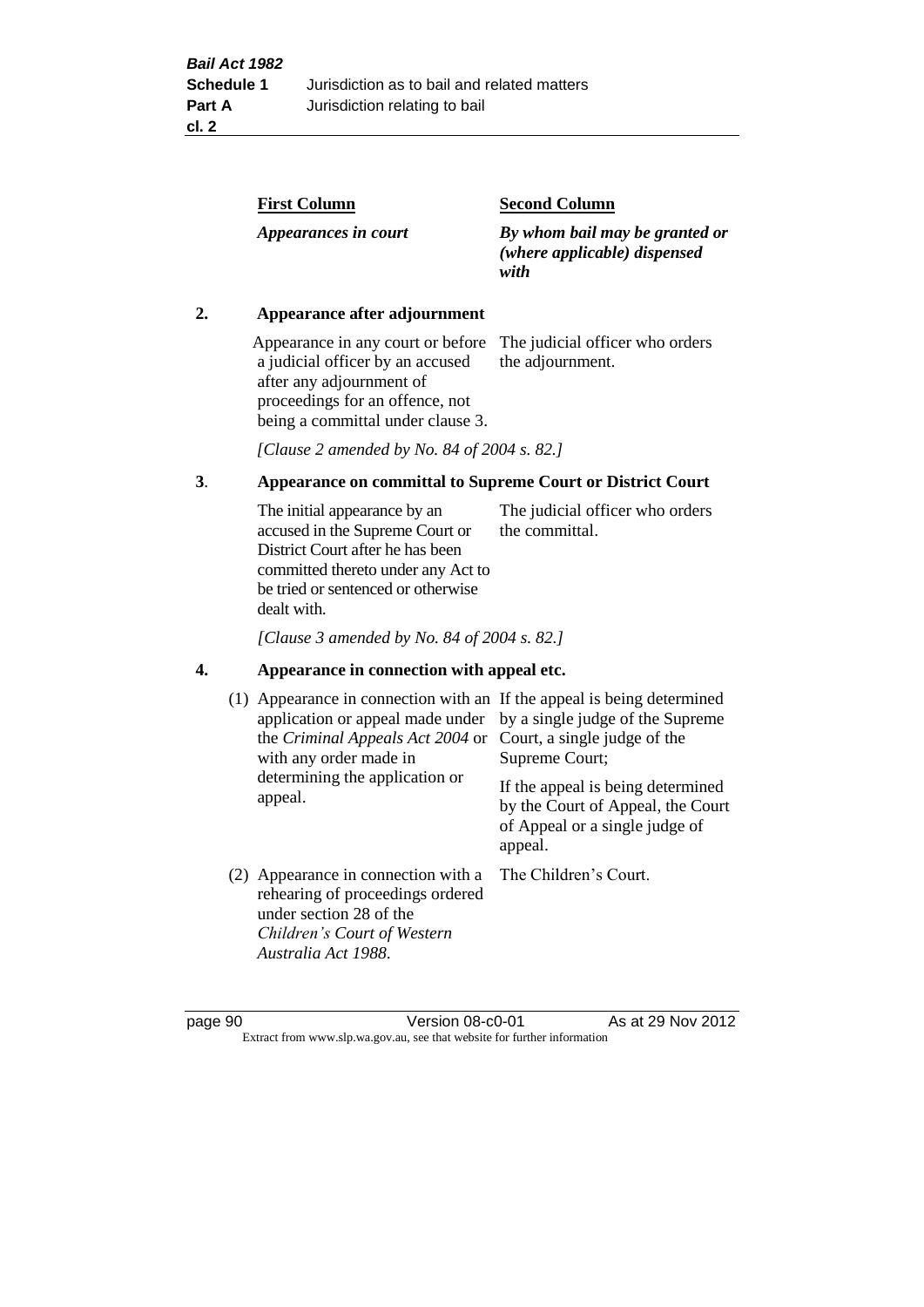| First Column | Second Column |
|---|---|
| *Appearances in court* | *By whom bail may be granted or (where applicable) dispensed with* |

**2. Appearance after adjournment**

| | |
|---|---|
| Appearance in any court or before a judicial officer by an accused after any adjournment of proceedings for an offence, not being a committal under clause 3. | The judicial officer who orders the adjournment. |

*[Clause 2 amended by No. 84 of 2004 s. 82.]*

**3. Appearance on committal to Supreme Court or District Court**

| | |
|---|---|
| The initial appearance by an accused in the Supreme Court or District Court after he has been committed thereto under any Act to be tried or sentenced or otherwise dealt with. | The judicial officer who orders the committal. |

*[Clause 3 amended by No. 84 of 2004 s. 82.]*

**4. Appearance in connection with appeal etc.**

| | |
|---|---|
| (1) Appearance in connection with an application or appeal made under the *Criminal Appeals Act 2004* or with any order made in determining the application or appeal. | If the appeal is being determined by a single judge of the Supreme Court, a single judge of the Supreme Court;<br><br>If the appeal is being determined by the Court of Appeal, the Court of Appeal or a single judge of appeal. |
| (2) Appearance in connection with a rehearing of proceedings ordered under section 28 of the *Children's Court of Western Australia Act 1988*. | The Children's Court. |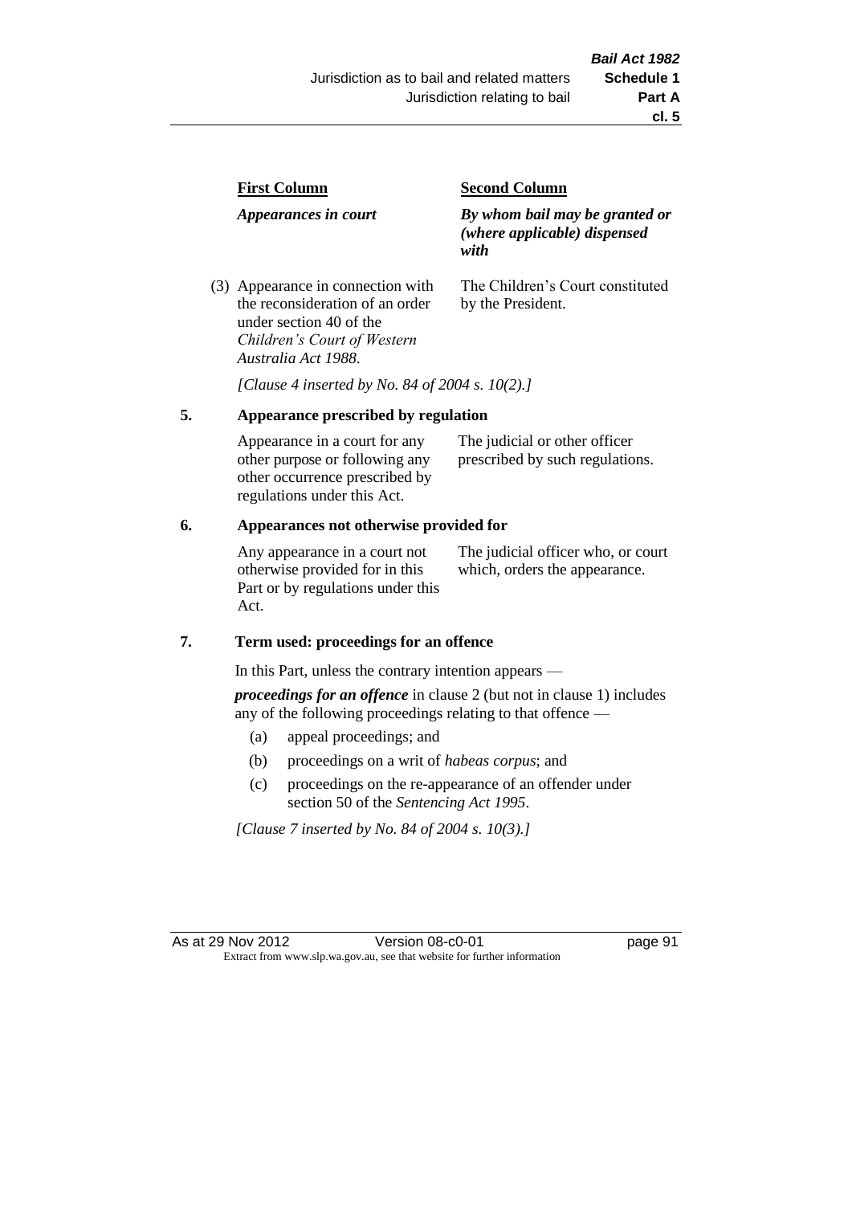| First Column | Second Column |
|---|---|
| *Appearances in court* | *By whom bail may be granted or (where applicable) dispensed with* |
| (3) Appearance in connection with the reconsideration of an order under section 40 of the *Children's Court of Western Australia Act 1988*. | The Children's Court constituted by the President. |

*[Clause 4 inserted by No. 84 of 2004 s. 10(2).]*

## 5. Appearance prescribed by regulation

| | |
|---|---|
| Appearance in a court for any other purpose or following any other occurrence prescribed by regulations under this Act. | The judicial or other officer prescribed by such regulations. |

## 6. Appearances not otherwise provided for

| | |
|---|---|
| Any appearance in a court not otherwise provided for in this Part or by regulations under this Act. | The judicial officer who, or court which, orders the appearance. |

## 7. Term used: proceedings for an offence

In this Part, unless the contrary intention appears —

***proceedings for an offence*** in clause 2 (but not in clause 1) includes any of the following proceedings relating to that offence —

- (a) appeal proceedings; and
- (b) proceedings on a writ of *habeas corpus*; and
- (c) proceedings on the re-appearance of an offender under section 50 of the *Sentencing Act 1995*.

*[Clause 7 inserted by No. 84 of 2004 s. 10(3).]*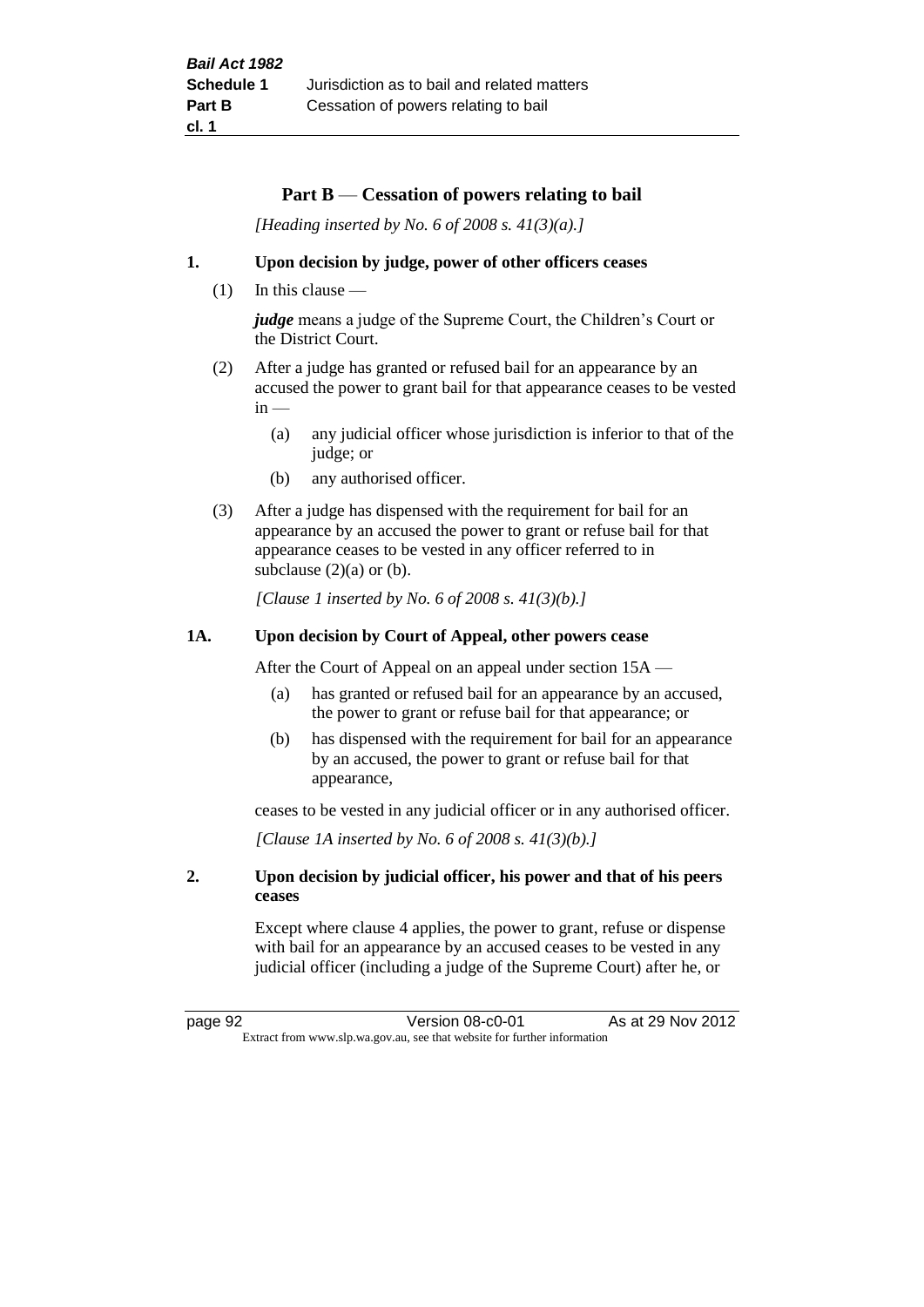## Part B — Cessation of powers relating to bail

*[Heading inserted by No. 6 of 2008 s. 41(3)(a).]*

### 1. Upon decision by judge, power of other officers ceases

(1) In this clause —

***judge*** means a judge of the Supreme Court, the Children's Court or the District Court.

(2) After a judge has granted or refused bail for an appearance by an accused the power to grant bail for that appearance ceases to be vested in —

- (a) any judicial officer whose jurisdiction is inferior to that of the judge; or
- (b) any authorised officer.

(3) After a judge has dispensed with the requirement for bail for an appearance by an accused the power to grant or refuse bail for that appearance ceases to be vested in any officer referred to in subclause (2)(a) or (b).

*[Clause 1 inserted by No. 6 of 2008 s. 41(3)(b).]*

### 1A. Upon decision by Court of Appeal, other powers cease

After the Court of Appeal on an appeal under section 15A —

- (a) has granted or refused bail for an appearance by an accused, the power to grant or refuse bail for that appearance; or
- (b) has dispensed with the requirement for bail for an appearance by an accused, the power to grant or refuse bail for that appearance,

ceases to be vested in any judicial officer or in any authorised officer.

*[Clause 1A inserted by No. 6 of 2008 s. 41(3)(b).]*

### 2. Upon decision by judicial officer, his power and that of his peers ceases

Except where clause 4 applies, the power to grant, refuse or dispense with bail for an appearance by an accused ceases to be vested in any judicial officer (including a judge of the Supreme Court) after he, or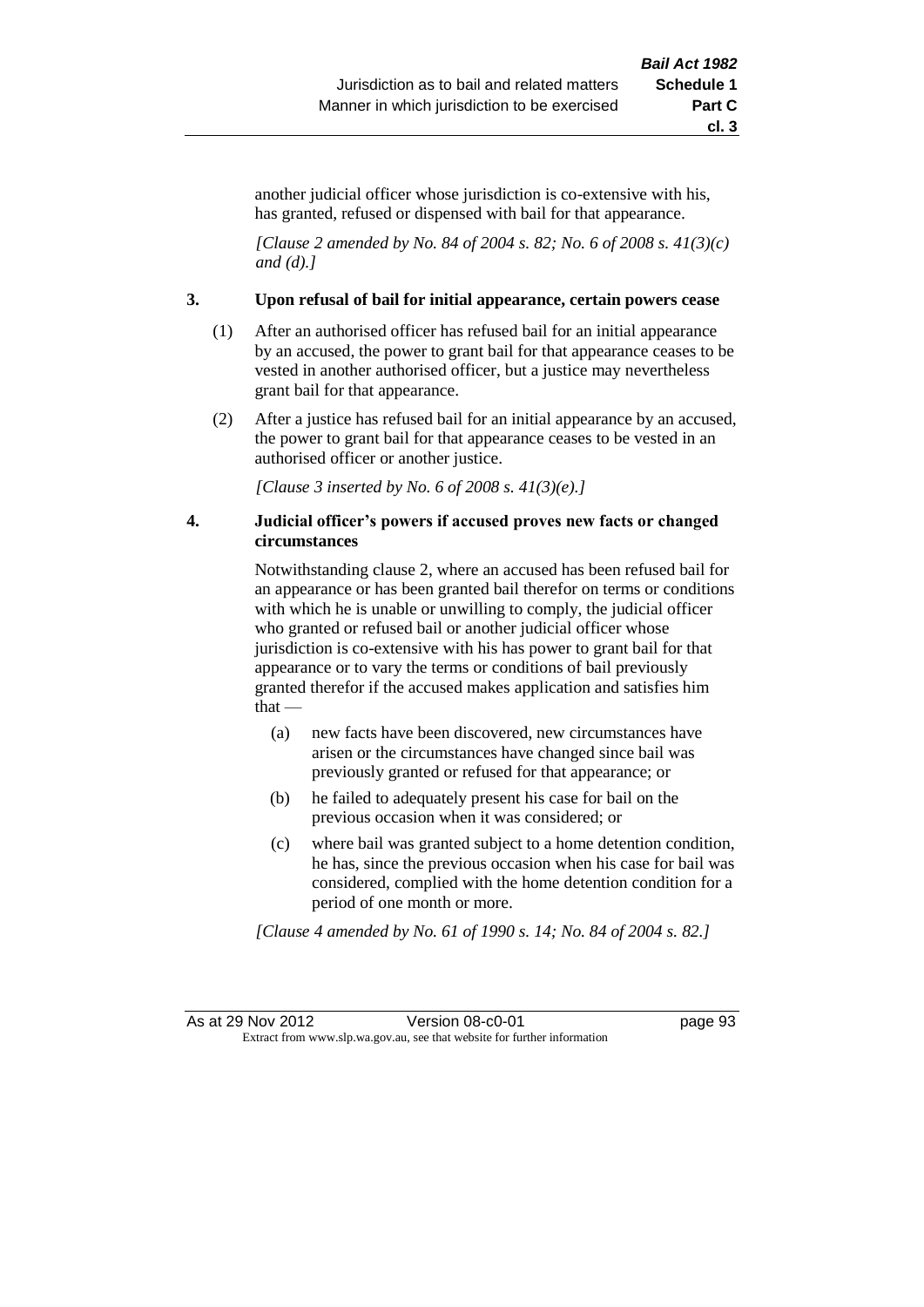another judicial officer whose jurisdiction is co-extensive with his, has granted, refused or dispensed with bail for that appearance.

*[Clause 2 amended by No. 84 of 2004 s. 82; No. 6 of 2008 s. 41(3)(c) and (d).]*

### 3. Upon refusal of bail for initial appearance, certain powers cease

(1) After an authorised officer has refused bail for an initial appearance by an accused, the power to grant bail for that appearance ceases to be vested in another authorised officer, but a justice may nevertheless grant bail for that appearance.

(2) After a justice has refused bail for an initial appearance by an accused, the power to grant bail for that appearance ceases to be vested in an authorised officer or another justice.

*[Clause 3 inserted by No. 6 of 2008 s. 41(3)(e).]*

### 4. Judicial officer's powers if accused proves new facts or changed circumstances

Notwithstanding clause 2, where an accused has been refused bail for an appearance or has been granted bail therefor on terms or conditions with which he is unable or unwilling to comply, the judicial officer who granted or refused bail or another judicial officer whose jurisdiction is co-extensive with his has power to grant bail for that appearance or to vary the terms or conditions of bail previously granted therefor if the accused makes application and satisfies him that —

(a) new facts have been discovered, new circumstances have arisen or the circumstances have changed since bail was previously granted or refused for that appearance; or

(b) he failed to adequately present his case for bail on the previous occasion when it was considered; or

(c) where bail was granted subject to a home detention condition, he has, since the previous occasion when his case for bail was considered, complied with the home detention condition for a period of one month or more.

*[Clause 4 amended by No. 61 of 1990 s. 14; No. 84 of 2004 s. 82.]*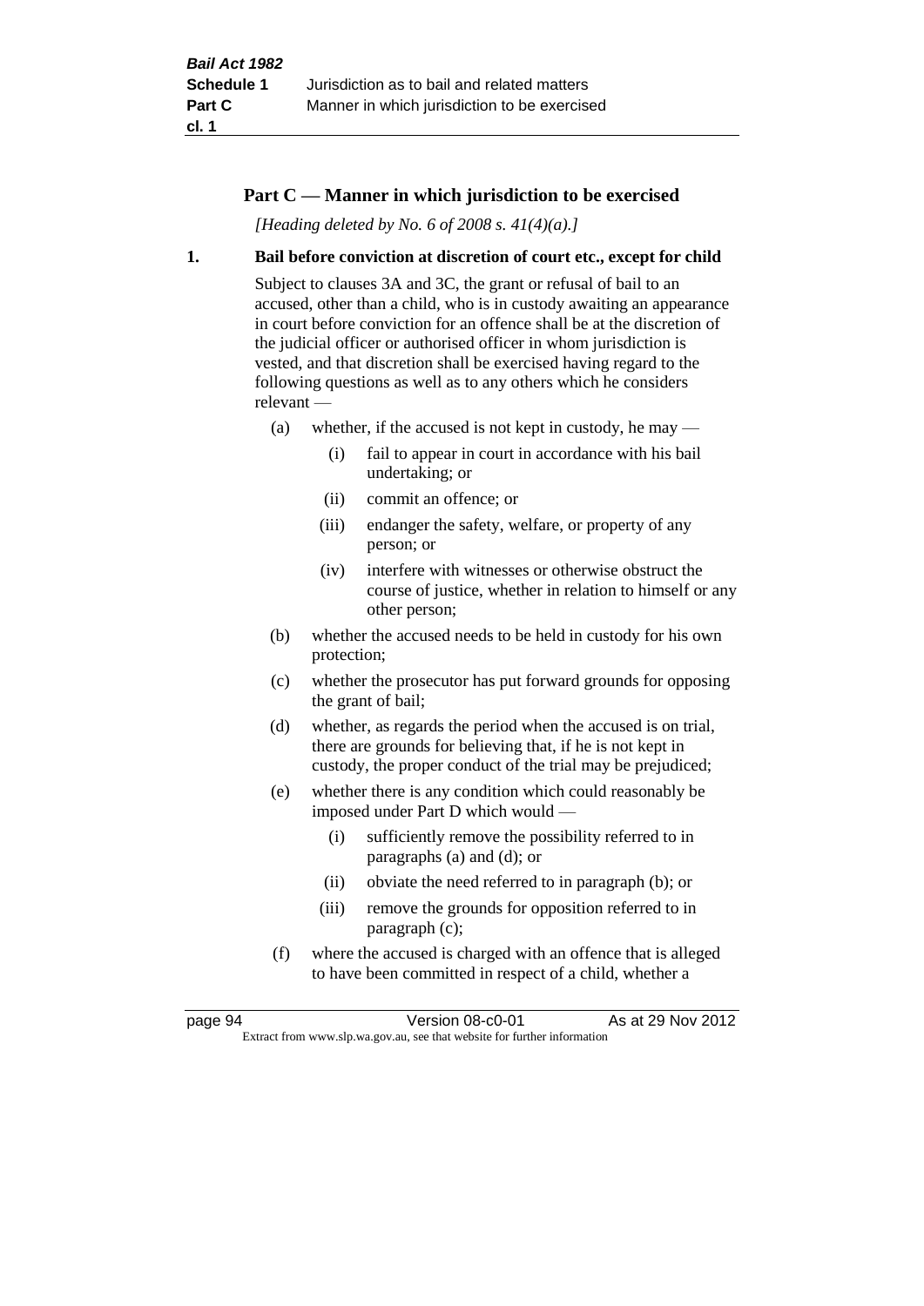## Part C — Manner in which jurisdiction to be exercised

*[Heading deleted by No. 6 of 2008 s. 41(4)(a).]*

### 1. Bail before conviction at discretion of court etc., except for child

Subject to clauses 3A and 3C, the grant or refusal of bail to an accused, other than a child, who is in custody awaiting an appearance in court before conviction for an offence shall be at the discretion of the judicial officer or authorised officer in whom jurisdiction is vested, and that discretion shall be exercised having regard to the following questions as well as to any others which he considers relevant —

(a) whether, if the accused is not kept in custody, he may —

  (i) fail to appear in court in accordance with his bail undertaking; or

  (ii) commit an offence; or

  (iii) endanger the safety, welfare, or property of any person; or

  (iv) interfere with witnesses or otherwise obstruct the course of justice, whether in relation to himself or any other person;

(b) whether the accused needs to be held in custody for his own protection;

(c) whether the prosecutor has put forward grounds for opposing the grant of bail;

(d) whether, as regards the period when the accused is on trial, there are grounds for believing that, if he is not kept in custody, the proper conduct of the trial may be prejudiced;

(e) whether there is any condition which could reasonably be imposed under Part D which would —

  (i) sufficiently remove the possibility referred to in paragraphs (a) and (d); or

  (ii) obviate the need referred to in paragraph (b); or

  (iii) remove the grounds for opposition referred to in paragraph (c);

(f) where the accused is charged with an offence that is alleged to have been committed in respect of a child, whether a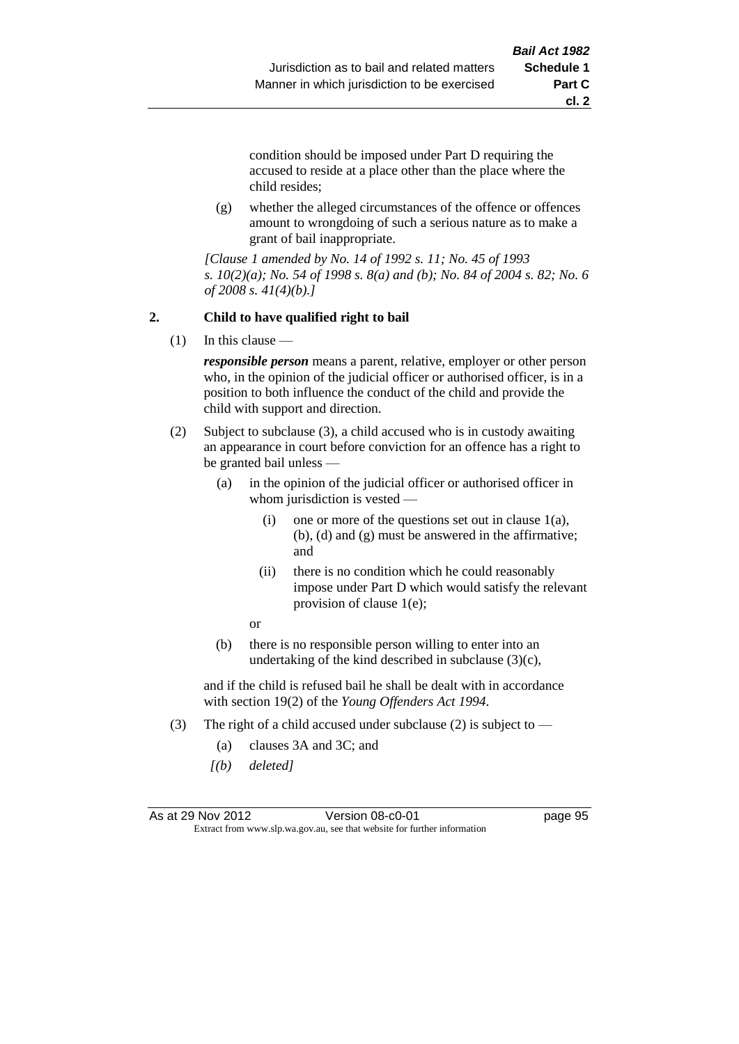condition should be imposed under Part D requiring the accused to reside at a place other than the place where the child resides;

(g) whether the alleged circumstances of the offence or offences amount to wrongdoing of such a serious nature as to make a grant of bail inappropriate.

*[Clause 1 amended by No. 14 of 1992 s. 11; No. 45 of 1993 s. 10(2)(a); No. 54 of 1998 s. 8(a) and (b); No. 84 of 2004 s. 82; No. 6 of 2008 s. 41(4)(b).]*

## 2. Child to have qualified right to bail

(1) In this clause —

***responsible person*** means a parent, relative, employer or other person who, in the opinion of the judicial officer or authorised officer, is in a position to both influence the conduct of the child and provide the child with support and direction.

(2) Subject to subclause (3), a child accused who is in custody awaiting an appearance in court before conviction for an offence has a right to be granted bail unless —

(a) in the opinion of the judicial officer or authorised officer in whom jurisdiction is vested —

(i) one or more of the questions set out in clause 1(a), (b), (d) and (g) must be answered in the affirmative; and

(ii) there is no condition which he could reasonably impose under Part D which would satisfy the relevant provision of clause 1(e);

or

(b) there is no responsible person willing to enter into an undertaking of the kind described in subclause (3)(c),

and if the child is refused bail he shall be dealt with in accordance with section 19(2) of the *Young Offenders Act 1994*.

(3) The right of a child accused under subclause (2) is subject to —

(a) clauses 3A and 3C; and

*[(b) deleted]*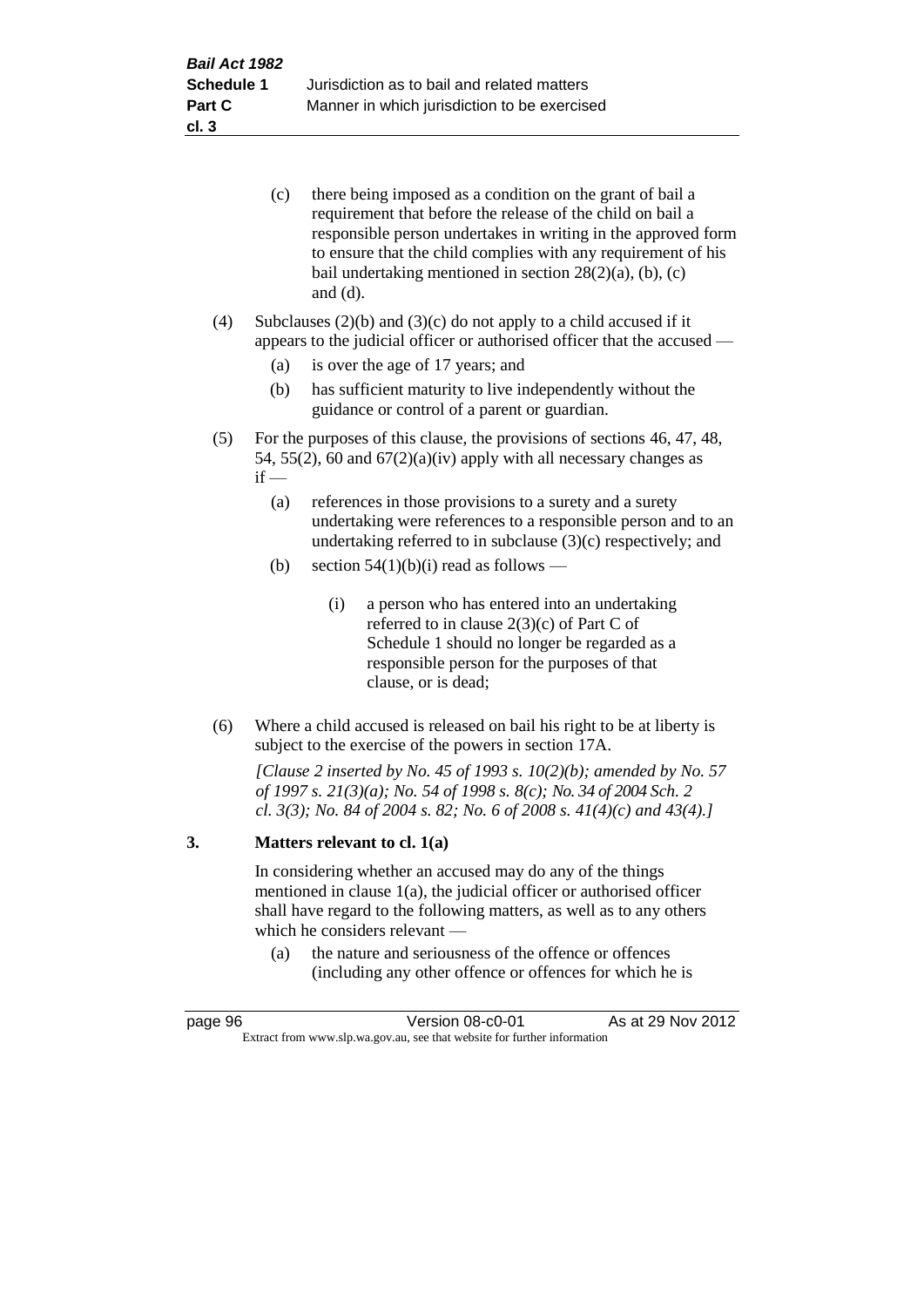(c) there being imposed as a condition on the grant of bail a requirement that before the release of the child on bail a responsible person undertakes in writing in the approved form to ensure that the child complies with any requirement of his bail undertaking mentioned in section 28(2)(a), (b), (c) and (d).

(4) Subclauses (2)(b) and (3)(c) do not apply to a child accused if it appears to the judicial officer or authorised officer that the accused —

(a) is over the age of 17 years; and

(b) has sufficient maturity to live independently without the guidance or control of a parent or guardian.

(5) For the purposes of this clause, the provisions of sections 46, 47, 48, 54, 55(2), 60 and 67(2)(a)(iv) apply with all necessary changes as if —

(a) references in those provisions to a surety and a surety undertaking were references to a responsible person and to an undertaking referred to in subclause (3)(c) respectively; and

(b) section 54(1)(b)(i) read as follows —

(i) a person who has entered into an undertaking referred to in clause 2(3)(c) of Part C of Schedule 1 should no longer be regarded as a responsible person for the purposes of that clause, or is dead;

(6) Where a child accused is released on bail his right to be at liberty is subject to the exercise of the powers in section 17A.

*[Clause 2 inserted by No. 45 of 1993 s. 10(2)(b); amended by No. 57 of 1997 s. 21(3)(a); No. 54 of 1998 s. 8(c); No. 34 of 2004 Sch. 2 cl. 3(3); No. 84 of 2004 s. 82; No. 6 of 2008 s. 41(4)(c) and 43(4).]*

### 3. Matters relevant to cl. 1(a)

In considering whether an accused may do any of the things mentioned in clause 1(a), the judicial officer or authorised officer shall have regard to the following matters, as well as to any others which he considers relevant —

(a) the nature and seriousness of the offence or offences (including any other offence or offences for which he is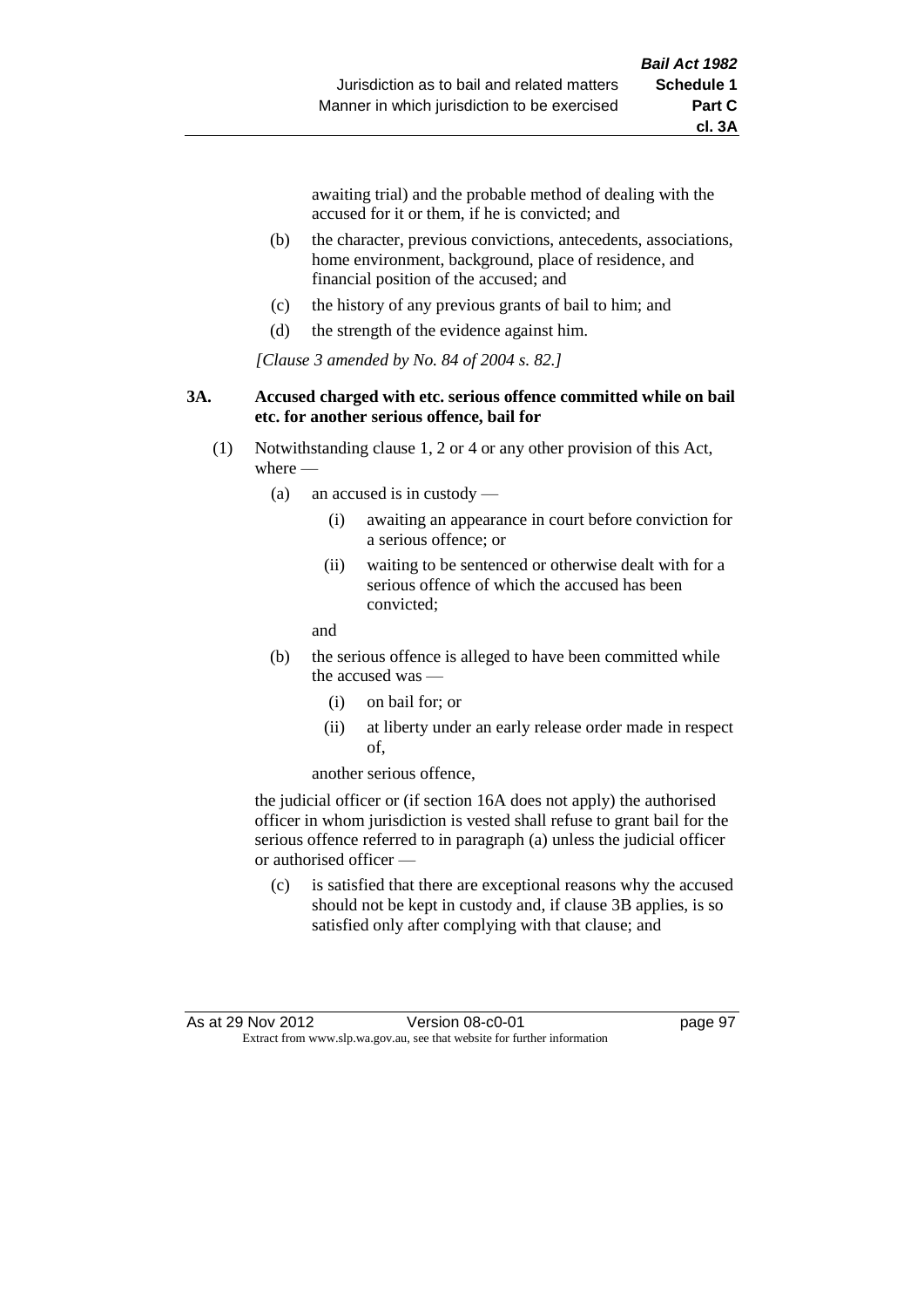awaiting trial) and the probable method of dealing with the accused for it or them, if he is convicted; and

(b) the character, previous convictions, antecedents, associations, home environment, background, place of residence, and financial position of the accused; and

(c) the history of any previous grants of bail to him; and

(d) the strength of the evidence against him.

*[Clause 3 amended by No. 84 of 2004 s. 82.]*

**3A. Accused charged with etc. serious offence committed while on bail etc. for another serious offence, bail for**

(1) Notwithstanding clause 1, 2 or 4 or any other provision of this Act, where —

(a) an accused is in custody —

(i) awaiting an appearance in court before conviction for a serious offence; or

(ii) waiting to be sentenced or otherwise dealt with for a serious offence of which the accused has been convicted;

and

(b) the serious offence is alleged to have been committed while the accused was —

(i) on bail for; or

(ii) at liberty under an early release order made in respect of,

another serious offence,

the judicial officer or (if section 16A does not apply) the authorised officer in whom jurisdiction is vested shall refuse to grant bail for the serious offence referred to in paragraph (a) unless the judicial officer or authorised officer —

(c) is satisfied that there are exceptional reasons why the accused should not be kept in custody and, if clause 3B applies, is so satisfied only after complying with that clause; and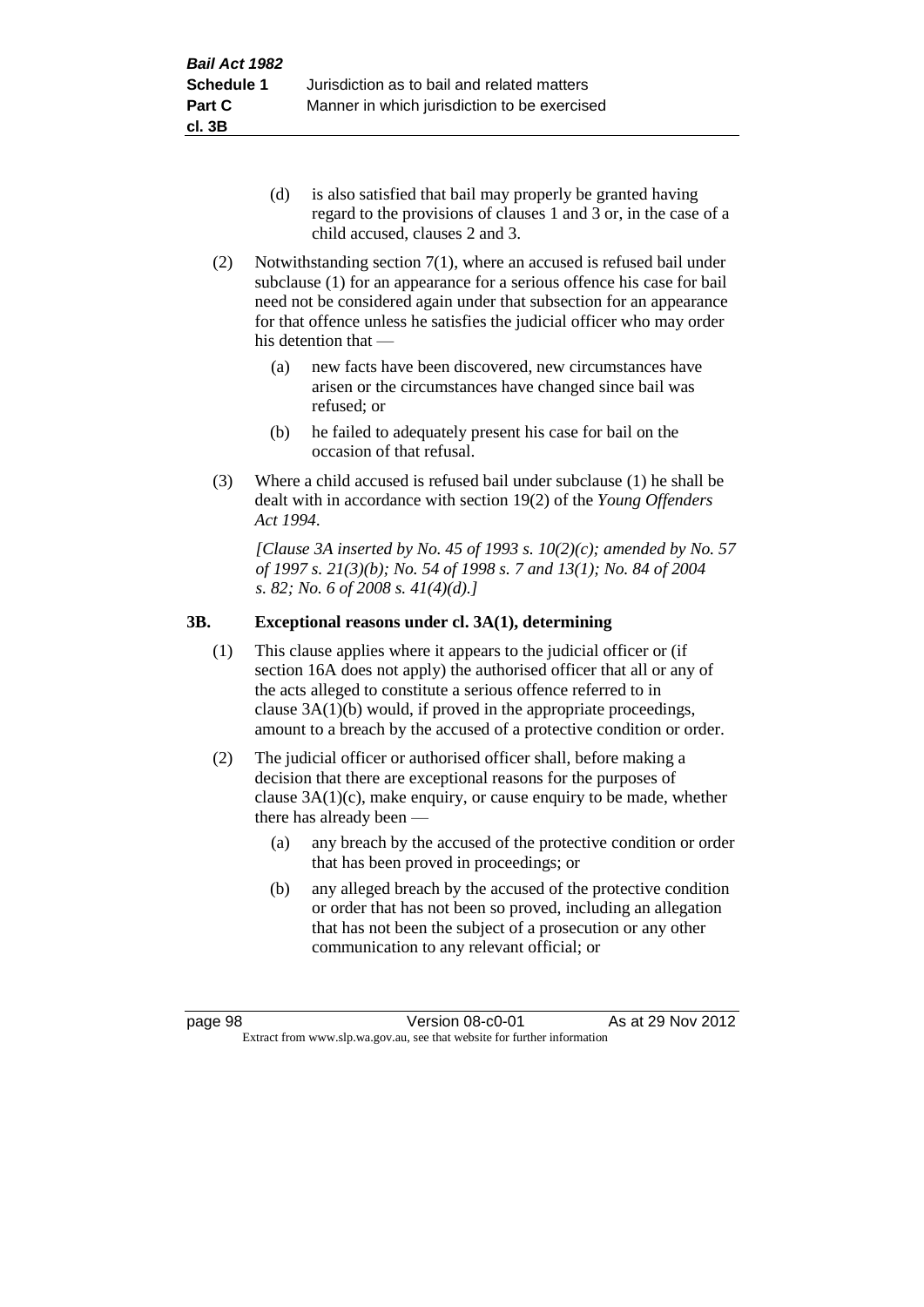(d) is also satisfied that bail may properly be granted having regard to the provisions of clauses 1 and 3 or, in the case of a child accused, clauses 2 and 3.

(2) Notwithstanding section 7(1), where an accused is refused bail under subclause (1) for an appearance for a serious offence his case for bail need not be considered again under that subsection for an appearance for that offence unless he satisfies the judicial officer who may order his detention that —

(a) new facts have been discovered, new circumstances have arisen or the circumstances have changed since bail was refused; or

(b) he failed to adequately present his case for bail on the occasion of that refusal.

(3) Where a child accused is refused bail under subclause (1) he shall be dealt with in accordance with section 19(2) of the *Young Offenders Act 1994*.

*[Clause 3A inserted by No. 45 of 1993 s. 10(2)(c); amended by No. 57 of 1997 s. 21(3)(b); No. 54 of 1998 s. 7 and 13(1); No. 84 of 2004 s. 82; No. 6 of 2008 s. 41(4)(d).]*

**3B. Exceptional reasons under cl. 3A(1), determining**

(1) This clause applies where it appears to the judicial officer or (if section 16A does not apply) the authorised officer that all or any of the acts alleged to constitute a serious offence referred to in clause 3A(1)(b) would, if proved in the appropriate proceedings, amount to a breach by the accused of a protective condition or order.

(2) The judicial officer or authorised officer shall, before making a decision that there are exceptional reasons for the purposes of clause 3A(1)(c), make enquiry, or cause enquiry to be made, whether there has already been —

(a) any breach by the accused of the protective condition or order that has been proved in proceedings; or

(b) any alleged breach by the accused of the protective condition or order that has not been so proved, including an allegation that has not been the subject of a prosecution or any other communication to any relevant official; or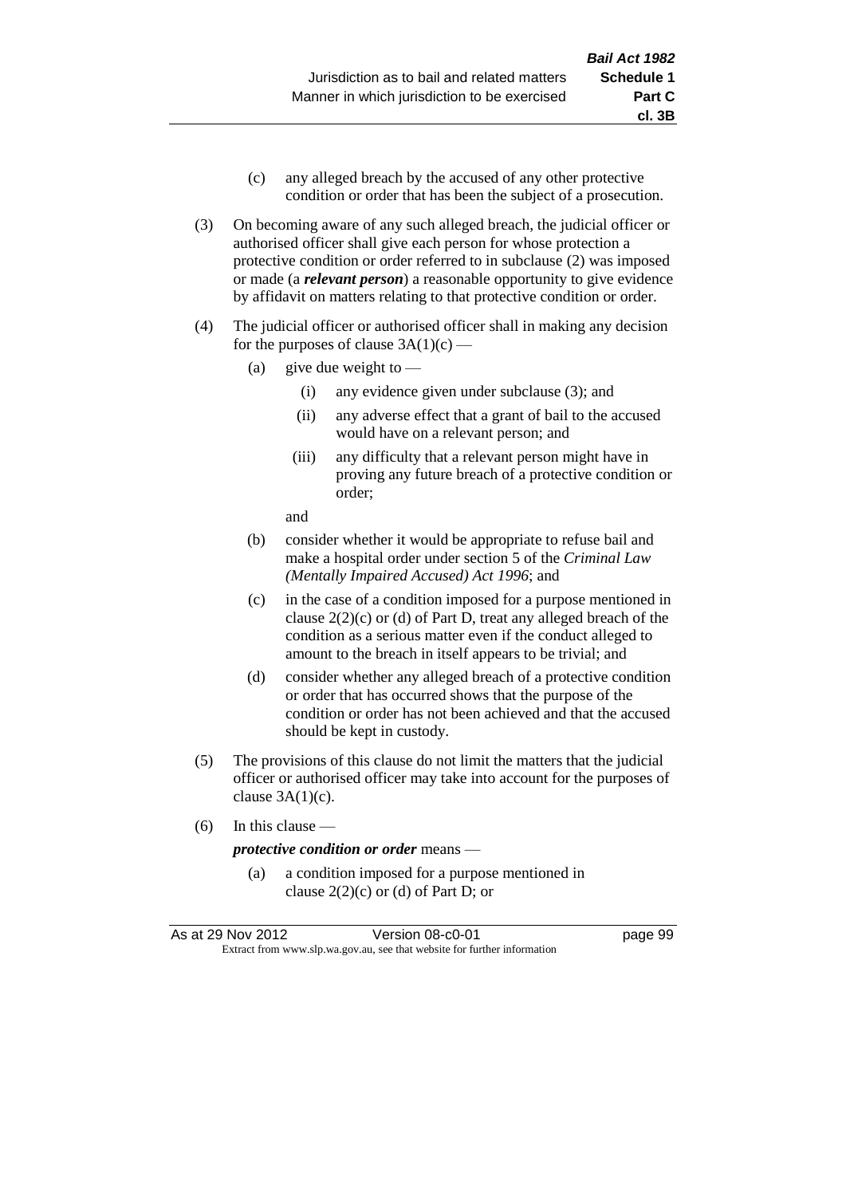(c) any alleged breach by the accused of any other protective condition or order that has been the subject of a prosecution.

(3) On becoming aware of any such alleged breach, the judicial officer or authorised officer shall give each person for whose protection a protective condition or order referred to in subclause (2) was imposed or made (a ***relevant person***) a reasonable opportunity to give evidence by affidavit on matters relating to that protective condition or order.

(4) The judicial officer or authorised officer shall in making any decision for the purposes of clause 3A(1)(c) —

(a) give due weight to —

(i) any evidence given under subclause (3); and

(ii) any adverse effect that a grant of bail to the accused would have on a relevant person; and

(iii) any difficulty that a relevant person might have in proving any future breach of a protective condition or order;

and

(b) consider whether it would be appropriate to refuse bail and make a hospital order under section 5 of the *Criminal Law (Mentally Impaired Accused) Act 1996*; and

(c) in the case of a condition imposed for a purpose mentioned in clause 2(2)(c) or (d) of Part D, treat any alleged breach of the condition as a serious matter even if the conduct alleged to amount to the breach in itself appears to be trivial; and

(d) consider whether any alleged breach of a protective condition or order that has occurred shows that the purpose of the condition or order has not been achieved and that the accused should be kept in custody.

(5) The provisions of this clause do not limit the matters that the judicial officer or authorised officer may take into account for the purposes of clause 3A(1)(c).

(6) In this clause —

***protective condition or order*** means —

(a) a condition imposed for a purpose mentioned in clause 2(2)(c) or (d) of Part D; or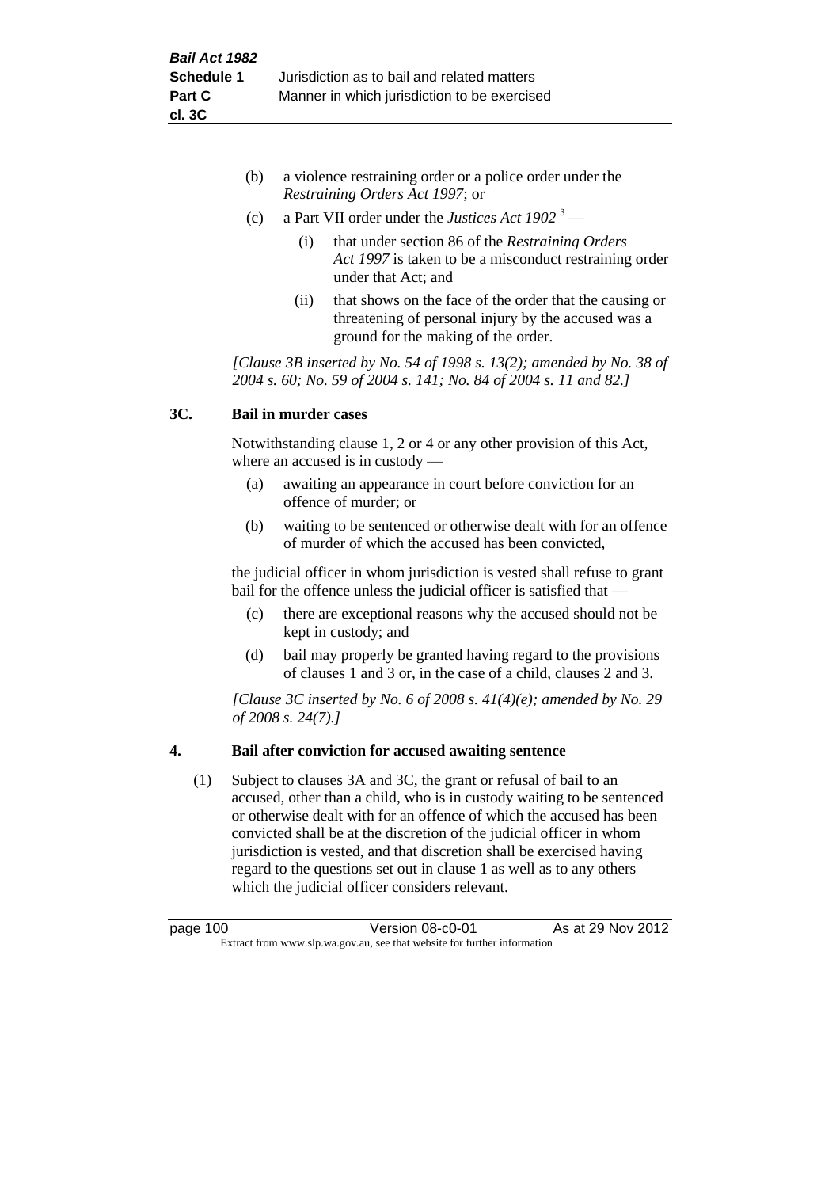(b) a violence restraining order or a police order under the *Restraining Orders Act 1997*; or

(c) a Part VII order under the *Justices Act 1902* [3] —

(i) that under section 86 of the *Restraining Orders Act 1997* is taken to be a misconduct restraining order under that Act; and

(ii) that shows on the face of the order that the causing or threatening of personal injury by the accused was a ground for the making of the order.

*[Clause 3B inserted by No. 54 of 1998 s. 13(2); amended by No. 38 of 2004 s. 60; No. 59 of 2004 s. 141; No. 84 of 2004 s. 11 and 82.]*

### 3C. Bail in murder cases

Notwithstanding clause 1, 2 or 4 or any other provision of this Act, where an accused is in custody —

(a) awaiting an appearance in court before conviction for an offence of murder; or

(b) waiting to be sentenced or otherwise dealt with for an offence of murder of which the accused has been convicted,

the judicial officer in whom jurisdiction is vested shall refuse to grant bail for the offence unless the judicial officer is satisfied that —

(c) there are exceptional reasons why the accused should not be kept in custody; and

(d) bail may properly be granted having regard to the provisions of clauses 1 and 3 or, in the case of a child, clauses 2 and 3.

*[Clause 3C inserted by No. 6 of 2008 s. 41(4)(e); amended by No. 29 of 2008 s. 24(7).]*

### 4. Bail after conviction for accused awaiting sentence

(1) Subject to clauses 3A and 3C, the grant or refusal of bail to an accused, other than a child, who is in custody waiting to be sentenced or otherwise dealt with for an offence of which the accused has been convicted shall be at the discretion of the judicial officer in whom jurisdiction is vested, and that discretion shall be exercised having regard to the questions set out in clause 1 as well as to any others which the judicial officer considers relevant.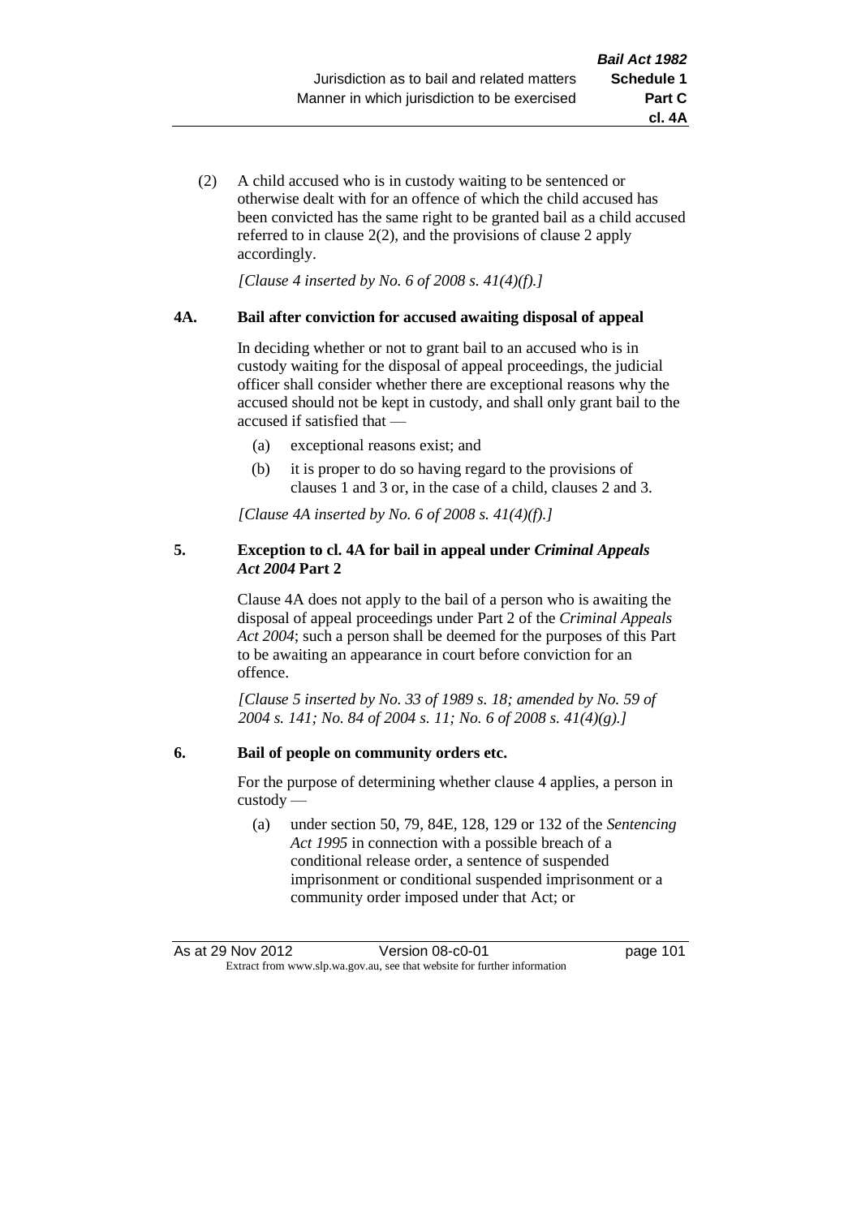(2) A child accused who is in custody waiting to be sentenced or otherwise dealt with for an offence of which the child accused has been convicted has the same right to be granted bail as a child accused referred to in clause 2(2), and the provisions of clause 2 apply accordingly.

*[Clause 4 inserted by No. 6 of 2008 s. 41(4)(f).]*

**4A. Bail after conviction for accused awaiting disposal of appeal**

In deciding whether or not to grant bail to an accused who is in custody waiting for the disposal of appeal proceedings, the judicial officer shall consider whether there are exceptional reasons why the accused should not be kept in custody, and shall only grant bail to the accused if satisfied that —

(a) exceptional reasons exist; and

(b) it is proper to do so having regard to the provisions of clauses 1 and 3 or, in the case of a child, clauses 2 and 3.

*[Clause 4A inserted by No. 6 of 2008 s. 41(4)(f).]*

**5. Exception to cl. 4A for bail in appeal under *Criminal Appeals Act 2004* Part 2**

Clause 4A does not apply to the bail of a person who is awaiting the disposal of appeal proceedings under Part 2 of the *Criminal Appeals Act 2004*; such a person shall be deemed for the purposes of this Part to be awaiting an appearance in court before conviction for an offence.

*[Clause 5 inserted by No. 33 of 1989 s. 18; amended by No. 59 of 2004 s. 141; No. 84 of 2004 s. 11; No. 6 of 2008 s. 41(4)(g).]*

**6. Bail of people on community orders etc.**

For the purpose of determining whether clause 4 applies, a person in custody —

(a) under section 50, 79, 84E, 128, 129 or 132 of the *Sentencing Act 1995* in connection with a possible breach of a conditional release order, a sentence of suspended imprisonment or conditional suspended imprisonment or a community order imposed under that Act; or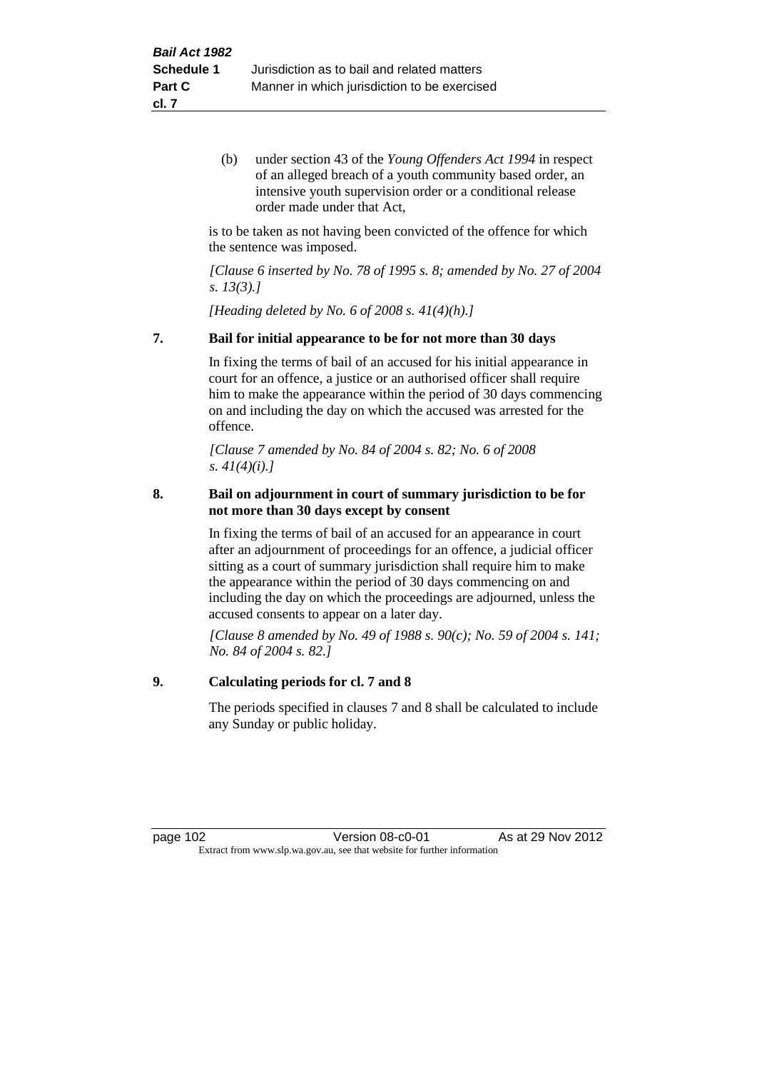(b) under section 43 of the *Young Offenders Act 1994* in respect of an alleged breach of a youth community based order, an intensive youth supervision order or a conditional release order made under that Act,

is to be taken as not having been convicted of the offence for which the sentence was imposed.

*[Clause 6 inserted by No. 78 of 1995 s. 8; amended by No. 27 of 2004 s. 13(3).]*

*[Heading deleted by No. 6 of 2008 s. 41(4)(h).]*

**7. Bail for initial appearance to be for not more than 30 days**

In fixing the terms of bail of an accused for his initial appearance in court for an offence, a justice or an authorised officer shall require him to make the appearance within the period of 30 days commencing on and including the day on which the accused was arrested for the offence.

*[Clause 7 amended by No. 84 of 2004 s. 82; No. 6 of 2008 s. 41(4)(i).]*

**8. Bail on adjournment in court of summary jurisdiction to be for not more than 30 days except by consent**

In fixing the terms of bail of an accused for an appearance in court after an adjournment of proceedings for an offence, a judicial officer sitting as a court of summary jurisdiction shall require him to make the appearance within the period of 30 days commencing on and including the day on which the proceedings are adjourned, unless the accused consents to appear on a later day.

*[Clause 8 amended by No. 49 of 1988 s. 90(c); No. 59 of 2004 s. 141; No. 84 of 2004 s. 82.]*

**9. Calculating periods for cl. 7 and 8**

The periods specified in clauses 7 and 8 shall be calculated to include any Sunday or public holiday.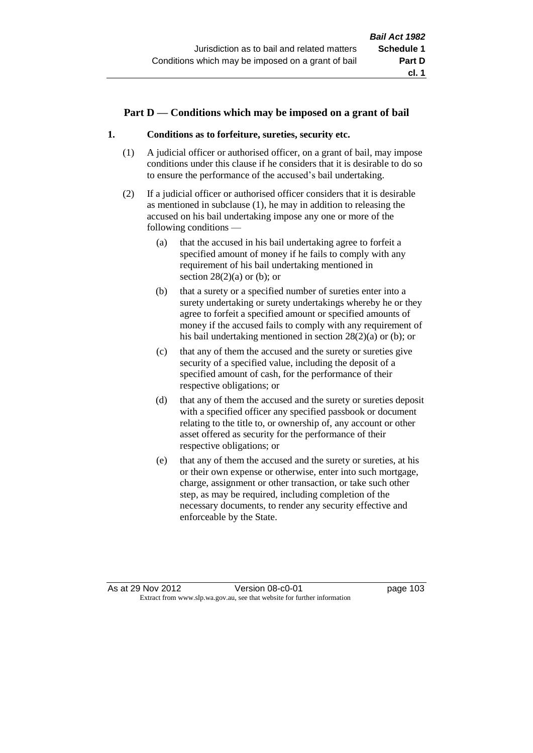## Part D — Conditions which may be imposed on a grant of bail

### 1. Conditions as to forfeiture, sureties, security etc.

(1) A judicial officer or authorised officer, on a grant of bail, may impose conditions under this clause if he considers that it is desirable to do so to ensure the performance of the accused's bail undertaking.

(2) If a judicial officer or authorised officer considers that it is desirable as mentioned in subclause (1), he may in addition to releasing the accused on his bail undertaking impose any one or more of the following conditions —

   (a) that the accused in his bail undertaking agree to forfeit a specified amount of money if he fails to comply with any requirement of his bail undertaking mentioned in section 28(2)(a) or (b); or

   (b) that a surety or a specified number of sureties enter into a surety undertaking or surety undertakings whereby he or they agree to forfeit a specified amount or specified amounts of money if the accused fails to comply with any requirement of his bail undertaking mentioned in section 28(2)(a) or (b); or

   (c) that any of them the accused and the surety or sureties give security of a specified value, including the deposit of a specified amount of cash, for the performance of their respective obligations; or

   (d) that any of them the accused and the surety or sureties deposit with a specified officer any specified passbook or document relating to the title to, or ownership of, any account or other asset offered as security for the performance of their respective obligations; or

   (e) that any of them the accused and the surety or sureties, at his or their own expense or otherwise, enter into such mortgage, charge, assignment or other transaction, or take such other step, as may be required, including completion of the necessary documents, to render any security effective and enforceable by the State.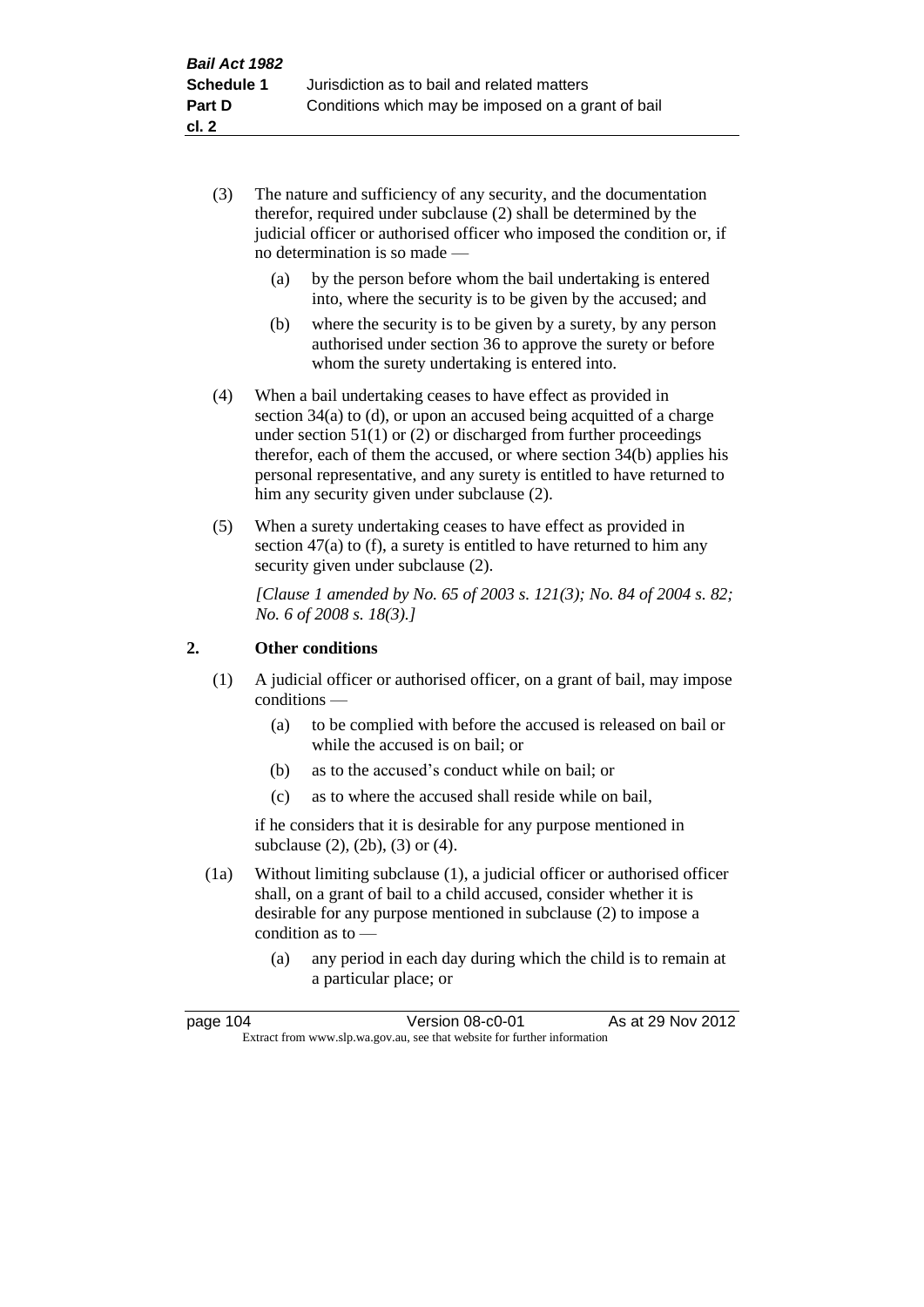(3) The nature and sufficiency of any security, and the documentation therefor, required under subclause (2) shall be determined by the judicial officer or authorised officer who imposed the condition or, if no determination is so made —

 (a) by the person before whom the bail undertaking is entered into, where the security is to be given by the accused; and

 (b) where the security is to be given by a surety, by any person authorised under section 36 to approve the surety or before whom the surety undertaking is entered into.

(4) When a bail undertaking ceases to have effect as provided in section 34(a) to (d), or upon an accused being acquitted of a charge under section 51(1) or (2) or discharged from further proceedings therefor, each of them the accused, or where section 34(b) applies his personal representative, and any surety is entitled to have returned to him any security given under subclause (2).

(5) When a surety undertaking ceases to have effect as provided in section 47(a) to (f), a surety is entitled to have returned to him any security given under subclause (2).

*[Clause 1 amended by No. 65 of 2003 s. 121(3); No. 84 of 2004 s. 82; No. 6 of 2008 s. 18(3).]*

## 2. Other conditions

(1) A judicial officer or authorised officer, on a grant of bail, may impose conditions —

 (a) to be complied with before the accused is released on bail or while the accused is on bail; or

 (b) as to the accused's conduct while on bail; or

 (c) as to where the accused shall reside while on bail,

if he considers that it is desirable for any purpose mentioned in subclause (2), (2b), (3) or (4).

(1a) Without limiting subclause (1), a judicial officer or authorised officer shall, on a grant of bail to a child accused, consider whether it is desirable for any purpose mentioned in subclause (2) to impose a condition as to —

 (a) any period in each day during which the child is to remain at a particular place; or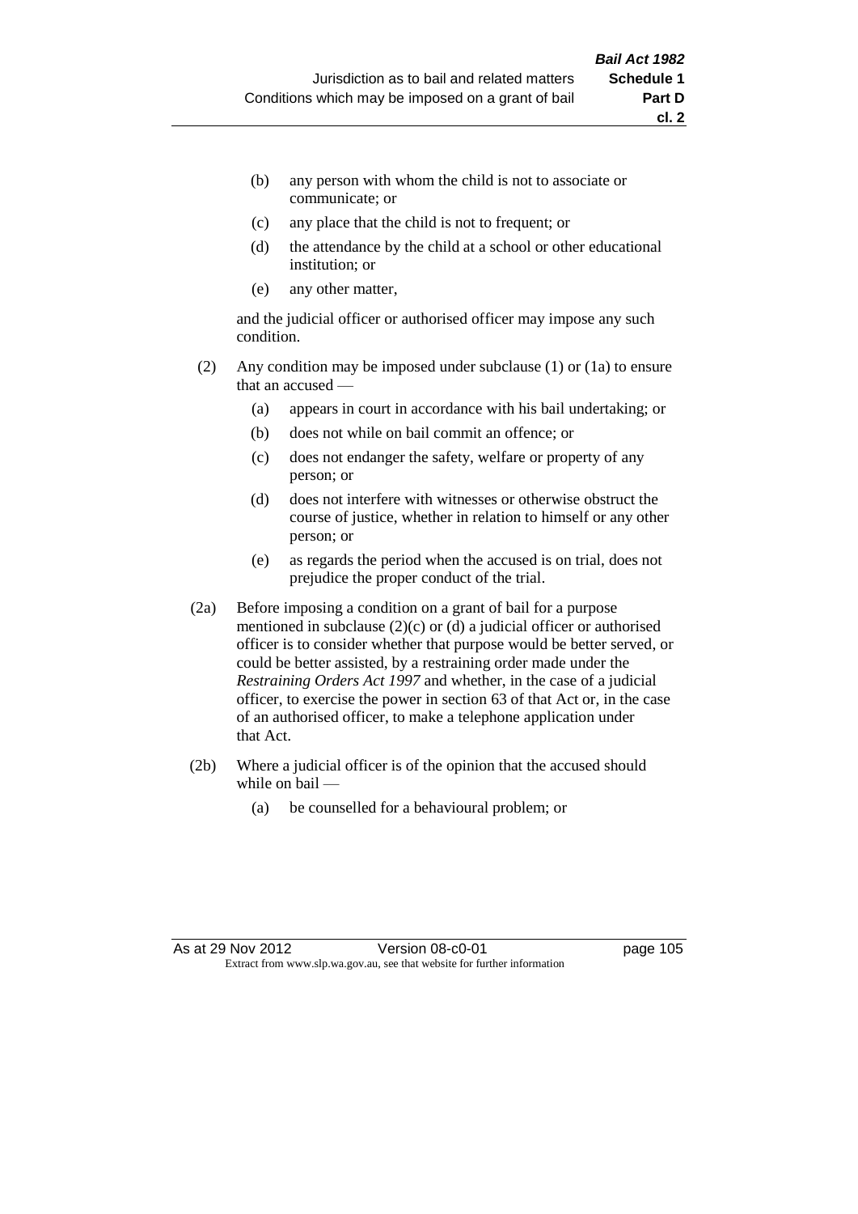(b) any person with whom the child is not to associate or communicate; or

(c) any place that the child is not to frequent; or

(d) the attendance by the child at a school or other educational institution; or

(e) any other matter,

and the judicial officer or authorised officer may impose any such condition.

(2) Any condition may be imposed under subclause (1) or (1a) to ensure that an accused —

(a) appears in court in accordance with his bail undertaking; or

(b) does not while on bail commit an offence; or

(c) does not endanger the safety, welfare or property of any person; or

(d) does not interfere with witnesses or otherwise obstruct the course of justice, whether in relation to himself or any other person; or

(e) as regards the period when the accused is on trial, does not prejudice the proper conduct of the trial.

(2a) Before imposing a condition on a grant of bail for a purpose mentioned in subclause (2)(c) or (d) a judicial officer or authorised officer is to consider whether that purpose would be better served, or could be better assisted, by a restraining order made under the *Restraining Orders Act 1997* and whether, in the case of a judicial officer, to exercise the power in section 63 of that Act or, in the case of an authorised officer, to make a telephone application under that Act.

(2b) Where a judicial officer is of the opinion that the accused should while on bail —

(a) be counselled for a behavioural problem; or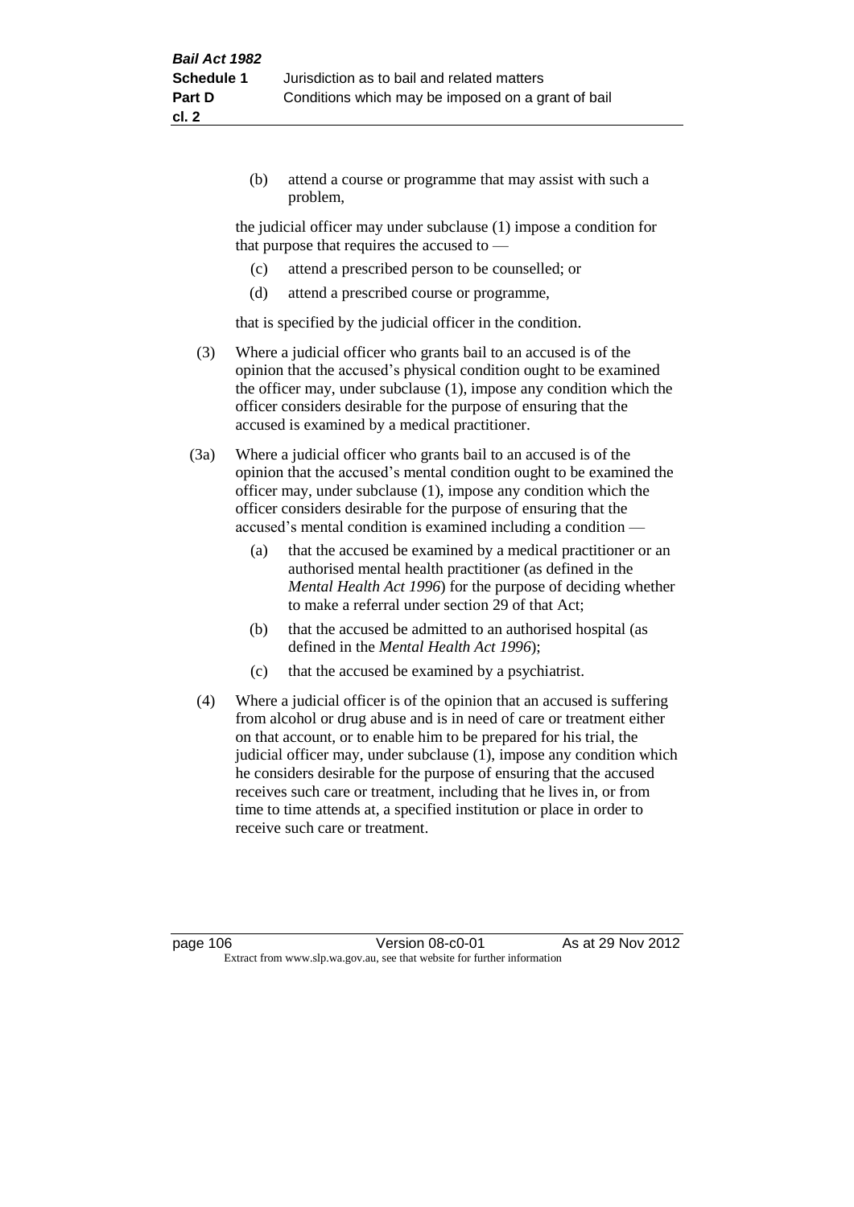(b) attend a course or programme that may assist with such a problem,

the judicial officer may under subclause (1) impose a condition for that purpose that requires the accused to —

(c) attend a prescribed person to be counselled; or

(d) attend a prescribed course or programme,

that is specified by the judicial officer in the condition.

(3) Where a judicial officer who grants bail to an accused is of the opinion that the accused's physical condition ought to be examined the officer may, under subclause (1), impose any condition which the officer considers desirable for the purpose of ensuring that the accused is examined by a medical practitioner.

(3a) Where a judicial officer who grants bail to an accused is of the opinion that the accused's mental condition ought to be examined the officer may, under subclause (1), impose any condition which the officer considers desirable for the purpose of ensuring that the accused's mental condition is examined including a condition —

(a) that the accused be examined by a medical practitioner or an authorised mental health practitioner (as defined in the *Mental Health Act 1996*) for the purpose of deciding whether to make a referral under section 29 of that Act;

(b) that the accused be admitted to an authorised hospital (as defined in the *Mental Health Act 1996*);

(c) that the accused be examined by a psychiatrist.

(4) Where a judicial officer is of the opinion that an accused is suffering from alcohol or drug abuse and is in need of care or treatment either on that account, or to enable him to be prepared for his trial, the judicial officer may, under subclause (1), impose any condition which he considers desirable for the purpose of ensuring that the accused receives such care or treatment, including that he lives in, or from time to time attends at, a specified institution or place in order to receive such care or treatment.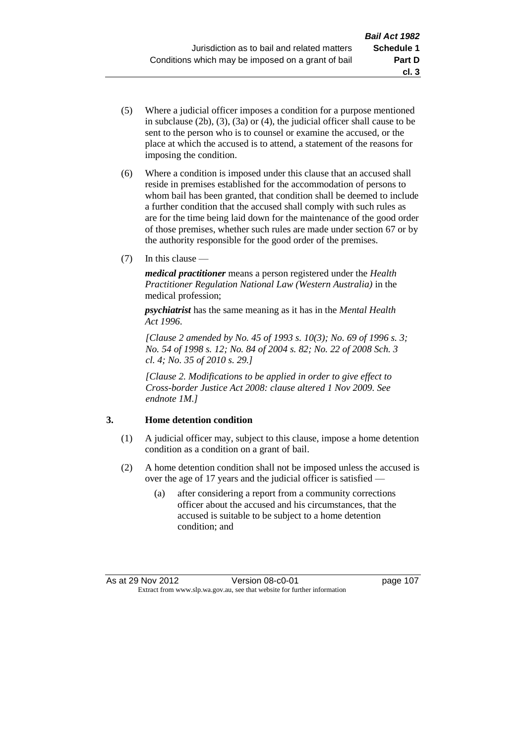(5) Where a judicial officer imposes a condition for a purpose mentioned in subclause (2b), (3), (3a) or (4), the judicial officer shall cause to be sent to the person who is to counsel or examine the accused, or the place at which the accused is to attend, a statement of the reasons for imposing the condition.

(6) Where a condition is imposed under this clause that an accused shall reside in premises established for the accommodation of persons to whom bail has been granted, that condition shall be deemed to include a further condition that the accused shall comply with such rules as are for the time being laid down for the maintenance of the good order of those premises, whether such rules are made under section 67 or by the authority responsible for the good order of the premises.

(7) In this clause —

***medical practitioner*** means a person registered under the *Health Practitioner Regulation National Law (Western Australia)* in the medical profession;

***psychiatrist*** has the same meaning as it has in the *Mental Health Act 1996*.

*[Clause 2 amended by No. 45 of 1993 s. 10(3); No. 69 of 1996 s. 3; No. 54 of 1998 s. 12; No. 84 of 2004 s. 82; No. 22 of 2008 Sch. 3 cl. 4; No. 35 of 2010 s. 29.]*

*[Clause 2. Modifications to be applied in order to give effect to Cross-border Justice Act 2008: clause altered 1 Nov 2009. See endnote 1M.]*

### 3. Home detention condition

(1) A judicial officer may, subject to this clause, impose a home detention condition as a condition on a grant of bail.

(2) A home detention condition shall not be imposed unless the accused is over the age of 17 years and the judicial officer is satisfied —

(a) after considering a report from a community corrections officer about the accused and his circumstances, that the accused is suitable to be subject to a home detention condition; and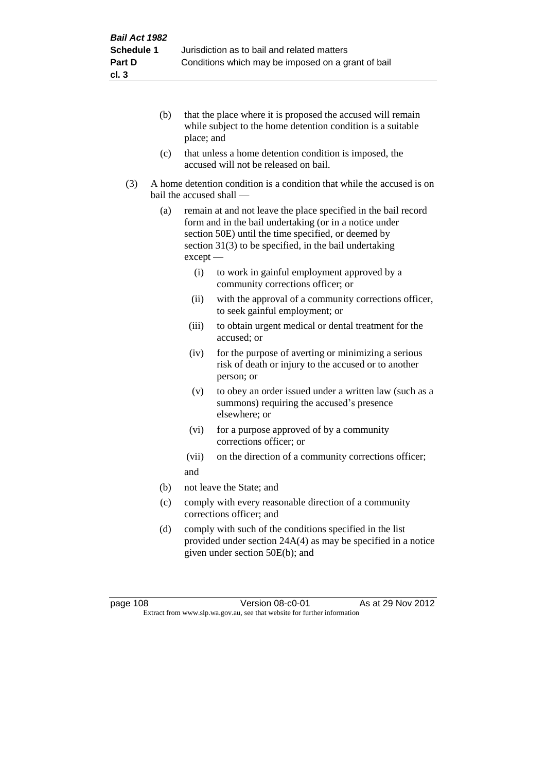(b) that the place where it is proposed the accused will remain while subject to the home detention condition is a suitable place; and

(c) that unless a home detention condition is imposed, the accused will not be released on bail.

(3) A home detention condition is a condition that while the accused is on bail the accused shall —

(a) remain at and not leave the place specified in the bail record form and in the bail undertaking (or in a notice under section 50E) until the time specified, or deemed by section 31(3) to be specified, in the bail undertaking except —

(i) to work in gainful employment approved by a community corrections officer; or

(ii) with the approval of a community corrections officer, to seek gainful employment; or

(iii) to obtain urgent medical or dental treatment for the accused; or

(iv) for the purpose of averting or minimizing a serious risk of death or injury to the accused or to another person; or

(v) to obey an order issued under a written law (such as a summons) requiring the accused's presence elsewhere; or

(vi) for a purpose approved of by a community corrections officer; or

(vii) on the direction of a community corrections officer;

and

(b) not leave the State; and

(c) comply with every reasonable direction of a community corrections officer; and

(d) comply with such of the conditions specified in the list provided under section 24A(4) as may be specified in a notice given under section 50E(b); and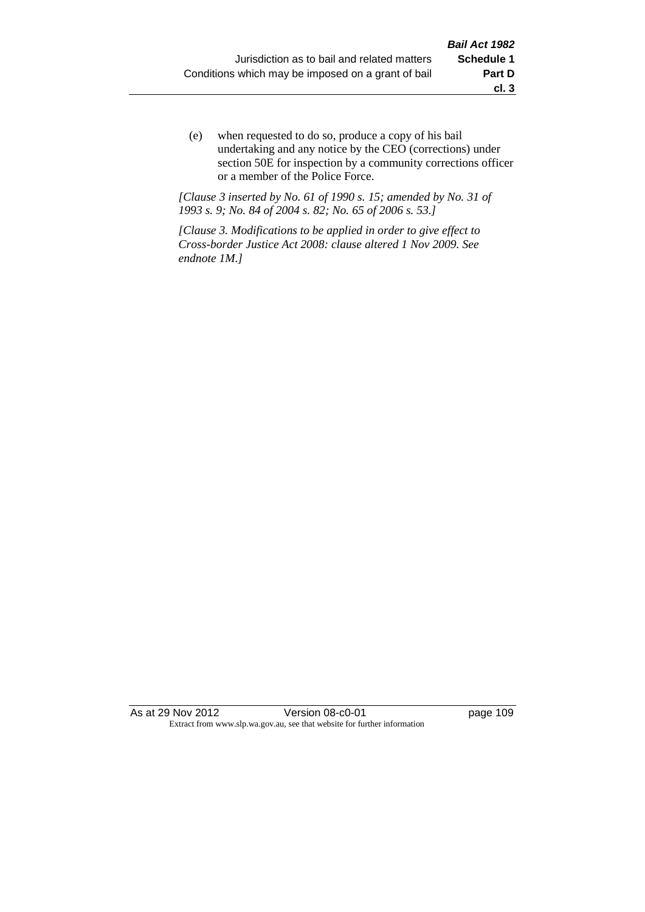(e) when requested to do so, produce a copy of his bail undertaking and any notice by the CEO (corrections) under section 50E for inspection by a community corrections officer or a member of the Police Force.

*[Clause 3 inserted by No. 61 of 1990 s. 15; amended by No. 31 of 1993 s. 9; No. 84 of 2004 s. 82; No. 65 of 2006 s. 53.]*

*[Clause 3. Modifications to be applied in order to give effect to Cross-border Justice Act 2008: clause altered 1 Nov 2009. See endnote 1M.]*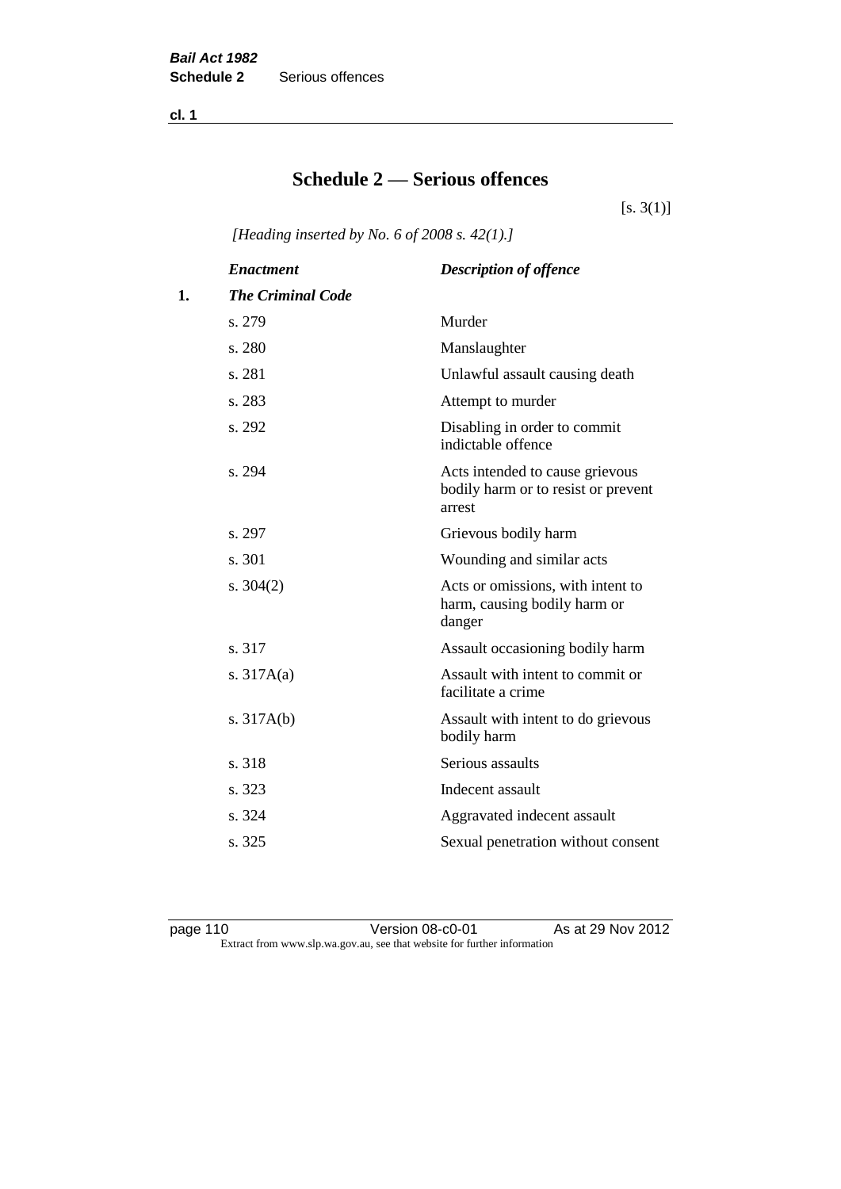# Schedule 2 — Serious offences

[s. 3(1)]

*[Heading inserted by No. 6 of 2008 s. 42(1).]*

| | *Enactment* | *Description of offence* |
|---|---|---|
| **1.** | ***The Criminal Code*** | |
| | s. 279 | Murder |
| | s. 280 | Manslaughter |
| | s. 281 | Unlawful assault causing death |
| | s. 283 | Attempt to murder |
| | s. 292 | Disabling in order to commit indictable offence |
| | s. 294 | Acts intended to cause grievous bodily harm or to resist or prevent arrest |
| | s. 297 | Grievous bodily harm |
| | s. 301 | Wounding and similar acts |
| | s. 304(2) | Acts or omissions, with intent to harm, causing bodily harm or danger |
| | s. 317 | Assault occasioning bodily harm |
| | s. 317A(a) | Assault with intent to commit or facilitate a crime |
| | s. 317A(b) | Assault with intent to do grievous bodily harm |
| | s. 318 | Serious assaults |
| | s. 323 | Indecent assault |
| | s. 324 | Aggravated indecent assault |
| | s. 325 | Sexual penetration without consent |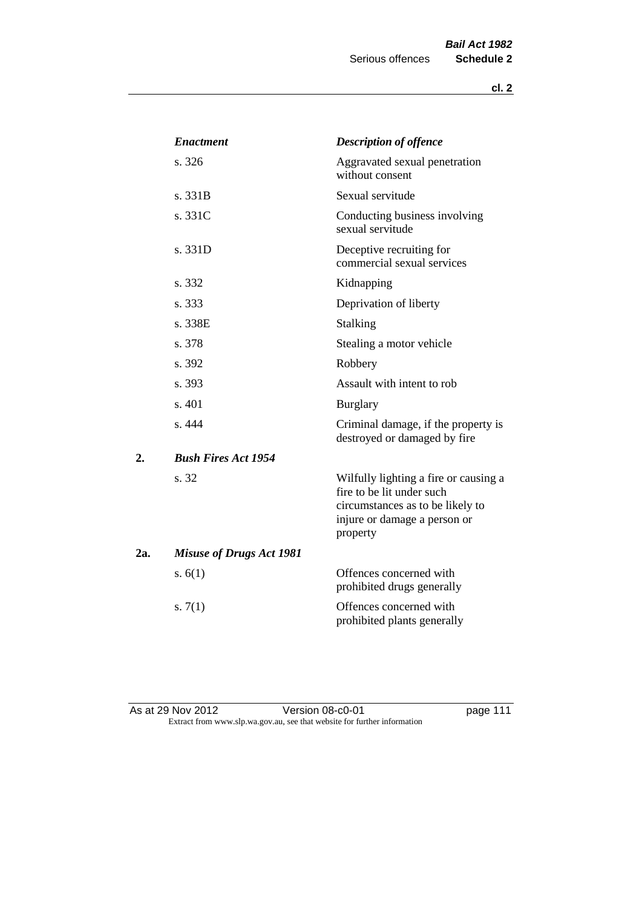| | *Enactment* | *Description of offence* |
|---|---|---|
| | s. 326 | Aggravated sexual penetration without consent |
| | s. 331B | Sexual servitude |
| | s. 331C | Conducting business involving sexual servitude |
| | s. 331D | Deceptive recruiting for commercial sexual services |
| | s. 332 | Kidnapping |
| | s. 333 | Deprivation of liberty |
| | s. 338E | Stalking |
| | s. 378 | Stealing a motor vehicle |
| | s. 392 | Robbery |
| | s. 393 | Assault with intent to rob |
| | s. 401 | Burglary |
| | s. 444 | Criminal damage, if the property is destroyed or damaged by fire |
| 2. | ***Bush Fires Act 1954*** | |
| | s. 32 | Wilfully lighting a fire or causing a fire to be lit under such circumstances as to be likely to injure or damage a person or property |
| 2a. | ***Misuse of Drugs Act 1981*** | |
| | s. 6(1) | Offences concerned with prohibited drugs generally |
| | s. 7(1) | Offences concerned with prohibited plants generally |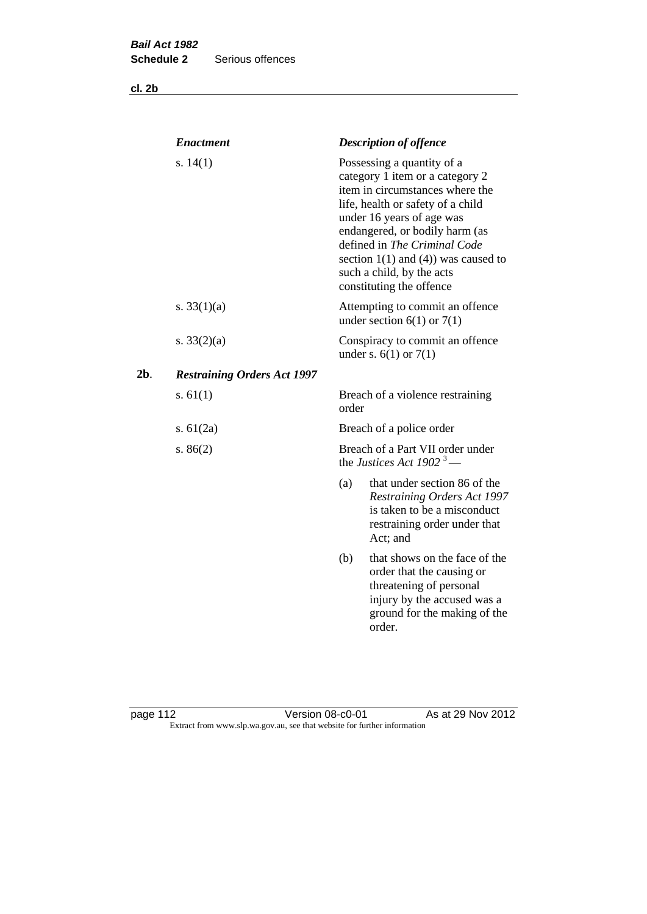| *Enactment* | *Description of offence* |
|---|---|
| s. 14(1) | Possessing a quantity of a category 1 item or a category 2 item in circumstances where the life, health or safety of a child under 16 years of age was endangered, or bodily harm (as defined in *The Criminal Code* section 1(1) and (4)) was caused to such a child, by the acts constituting the offence |
| s. 33(1)(a) | Attempting to commit an offence under section 6(1) or 7(1) |
| s. 33(2)(a) | Conspiracy to commit an offence under s. 6(1) or 7(1) |

**2b**. ***Restraining Orders Act 1997***

| | |
|---|---|
| s. 61(1) | Breach of a violence restraining order |
| s. 61(2a) | Breach of a police order |
| s. 86(2) | Breach of a Part VII order under the *Justices Act 1902* [3] —<br>(a) that under section 86 of the *Restraining Orders Act 1997* is taken to be a misconduct restraining order under that Act; and<br>(b) that shows on the face of the order that the causing or threatening of personal injury by the accused was a ground for the making of the order. |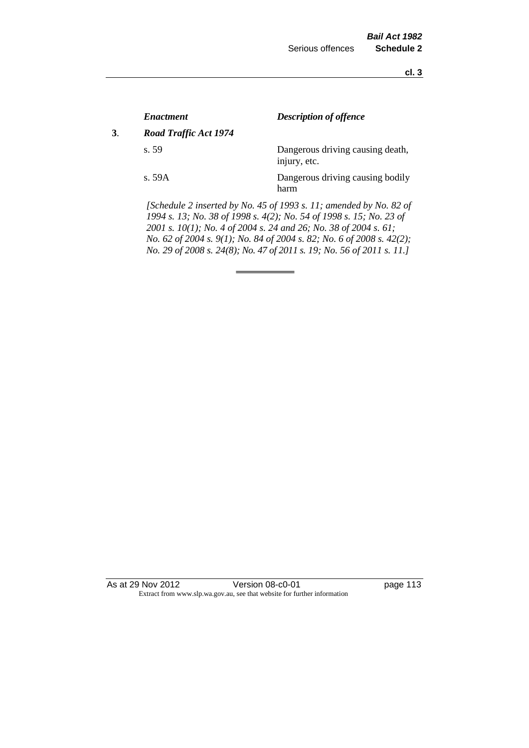| | *Enactment* | *Description of offence* |
|---|---|---|
| **3**. | ***Road Traffic Act 1974*** | |
| | s. 59 | Dangerous driving causing death, injury, etc. |
| | s. 59A | Dangerous driving causing bodily harm |

*[Schedule 2 inserted by No. 45 of 1993 s. 11; amended by No. 82 of 1994 s. 13; No. 38 of 1998 s. 4(2); No. 54 of 1998 s. 15; No. 23 of 2001 s. 10(1); No. 4 of 2004 s. 24 and 26; No. 38 of 2004 s. 61; No. 62 of 2004 s. 9(1); No. 84 of 2004 s. 82; No. 6 of 2008 s. 42(2); No. 29 of 2008 s. 24(8); No. 47 of 2011 s. 19; No. 56 of 2011 s. 11.]*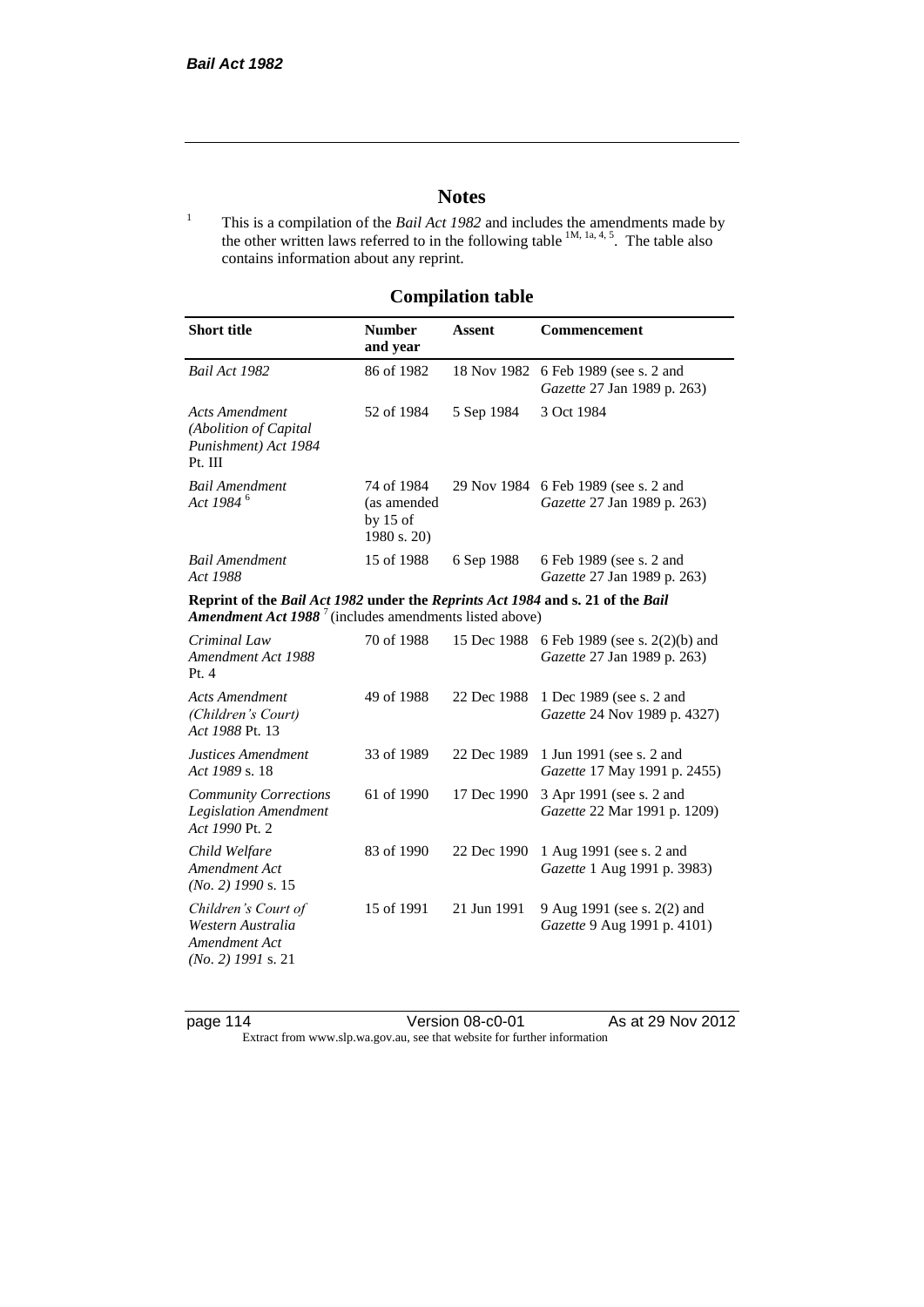## Notes

[1] This is a compilation of the *Bail Act 1982* and includes the amendments made by the other written laws referred to in the following table [1M, 1a, 4, 5]. The table also contains information about any reprint.

## Compilation table

| Short title | Number and year | Assent | Commencement |
|---|---|---|---|
| *Bail Act 1982* | 86 of 1982 | 18 Nov 1982 | 6 Feb 1989 (see s. 2 and *Gazette* 27 Jan 1989 p. 263) |
| *Acts Amendment (Abolition of Capital Punishment) Act 1984* Pt. III | 52 of 1984 | 5 Sep 1984 | 3 Oct 1984 |
| *Bail Amendment Act 1984* [6] | 74 of 1984 (as amended by 15 of 1980 s. 20) | 29 Nov 1984 | 6 Feb 1989 (see s. 2 and *Gazette* 27 Jan 1989 p. 263) |
| *Bail Amendment Act 1988* | 15 of 1988 | 6 Sep 1988 | 6 Feb 1989 (see s. 2 and *Gazette* 27 Jan 1989 p. 263) |
| **Reprint of the *Bail Act 1982* under the *Reprints Act 1984* and s. 21 of the *Bail Amendment Act 1988*** [7] **(includes amendments listed above)** | | | |
| *Criminal Law Amendment Act 1988* Pt. 4 | 70 of 1988 | 15 Dec 1988 | 6 Feb 1989 (see s. 2(2)(b) and *Gazette* 27 Jan 1989 p. 263) |
| *Acts Amendment (Children's Court) Act 1988* Pt. 13 | 49 of 1988 | 22 Dec 1988 | 1 Dec 1989 (see s. 2 and *Gazette* 24 Nov 1989 p. 4327) |
| *Justices Amendment Act 1989* s. 18 | 33 of 1989 | 22 Dec 1989 | 1 Jun 1991 (see s. 2 and *Gazette* 17 May 1991 p. 2455) |
| *Community Corrections Legislation Amendment Act 1990* Pt. 2 | 61 of 1990 | 17 Dec 1990 | 3 Apr 1991 (see s. 2 and *Gazette* 22 Mar 1991 p. 1209) |
| *Child Welfare Amendment Act (No. 2) 1990* s. 15 | 83 of 1990 | 22 Dec 1990 | 1 Aug 1991 (see s. 2 and *Gazette* 1 Aug 1991 p. 3983) |
| *Children's Court of Western Australia Amendment Act (No. 2) 1991* s. 21 | 15 of 1991 | 21 Jun 1991 | 9 Aug 1991 (see s. 2(2) and *Gazette* 9 Aug 1991 p. 4101) |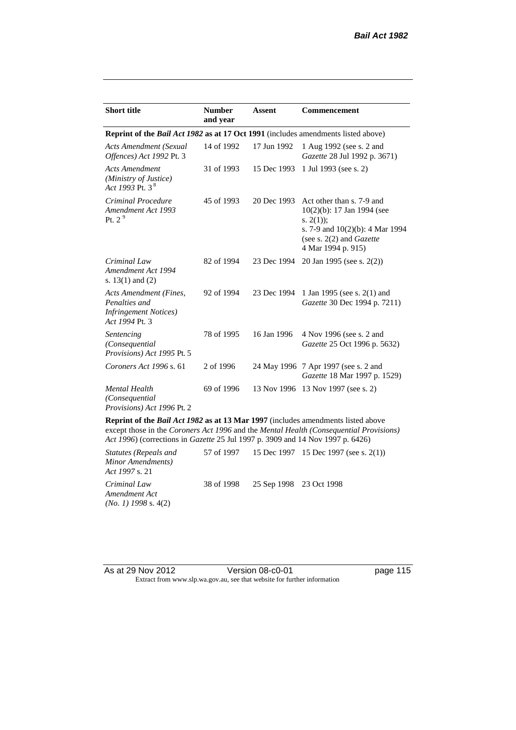| Short title | Number and year | Assent | Commencement |
|---|---|---|---|
| **Reprint of the *Bail Act 1982* as at 17 Oct 1991** (includes amendments listed above) | | | |
| *Acts Amendment (Sexual Offences) Act 1992* Pt. 3 | 14 of 1992 | 17 Jun 1992 | 1 Aug 1992 (see s. 2 and *Gazette* 28 Jul 1992 p. 3671) |
| *Acts Amendment (Ministry of Justice) Act 1993* Pt. 3 [8] | 31 of 1993 | 15 Dec 1993 | 1 Jul 1993 (see s. 2) |
| *Criminal Procedure Amendment Act 1993* Pt. 2 [9] | 45 of 1993 | 20 Dec 1993 | Act other than s. 7-9 and 10(2)(b): 17 Jan 1994 (see s. 2(1)); s. 7-9 and 10(2)(b): 4 Mar 1994 (see s. 2(2) and *Gazette* 4 Mar 1994 p. 915) |
| *Criminal Law Amendment Act 1994* s. 13(1) and (2) | 82 of 1994 | 23 Dec 1994 | 20 Jan 1995 (see s. 2(2)) |
| *Acts Amendment (Fines, Penalties and Infringement Notices) Act 1994* Pt. 3 | 92 of 1994 | 23 Dec 1994 | 1 Jan 1995 (see s. 2(1) and *Gazette* 30 Dec 1994 p. 7211) |
| *Sentencing (Consequential Provisions) Act 1995* Pt. 5 | 78 of 1995 | 16 Jan 1996 | 4 Nov 1996 (see s. 2 and *Gazette* 25 Oct 1996 p. 5632) |
| *Coroners Act 1996* s. 61 | 2 of 1996 | 24 May 1996 | 7 Apr 1997 (see s. 2 and *Gazette* 18 Mar 1997 p. 1529) |
| *Mental Health (Consequential Provisions) Act 1996* Pt. 2 | 69 of 1996 | 13 Nov 1996 | 13 Nov 1997 (see s. 2) |
| **Reprint of the *Bail Act 1982* as at 13 Mar 1997** (includes amendments listed above except those in the *Coroners Act 1996* and the *Mental Health (Consequential Provisions) Act 1996*) (corrections in *Gazette* 25 Jul 1997 p. 3909 and 14 Nov 1997 p. 6426) | | | |
| *Statutes (Repeals and Minor Amendments) Act 1997* s. 21 | 57 of 1997 | 15 Dec 1997 | 15 Dec 1997 (see s. 2(1)) |
| *Criminal Law Amendment Act (No. 1) 1998* s. 4(2) | 38 of 1998 | 25 Sep 1998 | 23 Oct 1998 |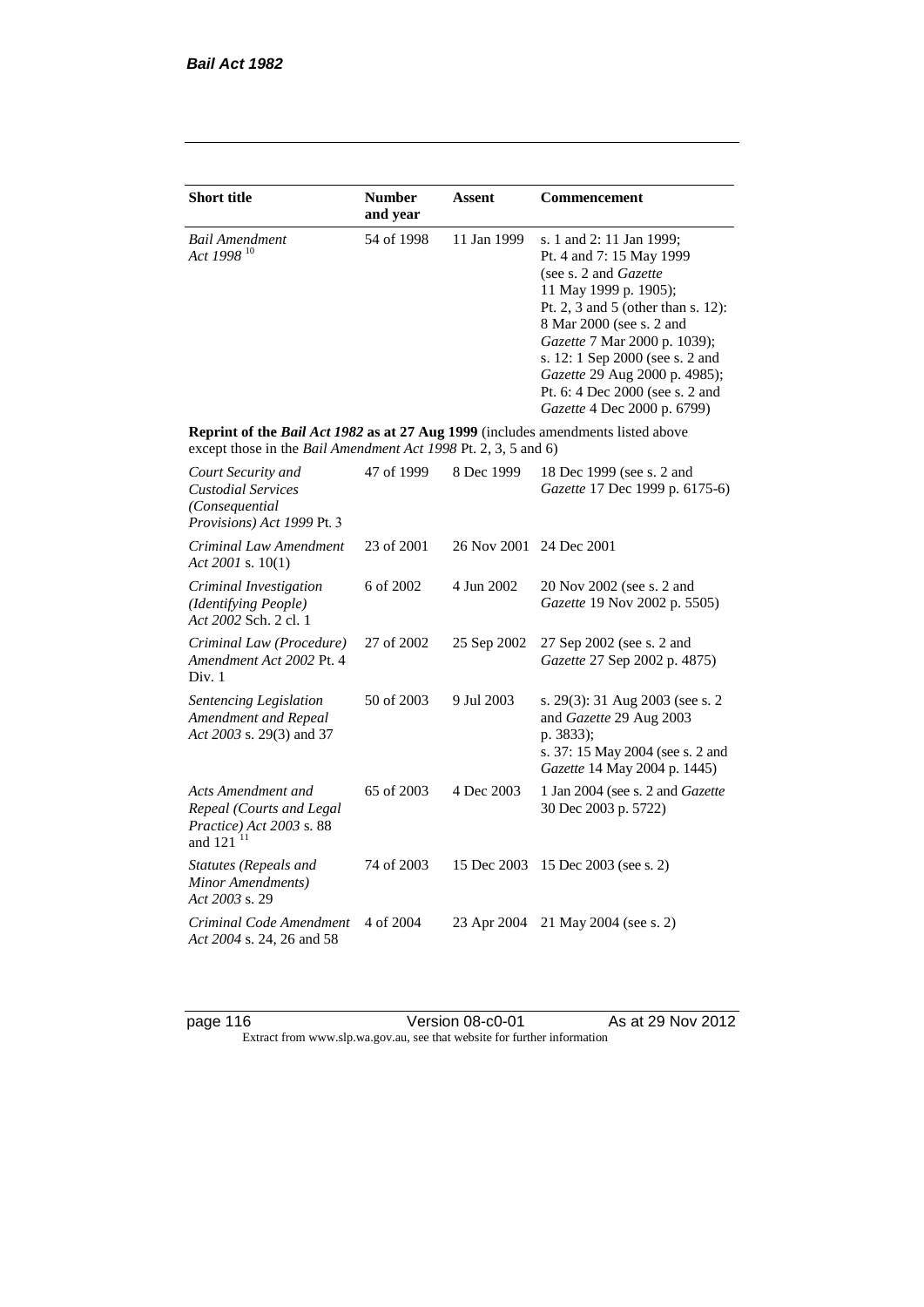| Short title | Number and year | Assent | Commencement |
|---|---|---|---|
| *Bail Amendment Act 1998* [10] | 54 of 1998 | 11 Jan 1999 | s. 1 and 2: 11 Jan 1999; Pt. 4 and 7: 15 May 1999 (see s. 2 and *Gazette* 11 May 1999 p. 1905); Pt. 2, 3 and 5 (other than s. 12): 8 Mar 2000 (see s. 2 and *Gazette* 7 Mar 2000 p. 1039); s. 12: 1 Sep 2000 (see s. 2 and *Gazette* 29 Aug 2000 p. 4985); Pt. 6: 4 Dec 2000 (see s. 2 and *Gazette* 4 Dec 2000 p. 6799) |
| **Reprint of the *Bail Act 1982* as at 27 Aug 1999** (includes amendments listed above except those in the *Bail Amendment Act 1998* Pt. 2, 3, 5 and 6) | | | |
| *Court Security and Custodial Services (Consequential Provisions) Act 1999* Pt. 3 | 47 of 1999 | 8 Dec 1999 | 18 Dec 1999 (see s. 2 and *Gazette* 17 Dec 1999 p. 6175-6) |
| *Criminal Law Amendment Act 2001* s. 10(1) | 23 of 2001 | 26 Nov 2001 | 24 Dec 2001 |
| *Criminal Investigation (Identifying People) Act 2002* Sch. 2 cl. 1 | 6 of 2002 | 4 Jun 2002 | 20 Nov 2002 (see s. 2 and *Gazette* 19 Nov 2002 p. 5505) |
| *Criminal Law (Procedure) Amendment Act 2002* Pt. 4 Div. 1 | 27 of 2002 | 25 Sep 2002 | 27 Sep 2002 (see s. 2 and *Gazette* 27 Sep 2002 p. 4875) |
| *Sentencing Legislation Amendment and Repeal Act 2003* s. 29(3) and 37 | 50 of 2003 | 9 Jul 2003 | s. 29(3): 31 Aug 2003 (see s. 2 and *Gazette* 29 Aug 2003 p. 3833); s. 37: 15 May 2004 (see s. 2 and *Gazette* 14 May 2004 p. 1445) |
| *Acts Amendment and Repeal (Courts and Legal Practice) Act 2003* s. 88 and 121 [11] | 65 of 2003 | 4 Dec 2003 | 1 Jan 2004 (see s. 2 and *Gazette* 30 Dec 2003 p. 5722) |
| *Statutes (Repeals and Minor Amendments) Act 2003* s. 29 | 74 of 2003 | 15 Dec 2003 | 15 Dec 2003 (see s. 2) |
| *Criminal Code Amendment Act 2004* s. 24, 26 and 58 | 4 of 2004 | 23 Apr 2004 | 21 May 2004 (see s. 2) |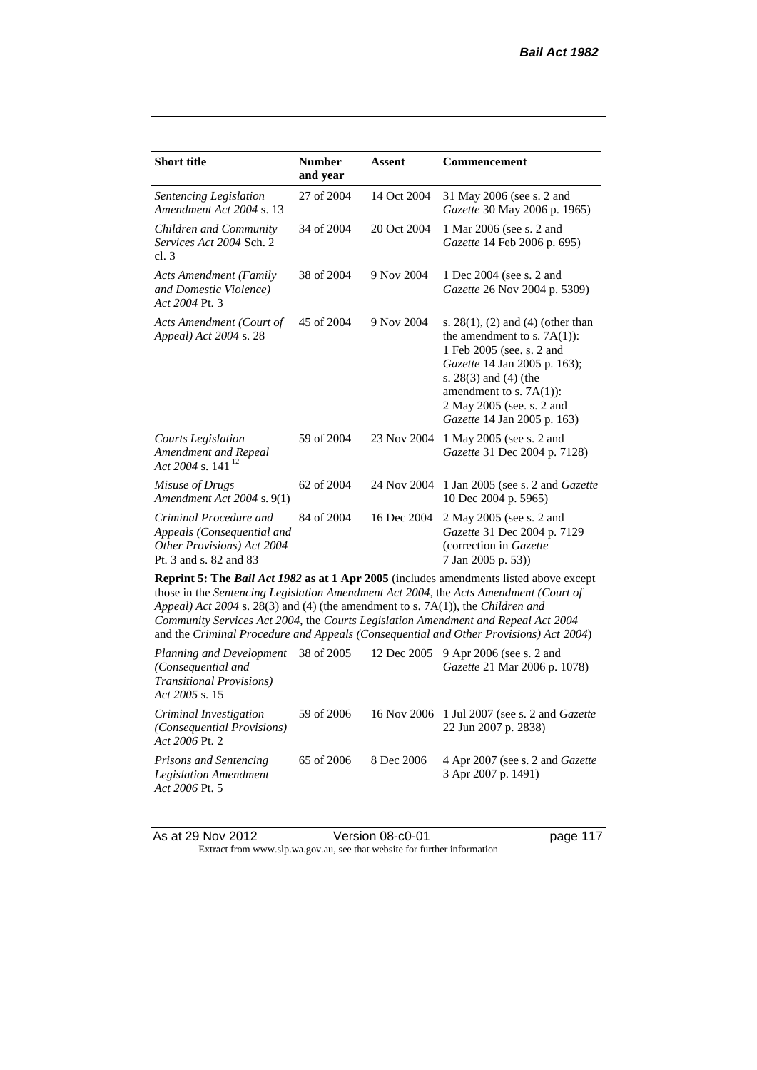| Short title | Number and year | Assent | Commencement |
|---|---|---|---|
| *Sentencing Legislation Amendment Act 2004* s. 13 | 27 of 2004 | 14 Oct 2004 | 31 May 2006 (see s. 2 and *Gazette* 30 May 2006 p. 1965) |
| *Children and Community Services Act 2004* Sch. 2 cl. 3 | 34 of 2004 | 20 Oct 2004 | 1 Mar 2006 (see s. 2 and *Gazette* 14 Feb 2006 p. 695) |
| *Acts Amendment (Family and Domestic Violence) Act 2004* Pt. 3 | 38 of 2004 | 9 Nov 2004 | 1 Dec 2004 (see s. 2 and *Gazette* 26 Nov 2004 p. 5309) |
| *Acts Amendment (Court of Appeal) Act 2004* s. 28 | 45 of 2004 | 9 Nov 2004 | s. 28(1), (2) and (4) (other than the amendment to s. 7A(1)): 1 Feb 2005 (see. s. 2 and *Gazette* 14 Jan 2005 p. 163); s. 28(3) and (4) (the amendment to s. 7A(1)): 2 May 2005 (see. s. 2 and *Gazette* 14 Jan 2005 p. 163) |
| *Courts Legislation Amendment and Repeal Act 2004* s. 141 [12] | 59 of 2004 | 23 Nov 2004 | 1 May 2005 (see s. 2 and *Gazette* 31 Dec 2004 p. 7128) |
| *Misuse of Drugs Amendment Act 2004* s. 9(1) | 62 of 2004 | 24 Nov 2004 | 1 Jan 2005 (see s. 2 and *Gazette* 10 Dec 2004 p. 5965) |
| *Criminal Procedure and Appeals (Consequential and Other Provisions) Act 2004* Pt. 3 and s. 82 and 83 | 84 of 2004 | 16 Dec 2004 | 2 May 2005 (see s. 2 and *Gazette* 31 Dec 2004 p. 7129 (correction in *Gazette* 7 Jan 2005 p. 53)) |
| **Reprint 5: The *Bail Act 1982* as at 1 Apr 2005** (includes amendments listed above except those in the *Sentencing Legislation Amendment Act 2004*, the *Acts Amendment (Court of Appeal) Act 2004* s. 28(3) and (4) (the amendment to s. 7A(1)), the *Children and Community Services Act 2004*, the *Courts Legislation Amendment and Repeal Act 2004* and the *Criminal Procedure and Appeals (Consequential and Other Provisions) Act 2004*) | | | |
| *Planning and Development (Consequential and Transitional Provisions) Act 2005* s. 15 | 38 of 2005 | 12 Dec 2005 | 9 Apr 2006 (see s. 2 and *Gazette* 21 Mar 2006 p. 1078) |
| *Criminal Investigation (Consequential Provisions) Act 2006* Pt. 2 | 59 of 2006 | 16 Nov 2006 | 1 Jul 2007 (see s. 2 and *Gazette* 22 Jun 2007 p. 2838) |
| *Prisons and Sentencing Legislation Amendment Act 2006* Pt. 5 | 65 of 2006 | 8 Dec 2006 | 4 Apr 2007 (see s. 2 and *Gazette* 3 Apr 2007 p. 1491) |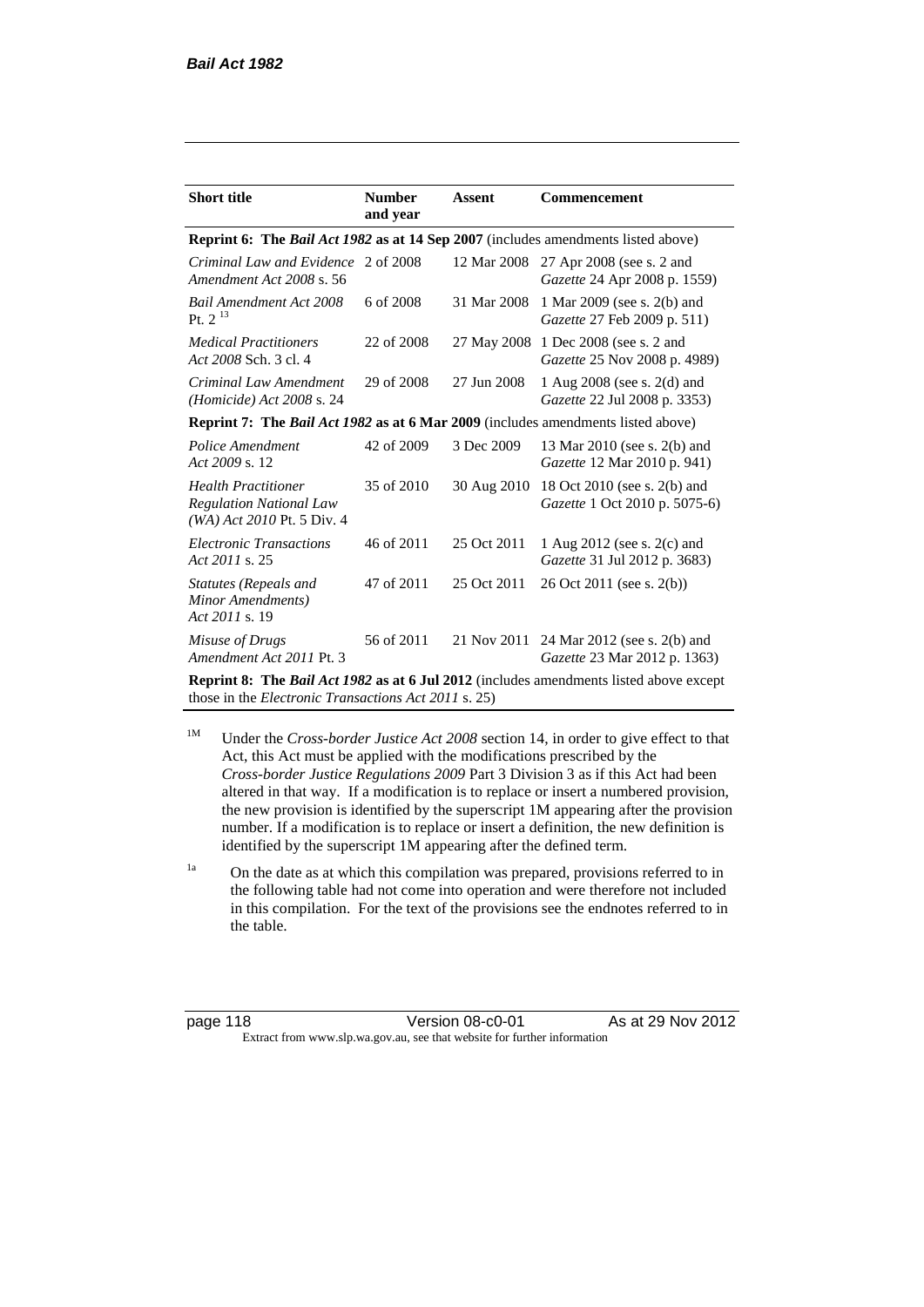| Short title | Number and year | Assent | Commencement |
| --- | --- | --- | --- |
| **Reprint 6: The *Bail Act 1982* as at 14 Sep 2007** (includes amendments listed above) | | | |
| *Criminal Law and Evidence Amendment Act 2008* s. 56 | 2 of 2008 | 12 Mar 2008 | 27 Apr 2008 (see s. 2 and *Gazette* 24 Apr 2008 p. 1559) |
| *Bail Amendment Act 2008* Pt. 2 [13] | 6 of 2008 | 31 Mar 2008 | 1 Mar 2009 (see s. 2(b) and *Gazette* 27 Feb 2009 p. 511) |
| *Medical Practitioners Act 2008* Sch. 3 cl. 4 | 22 of 2008 | 27 May 2008 | 1 Dec 2008 (see s. 2 and *Gazette* 25 Nov 2008 p. 4989) |
| *Criminal Law Amendment (Homicide) Act 2008* s. 24 | 29 of 2008 | 27 Jun 2008 | 1 Aug 2008 (see s. 2(d) and *Gazette* 22 Jul 2008 p. 3353) |
| **Reprint 7: The *Bail Act 1982* as at 6 Mar 2009** (includes amendments listed above) | | | |
| *Police Amendment Act 2009* s. 12 | 42 of 2009 | 3 Dec 2009 | 13 Mar 2010 (see s. 2(b) and *Gazette* 12 Mar 2010 p. 941) |
| *Health Practitioner Regulation National Law (WA) Act 2010* Pt. 5 Div. 4 | 35 of 2010 | 30 Aug 2010 | 18 Oct 2010 (see s. 2(b) and *Gazette* 1 Oct 2010 p. 5075-6) |
| *Electronic Transactions Act 2011* s. 25 | 46 of 2011 | 25 Oct 2011 | 1 Aug 2012 (see s. 2(c) and *Gazette* 31 Jul 2012 p. 3683) |
| *Statutes (Repeals and Minor Amendments) Act 2011* s. 19 | 47 of 2011 | 25 Oct 2011 | 26 Oct 2011 (see s. 2(b)) |
| *Misuse of Drugs Amendment Act 2011* Pt. 3 | 56 of 2011 | 21 Nov 2011 | 24 Mar 2012 (see s. 2(b) and *Gazette* 23 Mar 2012 p. 1363) |
| **Reprint 8: The *Bail Act 1982* as at 6 Jul 2012** (includes amendments listed above except those in the *Electronic Transactions Act 2011* s. 25) | | | |

[1M] Under the *Cross-border Justice Act 2008* section 14, in order to give effect to that Act, this Act must be applied with the modifications prescribed by the *Cross-border Justice Regulations 2009* Part 3 Division 3 as if this Act had been altered in that way. If a modification is to replace or insert a numbered provision, the new provision is identified by the superscript 1M appearing after the provision number. If a modification is to replace or insert a definition, the new definition is identified by the superscript 1M appearing after the defined term.

[1a] On the date as at which this compilation was prepared, provisions referred to in the following table had not come into operation and were therefore not included in this compilation. For the text of the provisions see the endnotes referred to in the table.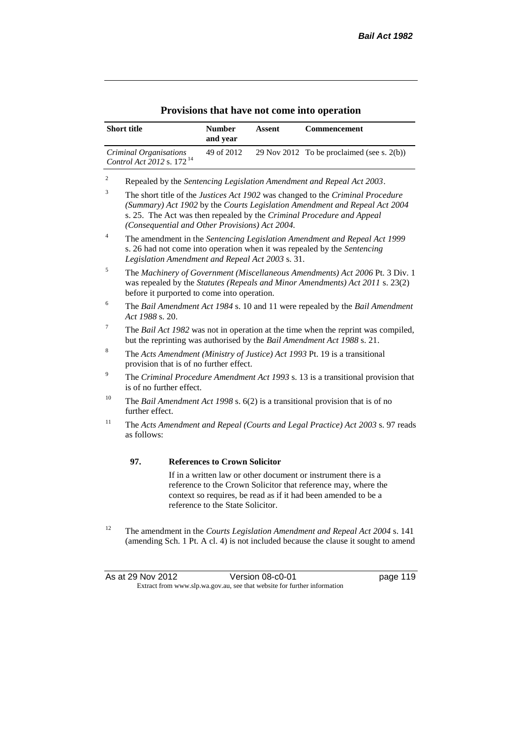## Provisions that have not come into operation

| Short title | Number and year | Assent | Commencement |
|---|---|---|---|
| *Criminal Organisations Control Act 2012* s. 172 [14] | 49 of 2012 | 29 Nov 2012 | To be proclaimed (see s. 2(b)) |

[2] Repealed by the *Sentencing Legislation Amendment and Repeal Act 2003*.

[3] The short title of the *Justices Act 1902* was changed to the *Criminal Procedure (Summary) Act 1902* by the *Courts Legislation Amendment and Repeal Act 2004* s. 25. The Act was then repealed by the *Criminal Procedure and Appeal (Consequential and Other Provisions) Act 2004.*

[4] The amendment in the *Sentencing Legislation Amendment and Repeal Act 1999* s. 26 had not come into operation when it was repealed by the *Sentencing Legislation Amendment and Repeal Act 2003* s. 31.

[5] The *Machinery of Government (Miscellaneous Amendments) Act 2006* Pt. 3 Div. 1 was repealed by the *Statutes (Repeals and Minor Amendments) Act 2011* s. 23(2) before it purported to come into operation.

[6] The *Bail Amendment Act 1984* s. 10 and 11 were repealed by the *Bail Amendment Act 1988* s. 20.

[7] The *Bail Act 1982* was not in operation at the time when the reprint was compiled, but the reprinting was authorised by the *Bail Amendment Act 1988* s. 21.

[8] The *Acts Amendment (Ministry of Justice) Act 1993* Pt. 19 is a transitional provision that is of no further effect.

[9] The *Criminal Procedure Amendment Act 1993* s. 13 is a transitional provision that is of no further effect.

[10] The *Bail Amendment Act 1998* s. 6(2) is a transitional provision that is of no further effect.

[11] The *Acts Amendment and Repeal (Courts and Legal Practice) Act 2003* s. 97 reads as follows:

> **97. References to Crown Solicitor**
>
> If in a written law or other document or instrument there is a reference to the Crown Solicitor that reference may, where the context so requires, be read as if it had been amended to be a reference to the State Solicitor.

[12] The amendment in the *Courts Legislation Amendment and Repeal Act 2004* s. 141 (amending Sch. 1 Pt. A cl. 4) is not included because the clause it sought to amend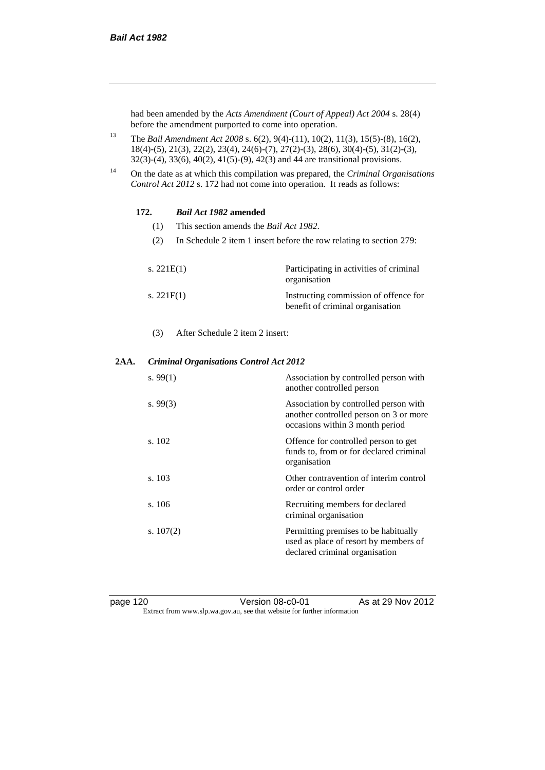had been amended by the *Acts Amendment (Court of Appeal) Act 2004* s. 28(4) before the amendment purported to come into operation.

[13] The *Bail Amendment Act 2008* s. 6(2), 9(4)-(11), 10(2), 11(3), 15(5)-(8), 16(2), 18(4)-(5), 21(3), 22(2), 23(4), 24(6)-(7), 27(2)-(3), 28(6), 30(4)-(5), 31(2)-(3), 32(3)-(4), 33(6), 40(2), 41(5)-(9), 42(3) and 44 are transitional provisions.

[14] On the date as at which this compilation was prepared, the *Criminal Organisations Control Act 2012* s. 172 had not come into operation. It reads as follows:

**172. *Bail Act 1982* amended**

(1) This section amends the *Bail Act 1982*.

(2) In Schedule 2 item 1 insert before the row relating to section 279:

| | |
|---|---|
| s. 221E(1) | Participating in activities of criminal organisation |
| s. 221F(1) | Instructing commission of offence for benefit of criminal organisation |

(3) After Schedule 2 item 2 insert:

**2AA. *Criminal Organisations Control Act 2012***

| | |
|---|---|
| s. 99(1) | Association by controlled person with another controlled person |
| s. 99(3) | Association by controlled person with another controlled person on 3 or more occasions within 3 month period |
| s. 102 | Offence for controlled person to get funds to, from or for declared criminal organisation |
| s. 103 | Other contravention of interim control order or control order |
| s. 106 | Recruiting members for declared criminal organisation |
| s. 107(2) | Permitting premises to be habitually used as place of resort by members of declared criminal organisation |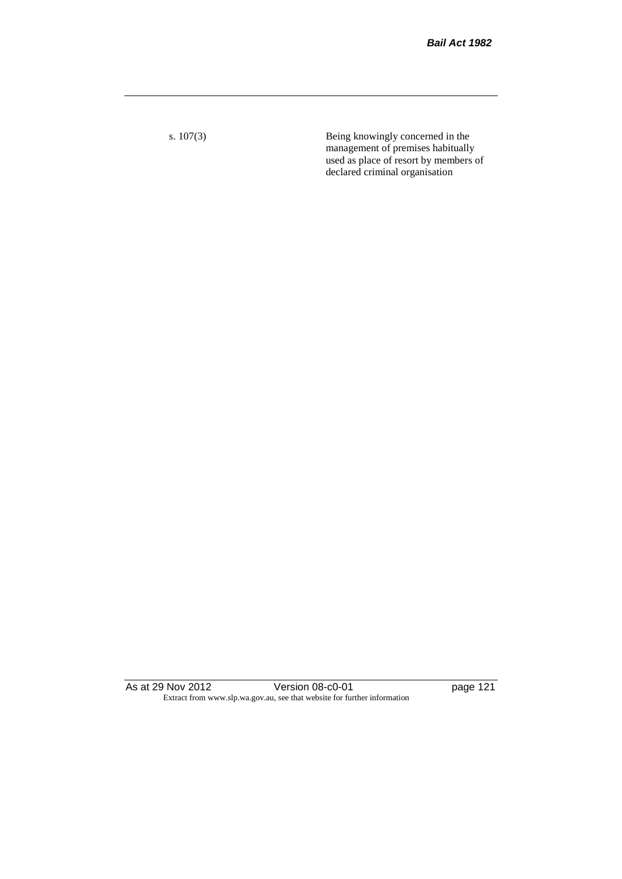| | |
|---|---|
| s. 107(3) | Being knowingly concerned in the management of premises habitually used as place of resort by members of declared criminal organisation |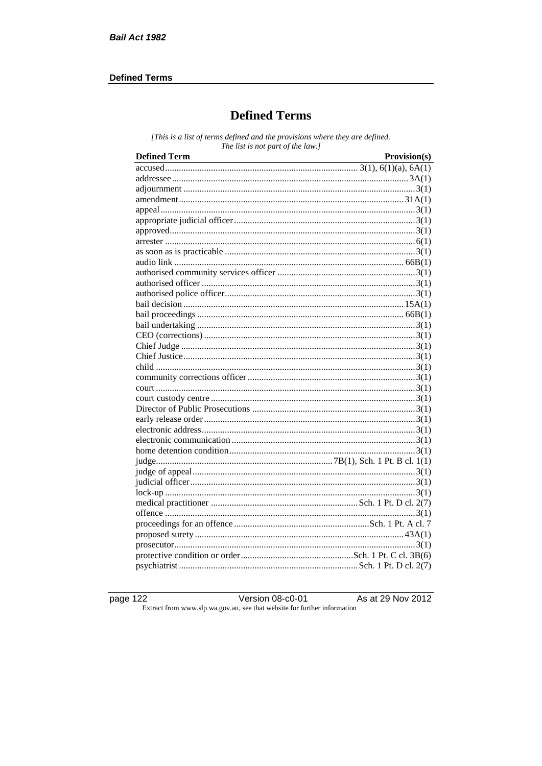# Defined Terms

*[This is a list of terms defined and the provisions where they are defined. The list is not part of the law.]*

| Defined Term | Provision(s) |
|---|---|
| accused | 3(1), 6(1)(a), 6A(1) |
| addressee | 3A(1) |
| adjournment | 3(1) |
| amendment | 31A(1) |
| appeal | 3(1) |
| appropriate judicial officer | 3(1) |
| approved | 3(1) |
| arrester | 6(1) |
| as soon as is practicable | 3(1) |
| audio link | 66B(1) |
| authorised community services officer | 3(1) |
| authorised officer | 3(1) |
| authorised police officer | 3(1) |
| bail decision | 15A(1) |
| bail proceedings | 66B(1) |
| bail undertaking | 3(1) |
| CEO (corrections) | 3(1) |
| Chief Judge | 3(1) |
| Chief Justice | 3(1) |
| child | 3(1) |
| community corrections officer | 3(1) |
| court | 3(1) |
| court custody centre | 3(1) |
| Director of Public Prosecutions | 3(1) |
| early release order | 3(1) |
| electronic address | 3(1) |
| electronic communication | 3(1) |
| home detention condition | 3(1) |
| judge | 7B(1), Sch. 1 Pt. B cl. 1(1) |
| judge of appeal | 3(1) |
| judicial officer | 3(1) |
| lock-up | 3(1) |
| medical practitioner | Sch. 1 Pt. D cl. 2(7) |
| offence | 3(1) |
| proceedings for an offence | Sch. 1 Pt. A cl. 7 |
| proposed surety | 43A(1) |
| prosecutor | 3(1) |
| protective condition or order | Sch. 1 Pt. C cl. 3B(6) |
| psychiatrist | Sch. 1 Pt. D cl. 2(7) |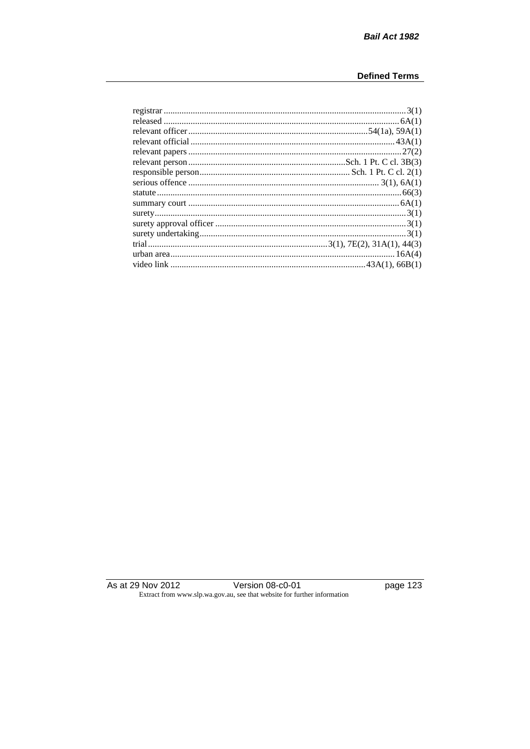registrar ........................................................................................................3(1)
released .........................................................................................................6A(1)
relevant officer .........................................................................54(1a), 59A(1)
relevant official ........................................................................................43A(1)
relevant papers ............................................................................................27(2)
relevant person ....................................................................Sch. 1 Pt. C cl. 3B(3)
responsible person.................................................................. Sch. 1 Pt. C cl. 2(1)
serious offence .................................................................................. 3(1), 6A(1)
statute ...........................................................................................................66(3)
summary court ............................................................................................6A(1)
surety..............................................................................................................3(1)
surety approval officer ...................................................................................3(1)
surety undertaking..........................................................................................3(1)
trial ..............................................................................3(1), 7E(2), 31A(1), 44(3)
urban area...................................................................................................16A(4)
video link ..................................................................................43A(1), 66B(1)